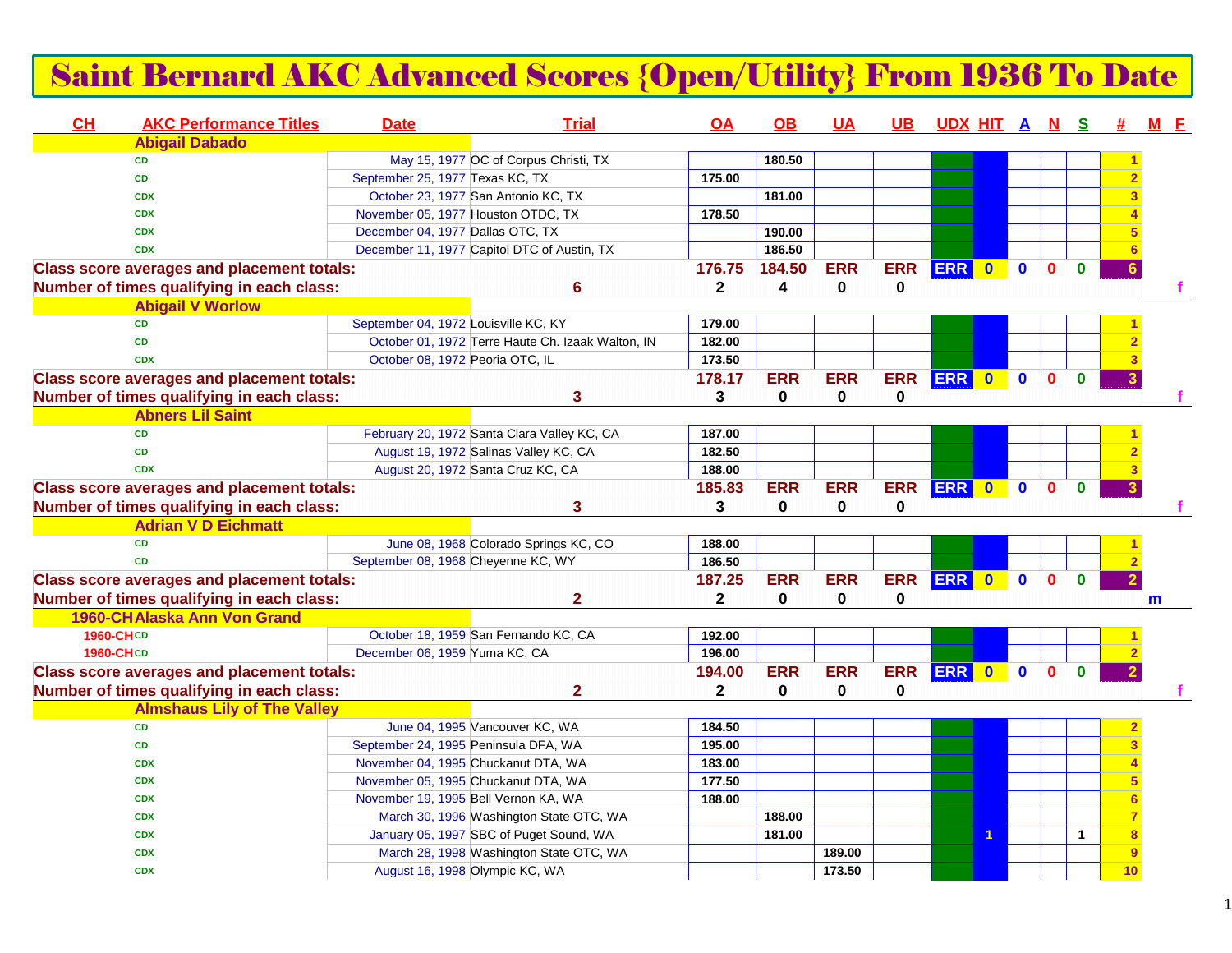# Saint Bernard AKC Advanced Scores {Open/Utility} From 1936 To Date

| CH | AKC Performance Titles | Date | Trial | OA | OB | UA | UB | UDX | HIT | A | N | S | # | M | F |
|---|---|---|---|---|---|---|---|---|---|---|---|---|---|---|---|
| | **Abigail Dabado** | | | | | | | | | | | | | | |
| | CD | May 15, 1977 | OC of Corpus Christi, TX | | 180.50 | | | | | | | | 1 | | |
| | CD | September 25, 1977 | Texas KC, TX | 175.00 | | | | | | | | | 2 | | |
| | CDX | October 23, 1977 | San Antonio KC, TX | | 181.00 | | | | | | | | 3 | | |
| | CDX | November 05, 1977 | Houston OTDC, TX | 178.50 | | | | | | | | | 4 | | |
| | CDX | December 04, 1977 | Dallas OTC, TX | | 190.00 | | | | | | | | 5 | | |
| | CDX | December 11, 1977 | Capitol DTC of Austin, TX | | 186.50 | | | | | | | | 6 | | |
| **Class score averages and placement totals:** | | | | 176.75 | 184.50 | ERR | ERR | ERR | 0 | 0 | 0 | 0 | 6 | | |
| **Number of times qualifying in each class:** | | | 6 | 2 | 4 | 0 | 0 | | | | | | | | f |
| | **Abigail V Worlow** | | | | | | | | | | | | | | |
| | CD | September 04, 1972 | Louisville KC, KY | 179.00 | | | | | | | | | 1 | | |
| | CD | October 01, 1972 | Terre Haute Ch. Izaak Walton, IN | 182.00 | | | | | | | | | 2 | | |
| | CDX | October 08, 1972 | Peoria OTC, IL | 173.50 | | | | | | | | | 3 | | |
| **Class score averages and placement totals:** | | | | 178.17 | ERR | ERR | ERR | ERR | 0 | 0 | 0 | 0 | 3 | | |
| **Number of times qualifying in each class:** | | | 3 | 3 | 0 | 0 | 0 | | | | | | | | f |
| | **Abners Lil Saint** | | | | | | | | | | | | | | |
| | CD | February 20, 1972 | Santa Clara Valley KC, CA | 187.00 | | | | | | | | | 1 | | |
| | CD | August 19, 1972 | Salinas Valley KC, CA | 182.50 | | | | | | | | | 2 | | |
| | CDX | August 20, 1972 | Santa Cruz KC, CA | 188.00 | | | | | | | | | 3 | | |
| **Class score averages and placement totals:** | | | | 185.83 | ERR | ERR | ERR | ERR | 0 | 0 | 0 | 0 | 3 | | |
| **Number of times qualifying in each class:** | | | 3 | 3 | 0 | 0 | 0 | | | | | | | | f |
| | **Adrian V D Eichmatt** | | | | | | | | | | | | | | |
| | CD | June 08, 1968 | Colorado Springs KC, CO | 188.00 | | | | | | | | | 1 | | |
| | CD | September 08, 1968 | Cheyenne KC, WY | 186.50 | | | | | | | | | 2 | | |
| **Class score averages and placement totals:** | | | | 187.25 | ERR | ERR | ERR | ERR | 0 | 0 | 0 | 0 | 2 | | |
| **Number of times qualifying in each class:** | | | 2 | 2 | 0 | 0 | 0 | | | | | | | m | |
| **1960-CH** | **Alaska Ann Von Grand** | | | | | | | | | | | | | | |
| 1960-CH | CD | October 18, 1959 | San Fernando KC, CA | 192.00 | | | | | | | | | 1 | | |
| 1960-CH | CD | December 06, 1959 | Yuma KC, CA | 196.00 | | | | | | | | | 2 | | |
| **Class score averages and placement totals:** | | | | 194.00 | ERR | ERR | ERR | ERR | 0 | 0 | 0 | 0 | 2 | | |
| **Number of times qualifying in each class:** | | | 2 | 2 | 0 | 0 | 0 | | | | | | | | f |
| | **Almshaus Lily of The Valley** | | | | | | | | | | | | | | |
| | CD | June 04, 1995 | Vancouver KC, WA | 184.50 | | | | | | | | | 2 | | |
| | CD | September 24, 1995 | Peninsula DFA, WA | 195.00 | | | | | | | | | 3 | | |
| | CDX | November 04, 1995 | Chuckanut DTA, WA | 183.00 | | | | | | | | | 4 | | |
| | CDX | November 05, 1995 | Chuckanut DTA, WA | 177.50 | | | | | | | | | 5 | | |
| | CDX | November 19, 1995 | Bell Vernon KA, WA | 188.00 | | | | | | | | | 6 | | |
| | CDX | March 30, 1996 | Washington State OTC, WA | | 188.00 | | | | | | | | 7 | | |
| | CDX | January 05, 1997 | SBC of Puget Sound, WA | | 181.00 | | | | 1 | | | 1 | 8 | | |
| | CDX | March 28, 1998 | Washington State OTC, WA | | | 189.00 | | | | | | | 9 | | |
| | CDX | August 16, 1998 | Olympic KC, WA | | | 173.50 | | | | | | | 10 | | |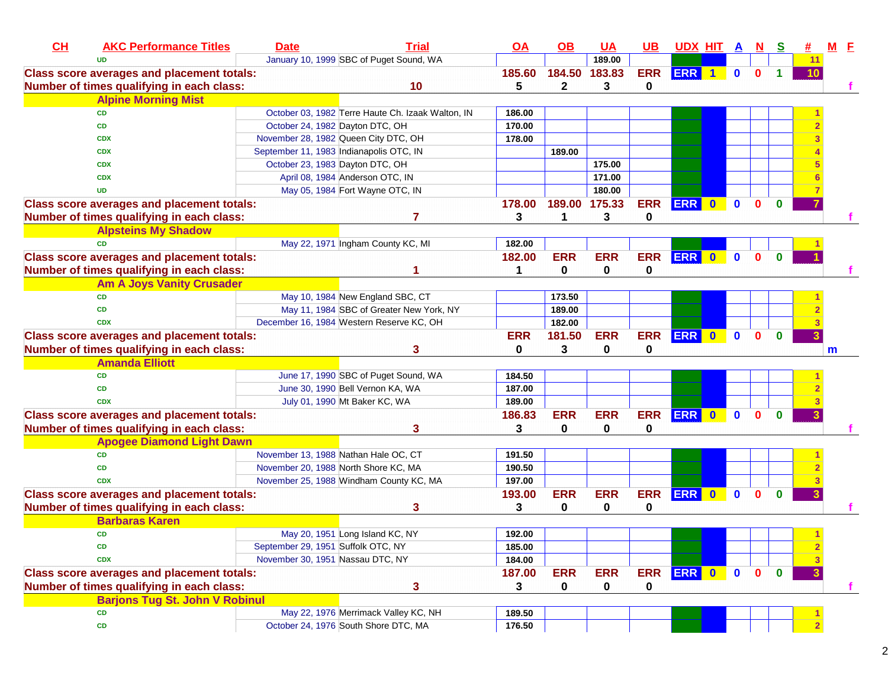| CH | AKC Performance Titles | Date | Trial | OA | OB | UA | UB | UDX | HIT | A | N | S | # | M | F |
|---|---|---|---|---|---|---|---|---|---|---|---|---|---|---|---|
| | UD | January 10, 1999 | SBC of Puget Sound, WA | | | 189.00 | | | | | | | 11 | | |
| Class score averages and placement totals: | | | | 185.60 | 184.50 | 183.83 | ERR | ERR | 1 | 0 | 0 | 1 | 10 | | |
| Number of times qualifying in each class: | | | 10 | 5 | 2 | 3 | 0 | | | | | | | | f |
| | **Alpine Morning Mist** | | | | | | | | | | | | | | |
| | CD | October 03, 1982 | Terre Haute Ch. Izaak Walton, IN | 186.00 | | | | | | | | | 1 | | |
| | CD | October 24, 1982 | Dayton DTC, OH | 170.00 | | | | | | | | | 2 | | |
| | CDX | November 28, 1982 | Queen City DTC, OH | 178.00 | | | | | | | | | 3 | | |
| | CDX | September 11, 1983 | Indianapolis OTC, IN | | 189.00 | | | | | | | | 4 | | |
| | CDX | October 23, 1983 | Dayton DTC, OH | | | 175.00 | | | | | | | 5 | | |
| | CDX | April 08, 1984 | Anderson OTC, IN | | | 171.00 | | | | | | | 6 | | |
| | UD | May 05, 1984 | Fort Wayne OTC, IN | | | 180.00 | | | | | | | 7 | | |
| Class score averages and placement totals: | | | | 178.00 | 189.00 | 175.33 | ERR | ERR | 0 | 0 | 0 | 0 | 7 | | |
| Number of times qualifying in each class: | | | 7 | 3 | 1 | 3 | 0 | | | | | | | | f |
| | **Alpsteins My Shadow** | | | | | | | | | | | | | | |
| | CD | May 22, 1971 | Ingham County KC, MI | 182.00 | | | | | | | | | 1 | | |
| Class score averages and placement totals: | | | | 182.00 | ERR | ERR | ERR | ERR | 0 | 0 | 0 | 0 | 1 | | |
| Number of times qualifying in each class: | | | 1 | 1 | 0 | 0 | 0 | | | | | | | | f |
| | **Am A Joys Vanity Crusader** | | | | | | | | | | | | | | |
| | CD | May 10, 1984 | New England SBC, CT | | 173.50 | | | | | | | | 1 | | |
| | CD | May 11, 1984 | SBC of Greater New York, NY | | 189.00 | | | | | | | | 2 | | |
| | CDX | December 16, 1984 | Western Reserve KC, OH | | 182.00 | | | | | | | | 3 | | |
| Class score averages and placement totals: | | | | ERR | 181.50 | ERR | ERR | ERR | 0 | 0 | 0 | 0 | 3 | | |
| Number of times qualifying in each class: | | | 3 | 0 | 3 | 0 | 0 | | | | | | | m | |
| | **Amanda Elliott** | | | | | | | | | | | | | | |
| | CD | June 17, 1990 | SBC of Puget Sound, WA | 184.50 | | | | | | | | | 1 | | |
| | CD | June 30, 1990 | Bell Vernon KA, WA | 187.00 | | | | | | | | | 2 | | |
| | CDX | July 01, 1990 | Mt Baker KC, WA | 189.00 | | | | | | | | | 3 | | |
| Class score averages and placement totals: | | | | 186.83 | ERR | ERR | ERR | ERR | 0 | 0 | 0 | 0 | 3 | | |
| Number of times qualifying in each class: | | | 3 | 3 | 0 | 0 | 0 | | | | | | | | f |
| | **Apogee Diamond Light Dawn** | | | | | | | | | | | | | | |
| | CD | November 13, 1988 | Nathan Hale OC, CT | 191.50 | | | | | | | | | 1 | | |
| | CD | November 20, 1988 | North Shore KC, MA | 190.50 | | | | | | | | | 2 | | |
| | CDX | November 25, 1988 | Windham County KC, MA | 197.00 | | | | | | | | | 3 | | |
| Class score averages and placement totals: | | | | 193.00 | ERR | ERR | ERR | ERR | 0 | 0 | 0 | 0 | 3 | | |
| Number of times qualifying in each class: | | | 3 | 3 | 0 | 0 | 0 | | | | | | | | f |
| | **Barbaras Karen** | | | | | | | | | | | | | | |
| | CD | May 20, 1951 | Long Island KC, NY | 192.00 | | | | | | | | | 1 | | |
| | CD | September 29, 1951 | Suffolk OTC, NY | 185.00 | | | | | | | | | 2 | | |
| | CDX | November 30, 1951 | Nassau DTC, NY | 184.00 | | | | | | | | | 3 | | |
| Class score averages and placement totals: | | | | 187.00 | ERR | ERR | ERR | ERR | 0 | 0 | 0 | 0 | 3 | | |
| Number of times qualifying in each class: | | | 3 | 3 | 0 | 0 | 0 | | | | | | | | f |
| | **Barjons Tug St. John V Robinul** | | | | | | | | | | | | | | |
| | CD | May 22, 1976 | Merrimack Valley KC, NH | 189.50 | | | | | | | | | 1 | | |
| | CD | October 24, 1976 | South Shore DTC, MA | 176.50 | | | | | | | | | 2 | | |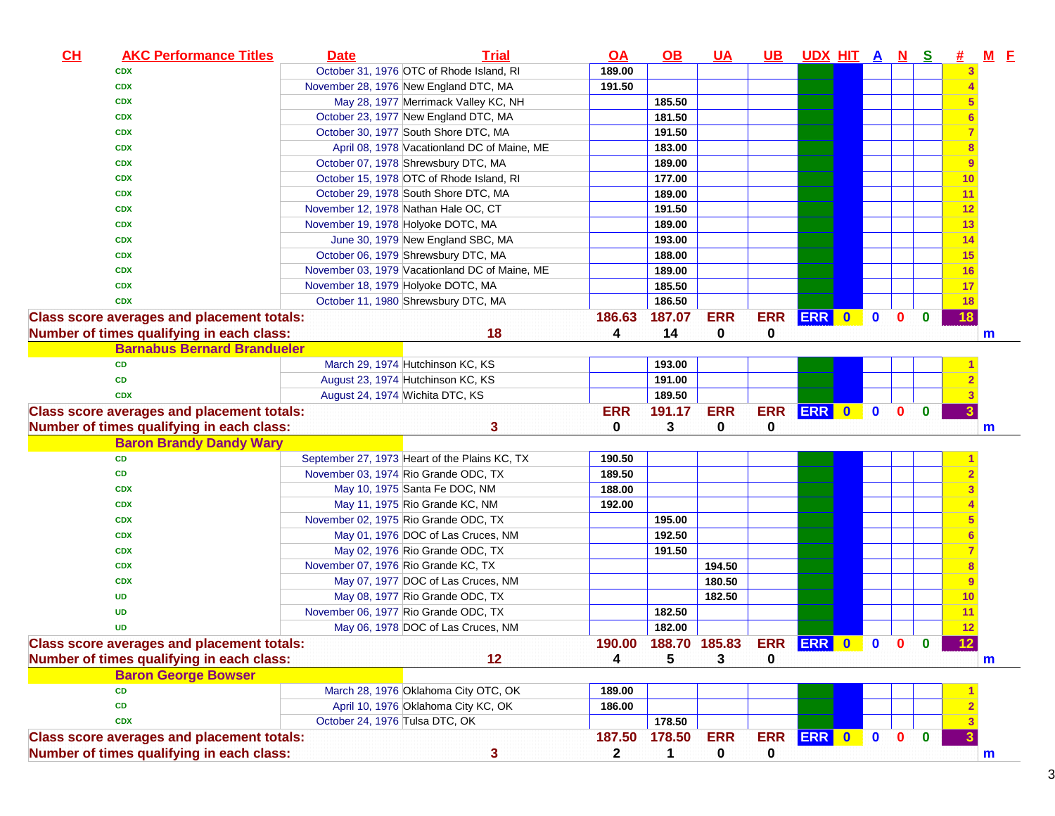| CH | AKC Performance Titles | Date | Trial | OA | OB | UA | UB | UDX | HIT | A | N | S | # | M | F |
|---|---|---|---|---|---|---|---|---|---|---|---|---|---|---|---|
| | CDX | October 31, 1976 | OTC of Rhode Island, RI | 189.00 | | | | | | | | | 3 | | |
| | CDX | November 28, 1976 | New England DTC, MA | 191.50 | | | | | | | | | 4 | | |
| | CDX | May 28, 1977 | Merrimack Valley KC, NH | | 185.50 | | | | | | | | 5 | | |
| | CDX | October 23, 1977 | New England DTC, MA | | 181.50 | | | | | | | | 6 | | |
| | CDX | October 30, 1977 | South Shore DTC, MA | | 191.50 | | | | | | | | 7 | | |
| | CDX | April 08, 1978 | Vacationland DC of Maine, ME | | 183.00 | | | | | | | | 8 | | |
| | CDX | October 07, 1978 | Shrewsbury DTC, MA | | 189.00 | | | | | | | | 9 | | |
| | CDX | October 15, 1978 | OTC of Rhode Island, RI | | 177.00 | | | | | | | | 10 | | |
| | CDX | October 29, 1978 | South Shore DTC, MA | | 189.00 | | | | | | | | 11 | | |
| | CDX | November 12, 1978 | Nathan Hale OC, CT | | 191.50 | | | | | | | | 12 | | |
| | CDX | November 19, 1978 | Holyoke DOTC, MA | | 189.00 | | | | | | | | 13 | | |
| | CDX | June 30, 1979 | New England SBC, MA | | 193.00 | | | | | | | | 14 | | |
| | CDX | October 06, 1979 | Shrewsbury DTC, MA | | 188.00 | | | | | | | | 15 | | |
| | CDX | November 03, 1979 | Vacationland DC of Maine, ME | | 189.00 | | | | | | | | 16 | | |
| | CDX | November 18, 1979 | Holyoke DOTC, MA | | 185.50 | | | | | | | | 17 | | |
| | CDX | October 11, 1980 | Shrewsbury DTC, MA | | 186.50 | | | | | | | | 18 | | |
| **Class score averages and placement totals:** | | | | 186.63 | 187.07 | ERR | ERR | ERR | 0 | 0 | 0 | 0 | 18 | | |
| **Number of times qualifying in each class:** | | | 18 | 4 | 14 | 0 | 0 | | | | | | | m | |
| | **Barnabus Bernard Brandueler** | | | | | | | | | | | | | | |
| | CD | March 29, 1974 | Hutchinson KC, KS | | 193.00 | | | | | | | | 1 | | |
| | CD | August 23, 1974 | Hutchinson KC, KS | | 191.00 | | | | | | | | 2 | | |
| | CDX | August 24, 1974 | Wichita DTC, KS | | 189.50 | | | | | | | | 3 | | |
| **Class score averages and placement totals:** | | | | ERR | 191.17 | ERR | ERR | ERR | 0 | 0 | 0 | 0 | 3 | | |
| **Number of times qualifying in each class:** | | | 3 | 0 | 3 | 0 | 0 | | | | | | | m | |
| | **Baron Brandy Dandy Wary** | | | | | | | | | | | | | | |
| | CD | September 27, 1973 | Heart of the Plains KC, TX | 190.50 | | | | | | | | | 1 | | |
| | CD | November 03, 1974 | Rio Grande ODC, TX | 189.50 | | | | | | | | | 2 | | |
| | CDX | May 10, 1975 | Santa Fe DOC, NM | 188.00 | | | | | | | | | 3 | | |
| | CDX | May 11, 1975 | Rio Grande KC, NM | 192.00 | | | | | | | | | 4 | | |
| | CDX | November 02, 1975 | Rio Grande ODC, TX | | 195.00 | | | | | | | | 5 | | |
| | CDX | May 01, 1976 | DOC of Las Cruces, NM | | 192.50 | | | | | | | | 6 | | |
| | CDX | May 02, 1976 | Rio Grande ODC, TX | | 191.50 | | | | | | | | 7 | | |
| | CDX | November 07, 1976 | Rio Grande KC, TX | | | 194.50 | | | | | | | 8 | | |
| | CDX | May 07, 1977 | DOC of Las Cruces, NM | | | 180.50 | | | | | | | 9 | | |
| | UD | May 08, 1977 | Rio Grande ODC, TX | | | 182.50 | | | | | | | 10 | | |
| | UD | November 06, 1977 | Rio Grande ODC, TX | | 182.50 | | | | | | | | 11 | | |
| | UD | May 06, 1978 | DOC of Las Cruces, NM | | 182.00 | | | | | | | | 12 | | |
| **Class score averages and placement totals:** | | | | 190.00 | 188.70 | 185.83 | ERR | ERR | 0 | 0 | 0 | 0 | 12 | | |
| **Number of times qualifying in each class:** | | | 12 | 4 | 5 | 3 | 0 | | | | | | | m | |
| | **Baron George Bowser** | | | | | | | | | | | | | | |
| | CD | March 28, 1976 | Oklahoma City OTC, OK | 189.00 | | | | | | | | | 1 | | |
| | CD | April 10, 1976 | Oklahoma City KC, OK | 186.00 | | | | | | | | | 2 | | |
| | CDX | October 24, 1976 | Tulsa DTC, OK | | 178.50 | | | | | | | | 3 | | |
| **Class score averages and placement totals:** | | | | 187.50 | 178.50 | ERR | ERR | ERR | 0 | 0 | 0 | 0 | 3 | | |
| **Number of times qualifying in each class:** | | | 3 | 2 | 1 | 0 | 0 | | | | | | | m | |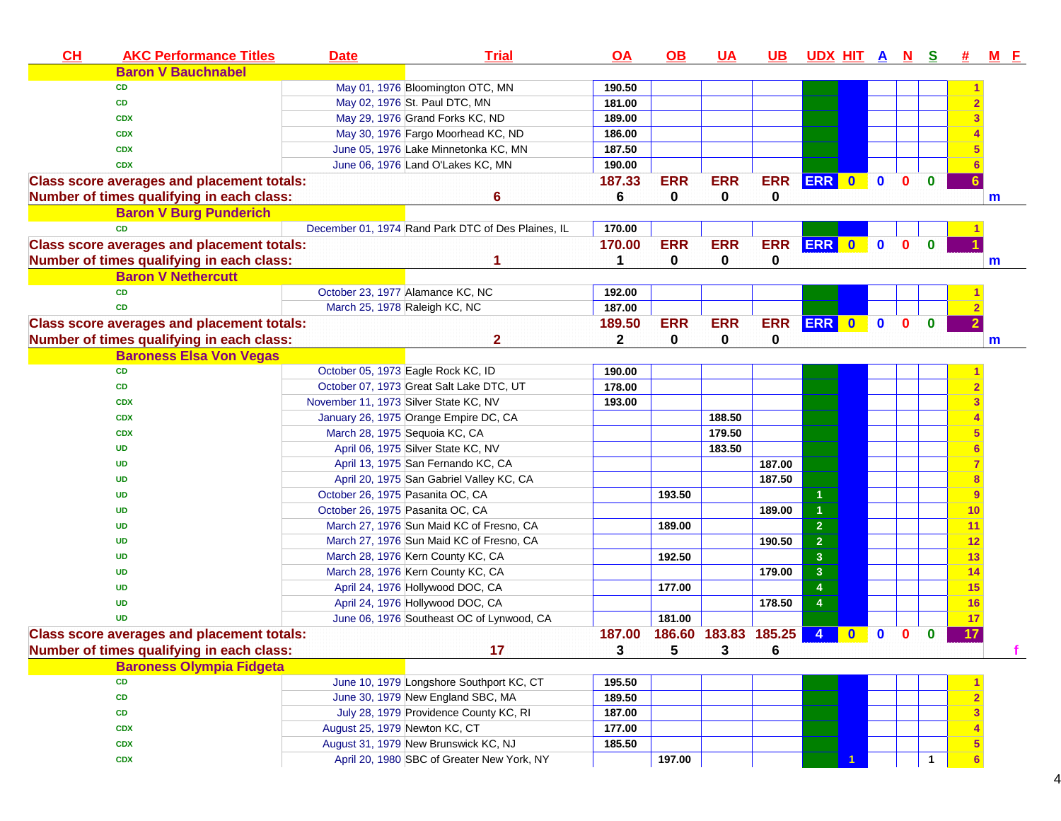| CH | AKC Performance Titles | Date | Trial | OA | OB | UA | UB | UDX | HIT | A | N | S | # | M | F |
|---|---|---|---|---|---|---|---|---|---|---|---|---|---|---|---|
| | **Baron V Bauchnabel** | | | | | | | | | | | | | | |
| | CD | May 01, 1976 | Bloomington OTC, MN | 190.50 | | | | | | | | | 1 | | |
| | CD | May 02, 1976 | St. Paul DTC, MN | 181.00 | | | | | | | | | 2 | | |
| | CDX | May 29, 1976 | Grand Forks KC, ND | 189.00 | | | | | | | | | 3 | | |
| | CDX | May 30, 1976 | Fargo Moorhead KC, ND | 186.00 | | | | | | | | | 4 | | |
| | CDX | June 05, 1976 | Lake Minnetonka KC, MN | 187.50 | | | | | | | | | 5 | | |
| | CDX | June 06, 1976 | Land O'Lakes KC, MN | 190.00 | | | | | | | | | 6 | | |
| **Class score averages and placement totals:** | | | | 187.33 | ERR | ERR | ERR | ERR | 0 | 0 | 0 | 0 | 6 | | |
| **Number of times qualifying in each class:** | | | 6 | 6 | 0 | 0 | 0 | | | | | | | m | |
| | **Baron V Burg Punderich** | | | | | | | | | | | | | | |
| | CD | December 01, 1974 | Rand Park DTC of Des Plaines, IL | 170.00 | | | | | | | | | 1 | | |
| **Class score averages and placement totals:** | | | | 170.00 | ERR | ERR | ERR | ERR | 0 | 0 | 0 | 0 | 1 | | |
| **Number of times qualifying in each class:** | | | 1 | 1 | 0 | 0 | 0 | | | | | | | m | |
| | **Baron V Nethercutt** | | | | | | | | | | | | | | |
| | CD | October 23, 1977 | Alamance KC, NC | 192.00 | | | | | | | | | 1 | | |
| | CD | March 25, 1978 | Raleigh KC, NC | 187.00 | | | | | | | | | 2 | | |
| **Class score averages and placement totals:** | | | | 189.50 | ERR | ERR | ERR | ERR | 0 | 0 | 0 | 0 | 2 | | |
| **Number of times qualifying in each class:** | | | 2 | 2 | 0 | 0 | 0 | | | | | | | m | |
| | **Baroness Elsa Von Vegas** | | | | | | | | | | | | | | |
| | CD | October 05, 1973 | Eagle Rock KC, ID | 190.00 | | | | | | | | | 1 | | |
| | CD | October 07, 1973 | Great Salt Lake DTC, UT | 178.00 | | | | | | | | | 2 | | |
| | CDX | November 11, 1973 | Silver State KC, NV | 193.00 | | | | | | | | | 3 | | |
| | CDX | January 26, 1975 | Orange Empire DC, CA | | | 188.50 | | | | | | | 4 | | |
| | CDX | March 28, 1975 | Sequoia KC, CA | | | 179.50 | | | | | | | 5 | | |
| | UD | April 06, 1975 | Silver State KC, NV | | | 183.50 | | | | | | | 6 | | |
| | UD | April 13, 1975 | San Fernando KC, CA | | | | 187.00 | | | | | | 7 | | |
| | UD | April 20, 1975 | San Gabriel Valley KC, CA | | | | 187.50 | | | | | | 8 | | |
| | UD | October 26, 1975 | Pasanita OC, CA | | 193.50 | | | 1 | | | | | 9 | | |
| | UD | October 26, 1975 | Pasanita OC, CA | | | | 189.00 | 1 | | | | | 10 | | |
| | UD | March 27, 1976 | Sun Maid KC of Fresno, CA | | 189.00 | | | 2 | | | | | 11 | | |
| | UD | March 27, 1976 | Sun Maid KC of Fresno, CA | | | | 190.50 | 2 | | | | | 12 | | |
| | UD | March 28, 1976 | Kern County KC, CA | | 192.50 | | | 3 | | | | | 13 | | |
| | UD | March 28, 1976 | Kern County KC, CA | | | | 179.00 | 3 | | | | | 14 | | |
| | UD | April 24, 1976 | Hollywood DOC, CA | | 177.00 | | | 4 | | | | | 15 | | |
| | UD | April 24, 1976 | Hollywood DOC, CA | | | | 178.50 | 4 | | | | | 16 | | |
| | UD | June 06, 1976 | Southeast OC of Lynwood, CA | | 181.00 | | | | | | | | 17 | | |
| **Class score averages and placement totals:** | | | | 187.00 | 186.60 | 183.83 | 185.25 | 4 | 0 | 0 | 0 | 0 | 17 | | |
| **Number of times qualifying in each class:** | | | 17 | 3 | 5 | 3 | 6 | | | | | | | | f |
| | **Baroness Olympia Fidgeta** | | | | | | | | | | | | | | |
| | CD | June 10, 1979 | Longshore Southport KC, CT | 195.50 | | | | | | | | | 1 | | |
| | CD | June 30, 1979 | New England SBC, MA | 189.50 | | | | | | | | | 2 | | |
| | CD | July 28, 1979 | Providence County KC, RI | 187.00 | | | | | | | | | 3 | | |
| | CDX | August 25, 1979 | Newton KC, CT | 177.00 | | | | | | | | | 4 | | |
| | CDX | August 31, 1979 | New Brunswick KC, NJ | 185.50 | | | | | | | | | 5 | | |
| | CDX | April 20, 1980 | SBC of Greater New York, NY | | 197.00 | | | | 1 | | | 1 | 6 | | |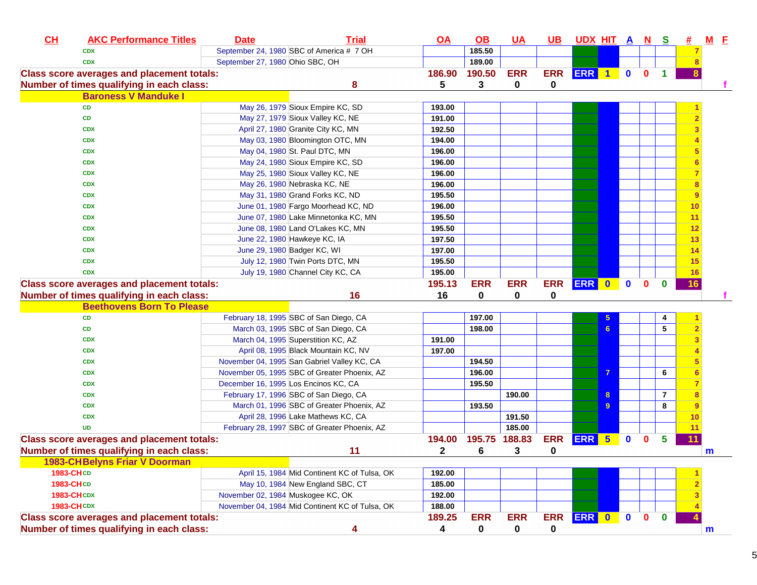| CH | AKC Performance Titles | Date | Trial | OA | OB | UA | UB | UDX | HIT | A | N | S | # | M | F |
|---|---|---|---|---|---|---|---|---|---|---|---|---|---|---|---|
| | CDX | September 24, 1980 | SBC of America # 7 OH | | 185.50 | | | | | | | | 7 | | |
| | CDX | September 27, 1980 | Ohio SBC, OH | | 189.00 | | | | | | | | 8 | | |
| **Class score averages and placement totals:** | | | | **186.90** | **190.50** | **ERR** | **ERR** | **ERR** | **1** | **0** | **0** | **1** | **8** | | |
| **Number of times qualifying in each class:** | | | **8** | **5** | **3** | **0** | **0** | | | | | | | | **f** |
| | **Baroness V Manduke I** | | | | | | | | | | | | | | |
| | CD | May 26, 1979 | Sioux Empire KC, SD | 193.00 | | | | | | | | | 1 | | |
| | CD | May 27, 1979 | Sioux Valley KC, NE | 191.00 | | | | | | | | | 2 | | |
| | CDX | April 27, 1980 | Granite City KC, MN | 192.50 | | | | | | | | | 3 | | |
| | CDX | May 03, 1980 | Bloomington OTC, MN | 194.00 | | | | | | | | | 4 | | |
| | CDX | May 04, 1980 | St. Paul DTC, MN | 196.00 | | | | | | | | | 5 | | |
| | CDX | May 24, 1980 | Sioux Empire KC, SD | 196.00 | | | | | | | | | 6 | | |
| | CDX | May 25, 1980 | Sioux Valley KC, NE | 196.00 | | | | | | | | | 7 | | |
| | CDX | May 26, 1980 | Nebraska KC, NE | 196.00 | | | | | | | | | 8 | | |
| | CDX | May 31, 1980 | Grand Forks KC, ND | 195.50 | | | | | | | | | 9 | | |
| | CDX | June 01, 1980 | Fargo Moorhead KC, ND | 196.00 | | | | | | | | | 10 | | |
| | CDX | June 07, 1980 | Lake Minnetonka KC, MN | 195.50 | | | | | | | | | 11 | | |
| | CDX | June 08, 1980 | Land O'Lakes KC, MN | 195.50 | | | | | | | | | 12 | | |
| | CDX | June 22, 1980 | Hawkeye KC, IA | 197.50 | | | | | | | | | 13 | | |
| | CDX | June 29, 1980 | Badger KC, WI | 197.00 | | | | | | | | | 14 | | |
| | CDX | July 12, 1980 | Twin Ports DTC, MN | 195.50 | | | | | | | | | 15 | | |
| | CDX | July 19, 1980 | Channel City KC, CA | 195.00 | | | | | | | | | 16 | | |
| **Class score averages and placement totals:** | | | | **195.13** | **ERR** | **ERR** | **ERR** | **ERR** | **0** | **0** | **0** | **0** | **16** | | |
| **Number of times qualifying in each class:** | | | **16** | **16** | **0** | **0** | **0** | | | | | | | | **f** |
| | **Beethovens Born To Please** | | | | | | | | | | | | | | |
| | CD | February 18, 1995 | SBC of San Diego, CA | | 197.00 | | | | 5 | | | 4 | 1 | | |
| | CD | March 03, 1995 | SBC of San Diego, CA | | 198.00 | | | | 6 | | | 5 | 2 | | |
| | CDX | March 04, 1995 | Superstition KC, AZ | 191.00 | | | | | | | | | 3 | | |
| | CDX | April 08, 1995 | Black Mountain KC, NV | 197.00 | | | | | | | | | 4 | | |
| | CDX | November 04, 1995 | San Gabriel Valley KC, CA | | 194.50 | | | | | | | | 5 | | |
| | CDX | November 05, 1995 | SBC of Greater Phoenix, AZ | | 196.00 | | | | 7 | | | 6 | 6 | | |
| | CDX | December 16, 1995 | Los Encinos KC, CA | | 195.50 | | | | | | | | 7 | | |
| | CDX | February 17, 1996 | SBC of San Diego, CA | | | 190.00 | | | 8 | | | 7 | 8 | | |
| | CDX | March 01, 1996 | SBC of Greater Phoenix, AZ | | 193.50 | | | | 9 | | | 8 | 9 | | |
| | CDX | April 28, 1996 | Lake Mathews KC, CA | | | 191.50 | | | | | | | 10 | | |
| | UD | February 28, 1997 | SBC of Greater Phoenix, AZ | | | 185.00 | | | | | | | 11 | | |
| **Class score averages and placement totals:** | | | | **194.00** | **195.75** | **188.83** | **ERR** | **ERR** | **5** | **0** | **0** | **5** | **11** | | |
| **Number of times qualifying in each class:** | | | **11** | **2** | **6** | **3** | **0** | | | | | | | **m** | |
| **1983-CH** | **Belyns Friar V Doorman** | | | | | | | | | | | | | | |
| 1983-CH | CD | April 15, 1984 | Mid Continent KC of Tulsa, OK | 192.00 | | | | | | | | | 1 | | |
| 1983-CH | CD | May 10, 1984 | New England SBC, CT | 185.00 | | | | | | | | | 2 | | |
| 1983-CH | CDX | November 02, 1984 | Muskogee KC, OK | 192.00 | | | | | | | | | 3 | | |
| 1983-CH | CDX | November 04, 1984 | Mid Continent KC of Tulsa, OK | 188.00 | | | | | | | | | 4 | | |
| **Class score averages and placement totals:** | | | | **189.25** | **ERR** | **ERR** | **ERR** | **ERR** | **0** | **0** | **0** | **0** | **4** | | |
| **Number of times qualifying in each class:** | | | **4** | **4** | **0** | **0** | **0** | | | | | | | **m** | |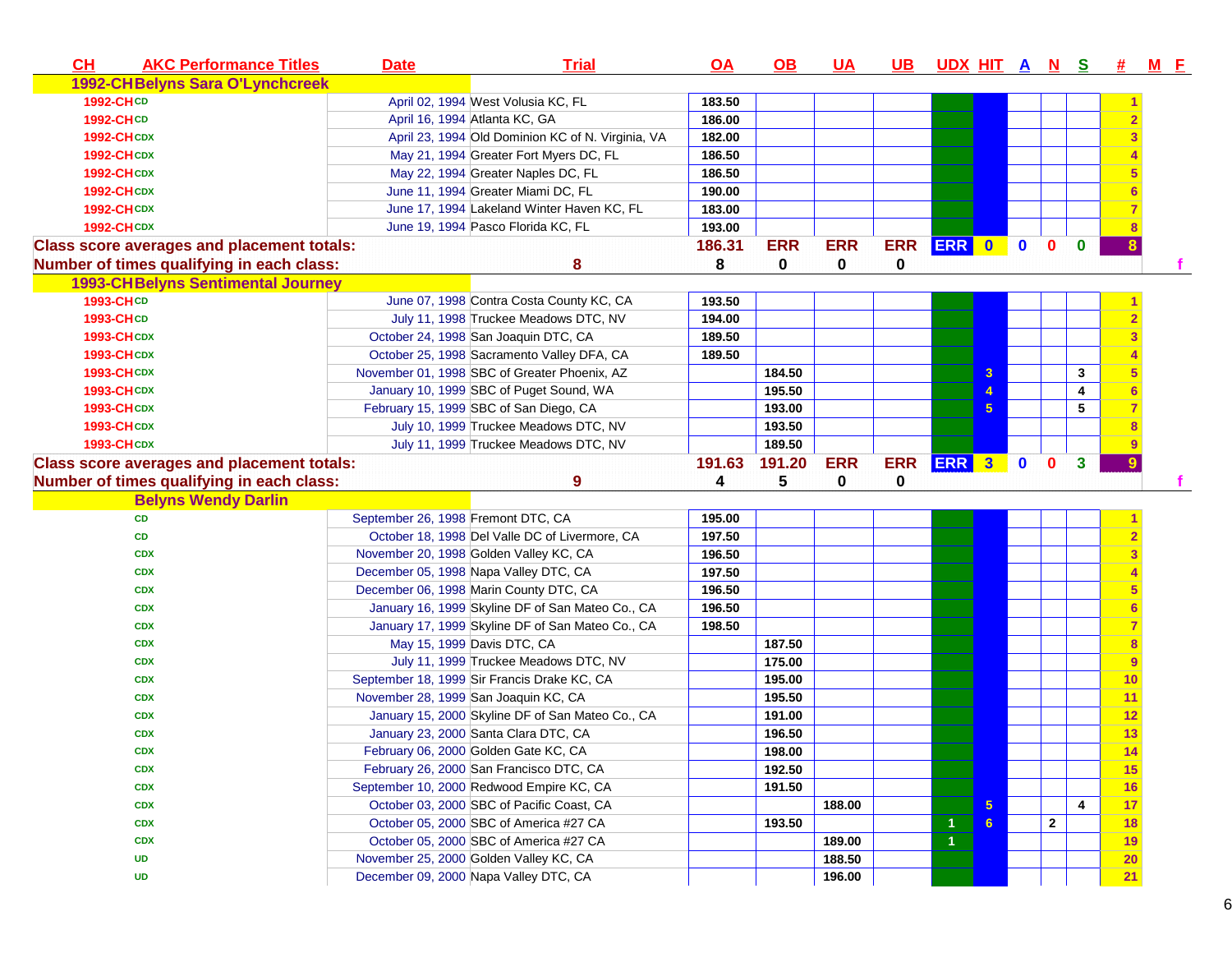| CH | AKC Performance Titles | Date | Trial | OA | OB | UA | UB | UDX | HIT | A | N | S | # | M | F |
|---|---|---|---|---|---|---|---|---|---|---|---|---|---|---|---|
| 1992-CH | Belyns Sara O'Lynchcreek | | | | | | | | | | | | | | |
| 1992-CH | CD | April 02, 1994 | West Volusia KC, FL | 183.50 | | | | | | | | | 1 | | |
| 1992-CH | CD | April 16, 1994 | Atlanta KC, GA | 186.00 | | | | | | | | | 2 | | |
| 1992-CH | CDX | April 23, 1994 | Old Dominion KC of N. Virginia, VA | 182.00 | | | | | | | | | 3 | | |
| 1992-CH | CDX | May 21, 1994 | Greater Fort Myers DC, FL | 186.50 | | | | | | | | | 4 | | |
| 1992-CH | CDX | May 22, 1994 | Greater Naples DC, FL | 186.50 | | | | | | | | | 5 | | |
| 1992-CH | CDX | June 11, 1994 | Greater Miami DC, FL | 190.00 | | | | | | | | | 6 | | |
| 1992-CH | CDX | June 17, 1994 | Lakeland Winter Haven KC, FL | 183.00 | | | | | | | | | 7 | | |
| 1992-CH | CDX | June 19, 1994 | Pasco Florida KC, FL | 193.00 | | | | | | | | | 8 | | |
| Class score averages and placement totals: | | | | 186.31 | ERR | ERR | ERR | ERR | 0 | 0 | 0 | 0 | 8 | | |
| Number of times qualifying in each class: | | | 8 | 8 | 0 | 0 | 0 | | | | | | | | f |
| 1993-CH | Belyns Sentimental Journey | | | | | | | | | | | | | | |
| 1993-CH | CD | June 07, 1998 | Contra Costa County KC, CA | 193.50 | | | | | | | | | 1 | | |
| 1993-CH | CD | July 11, 1998 | Truckee Meadows DTC, NV | 194.00 | | | | | | | | | 2 | | |
| 1993-CH | CDX | October 24, 1998 | San Joaquin DTC, CA | 189.50 | | | | | | | | | 3 | | |
| 1993-CH | CDX | October 25, 1998 | Sacramento Valley DFA, CA | 189.50 | | | | | | | | | 4 | | |
| 1993-CH | CDX | November 01, 1998 | SBC of Greater Phoenix, AZ | | 184.50 | | | | 3 | | | 3 | 5 | | |
| 1993-CH | CDX | January 10, 1999 | SBC of Puget Sound, WA | | 195.50 | | | | 4 | | | 4 | 6 | | |
| 1993-CH | CDX | February 15, 1999 | SBC of San Diego, CA | | 193.00 | | | | 5 | | | 5 | 7 | | |
| 1993-CH | CDX | July 10, 1999 | Truckee Meadows DTC, NV | | 193.50 | | | | | | | | 8 | | |
| 1993-CH | CDX | July 11, 1999 | Truckee Meadows DTC, NV | | 189.50 | | | | | | | | 9 | | |
| Class score averages and placement totals: | | | | 191.63 | 191.20 | ERR | ERR | ERR | 3 | 0 | 0 | 3 | 9 | | |
| Number of times qualifying in each class: | | | 9 | 4 | 5 | 0 | 0 | | | | | | | | f |
| | Belyns Wendy Darlin | | | | | | | | | | | | | | |
| | CD | September 26, 1998 | Fremont DTC, CA | 195.00 | | | | | | | | | 1 | | |
| | CD | October 18, 1998 | Del Valle DC of Livermore, CA | 197.50 | | | | | | | | | 2 | | |
| | CDX | November 20, 1998 | Golden Valley KC, CA | 196.50 | | | | | | | | | 3 | | |
| | CDX | December 05, 1998 | Napa Valley DTC, CA | 197.50 | | | | | | | | | 4 | | |
| | CDX | December 06, 1998 | Marin County DTC, CA | 196.50 | | | | | | | | | 5 | | |
| | CDX | January 16, 1999 | Skyline DF of San Mateo Co., CA | 196.50 | | | | | | | | | 6 | | |
| | CDX | January 17, 1999 | Skyline DF of San Mateo Co., CA | 198.50 | | | | | | | | | 7 | | |
| | CDX | May 15, 1999 | Davis DTC, CA | | 187.50 | | | | | | | | 8 | | |
| | CDX | July 11, 1999 | Truckee Meadows DTC, NV | | 175.00 | | | | | | | | 9 | | |
| | CDX | September 18, 1999 | Sir Francis Drake KC, CA | | 195.00 | | | | | | | | 10 | | |
| | CDX | November 28, 1999 | San Joaquin KC, CA | | 195.50 | | | | | | | | 11 | | |
| | CDX | January 15, 2000 | Skyline DF of San Mateo Co., CA | | 191.00 | | | | | | | | 12 | | |
| | CDX | January 23, 2000 | Santa Clara DTC, CA | | 196.50 | | | | | | | | 13 | | |
| | CDX | February 06, 2000 | Golden Gate KC, CA | | 198.00 | | | | | | | | 14 | | |
| | CDX | February 26, 2000 | San Francisco DTC, CA | | 192.50 | | | | | | | | 15 | | |
| | CDX | September 10, 2000 | Redwood Empire KC, CA | | 191.50 | | | | | | | | 16 | | |
| | CDX | October 03, 2000 | SBC of Pacific Coast, CA | | | 188.00 | | | 5 | | | 4 | 17 | | |
| | CDX | October 05, 2000 | SBC of America #27 CA | | 193.50 | | | 1 | 6 | | 2 | | 18 | | |
| | CDX | October 05, 2000 | SBC of America #27 CA | | | 189.00 | | 1 | | | | | 19 | | |
| | UD | November 25, 2000 | Golden Valley KC, CA | | | 188.50 | | | | | | | 20 | | |
| | UD | December 09, 2000 | Napa Valley DTC, CA | | | 196.00 | | | | | | | 21 | | |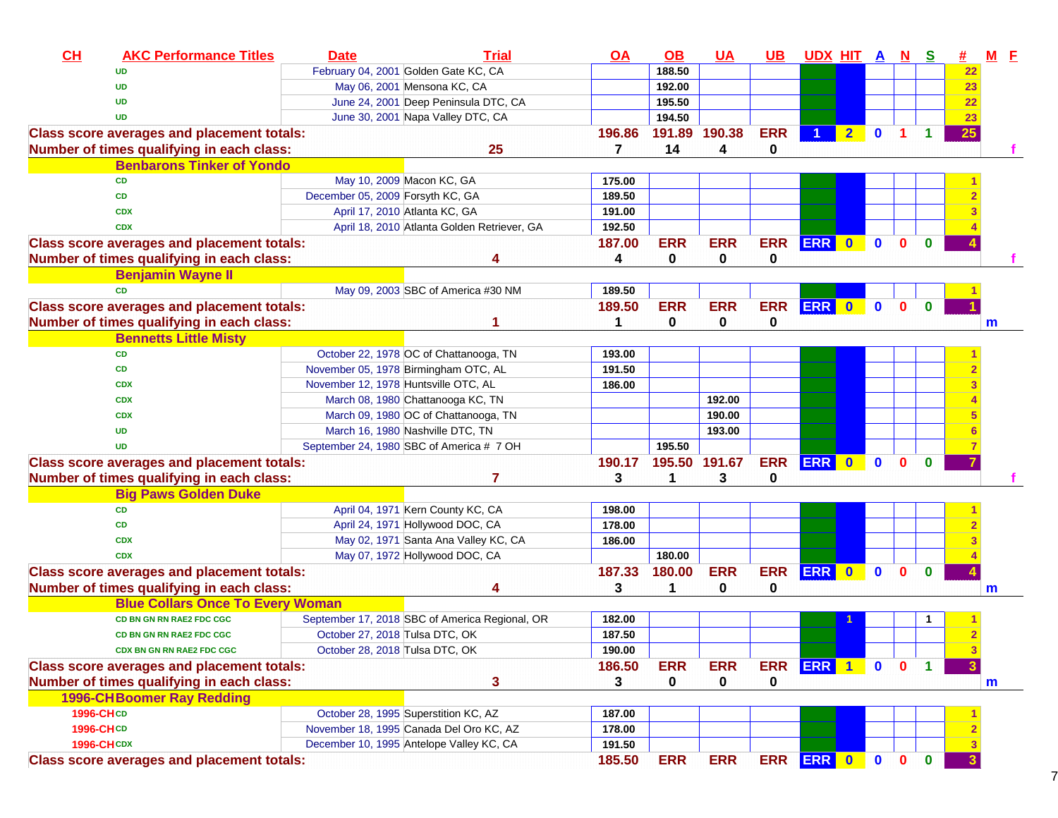| CH | AKC Performance Titles | Date | Trial | OA | OB | UA | UB | UDX | HIT | A | N | S | # | M | F |
|---|---|---|---|---|---|---|---|---|---|---|---|---|---|---|---|
| | UD | February 04, 2001 | Golden Gate KC, CA | | 188.50 | | | | | | | | 22 | | |
| | UD | May 06, 2001 | Mensona KC, CA | | 192.00 | | | | | | | | 23 | | |
| | UD | June 24, 2001 | Deep Peninsula DTC, CA | | 195.50 | | | | | | | | 22 | | |
| | UD | June 30, 2001 | Napa Valley DTC, CA | | 194.50 | | | | | | | | 23 | | |
| Class score averages and placement totals: | | | | 196.86 | 191.89 | 190.38 | ERR | 1 | 2 | 0 | 1 | 1 | 25 | | |
| Number of times qualifying in each class: | | | 25 | 7 | 14 | 4 | 0 | | | | | | | | f |
| | Benbarons Tinker of Yondo | | | | | | | | | | | | | | |
| | CD | May 10, 2009 | Macon KC, GA | 175.00 | | | | | | | | | 1 | | |
| | CD | December 05, 2009 | Forsyth KC, GA | 189.50 | | | | | | | | | 2 | | |
| | CDX | April 17, 2010 | Atlanta KC, GA | 191.00 | | | | | | | | | 3 | | |
| | CDX | April 18, 2010 | Atlanta Golden Retriever, GA | 192.50 | | | | | | | | | 4 | | |
| Class score averages and placement totals: | | | | 187.00 | ERR | ERR | ERR | ERR | 0 | 0 | 0 | 0 | 4 | | |
| Number of times qualifying in each class: | | | 4 | 4 | 0 | 0 | 0 | | | | | | | | f |
| | Benjamin Wayne II | | | | | | | | | | | | | | |
| | CD | May 09, 2003 | SBC of America #30 NM | 189.50 | | | | | | | | | 1 | | |
| Class score averages and placement totals: | | | | 189.50 | ERR | ERR | ERR | ERR | 0 | 0 | 0 | 0 | 1 | | |
| Number of times qualifying in each class: | | | 1 | 1 | 0 | 0 | 0 | | | | | | | m | |
| | Bennetts Little Misty | | | | | | | | | | | | | | |
| | CD | October 22, 1978 | OC of Chattanooga, TN | 193.00 | | | | | | | | | 1 | | |
| | CD | November 05, 1978 | Birmingham OTC, AL | 191.50 | | | | | | | | | 2 | | |
| | CDX | November 12, 1978 | Huntsville OTC, AL | 186.00 | | | | | | | | | 3 | | |
| | CDX | March 08, 1980 | Chattanooga KC, TN | | | 192.00 | | | | | | | 4 | | |
| | CDX | March 09, 1980 | OC of Chattanooga, TN | | | 190.00 | | | | | | | 5 | | |
| | UD | March 16, 1980 | Nashville DTC, TN | | | 193.00 | | | | | | | 6 | | |
| | UD | September 24, 1980 | SBC of America # 7 OH | | 195.50 | | | | | | | | 7 | | |
| Class score averages and placement totals: | | | | 190.17 | 195.50 | 191.67 | ERR | ERR | 0 | 0 | 0 | 0 | 7 | | |
| Number of times qualifying in each class: | | | 7 | 3 | 1 | 3 | 0 | | | | | | | | f |
| | Big Paws Golden Duke | | | | | | | | | | | | | | |
| | CD | April 04, 1971 | Kern County KC, CA | 198.00 | | | | | | | | | 1 | | |
| | CD | April 24, 1971 | Hollywood DOC, CA | 178.00 | | | | | | | | | 2 | | |
| | CDX | May 02, 1971 | Santa Ana Valley KC, CA | 186.00 | | | | | | | | | 3 | | |
| | CDX | May 07, 1972 | Hollywood DOC, CA | | 180.00 | | | | | | | | 4 | | |
| Class score averages and placement totals: | | | | 187.33 | 180.00 | ERR | ERR | ERR | 0 | 0 | 0 | 0 | 4 | | |
| Number of times qualifying in each class: | | | 4 | 3 | 1 | 0 | 0 | | | | | | | m | |
| | Blue Collars Once To Every Woman | | | | | | | | | | | | | | |
| | CD BN GN RN RAE2 FDC CGC | September 17, 2018 | SBC of America Regional, OR | 182.00 | | | | | 1 | | | 1 | 1 | | |
| | CD BN GN RN RAE2 FDC CGC | October 27, 2018 | Tulsa DTC, OK | 187.50 | | | | | | | | | 2 | | |
| | CDX BN GN RN RAE2 FDC CGC | October 28, 2018 | Tulsa DTC, OK | 190.00 | | | | | | | | | 3 | | |
| Class score averages and placement totals: | | | | 186.50 | ERR | ERR | ERR | ERR | 1 | 0 | 0 | 1 | 3 | | |
| Number of times qualifying in each class: | | | 3 | 3 | 0 | 0 | 0 | | | | | | | m | |
| 1996-CH | Boomer Ray Redding | | | | | | | | | | | | | | |
| 1996-CH | CD | October 28, 1995 | Superstition KC, AZ | 187.00 | | | | | | | | | 1 | | |
| 1996-CH | CD | November 18, 1995 | Canada Del Oro KC, AZ | 178.00 | | | | | | | | | 2 | | |
| 1996-CH | CDX | December 10, 1995 | Antelope Valley KC, CA | 191.50 | | | | | | | | | 3 | | |
| Class score averages and placement totals: | | | | 185.50 | ERR | ERR | ERR | ERR | 0 | 0 | 0 | 0 | 3 | | |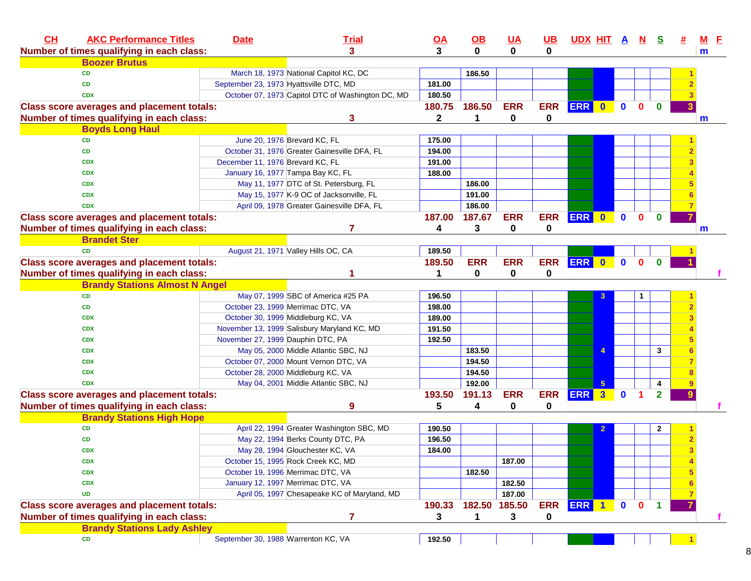| CH | AKC Performance Titles | Date | Trial | OA | OB | UA | UB | UDX | HIT | A | N | S | # | M | F |
|---|---|---|---|---|---|---|---|---|---|---|---|---|---|---|---|
| Number of times qualifying in each class: | | | 3 | 3 | 0 | 0 | 0 | | | | | | | m | |
| | Boozer Brutus | | | | | | | | | | | | | | |
| | CD | March 18, 1973 | National Capitol KC, DC | | 186.50 | | | | | | | | 1 | | |
| | CD | September 23, 1973 | Hyattsville DTC, MD | 181.00 | | | | | | | | | 2 | | |
| | CDX | October 07, 1973 | Capitol DTC of Washington DC, MD | 180.50 | | | | | | | | | 3 | | |
| Class score averages and placement totals: | | | | 180.75 | 186.50 | ERR | ERR | ERR | 0 | 0 | 0 | 0 | 3 | | |
| Number of times qualifying in each class: | | | 3 | 2 | 1 | 0 | 0 | | | | | | | m | |
| | Boyds Long Haul | | | | | | | | | | | | | | |
| | CD | June 20, 1976 | Brevard KC, FL | 175.00 | | | | | | | | | 1 | | |
| | CD | October 31, 1976 | Greater Gainesville DFA, FL | 194.00 | | | | | | | | | 2 | | |
| | CDX | December 11, 1976 | Brevard KC, FL | 191.00 | | | | | | | | | 3 | | |
| | CDX | January 16, 1977 | Tampa Bay KC, FL | 188.00 | | | | | | | | | 4 | | |
| | CDX | May 11, 1977 | DTC of St. Petersburg, FL | | 186.00 | | | | | | | | 5 | | |
| | CDX | May 15, 1977 | K-9 OC of Jacksonville, FL | | 191.00 | | | | | | | | 6 | | |
| | CDX | April 09, 1978 | Greater Gainesville DFA, FL | | 186.00 | | | | | | | | 7 | | |
| Class score averages and placement totals: | | | | 187.00 | 187.67 | ERR | ERR | ERR | 0 | 0 | 0 | 0 | 7 | | |
| Number of times qualifying in each class: | | | 7 | 4 | 3 | 0 | 0 | | | | | | | m | |
| | Brandet Ster | | | | | | | | | | | | | | |
| | CD | August 21, 1971 | Valley Hills OC, CA | 189.50 | | | | | | | | | 1 | | |
| Class score averages and placement totals: | | | | 189.50 | ERR | ERR | ERR | ERR | 0 | 0 | 0 | 0 | 1 | | |
| Number of times qualifying in each class: | | | 1 | 1 | 0 | 0 | 0 | | | | | | | | f |
| | Brandy Stations Almost N Angel | | | | | | | | | | | | | | |
| | CD | May 07, 1999 | SBC of America #25 PA | 196.50 | | | | | 3 | | 1 | | 1 | | |
| | CD | October 23, 1999 | Merrimac DTC, VA | 198.00 | | | | | | | | | 2 | | |
| | CDX | October 30, 1999 | Middleburg KC, VA | 189.00 | | | | | | | | | 3 | | |
| | CDX | November 13, 1999 | Salisbury Maryland KC, MD | 191.50 | | | | | | | | | 4 | | |
| | CDX | November 27, 1999 | Dauphin DTC, PA | 192.50 | | | | | | | | | 5 | | |
| | CDX | May 05, 2000 | Middle Atlantic SBC, NJ | | 183.50 | | | | 4 | | | 3 | 6 | | |
| | CDX | October 07, 2000 | Mount Vernon DTC, VA | | 194.50 | | | | | | | | 7 | | |
| | CDX | October 28, 2000 | Middleburg KC, VA | | 194.50 | | | | | | | | 8 | | |
| | CDX | May 04, 2001 | Middle Atlantic SBC, NJ | | 192.00 | | | | 5 | | | 4 | 9 | | |
| Class score averages and placement totals: | | | | 193.50 | 191.13 | ERR | ERR | ERR | 3 | 0 | 1 | 2 | 9 | | |
| Number of times qualifying in each class: | | | 9 | 5 | 4 | 0 | 0 | | | | | | | | f |
| | Brandy Stations High Hope | | | | | | | | | | | | | | |
| | CD | April 22, 1994 | Greater Washington SBC, MD | 190.50 | | | | | 2 | | | 2 | 1 | | |
| | CD | May 22, 1994 | Berks County DTC, PA | 196.50 | | | | | | | | | 2 | | |
| | CDX | May 28, 1994 | Glouchester KC, VA | 184.00 | | | | | | | | | 3 | | |
| | CDX | October 15, 1995 | Rock Creek KC, MD | | | 187.00 | | | | | | | 4 | | |
| | CDX | October 19, 1996 | Merrimac DTC, VA | | 182.50 | | | | | | | | 5 | | |
| | CDX | January 12, 1997 | Merrimac DTC, VA | | | 182.50 | | | | | | | 6 | | |
| | UD | April 05, 1997 | Chesapeake KC of Maryland, MD | | | 187.00 | | | | | | | 7 | | |
| Class score averages and placement totals: | | | | 190.33 | 182.50 | 185.50 | ERR | ERR | 1 | 0 | 0 | 1 | 7 | | |
| Number of times qualifying in each class: | | | 7 | 3 | 1 | 3 | 0 | | | | | | | | f |
| | Brandy Stations Lady Ashley | | | | | | | | | | | | | | |
| | CD | September 30, 1988 | Warrenton KC, VA | 192.50 | | | | | | | | | 1 | | |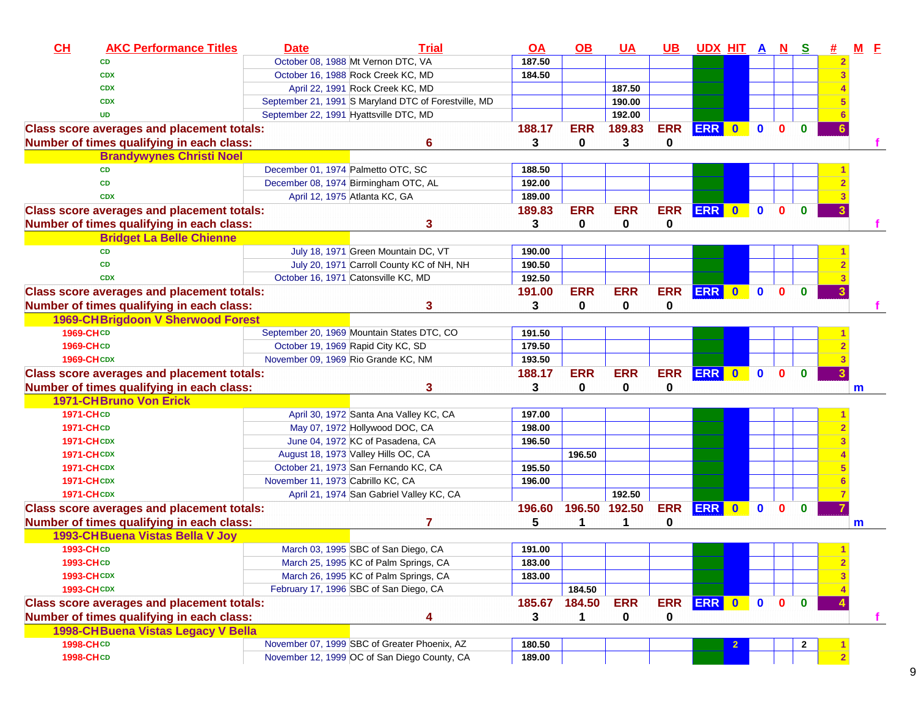| CH | AKC Performance Titles | Date | Trial | OA | OB | UA | UB | UDX | HIT | A | N | S | # | M | F |
|---|---|---|---|---|---|---|---|---|---|---|---|---|---|---|---|
| | CD | October 08, 1988 | Mt Vernon DTC, VA | 187.50 | | | | | | | | | 2 | | |
| | CDX | October 16, 1988 | Rock Creek KC, MD | 184.50 | | | | | | | | | 3 | | |
| | CDX | April 22, 1991 | Rock Creek KC, MD | | | 187.50 | | | | | | | 4 | | |
| | CDX | September 21, 1991 | S Maryland DTC of Forestville, MD | | | 190.00 | | | | | | | 5 | | |
| | UD | September 22, 1991 | Hyattsville DTC, MD | | | 192.00 | | | | | | | 6 | | |
| Class score averages and placement totals: | | | | 188.17 | ERR | 189.83 | ERR | ERR | 0 | 0 | 0 | 0 | 6 | | |
| Number of times qualifying in each class: | | | 6 | 3 | 0 | 3 | 0 | | | | | | | | f |
| | **Brandywynes Christi Noel** | | | | | | | | | | | | | | |
| | CD | December 01, 1974 | Palmetto OTC, SC | 188.50 | | | | | | | | | 1 | | |
| | CD | December 08, 1974 | Birmingham OTC, AL | 192.00 | | | | | | | | | 2 | | |
| | CDX | April 12, 1975 | Atlanta KC, GA | 189.00 | | | | | | | | | 3 | | |
| Class score averages and placement totals: | | | | 189.83 | ERR | ERR | ERR | ERR | 0 | 0 | 0 | 0 | 3 | | |
| Number of times qualifying in each class: | | | 3 | 3 | 0 | 0 | 0 | | | | | | | | f |
| | **Bridget La Belle Chienne** | | | | | | | | | | | | | | |
| | CD | July 18, 1971 | Green Mountain DC, VT | 190.00 | | | | | | | | | 1 | | |
| | CD | July 20, 1971 | Carroll County KC of NH, NH | 190.50 | | | | | | | | | 2 | | |
| | CDX | October 16, 1971 | Catonsville KC, MD | 192.50 | | | | | | | | | 3 | | |
| Class score averages and placement totals: | | | | 191.00 | ERR | ERR | ERR | ERR | 0 | 0 | 0 | 0 | 3 | | |
| Number of times qualifying in each class: | | | 3 | 3 | 0 | 0 | 0 | | | | | | | | f |
| **1969-CH** | **Brigdoon V Sherwood Forest** | | | | | | | | | | | | | | |
| 1969-CH | CD | September 20, 1969 | Mountain States DTC, CO | 191.50 | | | | | | | | | 1 | | |
| 1969-CH | CD | October 19, 1969 | Rapid City KC, SD | 179.50 | | | | | | | | | 2 | | |
| 1969-CH | CDX | November 09, 1969 | Rio Grande KC, NM | 193.50 | | | | | | | | | 3 | | |
| Class score averages and placement totals: | | | | 188.17 | ERR | ERR | ERR | ERR | 0 | 0 | 0 | 0 | 3 | | |
| Number of times qualifying in each class: | | | 3 | 3 | 0 | 0 | 0 | | | | | | | m | |
| **1971-CH** | **Bruno Von Erick** | | | | | | | | | | | | | | |
| 1971-CH | CD | April 30, 1972 | Santa Ana Valley KC, CA | 197.00 | | | | | | | | | 1 | | |
| 1971-CH | CD | May 07, 1972 | Hollywood DOC, CA | 198.00 | | | | | | | | | 2 | | |
| 1971-CH | CDX | June 04, 1972 | KC of Pasadena, CA | 196.50 | | | | | | | | | 3 | | |
| 1971-CH | CDX | August 18, 1973 | Valley Hills OC, CA | | 196.50 | | | | | | | | 4 | | |
| 1971-CH | CDX | October 21, 1973 | San Fernando KC, CA | 195.50 | | | | | | | | | 5 | | |
| 1971-CH | CDX | November 11, 1973 | Cabrillo KC, CA | 196.00 | | | | | | | | | 6 | | |
| 1971-CH | CDX | April 21, 1974 | San Gabriel Valley KC, CA | | | 192.50 | | | | | | | 7 | | |
| Class score averages and placement totals: | | | | 196.60 | 196.50 | 192.50 | ERR | ERR | 0 | 0 | 0 | 0 | 7 | | |
| Number of times qualifying in each class: | | | 7 | 5 | 1 | 1 | 0 | | | | | | | m | |
| **1993-CH** | **Buena Vistas Bella V Joy** | | | | | | | | | | | | | | |
| 1993-CH | CD | March 03, 1995 | SBC of San Diego, CA | 191.00 | | | | | | | | | 1 | | |
| 1993-CH | CD | March 25, 1995 | KC of Palm Springs, CA | 183.00 | | | | | | | | | 2 | | |
| 1993-CH | CDX | March 26, 1995 | KC of Palm Springs, CA | 183.00 | | | | | | | | | 3 | | |
| 1993-CH | CDX | February 17, 1996 | SBC of San Diego, CA | | 184.50 | | | | | | | | 4 | | |
| Class score averages and placement totals: | | | | 185.67 | 184.50 | ERR | ERR | ERR | 0 | 0 | 0 | 0 | 4 | | |
| Number of times qualifying in each class: | | | 4 | 3 | 1 | 0 | 0 | | | | | | | | f |
| **1998-CH** | **Buena Vistas Legacy V Bella** | | | | | | | | | | | | | | |
| 1998-CH | CD | November 07, 1999 | SBC of Greater Phoenix, AZ | 180.50 | | | | | 2 | | | 2 | 1 | | |
| 1998-CH | CD | November 12, 1999 | OC of San Diego County, CA | 189.00 | | | | | | | | | 2 | | |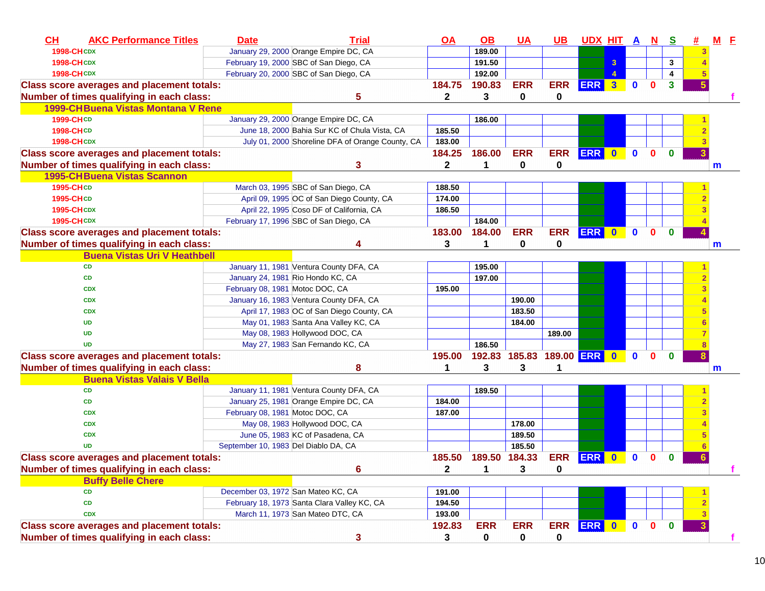| CH | AKC Performance Titles | Date | Trial | OA | OB | UA | UB | UDX | HIT | A | N | S | # | M | F |
|---|---|---|---|---|---|---|---|---|---|---|---|---|---|---|---|
| 1998-CH | CDX | January 29, 2000 | Orange Empire DC, CA | | 189.00 | | | | | | | | 3 | | |
| 1998-CH | CDX | February 19, 2000 | SBC of San Diego, CA | | 191.50 | | | | 3 | | | 3 | 4 | | |
| 1998-CH | CDX | February 20, 2000 | SBC of San Diego, CA | | 192.00 | | | | 4 | | | 4 | 5 | | |
| Class score averages and placement totals: | | | | 184.75 | 190.83 | ERR | ERR | ERR | 3 | 0 | 0 | 3 | 5 | | |
| Number of times qualifying in each class: | | | 5 | 2 | 3 | 0 | 0 | | | | | | | | f |
| 1999-CH | Buena Vistas Montana V Rene | | | | | | | | | | | | | | |
| 1999-CH | CD | January 29, 2000 | Orange Empire DC, CA | | 186.00 | | | | | | | | 1 | | |
| 1998-CH | CD | June 18, 2000 | Bahia Sur KC of Chula Vista, CA | 185.50 | | | | | | | | | 2 | | |
| 1998-CH | CDX | July 01, 2000 | Shoreline DFA of Orange County, CA | 183.00 | | | | | | | | | 3 | | |
| Class score averages and placement totals: | | | | 184.25 | 186.00 | ERR | ERR | ERR | 0 | 0 | 0 | 0 | 3 | | |
| Number of times qualifying in each class: | | | 3 | 2 | 1 | 0 | 0 | | | | | | | m | |
| 1995-CH | Buena Vistas Scannon | | | | | | | | | | | | | | |
| 1995-CH | CD | March 03, 1995 | SBC of San Diego, CA | 188.50 | | | | | | | | | 1 | | |
| 1995-CH | CD | April 09, 1995 | OC of San Diego County, CA | 174.00 | | | | | | | | | 2 | | |
| 1995-CH | CDX | April 22, 1995 | Coso DF of California, CA | 186.50 | | | | | | | | | 3 | | |
| 1995-CH | CDX | February 17, 1996 | SBC of San Diego, CA | | 184.00 | | | | | | | | 4 | | |
| Class score averages and placement totals: | | | | 183.00 | 184.00 | ERR | ERR | ERR | 0 | 0 | 0 | 0 | 4 | | |
| Number of times qualifying in each class: | | | 4 | 3 | 1 | 0 | 0 | | | | | | | m | |
| | Buena Vistas Uri V Heathbell | | | | | | | | | | | | | | |
| | CD | January 11, 1981 | Ventura County DFA, CA | | 195.00 | | | | | | | | 1 | | |
| | CD | January 24, 1981 | Rio Hondo KC, CA | | 197.00 | | | | | | | | 2 | | |
| | CDX | February 08, 1981 | Motoc DOC, CA | 195.00 | | | | | | | | | 3 | | |
| | CDX | January 16, 1983 | Ventura County DFA, CA | | | 190.00 | | | | | | | 4 | | |
| | CDX | April 17, 1983 | OC of San Diego County, CA | | | 183.50 | | | | | | | 5 | | |
| | UD | May 01, 1983 | Santa Ana Valley KC, CA | | | 184.00 | | | | | | | 6 | | |
| | UD | May 08, 1983 | Hollywood DOC, CA | | | | 189.00 | | | | | | 7 | | |
| | UD | May 27, 1983 | San Fernando KC, CA | | 186.50 | | | | | | | | 8 | | |
| Class score averages and placement totals: | | | | 195.00 | 192.83 | 185.83 | 189.00 | ERR | 0 | 0 | 0 | 0 | 8 | | |
| Number of times qualifying in each class: | | | 8 | 1 | 3 | 3 | 1 | | | | | | | m | |
| | Buena Vistas Valais V Bella | | | | | | | | | | | | | | |
| | CD | January 11, 1981 | Ventura County DFA, CA | | 189.50 | | | | | | | | 1 | | |
| | CD | January 25, 1981 | Orange Empire DC, CA | 184.00 | | | | | | | | | 2 | | |
| | CDX | February 08, 1981 | Motoc DOC, CA | 187.00 | | | | | | | | | 3 | | |
| | CDX | May 08, 1983 | Hollywood DOC, CA | | | 178.00 | | | | | | | 4 | | |
| | CDX | June 05, 1983 | KC of Pasadena, CA | | | 189.50 | | | | | | | 5 | | |
| | UD | September 10, 1983 | Del Diablo DA, CA | | | 185.50 | | | | | | | 6 | | |
| Class score averages and placement totals: | | | | 185.50 | 189.50 | 184.33 | ERR | ERR | 0 | 0 | 0 | 0 | 6 | | |
| Number of times qualifying in each class: | | | 6 | 2 | 1 | 3 | 0 | | | | | | | | f |
| | Buffy Belle Chere | | | | | | | | | | | | | | |
| | CD | December 03, 1972 | San Mateo KC, CA | 191.00 | | | | | | | | | 1 | | |
| | CD | February 18, 1973 | Santa Clara Valley KC, CA | 194.50 | | | | | | | | | 2 | | |
| | CDX | March 11, 1973 | San Mateo DTC, CA | 193.00 | | | | | | | | | 3 | | |
| Class score averages and placement totals: | | | | 192.83 | ERR | ERR | ERR | ERR | 0 | 0 | 0 | 0 | 3 | | |
| Number of times qualifying in each class: | | | 3 | 3 | 0 | 0 | 0 | | | | | | | | f |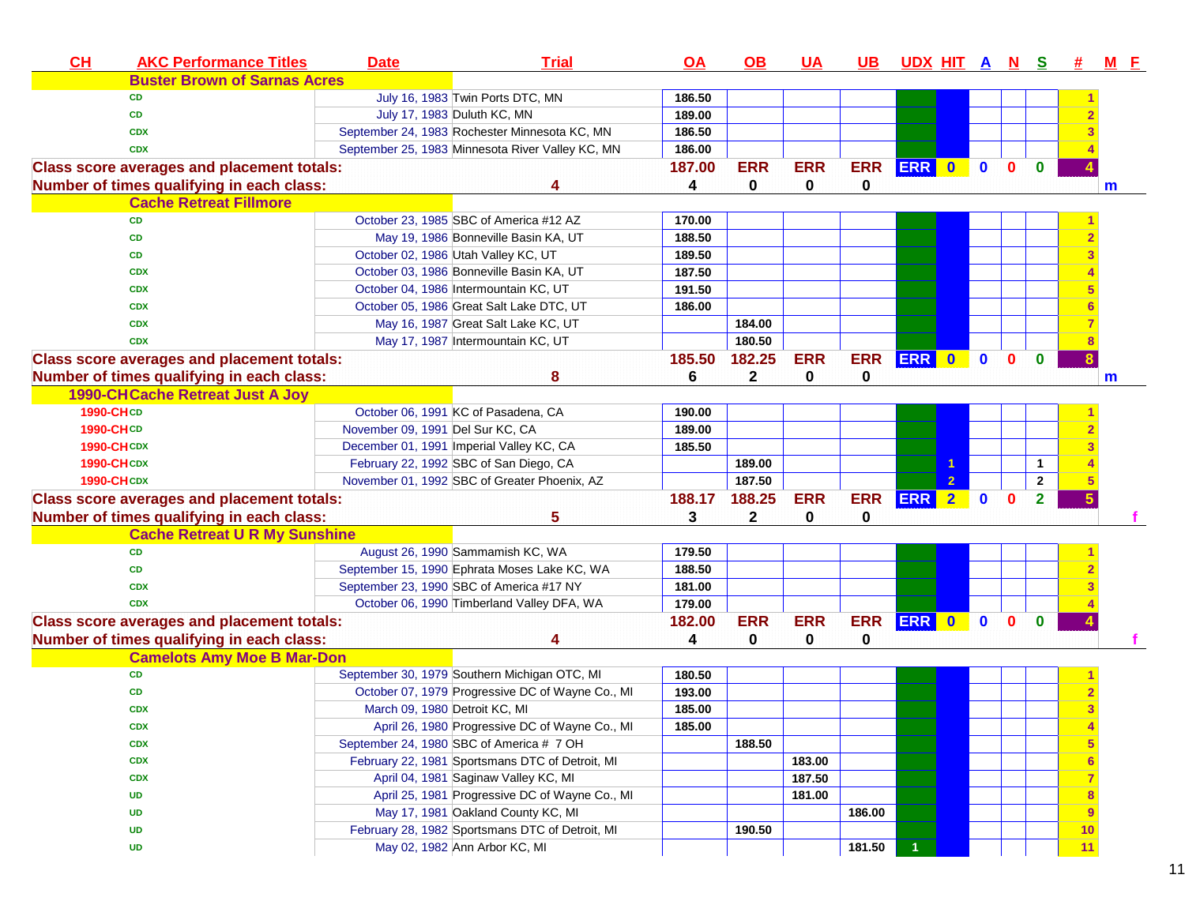| CH | AKC Performance Titles | Date | Trial | OA | OB | UA | UB | UDX | HIT | A | N | S | # | M | F |
|---|---|---|---|---|---|---|---|---|---|---|---|---|---|---|---|
| | **Buster Brown of Sarnas Acres** | | | | | | | | | | | | | | |
| | CD | July 16, 1983 | Twin Ports DTC, MN | 186.50 | | | | | | | | | 1 | | |
| | CD | July 17, 1983 | Duluth KC, MN | 189.00 | | | | | | | | | 2 | | |
| | CDX | September 24, 1983 | Rochester Minnesota KC, MN | 186.50 | | | | | | | | | 3 | | |
| | CDX | September 25, 1983 | Minnesota River Valley KC, MN | 186.00 | | | | | | | | | 4 | | |
| **Class score averages and placement totals:** | | | | 187.00 | ERR | ERR | ERR | ERR | 0 | 0 | 0 | 0 | 4 | | |
| **Number of times qualifying in each class:** | | 4 | | 4 | 0 | 0 | 0 | | | | | | | m | |
| | **Cache Retreat Fillmore** | | | | | | | | | | | | | | |
| | CD | October 23, 1985 | SBC of America #12 AZ | 170.00 | | | | | | | | | 1 | | |
| | CD | May 19, 1986 | Bonneville Basin KA, UT | 188.50 | | | | | | | | | 2 | | |
| | CD | October 02, 1986 | Utah Valley KC, UT | 189.50 | | | | | | | | | 3 | | |
| | CDX | October 03, 1986 | Bonneville Basin KA, UT | 187.50 | | | | | | | | | 4 | | |
| | CDX | October 04, 1986 | Intermountain KC, UT | 191.50 | | | | | | | | | 5 | | |
| | CDX | October 05, 1986 | Great Salt Lake DTC, UT | 186.00 | | | | | | | | | 6 | | |
| | CDX | May 16, 1987 | Great Salt Lake KC, UT | | 184.00 | | | | | | | | 7 | | |
| | CDX | May 17, 1987 | Intermountain KC, UT | | 180.50 | | | | | | | | 8 | | |
| **Class score averages and placement totals:** | | | | 185.50 | 182.25 | ERR | ERR | ERR | 0 | 0 | 0 | 0 | 8 | | |
| **Number of times qualifying in each class:** | | 8 | | 6 | 2 | 0 | 0 | | | | | | | m | |
| 1990-CH | **Cache Retreat Just A Joy** | | | | | | | | | | | | | | |
| 1990-CH | CD | October 06, 1991 | KC of Pasadena, CA | 190.00 | | | | | | | | | 1 | | |
| 1990-CH | CD | November 09, 1991 | Del Sur KC, CA | 189.00 | | | | | | | | | 2 | | |
| 1990-CH | CDX | December 01, 1991 | Imperial Valley KC, CA | 185.50 | | | | | | | | | 3 | | |
| 1990-CH | CDX | February 22, 1992 | SBC of San Diego, CA | | 189.00 | | | | 1 | | | 1 | 4 | | |
| 1990-CH | CDX | November 01, 1992 | SBC of Greater Phoenix, AZ | | 187.50 | | | | 2 | | | 2 | 5 | | |
| **Class score averages and placement totals:** | | | | 188.17 | 188.25 | ERR | ERR | ERR | 2 | 0 | 0 | 2 | 5 | | |
| **Number of times qualifying in each class:** | | 5 | | 3 | 2 | 0 | 0 | | | | | | | | f |
| | **Cache Retreat U R My Sunshine** | | | | | | | | | | | | | | |
| | CD | August 26, 1990 | Sammamish KC, WA | 179.50 | | | | | | | | | 1 | | |
| | CD | September 15, 1990 | Ephrata Moses Lake KC, WA | 188.50 | | | | | | | | | 2 | | |
| | CDX | September 23, 1990 | SBC of America #17 NY | 181.00 | | | | | | | | | 3 | | |
| | CDX | October 06, 1990 | Timberland Valley DFA, WA | 179.00 | | | | | | | | | 4 | | |
| **Class score averages and placement totals:** | | | | 182.00 | ERR | ERR | ERR | ERR | 0 | 0 | 0 | 0 | 4 | | |
| **Number of times qualifying in each class:** | | 4 | | 4 | 0 | 0 | 0 | | | | | | | | f |
| | **Camelots Amy Moe B Mar-Don** | | | | | | | | | | | | | | |
| | CD | September 30, 1979 | Southern Michigan OTC, MI | 180.50 | | | | | | | | | 1 | | |
| | CD | October 07, 1979 | Progressive DC of Wayne Co., MI | 193.00 | | | | | | | | | 2 | | |
| | CDX | March 09, 1980 | Detroit KC, MI | 185.00 | | | | | | | | | 3 | | |
| | CDX | April 26, 1980 | Progressive DC of Wayne Co., MI | 185.00 | | | | | | | | | 4 | | |
| | CDX | September 24, 1980 | SBC of America # 7 OH | | 188.50 | | | | | | | | 5 | | |
| | CDX | February 22, 1981 | Sportsmans DTC of Detroit, MI | | | 183.00 | | | | | | | 6 | | |
| | CDX | April 04, 1981 | Saginaw Valley KC, MI | | | 187.50 | | | | | | | 7 | | |
| | UD | April 25, 1981 | Progressive DC of Wayne Co., MI | | | 181.00 | | | | | | | 8 | | |
| | UD | May 17, 1981 | Oakland County KC, MI | | | | 186.00 | | | | | | 9 | | |
| | UD | February 28, 1982 | Sportsmans DTC of Detroit, MI | | 190.50 | | | | | | | | 10 | | |
| | UD | May 02, 1982 | Ann Arbor KC, MI | | | | 181.50 | 1 | | | | | 11 | | |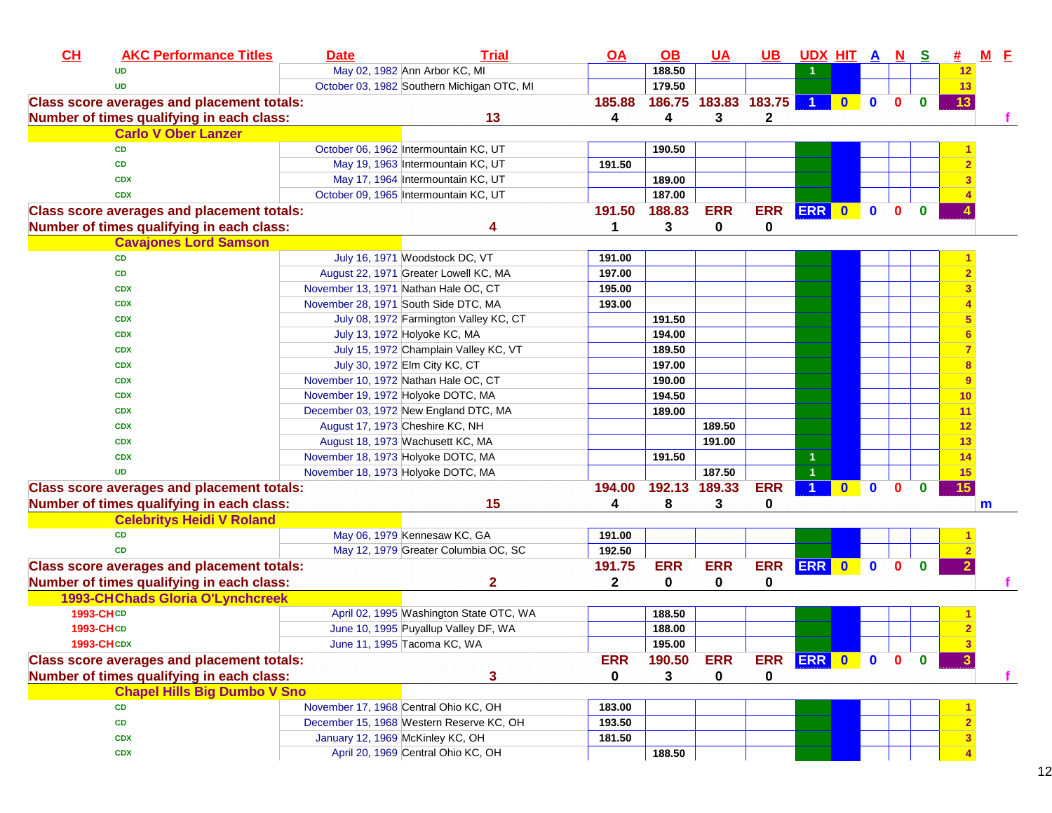| CH | AKC Performance Titles | Date | Trial | OA | OB | UA | UB | UDX | HIT | A | N | S | # | M | F |
|---|---|---|---|---|---|---|---|---|---|---|---|---|---|---|---|
| | UD | May 02, 1982 | Ann Arbor KC, MI | | 188.50 | | | 1 | | | | | 12 | | |
| | UD | October 03, 1982 | Southern Michigan OTC, MI | | 179.50 | | | | | | | | 13 | | |
| Class score averages and placement totals: | | | | 185.88 | 186.75 | 183.83 | 183.75 | 1 | 0 | 0 | 0 | 0 | 13 | | |
| Number of times qualifying in each class: | | | 13 | 4 | 4 | 3 | 2 | | | | | | | | f |
| | Carlo V Ober Lanzer | | | | | | | | | | | | | | |
| | CD | October 06, 1962 | Intermountain KC, UT | | 190.50 | | | | | | | | 1 | | |
| | CD | May 19, 1963 | Intermountain KC, UT | 191.50 | | | | | | | | | 2 | | |
| | CDX | May 17, 1964 | Intermountain KC, UT | | 189.00 | | | | | | | | 3 | | |
| | CDX | October 09, 1965 | Intermountain KC, UT | | 187.00 | | | | | | | | 4 | | |
| Class score averages and placement totals: | | | | 191.50 | 188.83 | ERR | ERR | ERR | 0 | 0 | 0 | 0 | 4 | | |
| Number of times qualifying in each class: | | | 4 | 1 | 3 | 0 | 0 | | | | | | | | |
| | Cavajones Lord Samson | | | | | | | | | | | | | | |
| | CD | July 16, 1971 | Woodstock DC, VT | 191.00 | | | | | | | | | 1 | | |
| | CD | August 22, 1971 | Greater Lowell KC, MA | 197.00 | | | | | | | | | 2 | | |
| | CDX | November 13, 1971 | Nathan Hale OC, CT | 195.00 | | | | | | | | | 3 | | |
| | CDX | November 28, 1971 | South Side DTC, MA | 193.00 | | | | | | | | | 4 | | |
| | CDX | July 08, 1972 | Farmington Valley KC, CT | | 191.50 | | | | | | | | 5 | | |
| | CDX | July 13, 1972 | Holyoke KC, MA | | 194.00 | | | | | | | | 6 | | |
| | CDX | July 15, 1972 | Champlain Valley KC, VT | | 189.50 | | | | | | | | 7 | | |
| | CDX | July 30, 1972 | Elm City KC, CT | | 197.00 | | | | | | | | 8 | | |
| | CDX | November 10, 1972 | Nathan Hale OC, CT | | 190.00 | | | | | | | | 9 | | |
| | CDX | November 19, 1972 | Holyoke DOTC, MA | | 194.50 | | | | | | | | 10 | | |
| | CDX | December 03, 1972 | New England DTC, MA | | 189.00 | | | | | | | | 11 | | |
| | CDX | August 17, 1973 | Cheshire KC, NH | | | 189.50 | | | | | | | 12 | | |
| | CDX | August 18, 1973 | Wachusett KC, MA | | | 191.00 | | | | | | | 13 | | |
| | CDX | November 18, 1973 | Holyoke DOTC, MA | | 191.50 | | | 1 | | | | | 14 | | |
| | UD | November 18, 1973 | Holyoke DOTC, MA | | | 187.50 | | 1 | | | | | 15 | | |
| Class score averages and placement totals: | | | | 194.00 | 192.13 | 189.33 | ERR | 1 | 0 | 0 | 0 | 0 | 15 | | |
| Number of times qualifying in each class: | | | 15 | 4 | 8 | 3 | 0 | | | | | | | m | |
| | Celebritys Heidi V Roland | | | | | | | | | | | | | | |
| | CD | May 06, 1979 | Kennesaw KC, GA | 191.00 | | | | | | | | | 1 | | |
| | CD | May 12, 1979 | Greater Columbia OC, SC | 192.50 | | | | | | | | | 2 | | |
| Class score averages and placement totals: | | | | 191.75 | ERR | ERR | ERR | ERR | 0 | 0 | 0 | 0 | 2 | | |
| Number of times qualifying in each class: | | | 2 | 2 | 0 | 0 | 0 | | | | | | | | f |
| 1993-CH | Chads Gloria O'Lynchcreek | | | | | | | | | | | | | | |
| 1993-CH | CD | April 02, 1995 | Washington State OTC, WA | | 188.50 | | | | | | | | 1 | | |
| 1993-CH | CD | June 10, 1995 | Puyallup Valley DF, WA | | 188.00 | | | | | | | | 2 | | |
| 1993-CH | CDX | June 11, 1995 | Tacoma KC, WA | | 195.00 | | | | | | | | 3 | | |
| Class score averages and placement totals: | | | | ERR | 190.50 | ERR | ERR | ERR | 0 | 0 | 0 | 0 | 3 | | |
| Number of times qualifying in each class: | | | 3 | 0 | 3 | 0 | 0 | | | | | | | | f |
| | Chapel Hills Big Dumbo V Sno | | | | | | | | | | | | | | |
| | CD | November 17, 1968 | Central Ohio KC, OH | 183.00 | | | | | | | | | 1 | | |
| | CD | December 15, 1968 | Western Reserve KC, OH | 193.50 | | | | | | | | | 2 | | |
| | CDX | January 12, 1969 | McKinley KC, OH | 181.50 | | | | | | | | | 3 | | |
| | CDX | April 20, 1969 | Central Ohio KC, OH | | 188.50 | | | | | | | | 4 | | |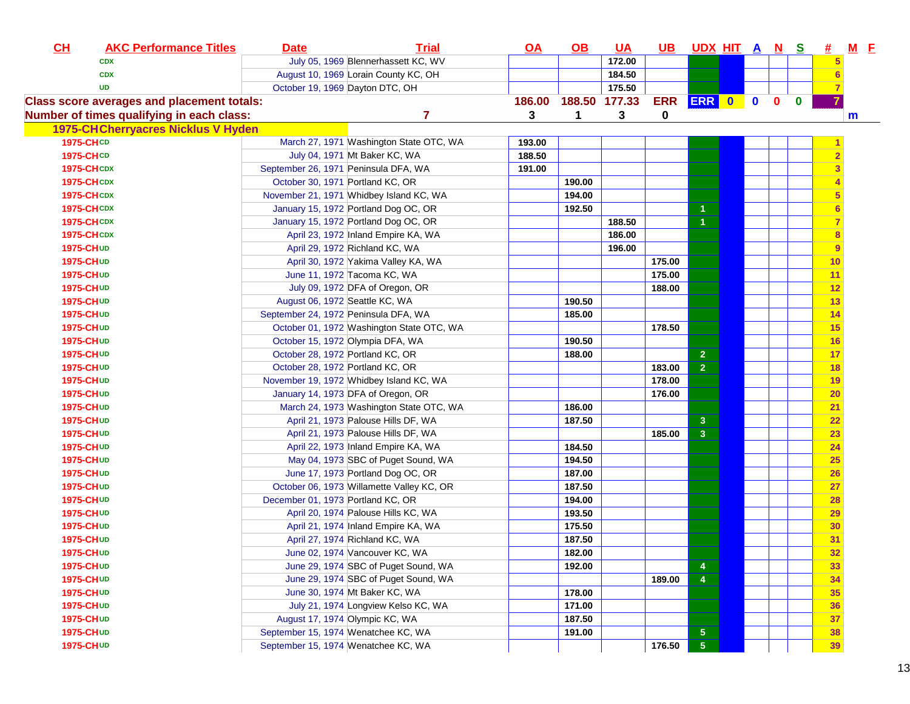| CH | AKC Performance Titles | Date | Trial | OA | OB | UA | UB | UDX | HIT | A | N | S | # | M | F |
|---|---|---|---|---|---|---|---|---|---|---|---|---|---|---|---|
| | CDX | July 05, 1969 | Blennerhassett KC, WV | | | 172.00 | | | | | | | 5 | | |
| | CDX | August 10, 1969 | Lorain County KC, OH | | | 184.50 | | | | | | | 6 | | |
| | UD | October 19, 1969 | Dayton DTC, OH | | | 175.50 | | | | | | | 7 | | |
| **Class score averages and placement totals:** | | | | **186.00** | **188.50** | **177.33** | **ERR** | **ERR** | **0** | **0** | **0** | **0** | **7** | | |
| **Number of times qualifying in each class:** | | | **7** | **3** | **1** | **3** | **0** | | | | | | | **m** | |
| **1975-CH Cherryacres Nicklus V Hyden** | | | | | | | | | | | | | | | |
| 1975-CH | CD | March 27, 1971 | Washington State OTC, WA | 193.00 | | | | | | | | | 1 | | |
| 1975-CH | CD | July 04, 1971 | Mt Baker KC, WA | 188.50 | | | | | | | | | 2 | | |
| 1975-CH | CDX | September 26, 1971 | Peninsula DFA, WA | 191.00 | | | | | | | | | 3 | | |
| 1975-CH | CDX | October 30, 1971 | Portland KC, OR | | 190.00 | | | | | | | | 4 | | |
| 1975-CH | CDX | November 21, 1971 | Whidbey Island KC, WA | | 194.00 | | | | | | | | 5 | | |
| 1975-CH | CDX | January 15, 1972 | Portland Dog OC, OR | | 192.50 | | | 1 | | | | | 6 | | |
| 1975-CH | CDX | January 15, 1972 | Portland Dog OC, OR | | | 188.50 | | 1 | | | | | 7 | | |
| 1975-CH | CDX | April 23, 1972 | Inland Empire KA, WA | | | 186.00 | | | | | | | 8 | | |
| 1975-CH | UD | April 29, 1972 | Richland KC, WA | | | 196.00 | | | | | | | 9 | | |
| 1975-CH | UD | April 30, 1972 | Yakima Valley KA, WA | | | | 175.00 | | | | | | 10 | | |
| 1975-CH | UD | June 11, 1972 | Tacoma KC, WA | | | | 175.00 | | | | | | 11 | | |
| 1975-CH | UD | July 09, 1972 | DFA of Oregon, OR | | | | 188.00 | | | | | | 12 | | |
| 1975-CH | UD | August 06, 1972 | Seattle KC, WA | | 190.50 | | | | | | | | 13 | | |
| 1975-CH | UD | September 24, 1972 | Peninsula DFA, WA | | 185.00 | | | | | | | | 14 | | |
| 1975-CH | UD | October 01, 1972 | Washington State OTC, WA | | | | 178.50 | | | | | | 15 | | |
| 1975-CH | UD | October 15, 1972 | Olympia DFA, WA | | 190.50 | | | | | | | | 16 | | |
| 1975-CH | UD | October 28, 1972 | Portland KC, OR | | 188.00 | | | 2 | | | | | 17 | | |
| 1975-CH | UD | October 28, 1972 | Portland KC, OR | | | | 183.00 | 2 | | | | | 18 | | |
| 1975-CH | UD | November 19, 1972 | Whidbey Island KC, WA | | | | 178.00 | | | | | | 19 | | |
| 1975-CH | UD | January 14, 1973 | DFA of Oregon, OR | | | | 176.00 | | | | | | 20 | | |
| 1975-CH | UD | March 24, 1973 | Washington State OTC, WA | | 186.00 | | | | | | | | 21 | | |
| 1975-CH | UD | April 21, 1973 | Palouse Hills DF, WA | | 187.50 | | | 3 | | | | | 22 | | |
| 1975-CH | UD | April 21, 1973 | Palouse Hills DF, WA | | | | 185.00 | 3 | | | | | 23 | | |
| 1975-CH | UD | April 22, 1973 | Inland Empire KA, WA | | 184.50 | | | | | | | | 24 | | |
| 1975-CH | UD | May 04, 1973 | SBC of Puget Sound, WA | | 194.50 | | | | | | | | 25 | | |
| 1975-CH | UD | June 17, 1973 | Portland Dog OC, OR | | 187.00 | | | | | | | | 26 | | |
| 1975-CH | UD | October 06, 1973 | Willamette Valley KC, OR | | 187.50 | | | | | | | | 27 | | |
| 1975-CH | UD | December 01, 1973 | Portland KC, OR | | 194.00 | | | | | | | | 28 | | |
| 1975-CH | UD | April 20, 1974 | Palouse Hills KC, WA | | 193.50 | | | | | | | | 29 | | |
| 1975-CH | UD | April 21, 1974 | Inland Empire KA, WA | | 175.50 | | | | | | | | 30 | | |
| 1975-CH | UD | April 27, 1974 | Richland KC, WA | | 187.50 | | | | | | | | 31 | | |
| 1975-CH | UD | June 02, 1974 | Vancouver KC, WA | | 182.00 | | | | | | | | 32 | | |
| 1975-CH | UD | June 29, 1974 | SBC of Puget Sound, WA | | 192.00 | | | 4 | | | | | 33 | | |
| 1975-CH | UD | June 29, 1974 | SBC of Puget Sound, WA | | | | 189.00 | 4 | | | | | 34 | | |
| 1975-CH | UD | June 30, 1974 | Mt Baker KC, WA | | 178.00 | | | | | | | | 35 | | |
| 1975-CH | UD | July 21, 1974 | Longview Kelso KC, WA | | 171.00 | | | | | | | | 36 | | |
| 1975-CH | UD | August 17, 1974 | Olympic KC, WA | | 187.50 | | | | | | | | 37 | | |
| 1975-CH | UD | September 15, 1974 | Wenatchee KC, WA | | 191.00 | | | 5 | | | | | 38 | | |
| 1975-CH | UD | September 15, 1974 | Wenatchee KC, WA | | | | 176.50 | 5 | | | | | 39 | | |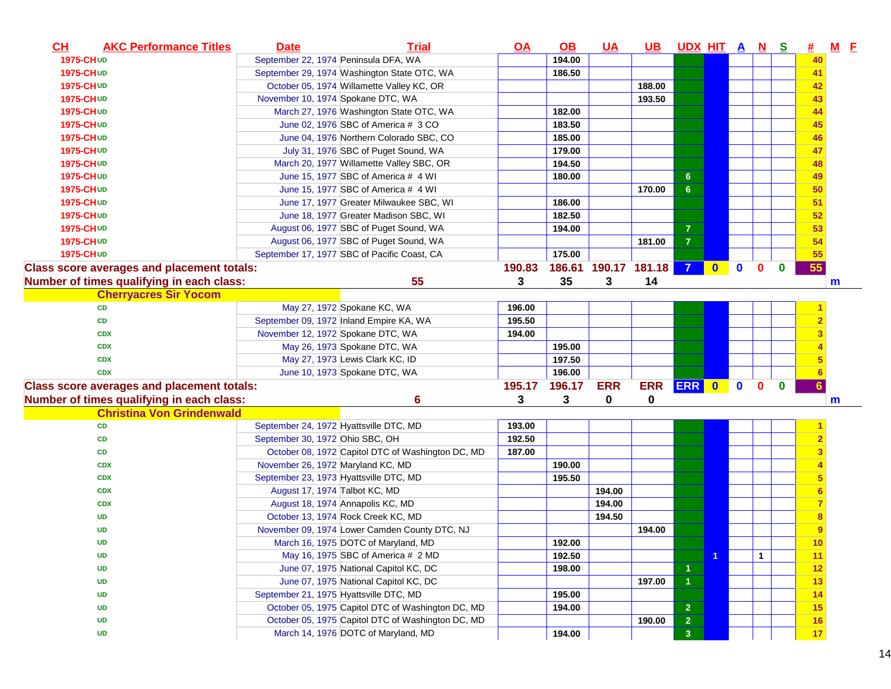| CH | AKC Performance Titles | Date | Trial | OA | OB | UA | UB | UDX | HIT | A | N | S | # | M | F |
|---|---|---|---|---|---|---|---|---|---|---|---|---|---|---|---|
| 1975-CH | UD | September 22, 1974 | Peninsula DFA, WA | | 194.00 | | | | | | | | 40 | | |
| 1975-CH | UD | September 29, 1974 | Washington State OTC, WA | | 186.50 | | | | | | | | 41 | | |
| 1975-CH | UD | October 05, 1974 | Willamette Valley KC, OR | | | | 188.00 | | | | | | 42 | | |
| 1975-CH | UD | November 10, 1974 | Spokane DTC, WA | | | | 193.50 | | | | | | 43 | | |
| 1975-CH | UD | March 27, 1976 | Washington State OTC, WA | | 182.00 | | | | | | | | 44 | | |
| 1975-CH | UD | June 02, 1976 | SBC of America # 3 CO | | 183.50 | | | | | | | | 45 | | |
| 1975-CH | UD | June 04, 1976 | Northern Colorado SBC, CO | | 185.00 | | | | | | | | 46 | | |
| 1975-CH | UD | July 31, 1976 | SBC of Puget Sound, WA | | 179.00 | | | | | | | | 47 | | |
| 1975-CH | UD | March 20, 1977 | Willamette Valley SBC, OR | | 194.50 | | | | | | | | 48 | | |
| 1975-CH | UD | June 15, 1977 | SBC of America # 4 WI | | 180.00 | | | 6 | | | | | 49 | | |
| 1975-CH | UD | June 15, 1977 | SBC of America # 4 WI | | | | 170.00 | 6 | | | | | 50 | | |
| 1975-CH | UD | June 17, 1977 | Greater Milwaukee SBC, WI | | 186.00 | | | | | | | | 51 | | |
| 1975-CH | UD | June 18, 1977 | Greater Madison SBC, WI | | 182.50 | | | | | | | | 52 | | |
| 1975-CH | UD | August 06, 1977 | SBC of Puget Sound, WA | | 194.00 | | | 7 | | | | | 53 | | |
| 1975-CH | UD | August 06, 1977 | SBC of Puget Sound, WA | | | | 181.00 | 7 | | | | | 54 | | |
| 1975-CH | UD | September 17, 1977 | SBC of Pacific Coast, CA | | 175.00 | | | | | | | | 55 | | |
| **Class score averages and placement totals:** | | | | 190.83 | 186.61 | 190.17 | 181.18 | 7 | 0 | 0 | 0 | 0 | 55 | | |
| **Number of times qualifying in each class:** | | | 55 | 3 | 35 | 3 | 14 | | | | | | | m | |
| **Cherryacres Sir Yocom** | | | | | | | | | | | | | | | |
| | CD | May 27, 1972 | Spokane KC, WA | 196.00 | | | | | | | | | 1 | | |
| | CD | September 09, 1972 | Inland Empire KA, WA | 195.50 | | | | | | | | | 2 | | |
| | CDX | November 12, 1972 | Spokane DTC, WA | 194.00 | | | | | | | | | 3 | | |
| | CDX | May 26, 1973 | Spokane DTC, WA | | 195.00 | | | | | | | | 4 | | |
| | CDX | May 27, 1973 | Lewis Clark KC, ID | | 197.50 | | | | | | | | 5 | | |
| | CDX | June 10, 1973 | Spokane DTC, WA | | 196.00 | | | | | | | | 6 | | |
| **Class score averages and placement totals:** | | | | 195.17 | 196.17 | ERR | ERR | ERR | 0 | 0 | 0 | 0 | 6 | | |
| **Number of times qualifying in each class:** | | | 6 | 3 | 3 | 0 | 0 | | | | | | | m | |
| **Christina Von Grindenwald** | | | | | | | | | | | | | | | |
| | CD | September 24, 1972 | Hyattsville DTC, MD | 193.00 | | | | | | | | | 1 | | |
| | CD | September 30, 1972 | Ohio SBC, OH | 192.50 | | | | | | | | | 2 | | |
| | CD | October 08, 1972 | Capitol DTC of Washington DC, MD | 187.00 | | | | | | | | | 3 | | |
| | CDX | November 26, 1972 | Maryland KC, MD | | 190.00 | | | | | | | | 4 | | |
| | CDX | September 23, 1973 | Hyattsville DTC, MD | | 195.50 | | | | | | | | 5 | | |
| | CDX | August 17, 1974 | Talbot KC, MD | | | 194.00 | | | | | | | 6 | | |
| | CDX | August 18, 1974 | Annapolis KC, MD | | | 194.00 | | | | | | | 7 | | |
| | UD | October 13, 1974 | Rock Creek KC, MD | | | 194.50 | | | | | | | 8 | | |
| | UD | November 09, 1974 | Lower Camden County DTC, NJ | | | | 194.00 | | | | | | 9 | | |
| | UD | March 16, 1975 | DOTC of Maryland, MD | | 192.00 | | | | | | | | 10 | | |
| | UD | May 16, 1975 | SBC of America # 2 MD | | 192.50 | | | | 1 | | 1 | | 11 | | |
| | UD | June 07, 1975 | National Capitol KC, DC | | 198.00 | | | 1 | | | | | 12 | | |
| | UD | June 07, 1975 | National Capitol KC, DC | | | | 197.00 | 1 | | | | | 13 | | |
| | UD | September 21, 1975 | Hyattsville DTC, MD | | 195.00 | | | | | | | | 14 | | |
| | UD | October 05, 1975 | Capitol DTC of Washington DC, MD | | 194.00 | | | 2 | | | | | 15 | | |
| | UD | October 05, 1975 | Capitol DTC of Washington DC, MD | | | | 190.00 | 2 | | | | | 16 | | |
| | UD | March 14, 1976 | DOTC of Maryland, MD | | 194.00 | | | 3 | | | | | 17 | | |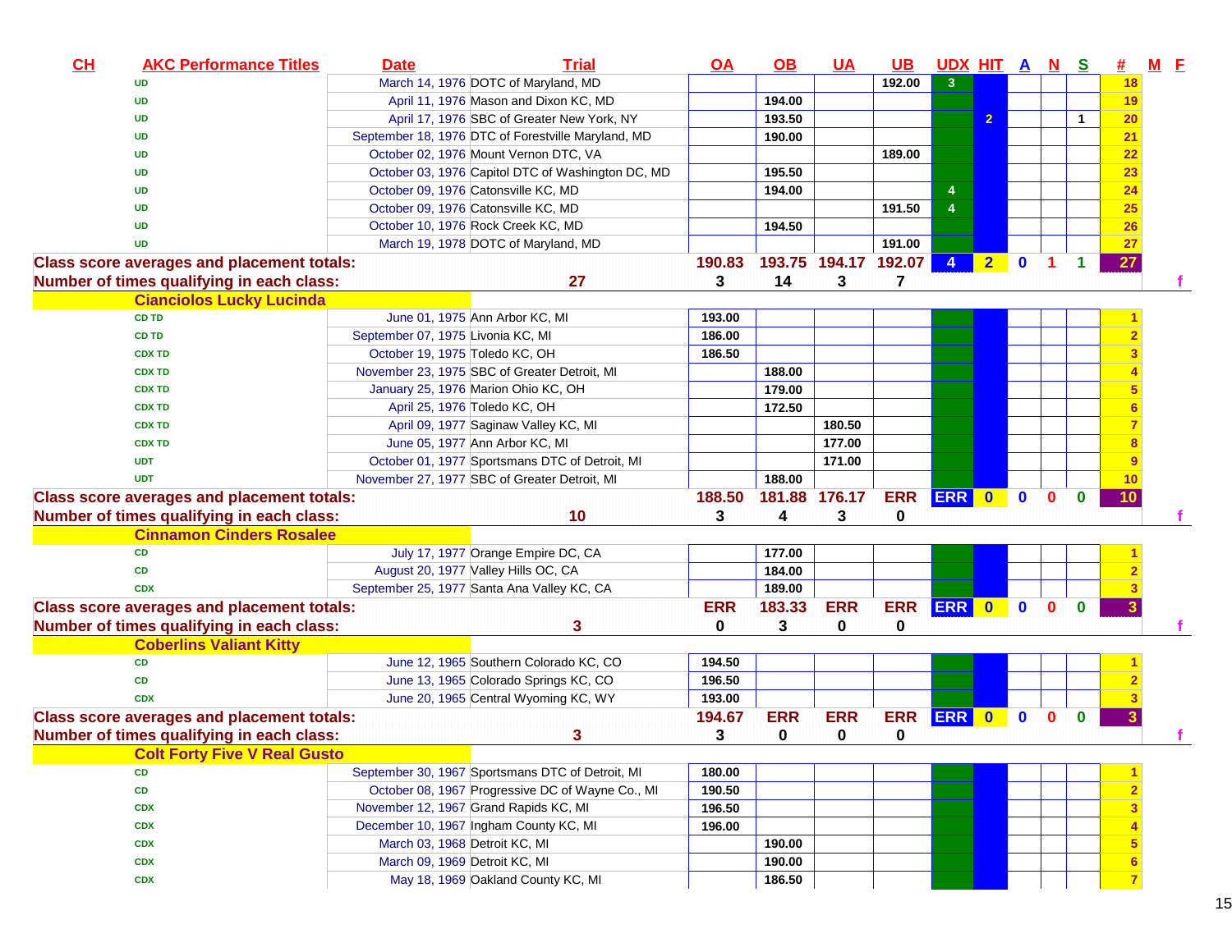| CH | AKC Performance Titles | Date | Trial | OA | OB | UA | UB | UDX | HIT | A | N | S | # | M | F |
|---|---|---|---|---|---|---|---|---|---|---|---|---|---|---|---|
| | UD | March 14, 1976 | DOTC of Maryland, MD | | | | 192.00 | 3 | | | | | 18 | | |
| | UD | April 11, 1976 | Mason and Dixon KC, MD | | 194.00 | | | | | | | | 19 | | |
| | UD | April 17, 1976 | SBC of Greater New York, NY | | 193.50 | | | | 2 | | | 1 | 20 | | |
| | UD | September 18, 1976 | DTC of Forestville Maryland, MD | | 190.00 | | | | | | | | 21 | | |
| | UD | October 02, 1976 | Mount Vernon DTC, VA | | | | 189.00 | | | | | | 22 | | |
| | UD | October 03, 1976 | Capitol DTC of Washington DC, MD | | 195.50 | | | | | | | | 23 | | |
| | UD | October 09, 1976 | Catonsville KC, MD | | 194.00 | | | 4 | | | | | 24 | | |
| | UD | October 09, 1976 | Catonsville KC, MD | | | | 191.50 | 4 | | | | | 25 | | |
| | UD | October 10, 1976 | Rock Creek KC, MD | | 194.50 | | | | | | | | 26 | | |
| | UD | March 19, 1978 | DOTC of Maryland, MD | | | | 191.00 | | | | | | 27 | | |
| Class score averages and placement totals: | | | | 190.83 | 193.75 | 194.17 | 192.07 | 4 | 2 | 0 | 1 | 1 | 27 | | |
| Number of times qualifying in each class: | | | 27 | 3 | 14 | 3 | 7 | | | | | | | | f |
| | **Cianciolos Lucky Lucinda** | | | | | | | | | | | | | | |
| | CD TD | June 01, 1975 | Ann Arbor KC, MI | 193.00 | | | | | | | | | 1 | | |
| | CD TD | September 07, 1975 | Livonia KC, MI | 186.00 | | | | | | | | | 2 | | |
| | CDX TD | October 19, 1975 | Toledo KC, OH | 186.50 | | | | | | | | | 3 | | |
| | CDX TD | November 23, 1975 | SBC of Greater Detroit, MI | | 188.00 | | | | | | | | 4 | | |
| | CDX TD | January 25, 1976 | Marion Ohio KC, OH | | 179.00 | | | | | | | | 5 | | |
| | CDX TD | April 25, 1976 | Toledo KC, OH | | 172.50 | | | | | | | | 6 | | |
| | CDX TD | April 09, 1977 | Saginaw Valley KC, MI | | | 180.50 | | | | | | | 7 | | |
| | CDX TD | June 05, 1977 | Ann Arbor KC, MI | | | 177.00 | | | | | | | 8 | | |
| | UDT | October 01, 1977 | Sportsmans DTC of Detroit, MI | | | 171.00 | | | | | | | 9 | | |
| | UDT | November 27, 1977 | SBC of Greater Detroit, MI | | 188.00 | | | | | | | | 10 | | |
| Class score averages and placement totals: | | | | 188.50 | 181.88 | 176.17 | ERR | ERR | 0 | 0 | 0 | 0 | 10 | | |
| Number of times qualifying in each class: | | | 10 | 3 | 4 | 3 | 0 | | | | | | | | f |
| | **Cinnamon Cinders Rosalee** | | | | | | | | | | | | | | |
| | CD | July 17, 1977 | Orange Empire DC, CA | | 177.00 | | | | | | | | 1 | | |
| | CD | August 20, 1977 | Valley Hills OC, CA | | 184.00 | | | | | | | | 2 | | |
| | CDX | September 25, 1977 | Santa Ana Valley KC, CA | | 189.00 | | | | | | | | 3 | | |
| Class score averages and placement totals: | | | | ERR | 183.33 | ERR | ERR | ERR | 0 | 0 | 0 | 0 | 3 | | |
| Number of times qualifying in each class: | | | 3 | 0 | 3 | 0 | 0 | | | | | | | | f |
| | **Coberlins Valiant Kitty** | | | | | | | | | | | | | | |
| | CD | June 12, 1965 | Southern Colorado KC, CO | 194.50 | | | | | | | | | 1 | | |
| | CD | June 13, 1965 | Colorado Springs KC, CO | 196.50 | | | | | | | | | 2 | | |
| | CDX | June 20, 1965 | Central Wyoming KC, WY | 193.00 | | | | | | | | | 3 | | |
| Class score averages and placement totals: | | | | 194.67 | ERR | ERR | ERR | ERR | 0 | 0 | 0 | 0 | 3 | | |
| Number of times qualifying in each class: | | | 3 | 3 | 0 | 0 | 0 | | | | | | | | f |
| | **Colt Forty Five V Real Gusto** | | | | | | | | | | | | | | |
| | CD | September 30, 1967 | Sportsmans DTC of Detroit, MI | 180.00 | | | | | | | | | 1 | | |
| | CD | October 08, 1967 | Progressive DC of Wayne Co., MI | 190.50 | | | | | | | | | 2 | | |
| | CDX | November 12, 1967 | Grand Rapids KC, MI | 196.50 | | | | | | | | | 3 | | |
| | CDX | December 10, 1967 | Ingham County KC, MI | 196.00 | | | | | | | | | 4 | | |
| | CDX | March 03, 1968 | Detroit KC, MI | | 190.00 | | | | | | | | 5 | | |
| | CDX | March 09, 1969 | Detroit KC, MI | | 190.00 | | | | | | | | 6 | | |
| | CDX | May 18, 1969 | Oakland County KC, MI | | 186.50 | | | | | | | | 7 | | |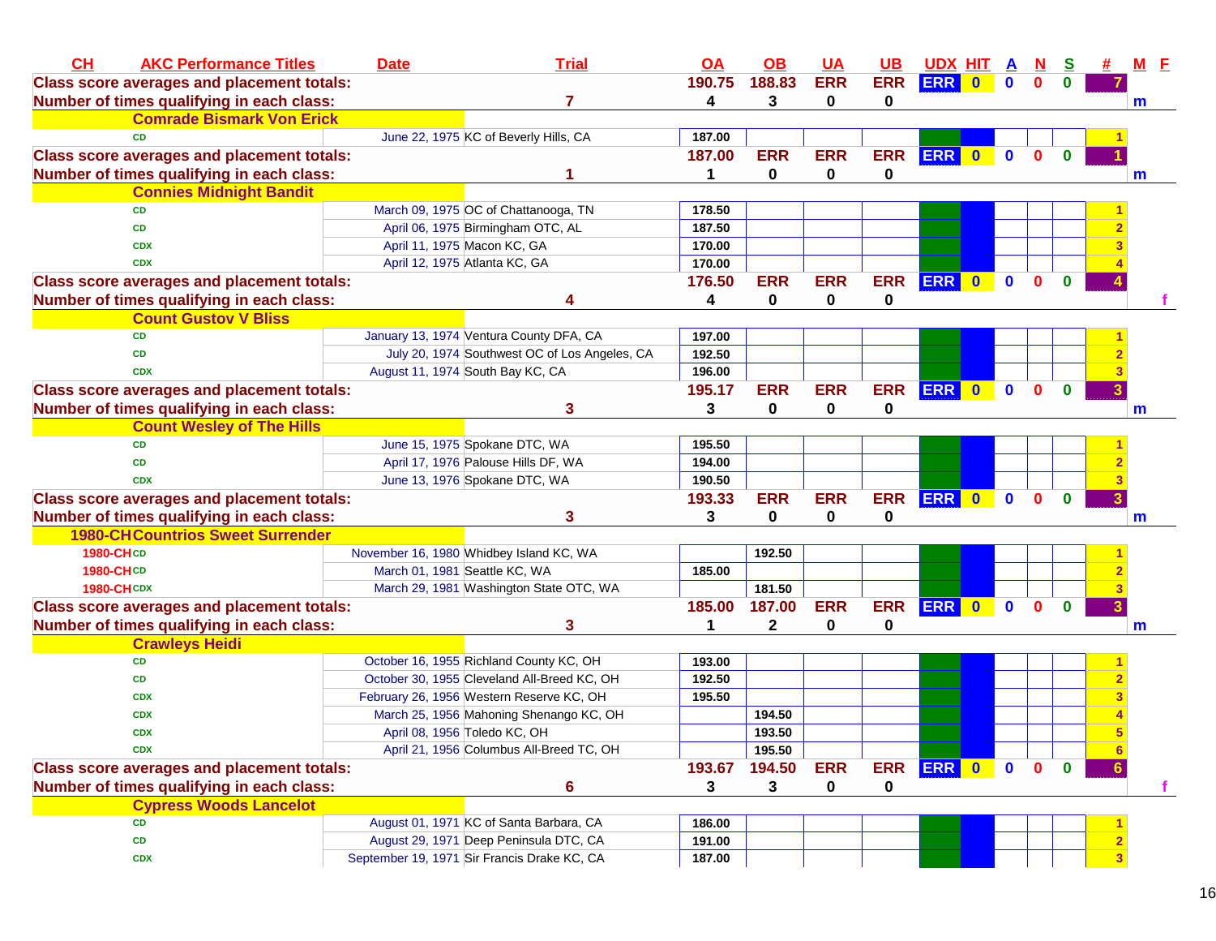| CH | AKC Performance Titles | Date | Trial | OA | OB | UA | UB | UDX | HIT | A | N | S | # | M | F |
|---|---|---|---|---|---|---|---|---|---|---|---|---|---|---|---|
| Class score averages and placement totals: | | | | 190.75 | 188.83 | ERR | ERR | ERR | 0 | 0 | 0 | 0 | 7 | | |
| Number of times qualifying in each class: | | | 7 | 4 | 3 | 0 | 0 | | | | | | | m | |
| | Comrade Bismark Von Erick | | | | | | | | | | | | | | |
| | CD | June 22, 1975 | KC of Beverly Hills, CA | 187.00 | | | | | | | | | 1 | | |
| Class score averages and placement totals: | | | | 187.00 | ERR | ERR | ERR | ERR | 0 | 0 | 0 | 0 | 1 | | |
| Number of times qualifying in each class: | | | 1 | 1 | 0 | 0 | 0 | | | | | | | m | |
| | Connies Midnight Bandit | | | | | | | | | | | | | | |
| | CD | March 09, 1975 | OC of Chattanooga, TN | 178.50 | | | | | | | | | 1 | | |
| | CD | April 06, 1975 | Birmingham OTC, AL | 187.50 | | | | | | | | | 2 | | |
| | CDX | April 11, 1975 | Macon KC, GA | 170.00 | | | | | | | | | 3 | | |
| | CDX | April 12, 1975 | Atlanta KC, GA | 170.00 | | | | | | | | | 4 | | |
| Class score averages and placement totals: | | | | 176.50 | ERR | ERR | ERR | ERR | 0 | 0 | 0 | 0 | 4 | | |
| Number of times qualifying in each class: | | | 4 | 4 | 0 | 0 | 0 | | | | | | | | f |
| | Count Gustov V Bliss | | | | | | | | | | | | | | |
| | CD | January 13, 1974 | Ventura County DFA, CA | 197.00 | | | | | | | | | 1 | | |
| | CD | July 20, 1974 | Southwest OC of Los Angeles, CA | 192.50 | | | | | | | | | 2 | | |
| | CDX | August 11, 1974 | South Bay KC, CA | 196.00 | | | | | | | | | 3 | | |
| Class score averages and placement totals: | | | | 195.17 | ERR | ERR | ERR | ERR | 0 | 0 | 0 | 0 | 3 | | |
| Number of times qualifying in each class: | | | 3 | 3 | 0 | 0 | 0 | | | | | | | m | |
| | Count Wesley of The Hills | | | | | | | | | | | | | | |
| | CD | June 15, 1975 | Spokane DTC, WA | 195.50 | | | | | | | | | 1 | | |
| | CD | April 17, 1976 | Palouse Hills DF, WA | 194.00 | | | | | | | | | 2 | | |
| | CDX | June 13, 1976 | Spokane DTC, WA | 190.50 | | | | | | | | | 3 | | |
| Class score averages and placement totals: | | | | 193.33 | ERR | ERR | ERR | ERR | 0 | 0 | 0 | 0 | 3 | | |
| Number of times qualifying in each class: | | | 3 | 3 | 0 | 0 | 0 | | | | | | | m | |
| 1980-CH | Countrios Sweet Surrender | | | | | | | | | | | | | | |
| 1980-CH | CD | November 16, 1980 | Whidbey Island KC, WA | | 192.50 | | | | | | | | 1 | | |
| 1980-CH | CD | March 01, 1981 | Seattle KC, WA | 185.00 | | | | | | | | | 2 | | |
| 1980-CH | CDX | March 29, 1981 | Washington State OTC, WA | | 181.50 | | | | | | | | 3 | | |
| Class score averages and placement totals: | | | | 185.00 | 187.00 | ERR | ERR | ERR | 0 | 0 | 0 | 0 | 3 | | |
| Number of times qualifying in each class: | | | 3 | 1 | 2 | 0 | 0 | | | | | | | m | |
| | Crawleys Heidi | | | | | | | | | | | | | | |
| | CD | October 16, 1955 | Richland County KC, OH | 193.00 | | | | | | | | | 1 | | |
| | CD | October 30, 1955 | Cleveland All-Breed KC, OH | 192.50 | | | | | | | | | 2 | | |
| | CDX | February 26, 1956 | Western Reserve KC, OH | 195.50 | | | | | | | | | 3 | | |
| | CDX | March 25, 1956 | Mahoning Shenango KC, OH | | 194.50 | | | | | | | | 4 | | |
| | CDX | April 08, 1956 | Toledo KC, OH | | 193.50 | | | | | | | | 5 | | |
| | CDX | April 21, 1956 | Columbus All-Breed TC, OH | | 195.50 | | | | | | | | 6 | | |
| Class score averages and placement totals: | | | | 193.67 | 194.50 | ERR | ERR | ERR | 0 | 0 | 0 | 0 | 6 | | |
| Number of times qualifying in each class: | | | 6 | 3 | 3 | 0 | 0 | | | | | | | | f |
| | Cypress Woods Lancelot | | | | | | | | | | | | | | |
| | CD | August 01, 1971 | KC of Santa Barbara, CA | 186.00 | | | | | | | | | 1 | | |
| | CD | August 29, 1971 | Deep Peninsula DTC, CA | 191.00 | | | | | | | | | 2 | | |
| | CDX | September 19, 1971 | Sir Francis Drake KC, CA | 187.00 | | | | | | | | | 3 | | |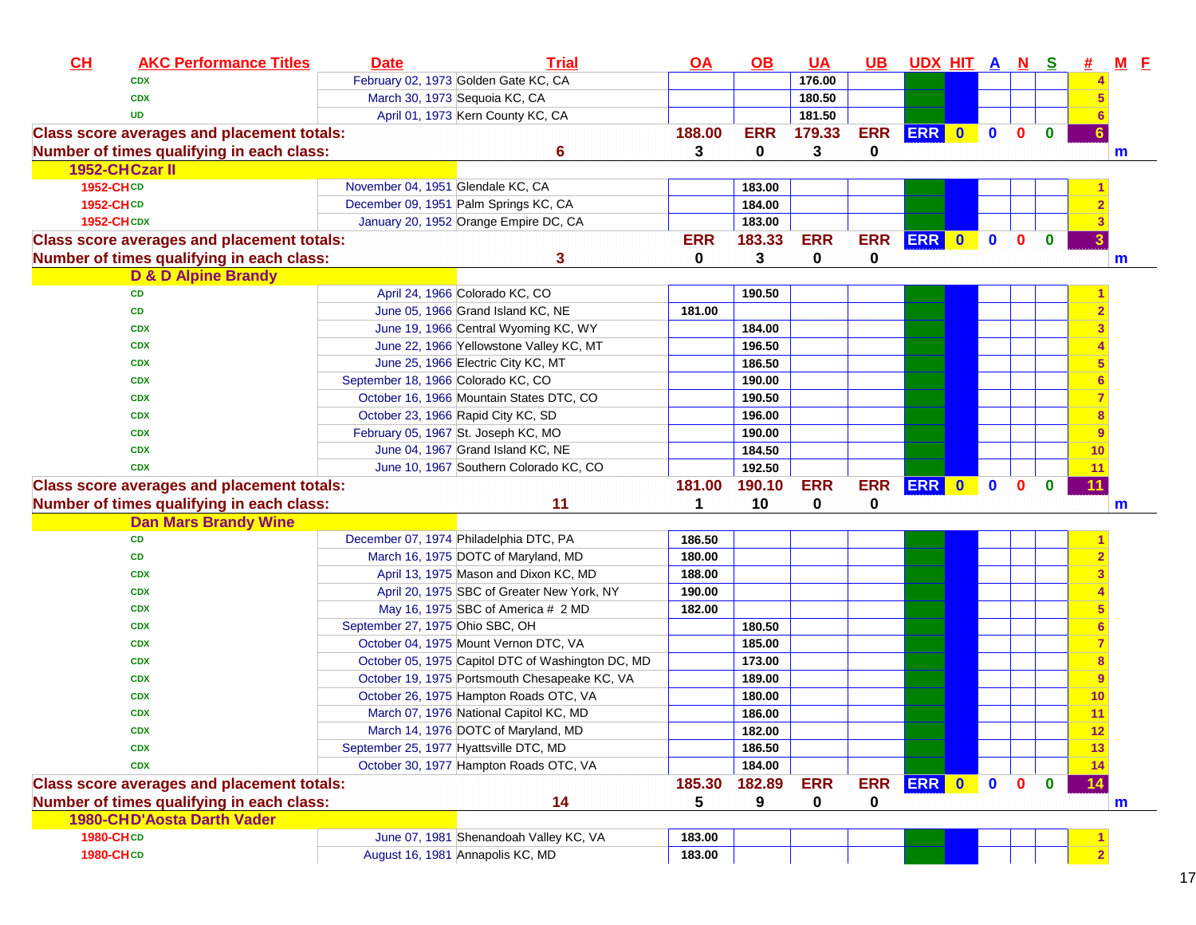| CH | AKC Performance Titles | Date | Trial | OA | OB | UA | UB | UDX | HIT | A | N | S | # | M | F |
|---|---|---|---|---|---|---|---|---|---|---|---|---|---|---|---|
| | CDX | February 02, 1973 | Golden Gate KC, CA | | | 176.00 | | | | | | | 4 | | |
| | CDX | March 30, 1973 | Sequoia KC, CA | | | 180.50 | | | | | | | 5 | | |
| | UD | April 01, 1973 | Kern County KC, CA | | | 181.50 | | | | | | | 6 | | |
| Class score averages and placement totals: | | | | 188.00 | ERR | 179.33 | ERR | ERR | 0 | 0 | 0 | 0 | 6 | | |
| Number of times qualifying in each class: | | | 6 | 3 | 0 | 3 | 0 | | | | | | | m | |
| 1952-CH Czar II | | | | | | | | | | | | | | | |
| 1952-CH | CD | November 04, 1951 | Glendale KC, CA | | 183.00 | | | | | | | | 1 | | |
| 1952-CH | CD | December 09, 1951 | Palm Springs KC, CA | | 184.00 | | | | | | | | 2 | | |
| 1952-CH | CDX | January 20, 1952 | Orange Empire DC, CA | | 183.00 | | | | | | | | 3 | | |
| Class score averages and placement totals: | | | | ERR | 183.33 | ERR | ERR | ERR | 0 | 0 | 0 | 0 | 3 | | |
| Number of times qualifying in each class: | | | 3 | 0 | 3 | 0 | 0 | | | | | | | m | |
| D & D Alpine Brandy | | | | | | | | | | | | | | | |
| | CD | April 24, 1966 | Colorado KC, CO | | 190.50 | | | | | | | | 1 | | |
| | CD | June 05, 1966 | Grand Island KC, NE | 181.00 | | | | | | | | | 2 | | |
| | CDX | June 19, 1966 | Central Wyoming KC, WY | | 184.00 | | | | | | | | 3 | | |
| | CDX | June 22, 1966 | Yellowstone Valley KC, MT | | 196.50 | | | | | | | | 4 | | |
| | CDX | June 25, 1966 | Electric City KC, MT | | 186.50 | | | | | | | | 5 | | |
| | CDX | September 18, 1966 | Colorado KC, CO | | 190.00 | | | | | | | | 6 | | |
| | CDX | October 16, 1966 | Mountain States DTC, CO | | 190.50 | | | | | | | | 7 | | |
| | CDX | October 23, 1966 | Rapid City KC, SD | | 196.00 | | | | | | | | 8 | | |
| | CDX | February 05, 1967 | St. Joseph KC, MO | | 190.00 | | | | | | | | 9 | | |
| | CDX | June 04, 1967 | Grand Island KC, NE | | 184.50 | | | | | | | | 10 | | |
| | CDX | June 10, 1967 | Southern Colorado KC, CO | | 192.50 | | | | | | | | 11 | | |
| Class score averages and placement totals: | | | | 181.00 | 190.10 | ERR | ERR | ERR | 0 | 0 | 0 | 0 | 11 | | |
| Number of times qualifying in each class: | | | 11 | 1 | 10 | 0 | 0 | | | | | | | m | |
| Dan Mars Brandy Wine | | | | | | | | | | | | | | | |
| | CD | December 07, 1974 | Philadelphia DTC, PA | 186.50 | | | | | | | | | 1 | | |
| | CD | March 16, 1975 | DOTC of Maryland, MD | 180.00 | | | | | | | | | 2 | | |
| | CDX | April 13, 1975 | Mason and Dixon KC, MD | 188.00 | | | | | | | | | 3 | | |
| | CDX | April 20, 1975 | SBC of Greater New York, NY | 190.00 | | | | | | | | | 4 | | |
| | CDX | May 16, 1975 | SBC of America # 2 MD | 182.00 | | | | | | | | | 5 | | |
| | CDX | September 27, 1975 | Ohio SBC, OH | | 180.50 | | | | | | | | 6 | | |
| | CDX | October 04, 1975 | Mount Vernon DTC, VA | | 185.00 | | | | | | | | 7 | | |
| | CDX | October 05, 1975 | Capitol DTC of Washington DC, MD | | 173.00 | | | | | | | | 8 | | |
| | CDX | October 19, 1975 | Portsmouth Chesapeake KC, VA | | 189.00 | | | | | | | | 9 | | |
| | CDX | October 26, 1975 | Hampton Roads OTC, VA | | 180.00 | | | | | | | | 10 | | |
| | CDX | March 07, 1976 | National Capitol KC, MD | | 186.00 | | | | | | | | 11 | | |
| | CDX | March 14, 1976 | DOTC of Maryland, MD | | 182.00 | | | | | | | | 12 | | |
| | CDX | September 25, 1977 | Hyattsville DTC, MD | | 186.50 | | | | | | | | 13 | | |
| | CDX | October 30, 1977 | Hampton Roads OTC, VA | | 184.00 | | | | | | | | 14 | | |
| Class score averages and placement totals: | | | | 185.30 | 182.89 | ERR | ERR | ERR | 0 | 0 | 0 | 0 | 14 | | |
| Number of times qualifying in each class: | | | 14 | 5 | 9 | 0 | 0 | | | | | | | m | |
| 1980-CH D'Aosta Darth Vader | | | | | | | | | | | | | | | |
| 1980-CH | CD | June 07, 1981 | Shenandoah Valley KC, VA | 183.00 | | | | | | | | | 1 | | |
| 1980-CH | CD | August 16, 1981 | Annapolis KC, MD | 183.00 | | | | | | | | | 2 | | |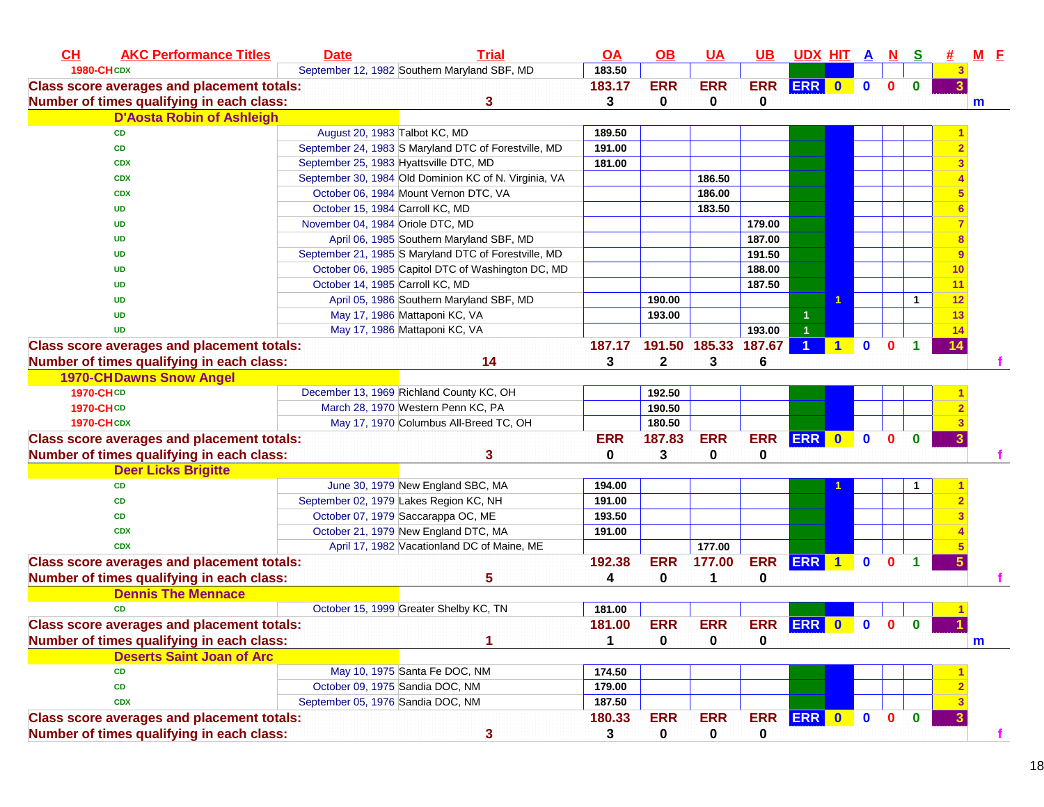| CH | AKC Performance Titles | Date | Trial | OA | OB | UA | UB | UDX | HIT | A | N | S | # | M | F |
|---|---|---|---|---|---|---|---|---|---|---|---|---|---|---|---|
| 1980-CH | CDX | September 12, 1982 | Southern Maryland SBF, MD | 183.50 | | | | | | | | | 3 | | |
| Class score averages and placement totals: | | | | 183.17 | ERR | ERR | ERR | ERR | 0 | 0 | 0 | 0 | 3 | | |
| Number of times qualifying in each class: | | | 3 | 3 | 0 | 0 | 0 | | | | | | | m | |
| | D'Aosta Robin of Ashleigh | | | | | | | | | | | | | | |
| | CD | August 20, 1983 | Talbot KC, MD | 189.50 | | | | | | | | | 1 | | |
| | CD | September 24, 1983 | S Maryland DTC of Forestville, MD | 191.00 | | | | | | | | | 2 | | |
| | CDX | September 25, 1983 | Hyattsville DTC, MD | 181.00 | | | | | | | | | 3 | | |
| | CDX | September 30, 1984 | Old Dominion KC of N. Virginia, VA | | | 186.50 | | | | | | | 4 | | |
| | CDX | October 06, 1984 | Mount Vernon DTC, VA | | | 186.00 | | | | | | | 5 | | |
| | UD | October 15, 1984 | Carroll KC, MD | | | 183.50 | | | | | | | 6 | | |
| | UD | November 04, 1984 | Oriole DTC, MD | | | | 179.00 | | | | | | 7 | | |
| | UD | April 06, 1985 | Southern Maryland SBF, MD | | | | 187.00 | | | | | | 8 | | |
| | UD | September 21, 1985 | S Maryland DTC of Forestville, MD | | | | 191.50 | | | | | | 9 | | |
| | UD | October 06, 1985 | Capitol DTC of Washington DC, MD | | | | 188.00 | | | | | | 10 | | |
| | UD | October 14, 1985 | Carroll KC, MD | | | | 187.50 | | | | | | 11 | | |
| | UD | April 05, 1986 | Southern Maryland SBF, MD | | 190.00 | | | | 1 | | | 1 | 12 | | |
| | UD | May 17, 1986 | Mattaponi KC, VA | | 193.00 | | | 1 | | | | | 13 | | |
| | UD | May 17, 1986 | Mattaponi KC, VA | | | | 193.00 | 1 | | | | | 14 | | |
| Class score averages and placement totals: | | | | 187.17 | 191.50 | 185.33 | 187.67 | 1 | 1 | 0 | 0 | 1 | 14 | | |
| Number of times qualifying in each class: | | | 14 | 3 | 2 | 3 | 6 | | | | | | | | f |
| 1970-CH | Dawns Snow Angel | | | | | | | | | | | | | | |
| 1970-CH | CD | December 13, 1969 | Richland County KC, OH | | 192.50 | | | | | | | | 1 | | |
| 1970-CH | CD | March 28, 1970 | Western Penn KC, PA | | 190.50 | | | | | | | | 2 | | |
| 1970-CH | CDX | May 17, 1970 | Columbus All-Breed TC, OH | | 180.50 | | | | | | | | 3 | | |
| Class score averages and placement totals: | | | | ERR | 187.83 | ERR | ERR | ERR | 0 | 0 | 0 | 0 | 3 | | |
| Number of times qualifying in each class: | | | 3 | 0 | 3 | 0 | 0 | | | | | | | | f |
| | Deer Licks Brigitte | | | | | | | | | | | | | | |
| | CD | June 30, 1979 | New England SBC, MA | 194.00 | | | | | 1 | | | 1 | 1 | | |
| | CD | September 02, 1979 | Lakes Region KC, NH | 191.00 | | | | | | | | | 2 | | |
| | CD | October 07, 1979 | Saccarappa OC, ME | 193.50 | | | | | | | | | 3 | | |
| | CDX | October 21, 1979 | New England DTC, MA | 191.00 | | | | | | | | | 4 | | |
| | CDX | April 17, 1982 | Vacationland DC of Maine, ME | | | 177.00 | | | | | | | 5 | | |
| Class score averages and placement totals: | | | | 192.38 | ERR | 177.00 | ERR | ERR | 1 | 0 | 0 | 1 | 5 | | |
| Number of times qualifying in each class: | | | 5 | 4 | 0 | 1 | 0 | | | | | | | | f |
| | Dennis The Mennace | | | | | | | | | | | | | | |
| | CD | October 15, 1999 | Greater Shelby KC, TN | 181.00 | | | | | | | | | 1 | | |
| Class score averages and placement totals: | | | | 181.00 | ERR | ERR | ERR | ERR | 0 | 0 | 0 | 0 | 1 | | |
| Number of times qualifying in each class: | | | 1 | 1 | 0 | 0 | 0 | | | | | | | m | |
| | Deserts Saint Joan of Arc | | | | | | | | | | | | | | |
| | CD | May 10, 1975 | Santa Fe DOC, NM | 174.50 | | | | | | | | | 1 | | |
| | CD | October 09, 1975 | Sandia DOC, NM | 179.00 | | | | | | | | | 2 | | |
| | CDX | September 05, 1976 | Sandia DOC, NM | 187.50 | | | | | | | | | 3 | | |
| Class score averages and placement totals: | | | | 180.33 | ERR | ERR | ERR | ERR | 0 | 0 | 0 | 0 | 3 | | |
| Number of times qualifying in each class: | | | 3 | 3 | 0 | 0 | 0 | | | | | | | | f |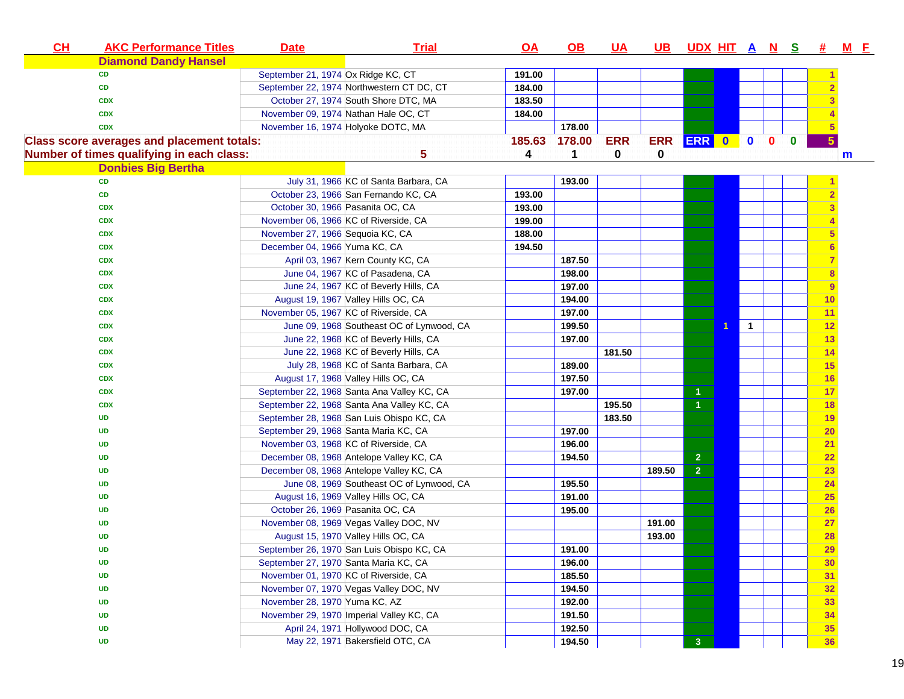| CH | AKC Performance Titles | Date | Trial | OA | OB | UA | UB | UDX | HIT | A | N | S | # | M | F |
|---|---|---|---|---|---|---|---|---|---|---|---|---|---|---|---|
| | **Diamond Dandy Hansel** | | | | | | | | | | | | | | |
| | CD | September 21, 1974 | Ox Ridge KC, CT | 191.00 | | | | | | | | | 1 | | |
| | CD | September 22, 1974 | Northwestern CT DC, CT | 184.00 | | | | | | | | | 2 | | |
| | CDX | October 27, 1974 | South Shore DTC, MA | 183.50 | | | | | | | | | 3 | | |
| | CDX | November 09, 1974 | Nathan Hale OC, CT | 184.00 | | | | | | | | | 4 | | |
| | CDX | November 16, 1974 | Holyoke DOTC, MA | | 178.00 | | | | | | | | 5 | | |
| **Class score averages and placement totals:** | | | | 185.63 | 178.00 | ERR | ERR | ERR | 0 | 0 | 0 | 0 | 5 | | |
| **Number of times qualifying in each class:** | | | 5 | 4 | 1 | 0 | 0 | | | | | | | m | |
| | **Donbies Big Bertha** | | | | | | | | | | | | | | |
| | CD | July 31, 1966 | KC of Santa Barbara, CA | | 193.00 | | | | | | | | 1 | | |
| | CD | October 23, 1966 | San Fernando KC, CA | 193.00 | | | | | | | | | 2 | | |
| | CDX | October 30, 1966 | Pasanita OC, CA | 193.00 | | | | | | | | | 3 | | |
| | CDX | November 06, 1966 | KC of Riverside, CA | 199.00 | | | | | | | | | 4 | | |
| | CDX | November 27, 1966 | Sequoia KC, CA | 188.00 | | | | | | | | | 5 | | |
| | CDX | December 04, 1966 | Yuma KC, CA | 194.50 | | | | | | | | | 6 | | |
| | CDX | April 03, 1967 | Kern County KC, CA | | 187.50 | | | | | | | | 7 | | |
| | CDX | June 04, 1967 | KC of Pasadena, CA | | 198.00 | | | | | | | | 8 | | |
| | CDX | June 24, 1967 | KC of Beverly Hills, CA | | 197.00 | | | | | | | | 9 | | |
| | CDX | August 19, 1967 | Valley Hills OC, CA | | 194.00 | | | | | | | | 10 | | |
| | CDX | November 05, 1967 | KC of Riverside, CA | | 197.00 | | | | | | | | 11 | | |
| | CDX | June 09, 1968 | Southeast OC of Lynwood, CA | | 199.50 | | | | 1 | 1 | | | 12 | | |
| | CDX | June 22, 1968 | KC of Beverly Hills, CA | | 197.00 | | | | | | | | 13 | | |
| | CDX | June 22, 1968 | KC of Beverly Hills, CA | | | 181.50 | | | | | | | 14 | | |
| | CDX | July 28, 1968 | KC of Santa Barbara, CA | | 189.00 | | | | | | | | 15 | | |
| | CDX | August 17, 1968 | Valley Hills OC, CA | | 197.50 | | | | | | | | 16 | | |
| | CDX | September 22, 1968 | Santa Ana Valley KC, CA | | 197.00 | | | 1 | | | | | 17 | | |
| | CDX | September 22, 1968 | Santa Ana Valley KC, CA | | | 195.50 | | 1 | | | | | 18 | | |
| | UD | September 28, 1968 | San Luis Obispo KC, CA | | | 183.50 | | | | | | | 19 | | |
| | UD | September 29, 1968 | Santa Maria KC, CA | | 197.00 | | | | | | | | 20 | | |
| | UD | November 03, 1968 | KC of Riverside, CA | | 196.00 | | | | | | | | 21 | | |
| | UD | December 08, 1968 | Antelope Valley KC, CA | | 194.50 | | | 2 | | | | | 22 | | |
| | UD | December 08, 1968 | Antelope Valley KC, CA | | | | 189.50 | 2 | | | | | 23 | | |
| | UD | June 08, 1969 | Southeast OC of Lynwood, CA | | 195.50 | | | | | | | | 24 | | |
| | UD | August 16, 1969 | Valley Hills OC, CA | | 191.00 | | | | | | | | 25 | | |
| | UD | October 26, 1969 | Pasanita OC, CA | | 195.00 | | | | | | | | 26 | | |
| | UD | November 08, 1969 | Vegas Valley DOC, NV | | | | 191.00 | | | | | | 27 | | |
| | UD | August 15, 1970 | Valley Hills OC, CA | | | | 193.00 | | | | | | 28 | | |
| | UD | September 26, 1970 | San Luis Obispo KC, CA | | 191.00 | | | | | | | | 29 | | |
| | UD | September 27, 1970 | Santa Maria KC, CA | | 196.00 | | | | | | | | 30 | | |
| | UD | November 01, 1970 | KC of Riverside, CA | | 185.50 | | | | | | | | 31 | | |
| | UD | November 07, 1970 | Vegas Valley DOC, NV | | 194.50 | | | | | | | | 32 | | |
| | UD | November 28, 1970 | Yuma KC, AZ | | 192.00 | | | | | | | | 33 | | |
| | UD | November 29, 1970 | Imperial Valley KC, CA | | 191.50 | | | | | | | | 34 | | |
| | UD | April 24, 1971 | Hollywood DOC, CA | | 192.50 | | | | | | | | 35 | | |
| | UD | May 22, 1971 | Bakersfield OTC, CA | | 194.50 | | | 3 | | | | | 36 | | |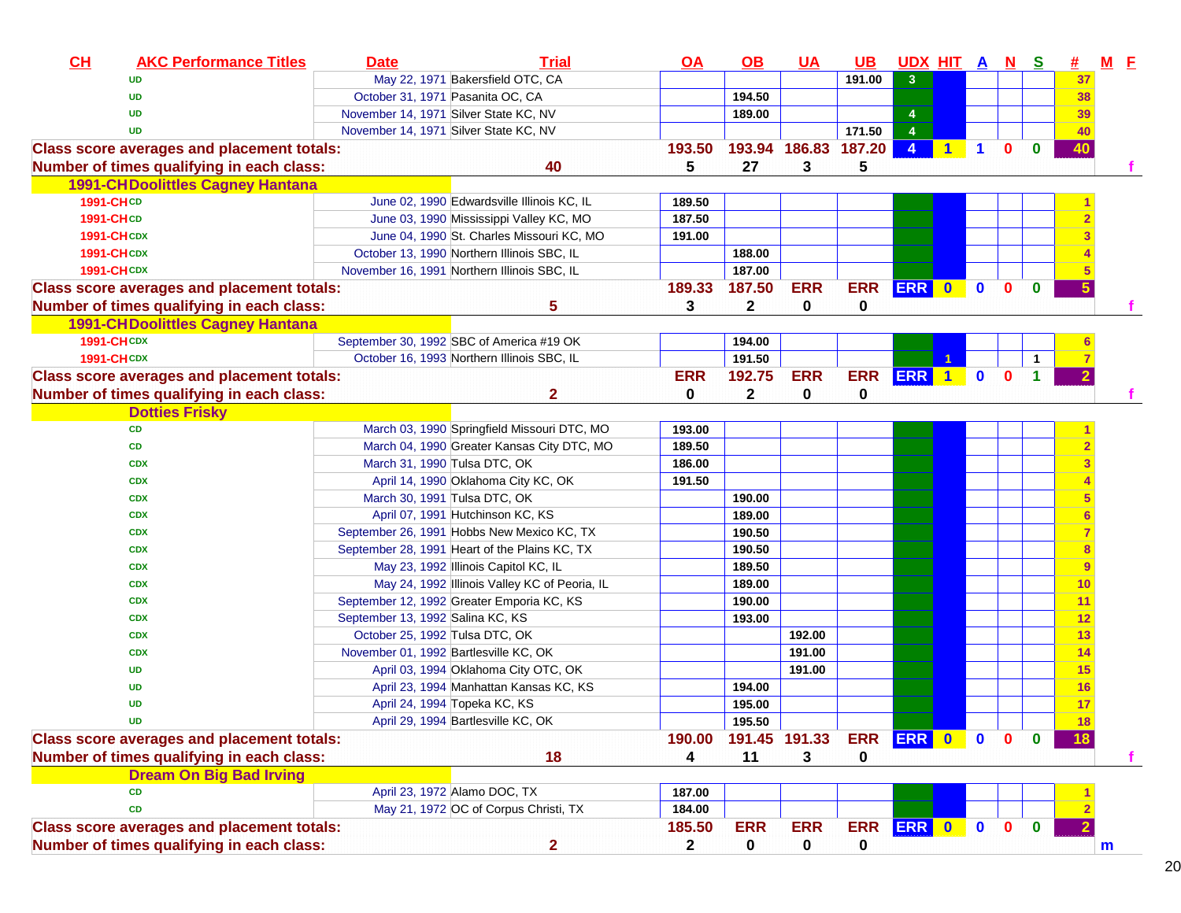| CH | AKC Performance Titles | Date | Trial | OA | OB | UA | UB | UDX | HIT | A | N | S | # | M | F |
|---|---|---|---|---|---|---|---|---|---|---|---|---|---|---|---|
| | UD | May 22, 1971 | Bakersfield OTC, CA | | | | 191.00 | 3 | | | | | 37 | | |
| | UD | October 31, 1971 | Pasanita OC, CA | | 194.50 | | | | | | | | 38 | | |
| | UD | November 14, 1971 | Silver State KC, NV | | 189.00 | | | 4 | | | | | 39 | | |
| | UD | November 14, 1971 | Silver State KC, NV | | | | 171.50 | 4 | | | | | 40 | | |
| **Class score averages and placement totals:** | | | | **193.50** | **193.94** | **186.83** | **187.20** | **4** | **1** | **1** | **0** | **0** | **40** | | |
| **Number of times qualifying in each class:** | | | **40** | **5** | **27** | **3** | **5** | | | | | | | | **f** |
| **1991-CH Doolittles Cagney Hantana** | | | | | | | | | | | | | | | |
| 1991-CH | CD | June 02, 1990 | Edwardsville Illinois KC, IL | 189.50 | | | | | | | | | 1 | | |
| 1991-CH | CD | June 03, 1990 | Mississippi Valley KC, MO | 187.50 | | | | | | | | | 2 | | |
| 1991-CH | CDX | June 04, 1990 | St. Charles Missouri KC, MO | 191.00 | | | | | | | | | 3 | | |
| 1991-CH | CDX | October 13, 1990 | Northern Illinois SBC, IL | | 188.00 | | | | | | | | 4 | | |
| 1991-CH | CDX | November 16, 1991 | Northern Illinois SBC, IL | | 187.00 | | | | | | | | 5 | | |
| **Class score averages and placement totals:** | | | | **189.33** | **187.50** | **ERR** | **ERR** | **ERR** | **0** | **0** | **0** | **0** | **5** | | |
| **Number of times qualifying in each class:** | | | **5** | **3** | **2** | **0** | **0** | | | | | | | | **f** |
| **1991-CH Doolittles Cagney Hantana** | | | | | | | | | | | | | | | |
| 1991-CH | CDX | September 30, 1992 | SBC of America #19 OK | | 194.00 | | | | | | | | 6 | | |
| 1991-CH | CDX | October 16, 1993 | Northern Illinois SBC, IL | | 191.50 | | | | 1 | | | 1 | 7 | | |
| **Class score averages and placement totals:** | | | | **ERR** | **192.75** | **ERR** | **ERR** | **ERR** | **1** | **0** | **0** | **1** | **2** | | |
| **Number of times qualifying in each class:** | | | **2** | **0** | **2** | **0** | **0** | | | | | | | | **f** |
| **Dotties Frisky** | | | | | | | | | | | | | | | |
| | CD | March 03, 1990 | Springfield Missouri DTC, MO | 193.00 | | | | | | | | | 1 | | |
| | CD | March 04, 1990 | Greater Kansas City DTC, MO | 189.50 | | | | | | | | | 2 | | |
| | CDX | March 31, 1990 | Tulsa DTC, OK | 186.00 | | | | | | | | | 3 | | |
| | CDX | April 14, 1990 | Oklahoma City KC, OK | 191.50 | | | | | | | | | 4 | | |
| | CDX | March 30, 1991 | Tulsa DTC, OK | | 190.00 | | | | | | | | 5 | | |
| | CDX | April 07, 1991 | Hutchinson KC, KS | | 189.00 | | | | | | | | 6 | | |
| | CDX | September 26, 1991 | Hobbs New Mexico KC, TX | | 190.50 | | | | | | | | 7 | | |
| | CDX | September 28, 1991 | Heart of the Plains KC, TX | | 190.50 | | | | | | | | 8 | | |
| | CDX | May 23, 1992 | Illinois Capitol KC, IL | | 189.50 | | | | | | | | 9 | | |
| | CDX | May 24, 1992 | Illinois Valley KC of Peoria, IL | | 189.00 | | | | | | | | 10 | | |
| | CDX | September 12, 1992 | Greater Emporia KC, KS | | 190.00 | | | | | | | | 11 | | |
| | CDX | September 13, 1992 | Salina KC, KS | | 193.00 | | | | | | | | 12 | | |
| | CDX | October 25, 1992 | Tulsa DTC, OK | | | 192.00 | | | | | | | 13 | | |
| | CDX | November 01, 1992 | Bartlesville KC, OK | | | 191.00 | | | | | | | 14 | | |
| | UD | April 03, 1994 | Oklahoma City OTC, OK | | | 191.00 | | | | | | | 15 | | |
| | UD | April 23, 1994 | Manhattan Kansas KC, KS | | 194.00 | | | | | | | | 16 | | |
| | UD | April 24, 1994 | Topeka KC, KS | | 195.00 | | | | | | | | 17 | | |
| | UD | April 29, 1994 | Bartlesville KC, OK | | 195.50 | | | | | | | | 18 | | |
| **Class score averages and placement totals:** | | | | **190.00** | **191.45** | **191.33** | **ERR** | **ERR** | **0** | **0** | **0** | **0** | **18** | | |
| **Number of times qualifying in each class:** | | | **18** | **4** | **11** | **3** | **0** | | | | | | | | **f** |
| **Dream On Big Bad Irving** | | | | | | | | | | | | | | | |
| | CD | April 23, 1972 | Alamo DOC, TX | 187.00 | | | | | | | | | 1 | | |
| | CD | May 21, 1972 | OC of Corpus Christi, TX | 184.00 | | | | | | | | | 2 | | |
| **Class score averages and placement totals:** | | | | **185.50** | **ERR** | **ERR** | **ERR** | **ERR** | **0** | **0** | **0** | **0** | **2** | | |
| **Number of times qualifying in each class:** | | | **2** | **2** | **0** | **0** | **0** | | | | | | | **m** | |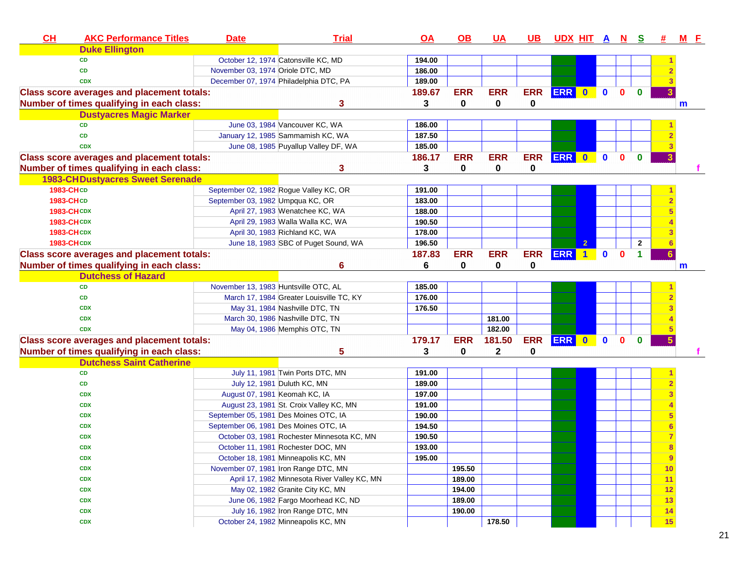| CH | AKC Performance Titles | Date | Trial | OA | OB | UA | UB | UDX | HIT | A | N | S | # | M | F |
|---|---|---|---|---|---|---|---|---|---|---|---|---|---|---|---|
| | **Duke Ellington** | | | | | | | | | | | | | | |
| | CD | October 12, 1974 | Catonsville KC, MD | 194.00 | | | | | | | | | 1 | | |
| | CD | November 03, 1974 | Oriole DTC, MD | 186.00 | | | | | | | | | 2 | | |
| | CDX | December 07, 1974 | Philadelphia DTC, PA | 189.00 | | | | | | | | | 3 | | |
| **Class score averages and placement totals:** | | | | 189.67 | ERR | ERR | ERR | ERR | 0 | 0 | 0 | 0 | 3 | | |
| **Number of times qualifying in each class:** | | 3 | | 3 | 0 | 0 | 0 | | | | | | | m | |
| | **Dustyacres Magic Marker** | | | | | | | | | | | | | | |
| | CD | June 03, 1984 | Vancouver KC, WA | 186.00 | | | | | | | | | 1 | | |
| | CD | January 12, 1985 | Sammamish KC, WA | 187.50 | | | | | | | | | 2 | | |
| | CDX | June 08, 1985 | Puyallup Valley DF, WA | 185.00 | | | | | | | | | 3 | | |
| **Class score averages and placement totals:** | | | | 186.17 | ERR | ERR | ERR | ERR | 0 | 0 | 0 | 0 | 3 | | |
| **Number of times qualifying in each class:** | | 3 | | 3 | 0 | 0 | 0 | | | | | | | | f |
| **1983-CH** | **Dustyacres Sweet Serenade** | | | | | | | | | | | | | | |
| 1983-CH | CD | September 02, 1982 | Rogue Valley KC, OR | 191.00 | | | | | | | | | 1 | | |
| 1983-CH | CD | September 03, 1982 | Umpqua KC, OR | 183.00 | | | | | | | | | 2 | | |
| 1983-CH | CDX | April 27, 1983 | Wenatchee KC, WA | 188.00 | | | | | | | | | 5 | | |
| 1983-CH | CDX | April 29, 1983 | Walla Walla KC, WA | 190.50 | | | | | | | | | 4 | | |
| 1983-CH | CDX | April 30, 1983 | Richland KC, WA | 178.00 | | | | | | | | | 3 | | |
| 1983-CH | CDX | June 18, 1983 | SBC of Puget Sound, WA | 196.50 | | | | | 2 | | | 2 | 6 | | |
| **Class score averages and placement totals:** | | | | 187.83 | ERR | ERR | ERR | ERR | 1 | 0 | 0 | 1 | 6 | | |
| **Number of times qualifying in each class:** | | 6 | | 6 | 0 | 0 | 0 | | | | | | | m | |
| | **Dutchess of Hazard** | | | | | | | | | | | | | | |
| | CD | November 13, 1983 | Huntsville OTC, AL | 185.00 | | | | | | | | | 1 | | |
| | CD | March 17, 1984 | Greater Louisville TC, KY | 176.00 | | | | | | | | | 2 | | |
| | CDX | May 31, 1984 | Nashville DTC, TN | 176.50 | | | | | | | | | 3 | | |
| | CDX | March 30, 1986 | Nashville DTC, TN | | | 181.00 | | | | | | | 4 | | |
| | CDX | May 04, 1986 | Memphis OTC, TN | | | 182.00 | | | | | | | 5 | | |
| **Class score averages and placement totals:** | | | | 179.17 | ERR | 181.50 | ERR | ERR | 0 | 0 | 0 | 0 | 5 | | |
| **Number of times qualifying in each class:** | | 5 | | 3 | 0 | 2 | 0 | | | | | | | | f |
| | **Dutchess Saint Catherine** | | | | | | | | | | | | | | |
| | CD | July 11, 1981 | Twin Ports DTC, MN | 191.00 | | | | | | | | | 1 | | |
| | CD | July 12, 1981 | Duluth KC, MN | 189.00 | | | | | | | | | 2 | | |
| | CDX | August 07, 1981 | Keomah KC, IA | 197.00 | | | | | | | | | 3 | | |
| | CDX | August 23, 1981 | St. Croix Valley KC, MN | 191.00 | | | | | | | | | 4 | | |
| | CDX | September 05, 1981 | Des Moines OTC, IA | 190.00 | | | | | | | | | 5 | | |
| | CDX | September 06, 1981 | Des Moines OTC, IA | 194.50 | | | | | | | | | 6 | | |
| | CDX | October 03, 1981 | Rochester Minnesota KC, MN | 190.50 | | | | | | | | | 7 | | |
| | CDX | October 11, 1981 | Rochester DOC, MN | 193.00 | | | | | | | | | 8 | | |
| | CDX | October 18, 1981 | Minneapolis KC, MN | 195.00 | | | | | | | | | 9 | | |
| | CDX | November 07, 1981 | Iron Range DTC, MN | | 195.50 | | | | | | | | 10 | | |
| | CDX | April 17, 1982 | Minnesota River Valley KC, MN | | 189.00 | | | | | | | | 11 | | |
| | CDX | May 02, 1982 | Granite City KC, MN | | 194.00 | | | | | | | | 12 | | |
| | CDX | June 06, 1982 | Fargo Moorhead KC, ND | | 189.00 | | | | | | | | 13 | | |
| | CDX | July 16, 1982 | Iron Range DTC, MN | | 190.00 | | | | | | | | 14 | | |
| | CDX | October 24, 1982 | Minneapolis KC, MN | | | 178.50 | | | | | | | 15 | | |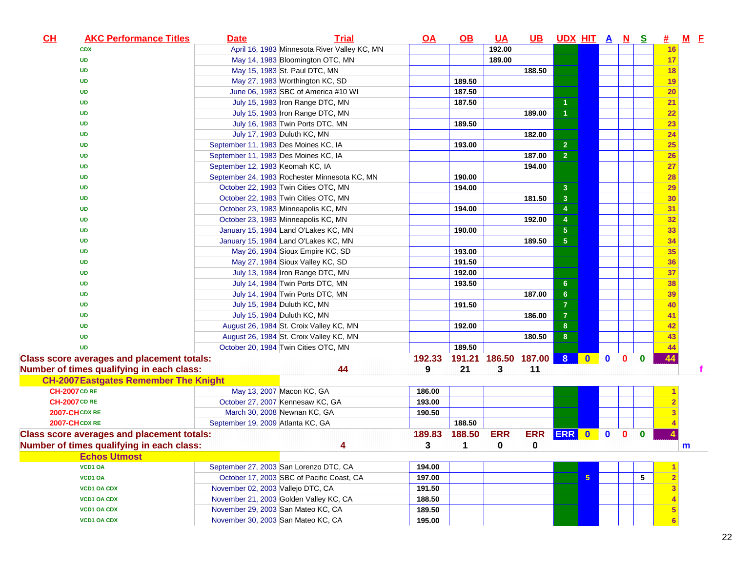| CH | AKC Performance Titles | Date | Trial | OA | OB | UA | UB | UDX | HIT | A | N | S | # | M | F |
|---|---|---|---|---|---|---|---|---|---|---|---|---|---|---|---|
| | CDX | April 16, 1983 | Minnesota River Valley KC, MN | | | 192.00 | | | | | | | 16 | | |
| | UD | May 14, 1983 | Bloomington OTC, MN | | | 189.00 | | | | | | | 17 | | |
| | UD | May 15, 1983 | St. Paul DTC, MN | | | | 188.50 | | | | | | 18 | | |
| | UD | May 27, 1983 | Worthington KC, SD | | 189.50 | | | | | | | | 19 | | |
| | UD | June 06, 1983 | SBC of America #10 WI | | 187.50 | | | | | | | | 20 | | |
| | UD | July 15, 1983 | Iron Range DTC, MN | | 187.50 | | | 1 | | | | | 21 | | |
| | UD | July 15, 1983 | Iron Range DTC, MN | | | | 189.00 | 1 | | | | | 22 | | |
| | UD | July 16, 1983 | Twin Ports DTC, MN | | 189.50 | | | | | | | | 23 | | |
| | UD | July 17, 1983 | Duluth KC, MN | | | | 182.00 | | | | | | 24 | | |
| | UD | September 11, 1983 | Des Moines KC, IA | | 193.00 | | | 2 | | | | | 25 | | |
| | UD | September 11, 1983 | Des Moines KC, IA | | | | 187.00 | 2 | | | | | 26 | | |
| | UD | September 12, 1983 | Keomah KC, IA | | | | 194.00 | | | | | | 27 | | |
| | UD | September 24, 1983 | Rochester Minnesota KC, MN | | 190.00 | | | | | | | | 28 | | |
| | UD | October 22, 1983 | Twin Cities OTC, MN | | 194.00 | | | 3 | | | | | 29 | | |
| | UD | October 22, 1983 | Twin Cities OTC, MN | | | | 181.50 | 3 | | | | | 30 | | |
| | UD | October 23, 1983 | Minneapolis KC, MN | | 194.00 | | | 4 | | | | | 31 | | |
| | UD | October 23, 1983 | Minneapolis KC, MN | | | | 192.00 | 4 | | | | | 32 | | |
| | UD | January 15, 1984 | Land O'Lakes KC, MN | | 190.00 | | | 5 | | | | | 33 | | |
| | UD | January 15, 1984 | Land O'Lakes KC, MN | | | | 189.50 | 5 | | | | | 34 | | |
| | UD | May 26, 1984 | Sioux Empire KC, SD | | 193.00 | | | | | | | | 35 | | |
| | UD | May 27, 1984 | Sioux Valley KC, SD | | 191.50 | | | | | | | | 36 | | |
| | UD | July 13, 1984 | Iron Range DTC, MN | | 192.00 | | | | | | | | 37 | | |
| | UD | July 14, 1984 | Twin Ports DTC, MN | | 193.50 | | | 6 | | | | | 38 | | |
| | UD | July 14, 1984 | Twin Ports DTC, MN | | | | 187.00 | 6 | | | | | 39 | | |
| | UD | July 15, 1984 | Duluth KC, MN | | 191.50 | | | 7 | | | | | 40 | | |
| | UD | July 15, 1984 | Duluth KC, MN | | | | 186.00 | 7 | | | | | 41 | | |
| | UD | August 26, 1984 | St. Croix Valley KC, MN | | 192.00 | | | 8 | | | | | 42 | | |
| | UD | August 26, 1984 | St. Croix Valley KC, MN | | | | 180.50 | 8 | | | | | 43 | | |
| | UD | October 20, 1984 | Twin Cities OTC, MN | | 189.50 | | | | | | | | 44 | | |
| **Class score averages and placement totals:** | | | | 192.33 | 191.21 | 186.50 | 187.00 | 8 | 0 | 0 | 0 | 0 | 44 | | |
| **Number of times qualifying in each class:** | | 44 | | 9 | 21 | 3 | 11 | | | | | | | | f |
| **CH-2007 Eastgates Remember The Knight** | | | | | | | | | | | | | | | |
| CH-2007 | CD RE | May 13, 2007 | Macon KC, GA | 186.00 | | | | | | | | | 1 | | |
| CH-2007 | CD RE | October 27, 2007 | Kennesaw KC, GA | 193.00 | | | | | | | | | 2 | | |
| 2007-CH | CDX RE | March 30, 2008 | Newnan KC, GA | 190.50 | | | | | | | | | 3 | | |
| 2007-CH | CDX RE | September 19, 2009 | Atlanta KC, GA | | 188.50 | | | | | | | | 4 | | |
| **Class score averages and placement totals:** | | | | 189.83 | 188.50 | ERR | ERR | ERR | 0 | 0 | 0 | 0 | 4 | | |
| **Number of times qualifying in each class:** | | 4 | | 3 | 1 | 0 | 0 | | | | | | | m | |
| **Echos Utmost** | | | | | | | | | | | | | | | |
| | VCD1 OA | September 27, 2003 | San Lorenzo DTC, CA | 194.00 | | | | | | | | | 1 | | |
| | VCD1 OA | October 17, 2003 | SBC of Pacific Coast, CA | 197.00 | | | | | 5 | | | 5 | 2 | | |
| | VCD1 OA CDX | November 02, 2003 | Vallejo DTC, CA | 191.50 | | | | | | | | | 3 | | |
| | VCD1 OA CDX | November 21, 2003 | Golden Valley KC, CA | 188.50 | | | | | | | | | 4 | | |
| | VCD1 OA CDX | November 29, 2003 | San Mateo KC, CA | 189.50 | | | | | | | | | 5 | | |
| | VCD1 OA CDX | November 30, 2003 | San Mateo KC, CA | 195.00 | | | | | | | | | 6 | | |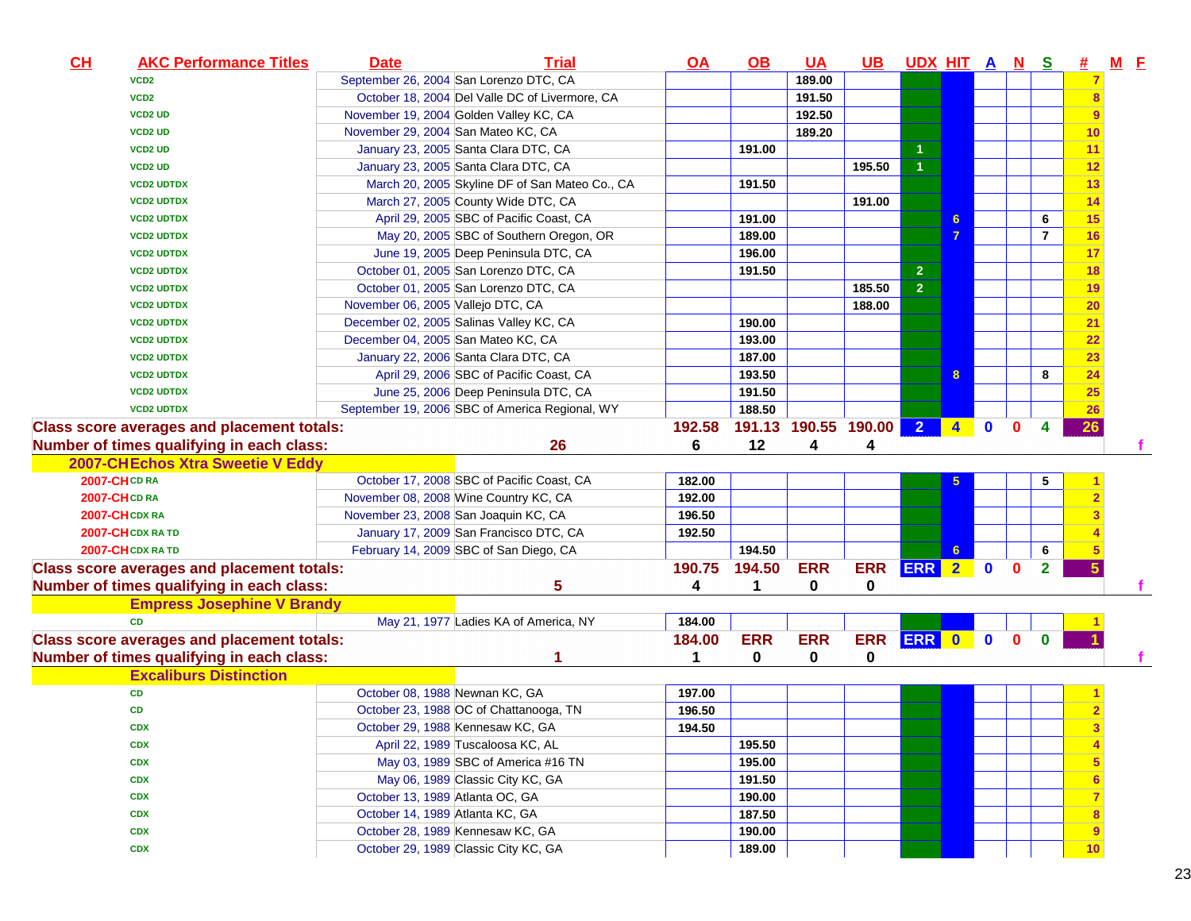| CH | AKC Performance Titles | Date | Trial | OA | OB | UA | UB | UDX | HIT | A | N | S | # | M | F |
|---|---|---|---|---|---|---|---|---|---|---|---|---|---|---|---|
| | VCD2 | September 26, 2004 | San Lorenzo DTC, CA | | | 189.00 | | | | | | | 7 | | |
| | VCD2 | October 18, 2004 | Del Valle DC of Livermore, CA | | | 191.50 | | | | | | | 8 | | |
| | VCD2 UD | November 19, 2004 | Golden Valley KC, CA | | | 192.50 | | | | | | | 9 | | |
| | VCD2 UD | November 29, 2004 | San Mateo KC, CA | | | 189.20 | | | | | | | 10 | | |
| | VCD2 UD | January 23, 2005 | Santa Clara DTC, CA | | 191.00 | | | 1 | | | | | 11 | | |
| | VCD2 UD | January 23, 2005 | Santa Clara DTC, CA | | | | 195.50 | 1 | | | | | 12 | | |
| | VCD2 UDTDX | March 20, 2005 | Skyline DF of San Mateo Co., CA | | 191.50 | | | | | | | | 13 | | |
| | VCD2 UDTDX | March 27, 2005 | County Wide DTC, CA | | | | 191.00 | | | | | | 14 | | |
| | VCD2 UDTDX | April 29, 2005 | SBC of Pacific Coast, CA | | 191.00 | | | | 6 | | | 6 | 15 | | |
| | VCD2 UDTDX | May 20, 2005 | SBC of Southern Oregon, OR | | 189.00 | | | | 7 | | | 7 | 16 | | |
| | VCD2 UDTDX | June 19, 2005 | Deep Peninsula DTC, CA | | 196.00 | | | | | | | | 17 | | |
| | VCD2 UDTDX | October 01, 2005 | San Lorenzo DTC, CA | | 191.50 | | | 2 | | | | | 18 | | |
| | VCD2 UDTDX | October 01, 2005 | San Lorenzo DTC, CA | | | | 185.50 | 2 | | | | | 19 | | |
| | VCD2 UDTDX | November 06, 2005 | Vallejo DTC, CA | | | | 188.00 | | | | | | 20 | | |
| | VCD2 UDTDX | December 02, 2005 | Salinas Valley KC, CA | | 190.00 | | | | | | | | 21 | | |
| | VCD2 UDTDX | December 04, 2005 | San Mateo KC, CA | | 193.00 | | | | | | | | 22 | | |
| | VCD2 UDTDX | January 22, 2006 | Santa Clara DTC, CA | | 187.00 | | | | | | | | 23 | | |
| | VCD2 UDTDX | April 29, 2006 | SBC of Pacific Coast, CA | | 193.50 | | | | 8 | | | 8 | 24 | | |
| | VCD2 UDTDX | June 25, 2006 | Deep Peninsula DTC, CA | | 191.50 | | | | | | | | 25 | | |
| | VCD2 UDTDX | September 19, 2006 | SBC of America Regional, WY | | 188.50 | | | | | | | | 26 | | |
| Class score averages and placement totals: | | | | 192.58 | 191.13 | 190.55 | 190.00 | 2 | 4 | 0 | 0 | 4 | 26 | | |
| Number of times qualifying in each class: | | | 26 | 6 | 12 | 4 | 4 | | | | | | | | f |
| **2007-CH Echos Xtra Sweetie V Eddy** | | | | | | | | | | | | | | | |
| 2007-CH | CD RA | October 17, 2008 | SBC of Pacific Coast, CA | 182.00 | | | | | 5 | | | 5 | 1 | | |
| 2007-CH | CD RA | November 08, 2008 | Wine Country KC, CA | 192.00 | | | | | | | | | 2 | | |
| 2007-CH | CDX RA | November 23, 2008 | San Joaquin KC, CA | 196.50 | | | | | | | | | 3 | | |
| 2007-CH | CDX RA TD | January 17, 2009 | San Francisco DTC, CA | 192.50 | | | | | | | | | 4 | | |
| 2007-CH | CDX RA TD | February 14, 2009 | SBC of San Diego, CA | | 194.50 | | | | 6 | | | 6 | 5 | | |
| Class score averages and placement totals: | | | | 190.75 | 194.50 | ERR | ERR | ERR | 2 | 0 | 0 | 2 | 5 | | |
| Number of times qualifying in each class: | | | 5 | 4 | 1 | 0 | 0 | | | | | | | | f |
| **Empress Josephine V Brandy** | | | | | | | | | | | | | | | |
| | CD | May 21, 1977 | Ladies KA of America, NY | 184.00 | | | | | | | | | 1 | | |
| Class score averages and placement totals: | | | | 184.00 | ERR | ERR | ERR | ERR | 0 | 0 | 0 | 0 | 1 | | |
| Number of times qualifying in each class: | | | 1 | 1 | 0 | 0 | 0 | | | | | | | | f |
| **Excaliburs Distinction** | | | | | | | | | | | | | | | |
| | CD | October 08, 1988 | Newnan KC, GA | 197.00 | | | | | | | | | 1 | | |
| | CD | October 23, 1988 | OC of Chattanooga, TN | 196.50 | | | | | | | | | 2 | | |
| | CDX | October 29, 1988 | Kennesaw KC, GA | 194.50 | | | | | | | | | 3 | | |
| | CDX | April 22, 1989 | Tuscaloosa KC, AL | | 195.50 | | | | | | | | 4 | | |
| | CDX | May 03, 1989 | SBC of America #16 TN | | 195.00 | | | | | | | | 5 | | |
| | CDX | May 06, 1989 | Classic City KC, GA | | 191.50 | | | | | | | | 6 | | |
| | CDX | October 13, 1989 | Atlanta OC, GA | | 190.00 | | | | | | | | 7 | | |
| | CDX | October 14, 1989 | Atlanta KC, GA | | 187.50 | | | | | | | | 8 | | |
| | CDX | October 28, 1989 | Kennesaw KC, GA | | 190.00 | | | | | | | | 9 | | |
| | CDX | October 29, 1989 | Classic City KC, GA | | 189.00 | | | | | | | | 10 | | |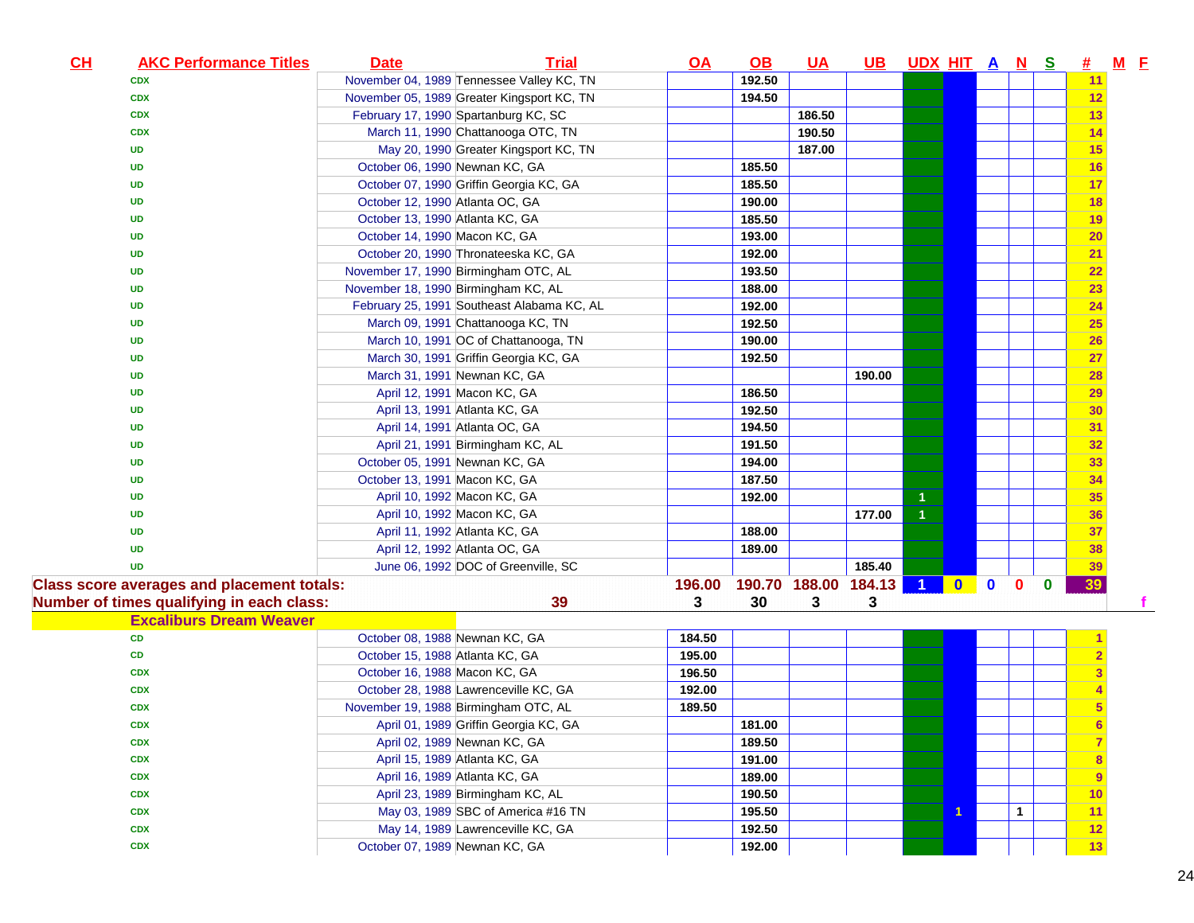| CH | AKC Performance Titles | Date | Trial | OA | OB | UA | UB | UDX | HIT | A | N | S | # | M | F |
|---|---|---|---|---|---|---|---|---|---|---|---|---|---|---|---|
| | CDX | November 04, 1989 | Tennessee Valley KC, TN | | 192.50 | | | | | | | | 11 | | |
| | CDX | November 05, 1989 | Greater Kingsport KC, TN | | 194.50 | | | | | | | | 12 | | |
| | CDX | February 17, 1990 | Spartanburg KC, SC | | | 186.50 | | | | | | | 13 | | |
| | CDX | March 11, 1990 | Chattanooga OTC, TN | | | 190.50 | | | | | | | 14 | | |
| | UD | May 20, 1990 | Greater Kingsport KC, TN | | | 187.00 | | | | | | | 15 | | |
| | UD | October 06, 1990 | Newnan KC, GA | | 185.50 | | | | | | | | 16 | | |
| | UD | October 07, 1990 | Griffin Georgia KC, GA | | 185.50 | | | | | | | | 17 | | |
| | UD | October 12, 1990 | Atlanta OC, GA | | 190.00 | | | | | | | | 18 | | |
| | UD | October 13, 1990 | Atlanta KC, GA | | 185.50 | | | | | | | | 19 | | |
| | UD | October 14, 1990 | Macon KC, GA | | 193.00 | | | | | | | | 20 | | |
| | UD | October 20, 1990 | Thronateeska KC, GA | | 192.00 | | | | | | | | 21 | | |
| | UD | November 17, 1990 | Birmingham OTC, AL | | 193.50 | | | | | | | | 22 | | |
| | UD | November 18, 1990 | Birmingham KC, AL | | 188.00 | | | | | | | | 23 | | |
| | UD | February 25, 1991 | Southeast Alabama KC, AL | | 192.00 | | | | | | | | 24 | | |
| | UD | March 09, 1991 | Chattanooga KC, TN | | 192.50 | | | | | | | | 25 | | |
| | UD | March 10, 1991 | OC of Chattanooga, TN | | 190.00 | | | | | | | | 26 | | |
| | UD | March 30, 1991 | Griffin Georgia KC, GA | | 192.50 | | | | | | | | 27 | | |
| | UD | March 31, 1991 | Newnan KC, GA | | | | 190.00 | | | | | | 28 | | |
| | UD | April 12, 1991 | Macon KC, GA | | 186.50 | | | | | | | | 29 | | |
| | UD | April 13, 1991 | Atlanta KC, GA | | 192.50 | | | | | | | | 30 | | |
| | UD | April 14, 1991 | Atlanta OC, GA | | 194.50 | | | | | | | | 31 | | |
| | UD | April 21, 1991 | Birmingham KC, AL | | 191.50 | | | | | | | | 32 | | |
| | UD | October 05, 1991 | Newnan KC, GA | | 194.00 | | | | | | | | 33 | | |
| | UD | October 13, 1991 | Macon KC, GA | | 187.50 | | | | | | | | 34 | | |
| | UD | April 10, 1992 | Macon KC, GA | | 192.00 | | | 1 | | | | | 35 | | |
| | UD | April 10, 1992 | Macon KC, GA | | | | 177.00 | 1 | | | | | 36 | | |
| | UD | April 11, 1992 | Atlanta KC, GA | | 188.00 | | | | | | | | 37 | | |
| | UD | April 12, 1992 | Atlanta OC, GA | | 189.00 | | | | | | | | 38 | | |
| | UD | June 06, 1992 | DOC of Greenville, SC | | | | 185.40 | | | | | | 39 | | |
| **Class score averages and placement totals:** | | | | 196.00 | 190.70 | 188.00 | 184.13 | 1 | 0 | 0 | 0 | 0 | 39 | | |
| **Number of times qualifying in each class:** | | | 39 | 3 | 30 | 3 | 3 | | | | | | | | f |
| **Excaliburs Dream Weaver** | | | | | | | | | | | | | | | |
| | CD | October 08, 1988 | Newnan KC, GA | 184.50 | | | | | | | | | 1 | | |
| | CD | October 15, 1988 | Atlanta KC, GA | 195.00 | | | | | | | | | 2 | | |
| | CDX | October 16, 1988 | Macon KC, GA | 196.50 | | | | | | | | | 3 | | |
| | CDX | October 28, 1988 | Lawrenceville KC, GA | 192.00 | | | | | | | | | 4 | | |
| | CDX | November 19, 1988 | Birmingham OTC, AL | 189.50 | | | | | | | | | 5 | | |
| | CDX | April 01, 1989 | Griffin Georgia KC, GA | | 181.00 | | | | | | | | 6 | | |
| | CDX | April 02, 1989 | Newnan KC, GA | | 189.50 | | | | | | | | 7 | | |
| | CDX | April 15, 1989 | Atlanta KC, GA | | 191.00 | | | | | | | | 8 | | |
| | CDX | April 16, 1989 | Atlanta KC, GA | | 189.00 | | | | | | | | 9 | | |
| | CDX | April 23, 1989 | Birmingham KC, AL | | 190.50 | | | | | | | | 10 | | |
| | CDX | May 03, 1989 | SBC of America #16 TN | | 195.50 | | | | 1 | | 1 | | 11 | | |
| | CDX | May 14, 1989 | Lawrenceville KC, GA | | 192.50 | | | | | | | | 12 | | |
| | CDX | October 07, 1989 | Newnan KC, GA | | 192.00 | | | | | | | | 13 | | |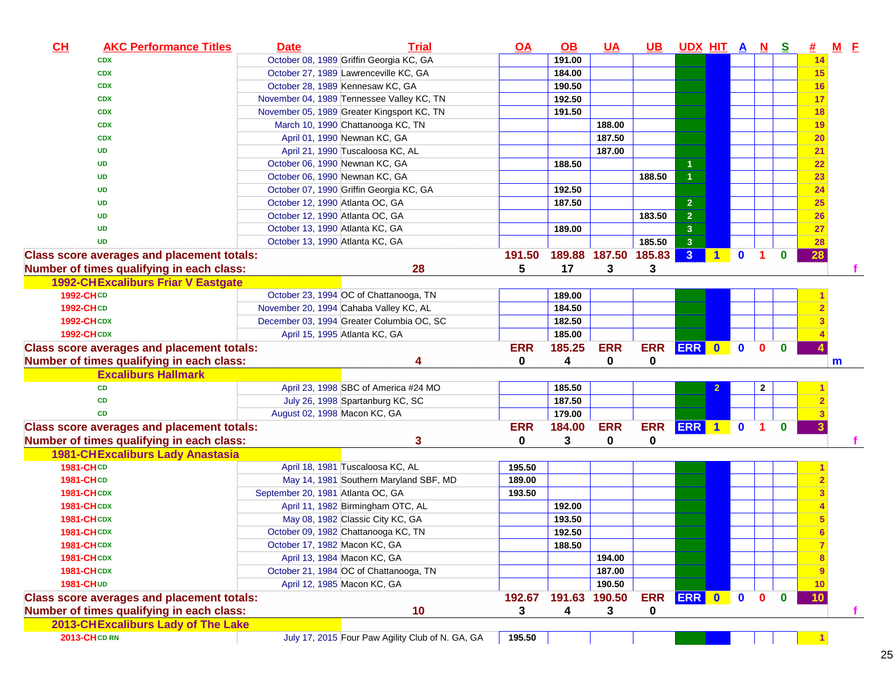| CH | AKC Performance Titles | Date | Trial | OA | OB | UA | UB | UDX | HIT | A | N | S | # | M | F |
|---|---|---|---|---|---|---|---|---|---|---|---|---|---|---|---|
| | CDX | October 08, 1989 | Griffin Georgia KC, GA | | 191.00 | | | | | | | | 14 | | |
| | CDX | October 27, 1989 | Lawrenceville KC, GA | | 184.00 | | | | | | | | 15 | | |
| | CDX | October 28, 1989 | Kennesaw KC, GA | | 190.50 | | | | | | | | 16 | | |
| | CDX | November 04, 1989 | Tennessee Valley KC, TN | | 192.50 | | | | | | | | 17 | | |
| | CDX | November 05, 1989 | Greater Kingsport KC, TN | | 191.50 | | | | | | | | 18 | | |
| | CDX | March 10, 1990 | Chattanooga KC, TN | | | 188.00 | | | | | | | 19 | | |
| | CDX | April 01, 1990 | Newnan KC, GA | | | 187.50 | | | | | | | 20 | | |
| | UD | April 21, 1990 | Tuscaloosa KC, AL | | | 187.00 | | | | | | | 21 | | |
| | UD | October 06, 1990 | Newnan KC, GA | | 188.50 | | | 1 | | | | | 22 | | |
| | UD | October 06, 1990 | Newnan KC, GA | | | | 188.50 | 1 | | | | | 23 | | |
| | UD | October 07, 1990 | Griffin Georgia KC, GA | | 192.50 | | | | | | | | 24 | | |
| | UD | October 12, 1990 | Atlanta OC, GA | | 187.50 | | | 2 | | | | | 25 | | |
| | UD | October 12, 1990 | Atlanta OC, GA | | | | 183.50 | 2 | | | | | 26 | | |
| | UD | October 13, 1990 | Atlanta KC, GA | | 189.00 | | | 3 | | | | | 27 | | |
| | UD | October 13, 1990 | Atlanta KC, GA | | | | 185.50 | 3 | | | | | 28 | | |
| Class score averages and placement totals: | | | | 191.50 | 189.88 | 187.50 | 185.83 | 3 | 1 | 0 | 1 | 0 | 28 | | |
| Number of times qualifying in each class: | | | 28 | 5 | 17 | 3 | 3 | | | | | | | | f |
| 1992-CH Excaliburs Friar V Eastgate | | | | | | | | | | | | | | | |
| 1992-CH | CD | October 23, 1994 | OC of Chattanooga, TN | | 189.00 | | | | | | | | 1 | | |
| 1992-CH | CD | November 20, 1994 | Cahaba Valley KC, AL | | 184.50 | | | | | | | | 2 | | |
| 1992-CH | CDX | December 03, 1994 | Greater Columbia OC, SC | | 182.50 | | | | | | | | 3 | | |
| 1992-CH | CDX | April 15, 1995 | Atlanta KC, GA | | 185.00 | | | | | | | | 4 | | |
| Class score averages and placement totals: | | | | ERR | 185.25 | ERR | ERR | ERR | 0 | 0 | 0 | 0 | 4 | | |
| Number of times qualifying in each class: | | | 4 | 0 | 4 | 0 | 0 | | | | | | | m | |
| Excaliburs Hallmark | | | | | | | | | | | | | | | |
| | CD | April 23, 1998 | SBC of America #24 MO | | 185.50 | | | | 2 | | 2 | | 1 | | |
| | CD | July 26, 1998 | Spartanburg KC, SC | | 187.50 | | | | | | | | 2 | | |
| | CD | August 02, 1998 | Macon KC, GA | | 179.00 | | | | | | | | 3 | | |
| Class score averages and placement totals: | | | | ERR | 184.00 | ERR | ERR | ERR | 1 | 0 | 1 | 0 | 3 | | |
| Number of times qualifying in each class: | | | 3 | 0 | 3 | 0 | 0 | | | | | | | | f |
| 1981-CH Excaliburs Lady Anastasia | | | | | | | | | | | | | | | |
| 1981-CH | CD | April 18, 1981 | Tuscaloosa KC, AL | 195.50 | | | | | | | | | 1 | | |
| 1981-CH | CD | May 14, 1981 | Southern Maryland SBF, MD | 189.00 | | | | | | | | | 2 | | |
| 1981-CH | CDX | September 20, 1981 | Atlanta OC, GA | 193.50 | | | | | | | | | 3 | | |
| 1981-CH | CDX | April 11, 1982 | Birmingham OTC, AL | | 192.00 | | | | | | | | 4 | | |
| 1981-CH | CDX | May 08, 1982 | Classic City KC, GA | | 193.50 | | | | | | | | 5 | | |
| 1981-CH | CDX | October 09, 1982 | Chattanooga KC, TN | | 192.50 | | | | | | | | 6 | | |
| 1981-CH | CDX | October 17, 1982 | Macon KC, GA | | 188.50 | | | | | | | | 7 | | |
| 1981-CH | CDX | April 13, 1984 | Macon KC, GA | | | 194.00 | | | | | | | 8 | | |
| 1981-CH | CDX | October 21, 1984 | OC of Chattanooga, TN | | | 187.00 | | | | | | | 9 | | |
| 1981-CH | UD | April 12, 1985 | Macon KC, GA | | | 190.50 | | | | | | | 10 | | |
| Class score averages and placement totals: | | | | 192.67 | 191.63 | 190.50 | ERR | ERR | 0 | 0 | 0 | 0 | 10 | | |
| Number of times qualifying in each class: | | | 10 | 3 | 4 | 3 | 0 | | | | | | | | f |
| 2013-CH Excaliburs Lady of The Lake | | | | | | | | | | | | | | | |
| 2013-CH | CD RN | July 17, 2015 | Four Paw Agility Club of N. GA, GA | 195.50 | | | | | | | | | 1 | | |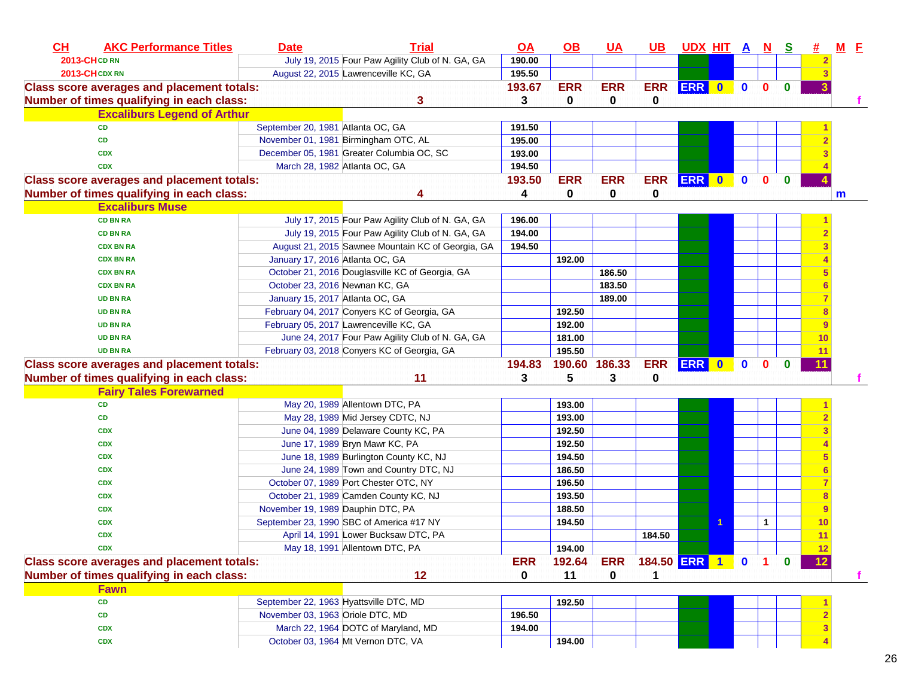| CH | AKC Performance Titles | Date | Trial | OA | OB | UA | UB | UDX | HIT | A | N | S | # | M | F |
|---|---|---|---|---|---|---|---|---|---|---|---|---|---|---|---|
| 2013-CH | CD RN | July 19, 2015 | Four Paw Agility Club of N. GA, GA | 190.00 | | | | | | | | | 2 | | |
| 2013-CH | CDX RN | August 22, 2015 | Lawrenceville KC, GA | 195.50 | | | | | | | | | 3 | | |
| Class score averages and placement totals: | | | | 193.67 | ERR | ERR | ERR | ERR | 0 | 0 | 0 | 0 | 3 | | |
| Number of times qualifying in each class: | | | 3 | 3 | 0 | 0 | 0 | | | | | | | | f |
| | **Excaliburs Legend of Arthur** | | | | | | | | | | | | | | |
| | CD | September 20, 1981 | Atlanta OC, GA | 191.50 | | | | | | | | | 1 | | |
| | CD | November 01, 1981 | Birmingham OTC, AL | 195.00 | | | | | | | | | 2 | | |
| | CDX | December 05, 1981 | Greater Columbia OC, SC | 193.00 | | | | | | | | | 3 | | |
| | CDX | March 28, 1982 | Atlanta OC, GA | 194.50 | | | | | | | | | 4 | | |
| Class score averages and placement totals: | | | | 193.50 | ERR | ERR | ERR | ERR | 0 | 0 | 0 | 0 | 4 | | |
| Number of times qualifying in each class: | | | 4 | 4 | 0 | 0 | 0 | | | | | | | m | |
| | **Excaliburs Muse** | | | | | | | | | | | | | | |
| | CD BN RA | July 17, 2015 | Four Paw Agility Club of N. GA, GA | 196.00 | | | | | | | | | 1 | | |
| | CD BN RA | July 19, 2015 | Four Paw Agility Club of N. GA, GA | 194.00 | | | | | | | | | 2 | | |
| | CDX BN RA | August 21, 2015 | Sawnee Mountain KC of Georgia, GA | 194.50 | | | | | | | | | 3 | | |
| | CDX BN RA | January 17, 2016 | Atlanta OC, GA | | 192.00 | | | | | | | | 4 | | |
| | CDX BN RA | October 21, 2016 | Douglasville KC of Georgia, GA | | | 186.50 | | | | | | | 5 | | |
| | CDX BN RA | October 23, 2016 | Newnan KC, GA | | | 183.50 | | | | | | | 6 | | |
| | UD BN RA | January 15, 2017 | Atlanta OC, GA | | | 189.00 | | | | | | | 7 | | |
| | UD BN RA | February 04, 2017 | Conyers KC of Georgia, GA | | 192.50 | | | | | | | | 8 | | |
| | UD BN RA | February 05, 2017 | Lawrenceville KC, GA | | 192.00 | | | | | | | | 9 | | |
| | UD BN RA | June 24, 2017 | Four Paw Agility Club of N. GA, GA | | 181.00 | | | | | | | | 10 | | |
| | UD BN RA | February 03, 2018 | Conyers KC of Georgia, GA | | 195.50 | | | | | | | | 11 | | |
| Class score averages and placement totals: | | | | 194.83 | 190.60 | 186.33 | ERR | ERR | 0 | 0 | 0 | 0 | 11 | | |
| Number of times qualifying in each class: | | | 11 | 3 | 5 | 3 | 0 | | | | | | | | f |
| | **Fairy Tales Forewarned** | | | | | | | | | | | | | | |
| | CD | May 20, 1989 | Allentown DTC, PA | | 193.00 | | | | | | | | 1 | | |
| | CD | May 28, 1989 | Mid Jersey CDTC, NJ | | 193.00 | | | | | | | | 2 | | |
| | CDX | June 04, 1989 | Delaware County KC, PA | | 192.50 | | | | | | | | 3 | | |
| | CDX | June 17, 1989 | Bryn Mawr KC, PA | | 192.50 | | | | | | | | 4 | | |
| | CDX | June 18, 1989 | Burlington County KC, NJ | | 194.50 | | | | | | | | 5 | | |
| | CDX | June 24, 1989 | Town and Country DTC, NJ | | 186.50 | | | | | | | | 6 | | |
| | CDX | October 07, 1989 | Port Chester OTC, NY | | 196.50 | | | | | | | | 7 | | |
| | CDX | October 21, 1989 | Camden County KC, NJ | | 193.50 | | | | | | | | 8 | | |
| | CDX | November 19, 1989 | Dauphin DTC, PA | | 188.50 | | | | | | | | 9 | | |
| | CDX | September 23, 1990 | SBC of America #17 NY | | 194.50 | | | | 1 | | 1 | | 10 | | |
| | CDX | April 14, 1991 | Lower Bucksaw DTC, PA | | | | 184.50 | | | | | | 11 | | |
| | CDX | May 18, 1991 | Allentown DTC, PA | | 194.00 | | | | | | | | 12 | | |
| Class score averages and placement totals: | | | | ERR | 192.64 | ERR | 184.50 | ERR | 1 | 0 | 1 | 0 | 12 | | |
| Number of times qualifying in each class: | | | 12 | 0 | 11 | 0 | 1 | | | | | | | | f |
| | **Fawn** | | | | | | | | | | | | | | |
| | CD | September 22, 1963 | Hyattsville DTC, MD | | 192.50 | | | | | | | | 1 | | |
| | CD | November 03, 1963 | Oriole DTC, MD | 196.50 | | | | | | | | | 2 | | |
| | CDX | March 22, 1964 | DOTC of Maryland, MD | 194.00 | | | | | | | | | 3 | | |
| | CDX | October 03, 1964 | Mt Vernon DTC, VA | | 194.00 | | | | | | | | 4 | | |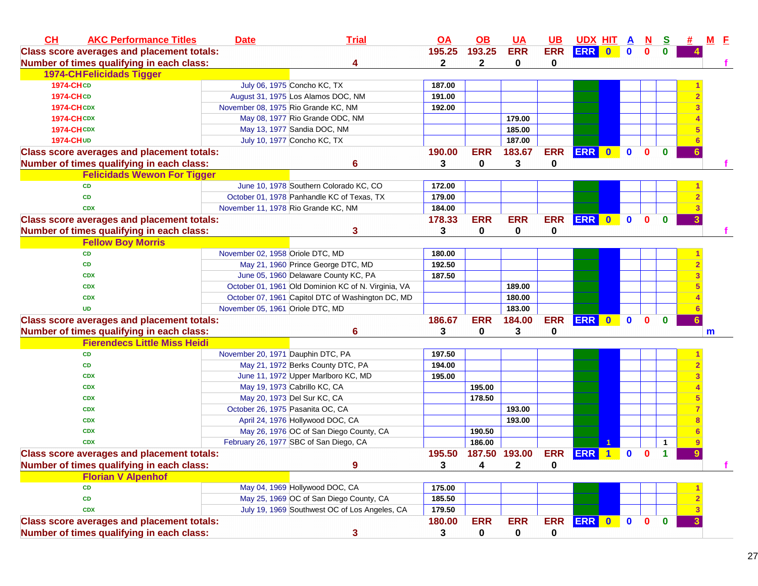| CH | AKC Performance Titles | Date | Trial | OA | OB | UA | UB | UDX | HIT | A | N | S | # | M | F |
|---|---|---|---|---|---|---|---|---|---|---|---|---|---|---|---|
| Class score averages and placement totals: | | | | 195.25 | 193.25 | ERR | ERR | ERR | 0 | 0 | 0 | 0 | 4 | | |
| Number of times qualifying in each class: | | | 4 | 2 | 2 | 0 | 0 | | | | | | | | f |
| 1974-CH Felicidads Tigger | | | | | | | | | | | | | | | |
| 1974-CH | CD | July 06, 1975 | Concho KC, TX | 187.00 | | | | | | | | | 1 | | |
| 1974-CH | CD | August 31, 1975 | Los Alamos DOC, NM | 191.00 | | | | | | | | | 2 | | |
| 1974-CH | CDX | November 08, 1975 | Rio Grande KC, NM | 192.00 | | | | | | | | | 3 | | |
| 1974-CH | CDX | May 08, 1977 | Rio Grande ODC, NM | | | 179.00 | | | | | | | 4 | | |
| 1974-CH | CDX | May 13, 1977 | Sandia DOC, NM | | | 185.00 | | | | | | | 5 | | |
| 1974-CH | UD | July 10, 1977 | Concho KC, TX | | | 187.00 | | | | | | | 6 | | |
| Class score averages and placement totals: | | | | 190.00 | ERR | 183.67 | ERR | ERR | 0 | 0 | 0 | 0 | 6 | | |
| Number of times qualifying in each class: | | | 6 | 3 | 0 | 3 | 0 | | | | | | | | f |
| Felicidads Wewon For Tigger | | | | | | | | | | | | | | | |
| | CD | June 10, 1978 | Southern Colorado KC, CO | 172.00 | | | | | | | | | 1 | | |
| | CD | October 01, 1978 | Panhandle KC of Texas, TX | 179.00 | | | | | | | | | 2 | | |
| | CDX | November 11, 1978 | Rio Grande KC, NM | 184.00 | | | | | | | | | 3 | | |
| Class score averages and placement totals: | | | | 178.33 | ERR | ERR | ERR | ERR | 0 | 0 | 0 | 0 | 3 | | |
| Number of times qualifying in each class: | | | 3 | 3 | 0 | 0 | 0 | | | | | | | | f |
| Fellow Boy Morris | | | | | | | | | | | | | | | |
| | CD | November 02, 1958 | Oriole DTC, MD | 180.00 | | | | | | | | | 1 | | |
| | CD | May 21, 1960 | Prince George DTC, MD | 192.50 | | | | | | | | | 2 | | |
| | CDX | June 05, 1960 | Delaware County KC, PA | 187.50 | | | | | | | | | 3 | | |
| | CDX | October 01, 1961 | Old Dominion KC of N. Virginia, VA | | | 189.00 | | | | | | | 5 | | |
| | CDX | October 07, 1961 | Capitol DTC of Washington DC, MD | | | 180.00 | | | | | | | 4 | | |
| | UD | November 05, 1961 | Oriole DTC, MD | | | 183.00 | | | | | | | 6 | | |
| Class score averages and placement totals: | | | | 186.67 | ERR | 184.00 | ERR | ERR | 0 | 0 | 0 | 0 | 6 | | |
| Number of times qualifying in each class: | | | 6 | 3 | 0 | 3 | 0 | | | | | | | m | |
| Fierendecs Little Miss Heidi | | | | | | | | | | | | | | | |
| | CD | November 20, 1971 | Dauphin DTC, PA | 197.50 | | | | | | | | | 1 | | |
| | CD | May 21, 1972 | Berks County DTC, PA | 194.00 | | | | | | | | | 2 | | |
| | CDX | June 11, 1972 | Upper Marlboro KC, MD | 195.00 | | | | | | | | | 3 | | |
| | CDX | May 19, 1973 | Cabrillo KC, CA | | 195.00 | | | | | | | | 4 | | |
| | CDX | May 20, 1973 | Del Sur KC, CA | | 178.50 | | | | | | | | 5 | | |
| | CDX | October 26, 1975 | Pasanita OC, CA | | | 193.00 | | | | | | | 7 | | |
| | CDX | April 24, 1976 | Hollywood DOC, CA | | | 193.00 | | | | | | | 8 | | |
| | CDX | May 26, 1976 | OC of San Diego County, CA | | 190.50 | | | | | | | | 6 | | |
| | CDX | February 26, 1977 | SBC of San Diego, CA | | 186.00 | | | | 1 | | | 1 | 9 | | |
| Class score averages and placement totals: | | | | 195.50 | 187.50 | 193.00 | ERR | ERR | 1 | 0 | 0 | 1 | 9 | | |
| Number of times qualifying in each class: | | | 9 | 3 | 4 | 2 | 0 | | | | | | | | f |
| Florian V Alpenhof | | | | | | | | | | | | | | | |
| | CD | May 04, 1969 | Hollywood DOC, CA | 175.00 | | | | | | | | | 1 | | |
| | CD | May 25, 1969 | OC of San Diego County, CA | 185.50 | | | | | | | | | 2 | | |
| | CDX | July 19, 1969 | Southwest OC of Los Angeles, CA | 179.50 | | | | | | | | | 3 | | |
| Class score averages and placement totals: | | | | 180.00 | ERR | ERR | ERR | ERR | 0 | 0 | 0 | 0 | 3 | | |
| Number of times qualifying in each class: | | | 3 | 3 | 0 | 0 | 0 | | | | | | | | |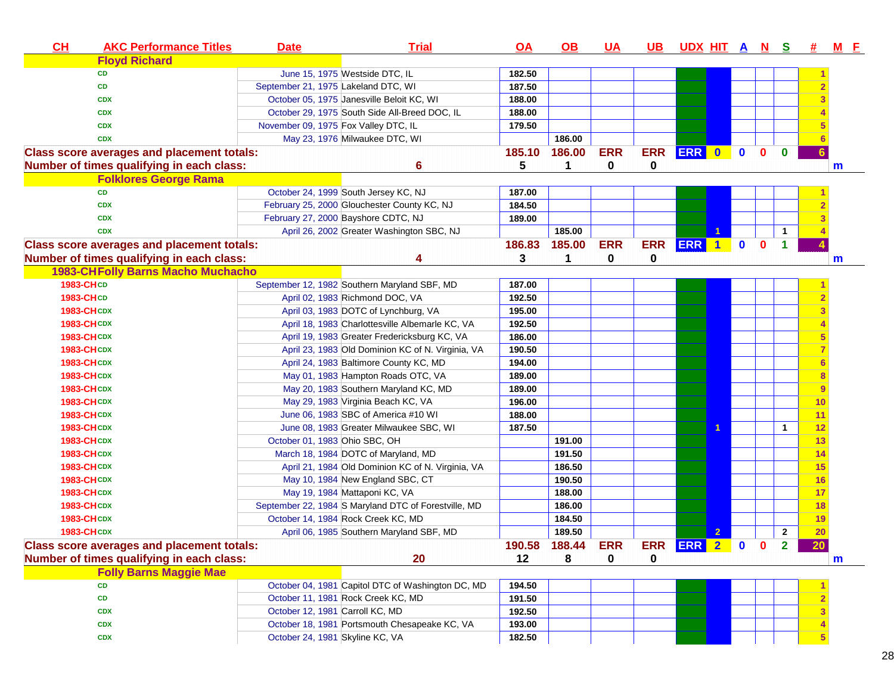| CH | AKC Performance Titles | Date | Trial | OA | OB | UA | UB | UDX | HIT | A | N | S | # | M | F |
|---|---|---|---|---|---|---|---|---|---|---|---|---|---|---|---|
| | **Floyd Richard** | | | | | | | | | | | | | | |
| | CD | June 15, 1975 | Westside DTC, IL | 182.50 | | | | | | | | | 1 | | |
| | CD | September 21, 1975 | Lakeland DTC, WI | 187.50 | | | | | | | | | 2 | | |
| | CDX | October 05, 1975 | Janesville Beloit KC, WI | 188.00 | | | | | | | | | 3 | | |
| | CDX | October 29, 1975 | South Side All-Breed DOC, IL | 188.00 | | | | | | | | | 4 | | |
| | CDX | November 09, 1975 | Fox Valley DTC, IL | 179.50 | | | | | | | | | 5 | | |
| | CDX | May 23, 1976 | Milwaukee DTC, WI | | 186.00 | | | | | | | | 6 | | |
| **Class score averages and placement totals:** | | | | 185.10 | 186.00 | ERR | ERR | ERR | 0 | 0 | 0 | 0 | 6 | | |
| **Number of times qualifying in each class:** | | | 6 | 5 | 1 | 0 | 0 | | | | | | | m | |
| | **Folklores George Rama** | | | | | | | | | | | | | | |
| | CD | October 24, 1999 | South Jersey KC, NJ | 187.00 | | | | | | | | | 1 | | |
| | CDX | February 25, 2000 | Glouchester County KC, NJ | 184.50 | | | | | | | | | 2 | | |
| | CDX | February 27, 2000 | Bayshore CDTC, NJ | 189.00 | | | | | | | | | 3 | | |
| | CDX | April 26, 2002 | Greater Washington SBC, NJ | | 185.00 | | | | 1 | | | 1 | 4 | | |
| **Class score averages and placement totals:** | | | | 186.83 | 185.00 | ERR | ERR | ERR | 1 | 0 | 0 | 1 | 4 | | |
| **Number of times qualifying in each class:** | | | 4 | 3 | 1 | 0 | 0 | | | | | | | m | |
| | **1983-CH Folly Barns Macho Muchacho** | | | | | | | | | | | | | | |
| 1983-CH | CD | September 12, 1982 | Southern Maryland SBF, MD | 187.00 | | | | | | | | | 1 | | |
| 1983-CH | CD | April 02, 1983 | Richmond DOC, VA | 192.50 | | | | | | | | | 2 | | |
| 1983-CH | CDX | April 03, 1983 | DOTC of Lynchburg, VA | 195.00 | | | | | | | | | 3 | | |
| 1983-CH | CDX | April 18, 1983 | Charlottesville Albemarle KC, VA | 192.50 | | | | | | | | | 4 | | |
| 1983-CH | CDX | April 19, 1983 | Greater Fredericksburg KC, VA | 186.00 | | | | | | | | | 5 | | |
| 1983-CH | CDX | April 23, 1983 | Old Dominion KC of N. Virginia, VA | 190.50 | | | | | | | | | 7 | | |
| 1983-CH | CDX | April 24, 1983 | Baltimore County KC, MD | 194.00 | | | | | | | | | 6 | | |
| 1983-CH | CDX | May 01, 1983 | Hampton Roads OTC, VA | 189.00 | | | | | | | | | 8 | | |
| 1983-CH | CDX | May 20, 1983 | Southern Maryland KC, MD | 189.00 | | | | | | | | | 9 | | |
| 1983-CH | CDX | May 29, 1983 | Virginia Beach KC, VA | 196.00 | | | | | | | | | 10 | | |
| 1983-CH | CDX | June 06, 1983 | SBC of America #10 WI | 188.00 | | | | | | | | | 11 | | |
| 1983-CH | CDX | June 08, 1983 | Greater Milwaukee SBC, WI | 187.50 | | | | | 1 | | | 1 | 12 | | |
| 1983-CH | CDX | October 01, 1983 | Ohio SBC, OH | | 191.00 | | | | | | | | 13 | | |
| 1983-CH | CDX | March 18, 1984 | DOTC of Maryland, MD | | 191.50 | | | | | | | | 14 | | |
| 1983-CH | CDX | April 21, 1984 | Old Dominion KC of N. Virginia, VA | | 186.50 | | | | | | | | 15 | | |
| 1983-CH | CDX | May 10, 1984 | New England SBC, CT | | 190.50 | | | | | | | | 16 | | |
| 1983-CH | CDX | May 19, 1984 | Mattaponi KC, VA | | 188.00 | | | | | | | | 17 | | |
| 1983-CH | CDX | September 22, 1984 | S Maryland DTC of Forestville, MD | | 186.00 | | | | | | | | 18 | | |
| 1983-CH | CDX | October 14, 1984 | Rock Creek KC, MD | | 184.50 | | | | | | | | 19 | | |
| 1983-CH | CDX | April 06, 1985 | Southern Maryland SBF, MD | | 189.50 | | | | 2 | | | 2 | 20 | | |
| **Class score averages and placement totals:** | | | | 190.58 | 188.44 | ERR | ERR | ERR | 2 | 0 | 0 | 2 | 20 | | |
| **Number of times qualifying in each class:** | | | 20 | 12 | 8 | 0 | 0 | | | | | | | m | |
| | **Folly Barns Maggie Mae** | | | | | | | | | | | | | | |
| | CD | October 04, 1981 | Capitol DTC of Washington DC, MD | 194.50 | | | | | | | | | 1 | | |
| | CD | October 11, 1981 | Rock Creek KC, MD | 191.50 | | | | | | | | | 2 | | |
| | CDX | October 12, 1981 | Carroll KC, MD | 192.50 | | | | | | | | | 3 | | |
| | CDX | October 18, 1981 | Portsmouth Chesapeake KC, VA | 193.00 | | | | | | | | | 4 | | |
| | CDX | October 24, 1981 | Skyline KC, VA | 182.50 | | | | | | | | | 5 | | |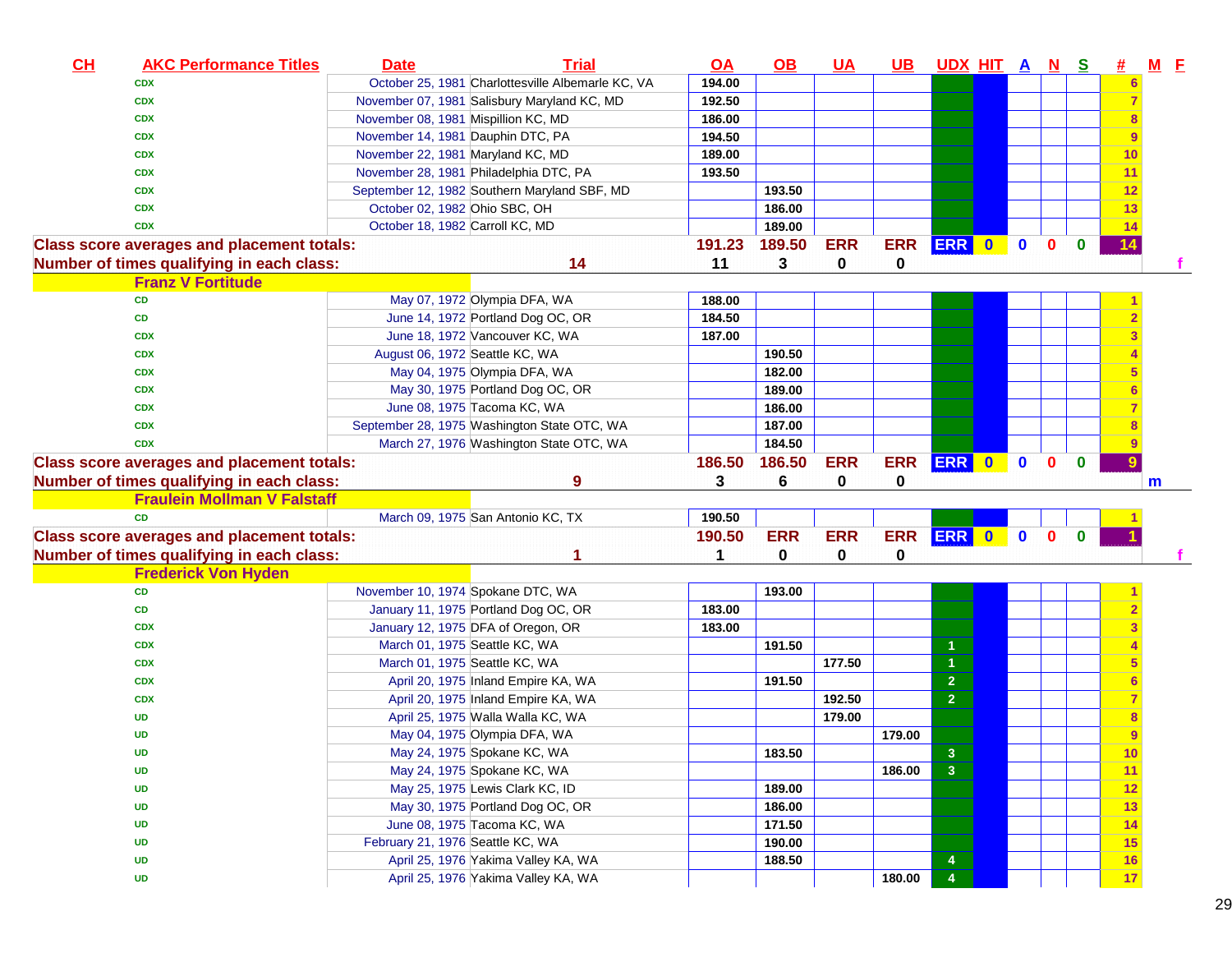| CH | AKC Performance Titles | Date | Trial | OA | OB | UA | UB | UDX | HIT | A | N | S | # | M | F |
|---|---|---|---|---|---|---|---|---|---|---|---|---|---|---|---|
| | CDX | October 25, 1981 | Charlottesville Albemarle KC, VA | 194.00 | | | | | | | | | 6 | | |
| | CDX | November 07, 1981 | Salisbury Maryland KC, MD | 192.50 | | | | | | | | | 7 | | |
| | CDX | November 08, 1981 | Mispillion KC, MD | 186.00 | | | | | | | | | 8 | | |
| | CDX | November 14, 1981 | Dauphin DTC, PA | 194.50 | | | | | | | | | 9 | | |
| | CDX | November 22, 1981 | Maryland KC, MD | 189.00 | | | | | | | | | 10 | | |
| | CDX | November 28, 1981 | Philadelphia DTC, PA | 193.50 | | | | | | | | | 11 | | |
| | CDX | September 12, 1982 | Southern Maryland SBF, MD | | 193.50 | | | | | | | | 12 | | |
| | CDX | October 02, 1982 | Ohio SBC, OH | | 186.00 | | | | | | | | 13 | | |
| | CDX | October 18, 1982 | Carroll KC, MD | | 189.00 | | | | | | | | 14 | | |
| Class score averages and placement totals: | | | | 191.23 | 189.50 | ERR | ERR | ERR | 0 | 0 | 0 | 0 | 14 | | |
| Number of times qualifying in each class: | | | 14 | 11 | 3 | 0 | 0 | | | | | | | | f |
| Franz V Fortitude | | | | | | | | | | | | | | | |
| | CD | May 07, 1972 | Olympia DFA, WA | 188.00 | | | | | | | | | 1 | | |
| | CD | June 14, 1972 | Portland Dog OC, OR | 184.50 | | | | | | | | | 2 | | |
| | CDX | June 18, 1972 | Vancouver KC, WA | 187.00 | | | | | | | | | 3 | | |
| | CDX | August 06, 1972 | Seattle KC, WA | | 190.50 | | | | | | | | 4 | | |
| | CDX | May 04, 1975 | Olympia DFA, WA | | 182.00 | | | | | | | | 5 | | |
| | CDX | May 30, 1975 | Portland Dog OC, OR | | 189.00 | | | | | | | | 6 | | |
| | CDX | June 08, 1975 | Tacoma KC, WA | | 186.00 | | | | | | | | 7 | | |
| | CDX | September 28, 1975 | Washington State OTC, WA | | 187.00 | | | | | | | | 8 | | |
| | CDX | March 27, 1976 | Washington State OTC, WA | | 184.50 | | | | | | | | 9 | | |
| Class score averages and placement totals: | | | | 186.50 | 186.50 | ERR | ERR | ERR | 0 | 0 | 0 | 0 | 9 | | |
| Number of times qualifying in each class: | | | 9 | 3 | 6 | 0 | 0 | | | | | | | m | |
| Fraulein Mollman V Falstaff | | | | | | | | | | | | | | | |
| | CD | March 09, 1975 | San Antonio KC, TX | 190.50 | | | | | | | | | 1 | | |
| Class score averages and placement totals: | | | | 190.50 | ERR | ERR | ERR | ERR | 0 | 0 | 0 | 0 | 1 | | |
| Number of times qualifying in each class: | | | 1 | 1 | 0 | 0 | 0 | | | | | | | | f |
| Frederick Von Hyden | | | | | | | | | | | | | | | |
| | CD | November 10, 1974 | Spokane DTC, WA | | 193.00 | | | | | | | | 1 | | |
| | CD | January 11, 1975 | Portland Dog OC, OR | 183.00 | | | | | | | | | 2 | | |
| | CDX | January 12, 1975 | DFA of Oregon, OR | 183.00 | | | | | | | | | 3 | | |
| | CDX | March 01, 1975 | Seattle KC, WA | | 191.50 | | | 1 | | | | | 4 | | |
| | CDX | March 01, 1975 | Seattle KC, WA | | | 177.50 | | 1 | | | | | 5 | | |
| | CDX | April 20, 1975 | Inland Empire KA, WA | | 191.50 | | | 2 | | | | | 6 | | |
| | CDX | April 20, 1975 | Inland Empire KA, WA | | | 192.50 | | 2 | | | | | 7 | | |
| | UD | April 25, 1975 | Walla Walla KC, WA | | | 179.00 | | | | | | | 8 | | |
| | UD | May 04, 1975 | Olympia DFA, WA | | | | 179.00 | | | | | | 9 | | |
| | UD | May 24, 1975 | Spokane KC, WA | | 183.50 | | | 3 | | | | | 10 | | |
| | UD | May 24, 1975 | Spokane KC, WA | | | | 186.00 | 3 | | | | | 11 | | |
| | UD | May 25, 1975 | Lewis Clark KC, ID | | 189.00 | | | | | | | | 12 | | |
| | UD | May 30, 1975 | Portland Dog OC, OR | | 186.00 | | | | | | | | 13 | | |
| | UD | June 08, 1975 | Tacoma KC, WA | | 171.50 | | | | | | | | 14 | | |
| | UD | February 21, 1976 | Seattle KC, WA | | 190.00 | | | | | | | | 15 | | |
| | UD | April 25, 1976 | Yakima Valley KA, WA | | 188.50 | | | 4 | | | | | 16 | | |
| | UD | April 25, 1976 | Yakima Valley KA, WA | | | | 180.00 | 4 | | | | | 17 | | |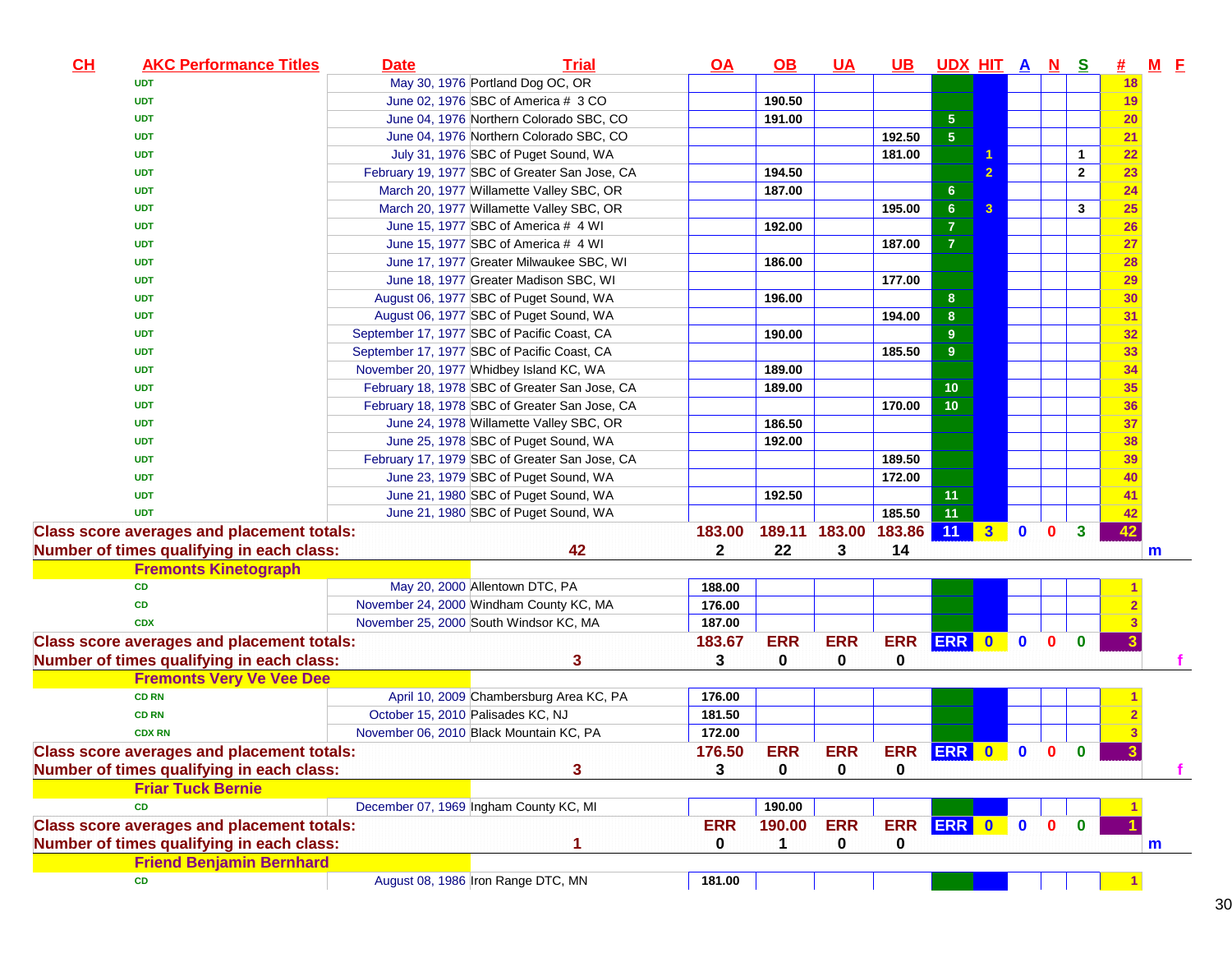| CH | AKC Performance Titles | Date | Trial | OA | OB | UA | UB | UDX | HIT | A | N | S | # | M | F |
|---|---|---|---|---|---|---|---|---|---|---|---|---|---|---|---|
| | UDT | May 30, 1976 | Portland Dog OC, OR | | | | | | | | | | 18 | | |
| | UDT | June 02, 1976 | SBC of America # 3 CO | | 190.50 | | | | | | | | 19 | | |
| | UDT | June 04, 1976 | Northern Colorado SBC, CO | | 191.00 | | | 5 | | | | | 20 | | |
| | UDT | June 04, 1976 | Northern Colorado SBC, CO | | | | 192.50 | 5 | | | | | 21 | | |
| | UDT | July 31, 1976 | SBC of Puget Sound, WA | | | | 181.00 | | 1 | | | 1 | 22 | | |
| | UDT | February 19, 1977 | SBC of Greater San Jose, CA | | 194.50 | | | | 2 | | | 2 | 23 | | |
| | UDT | March 20, 1977 | Willamette Valley SBC, OR | | 187.00 | | | 6 | | | | | 24 | | |
| | UDT | March 20, 1977 | Willamette Valley SBC, OR | | | | 195.00 | 6 | 3 | | | 3 | 25 | | |
| | UDT | June 15, 1977 | SBC of America # 4 WI | | 192.00 | | | 7 | | | | | 26 | | |
| | UDT | June 15, 1977 | SBC of America # 4 WI | | | | 187.00 | 7 | | | | | 27 | | |
| | UDT | June 17, 1977 | Greater Milwaukee SBC, WI | | 186.00 | | | | | | | | 28 | | |
| | UDT | June 18, 1977 | Greater Madison SBC, WI | | | | 177.00 | | | | | | 29 | | |
| | UDT | August 06, 1977 | SBC of Puget Sound, WA | | 196.00 | | | 8 | | | | | 30 | | |
| | UDT | August 06, 1977 | SBC of Puget Sound, WA | | | | 194.00 | 8 | | | | | 31 | | |
| | UDT | September 17, 1977 | SBC of Pacific Coast, CA | | 190.00 | | | 9 | | | | | 32 | | |
| | UDT | September 17, 1977 | SBC of Pacific Coast, CA | | | | 185.50 | 9 | | | | | 33 | | |
| | UDT | November 20, 1977 | Whidbey Island KC, WA | | 189.00 | | | | | | | | 34 | | |
| | UDT | February 18, 1978 | SBC of Greater San Jose, CA | | 189.00 | | | 10 | | | | | 35 | | |
| | UDT | February 18, 1978 | SBC of Greater San Jose, CA | | | | 170.00 | 10 | | | | | 36 | | |
| | UDT | June 24, 1978 | Willamette Valley SBC, OR | | 186.50 | | | | | | | | 37 | | |
| | UDT | June 25, 1978 | SBC of Puget Sound, WA | | 192.00 | | | | | | | | 38 | | |
| | UDT | February 17, 1979 | SBC of Greater San Jose, CA | | | | 189.50 | | | | | | 39 | | |
| | UDT | June 23, 1979 | SBC of Puget Sound, WA | | | | 172.00 | | | | | | 40 | | |
| | UDT | June 21, 1980 | SBC of Puget Sound, WA | | 192.50 | | | 11 | | | | | 41 | | |
| | UDT | June 21, 1980 | SBC of Puget Sound, WA | | | | 185.50 | 11 | | | | | 42 | | |
| Class score averages and placement totals: | | | | 183.00 | 189.11 | 183.00 | 183.86 | 11 | 3 | 0 | 0 | 3 | 42 | | |
| Number of times qualifying in each class: | | | 42 | 2 | 22 | 3 | 14 | | | | | | | m | |
| | **Fremonts Kinetograph** | | | | | | | | | | | | | | |
| | CD | May 20, 2000 | Allentown DTC, PA | 188.00 | | | | | | | | | 1 | | |
| | CD | November 24, 2000 | Windham County KC, MA | 176.00 | | | | | | | | | 2 | | |
| | CDX | November 25, 2000 | South Windsor KC, MA | 187.00 | | | | | | | | | 3 | | |
| Class score averages and placement totals: | | | | 183.67 | ERR | ERR | ERR | ERR | 0 | 0 | 0 | 0 | 3 | | |
| Number of times qualifying in each class: | | | 3 | 3 | 0 | 0 | 0 | | | | | | | | f |
| | **Fremonts Very Ve Vee Dee** | | | | | | | | | | | | | | |
| | CD RN | April 10, 2009 | Chambersburg Area KC, PA | 176.00 | | | | | | | | | 1 | | |
| | CD RN | October 15, 2010 | Palisades KC, NJ | 181.50 | | | | | | | | | 2 | | |
| | CDX RN | November 06, 2010 | Black Mountain KC, PA | 172.00 | | | | | | | | | 3 | | |
| Class score averages and placement totals: | | | | 176.50 | ERR | ERR | ERR | ERR | 0 | 0 | 0 | 0 | 3 | | |
| Number of times qualifying in each class: | | | 3 | 3 | 0 | 0 | 0 | | | | | | | | f |
| | **Friar Tuck Bernie** | | | | | | | | | | | | | | |
| | CD | December 07, 1969 | Ingham County KC, MI | | 190.00 | | | | | | | | 1 | | |
| Class score averages and placement totals: | | | | ERR | 190.00 | ERR | ERR | ERR | 0 | 0 | 0 | 0 | 1 | | |
| Number of times qualifying in each class: | | | 1 | 0 | 1 | 0 | 0 | | | | | | | m | |
| | **Friend Benjamin Bernhard** | | | | | | | | | | | | | | |
| | CD | August 08, 1986 | Iron Range DTC, MN | 181.00 | | | | | | | | | 1 | | |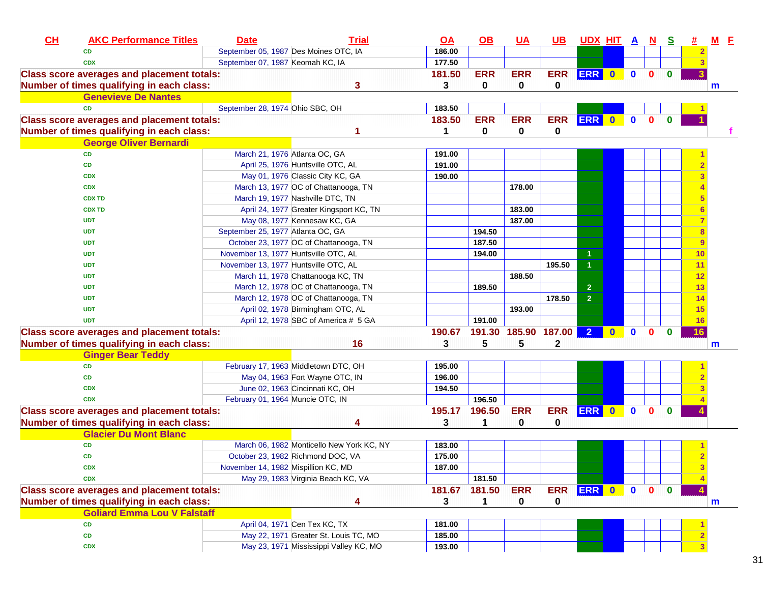| CH | AKC Performance Titles | Date | Trial | OA | OB | UA | UB | UDX | HIT | A | N | S | # | M | F |
|---|---|---|---|---|---|---|---|---|---|---|---|---|---|---|---|
| | CD | September 05, 1987 | Des Moines OTC, IA | 186.00 | | | | | | | | | 2 | | |
| | CDX | September 07, 1987 | Keomah KC, IA | 177.50 | | | | | | | | | 3 | | |
| Class score averages and placement totals: | | | | 181.50 | ERR | ERR | ERR | ERR | 0 | 0 | 0 | 0 | 3 | | |
| Number of times qualifying in each class: | | | 3 | 3 | 0 | 0 | 0 | | | | | | | m | |
| | Genevieve De Nantes | | | | | | | | | | | | | | |
| | CD | September 28, 1974 | Ohio SBC, OH | 183.50 | | | | | | | | | 1 | | |
| Class score averages and placement totals: | | | | 183.50 | ERR | ERR | ERR | ERR | 0 | 0 | 0 | 0 | 1 | | |
| Number of times qualifying in each class: | | | 1 | 1 | 0 | 0 | 0 | | | | | | | | f |
| | George Oliver Bernardi | | | | | | | | | | | | | | |
| | CD | March 21, 1976 | Atlanta OC, GA | 191.00 | | | | | | | | | 1 | | |
| | CD | April 25, 1976 | Huntsville OTC, AL | 191.00 | | | | | | | | | 2 | | |
| | CDX | May 01, 1976 | Classic City KC, GA | 190.00 | | | | | | | | | 3 | | |
| | CDX | March 13, 1977 | OC of Chattanooga, TN | | | 178.00 | | | | | | | 4 | | |
| | CDX TD | March 19, 1977 | Nashville DTC, TN | | | | | | | | | | 5 | | |
| | CDX TD | April 24, 1977 | Greater Kingsport KC, TN | | | 183.00 | | | | | | | 6 | | |
| | UDT | May 08, 1977 | Kennesaw KC, GA | | | 187.00 | | | | | | | 7 | | |
| | UDT | September 25, 1977 | Atlanta OC, GA | | 194.50 | | | | | | | | 8 | | |
| | UDT | October 23, 1977 | OC of Chattanooga, TN | | 187.50 | | | | | | | | 9 | | |
| | UDT | November 13, 1977 | Huntsville OTC, AL | | 194.00 | | | 1 | | | | | 10 | | |
| | UDT | November 13, 1977 | Huntsville OTC, AL | | | | 195.50 | 1 | | | | | 11 | | |
| | UDT | March 11, 1978 | Chattanooga KC, TN | | | 188.50 | | | | | | | 12 | | |
| | UDT | March 12, 1978 | OC of Chattanooga, TN | | 189.50 | | | 2 | | | | | 13 | | |
| | UDT | March 12, 1978 | OC of Chattanooga, TN | | | | 178.50 | 2 | | | | | 14 | | |
| | UDT | April 02, 1978 | Birmingham OTC, AL | | | 193.00 | | | | | | | 15 | | |
| | UDT | April 12, 1978 | SBC of America # 5 GA | | 191.00 | | | | | | | | 16 | | |
| Class score averages and placement totals: | | | | 190.67 | 191.30 | 185.90 | 187.00 | 2 | 0 | 0 | 0 | 0 | 16 | | |
| Number of times qualifying in each class: | | | 16 | 3 | 5 | 5 | 2 | | | | | | | m | |
| | Ginger Bear Teddy | | | | | | | | | | | | | | |
| | CD | February 17, 1963 | Middletown DTC, OH | 195.00 | | | | | | | | | 1 | | |
| | CD | May 04, 1963 | Fort Wayne OTC, IN | 196.00 | | | | | | | | | 2 | | |
| | CDX | June 02, 1963 | Cincinnati KC, OH | 194.50 | | | | | | | | | 3 | | |
| | CDX | February 01, 1964 | Muncie OTC, IN | | 196.50 | | | | | | | | 4 | | |
| Class score averages and placement totals: | | | | 195.17 | 196.50 | ERR | ERR | ERR | 0 | 0 | 0 | 0 | 4 | | |
| Number of times qualifying in each class: | | | 4 | 3 | 1 | 0 | 0 | | | | | | | | |
| | Glacier Du Mont Blanc | | | | | | | | | | | | | | |
| | CD | March 06, 1982 | Monticello New York KC, NY | 183.00 | | | | | | | | | 1 | | |
| | CD | October 23, 1982 | Richmond DOC, VA | 175.00 | | | | | | | | | 2 | | |
| | CDX | November 14, 1982 | Mispillion KC, MD | 187.00 | | | | | | | | | 3 | | |
| | CDX | May 29, 1983 | Virginia Beach KC, VA | | 181.50 | | | | | | | | 4 | | |
| Class score averages and placement totals: | | | | 181.67 | 181.50 | ERR | ERR | ERR | 0 | 0 | 0 | 0 | 4 | | |
| Number of times qualifying in each class: | | | 4 | 3 | 1 | 0 | 0 | | | | | | | m | |
| | Goliard Emma Lou V Falstaff | | | | | | | | | | | | | | |
| | CD | April 04, 1971 | Cen Tex KC, TX | 181.00 | | | | | | | | | 1 | | |
| | CD | May 22, 1971 | Greater St. Louis TC, MO | 185.00 | | | | | | | | | 2 | | |
| | CDX | May 23, 1971 | Mississippi Valley KC, MO | 193.00 | | | | | | | | | 3 | | |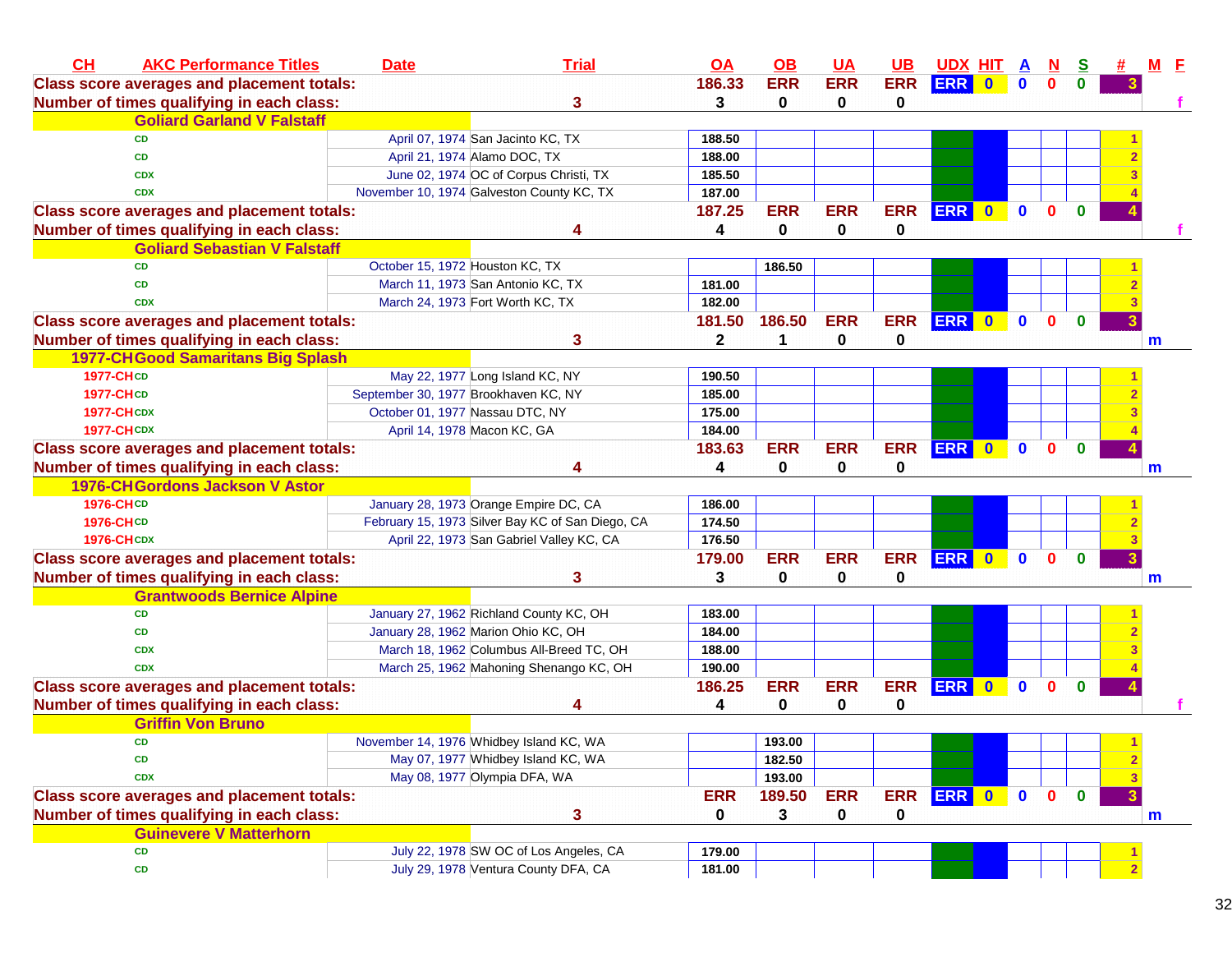| CH | AKC Performance Titles | Date | Trial | OA | OB | UA | UB | UDX | HIT | A | N | S | # | M | F |
|---|---|---|---|---|---|---|---|---|---|---|---|---|---|---|---|
| Class score averages and placement totals: | | | | 186.33 | ERR | ERR | ERR | ERR | 0 | 0 | 0 | 0 | 3 | | |
| Number of times qualifying in each class: | | | 3 | 3 | 0 | 0 | 0 | | | | | | | | f |
| **Goliard Garland V Falstaff** | | | | | | | | | | | | | | | |
| | CD | April 07, 1974 | San Jacinto KC, TX | 188.50 | | | | | | | | | 1 | | |
| | CD | April 21, 1974 | Alamo DOC, TX | 188.00 | | | | | | | | | 2 | | |
| | CDX | June 02, 1974 | OC of Corpus Christi, TX | 185.50 | | | | | | | | | 3 | | |
| | CDX | November 10, 1974 | Galveston County KC, TX | 187.00 | | | | | | | | | 4 | | |
| Class score averages and placement totals: | | | | 187.25 | ERR | ERR | ERR | ERR | 0 | 0 | 0 | 0 | 4 | | |
| Number of times qualifying in each class: | | | 4 | 4 | 0 | 0 | 0 | | | | | | | | f |
| **Goliard Sebastian V Falstaff** | | | | | | | | | | | | | | | |
| | CD | October 15, 1972 | Houston KC, TX | | 186.50 | | | | | | | | 1 | | |
| | CD | March 11, 1973 | San Antonio KC, TX | 181.00 | | | | | | | | | 2 | | |
| | CDX | March 24, 1973 | Fort Worth KC, TX | 182.00 | | | | | | | | | 3 | | |
| Class score averages and placement totals: | | | | 181.50 | 186.50 | ERR | ERR | ERR | 0 | 0 | 0 | 0 | 3 | | |
| Number of times qualifying in each class: | | | 3 | 2 | 1 | 0 | 0 | | | | | | | m | |
| **1977-CH Good Samaritans Big Splash** | | | | | | | | | | | | | | | |
| 1977-CH | CD | May 22, 1977 | Long Island KC, NY | 190.50 | | | | | | | | | 1 | | |
| 1977-CH | CD | September 30, 1977 | Brookhaven KC, NY | 185.00 | | | | | | | | | 2 | | |
| 1977-CH | CDX | October 01, 1977 | Nassau DTC, NY | 175.00 | | | | | | | | | 3 | | |
| 1977-CH | CDX | April 14, 1978 | Macon KC, GA | 184.00 | | | | | | | | | 4 | | |
| Class score averages and placement totals: | | | | 183.63 | ERR | ERR | ERR | ERR | 0 | 0 | 0 | 0 | 4 | | |
| Number of times qualifying in each class: | | | 4 | 4 | 0 | 0 | 0 | | | | | | | m | |
| **1976-CH Gordons Jackson V Astor** | | | | | | | | | | | | | | | |
| 1976-CH | CD | January 28, 1973 | Orange Empire DC, CA | 186.00 | | | | | | | | | 1 | | |
| 1976-CH | CD | February 15, 1973 | Silver Bay KC of San Diego, CA | 174.50 | | | | | | | | | 2 | | |
| 1976-CH | CDX | April 22, 1973 | San Gabriel Valley KC, CA | 176.50 | | | | | | | | | 3 | | |
| Class score averages and placement totals: | | | | 179.00 | ERR | ERR | ERR | ERR | 0 | 0 | 0 | 0 | 3 | | |
| Number of times qualifying in each class: | | | 3 | 3 | 0 | 0 | 0 | | | | | | | m | |
| **Grantwoods Bernice Alpine** | | | | | | | | | | | | | | | |
| | CD | January 27, 1962 | Richland County KC, OH | 183.00 | | | | | | | | | 1 | | |
| | CD | January 28, 1962 | Marion Ohio KC, OH | 184.00 | | | | | | | | | 2 | | |
| | CDX | March 18, 1962 | Columbus All-Breed TC, OH | 188.00 | | | | | | | | | 3 | | |
| | CDX | March 25, 1962 | Mahoning Shenango KC, OH | 190.00 | | | | | | | | | 4 | | |
| Class score averages and placement totals: | | | | 186.25 | ERR | ERR | ERR | ERR | 0 | 0 | 0 | 0 | 4 | | |
| Number of times qualifying in each class: | | | 4 | 4 | 0 | 0 | 0 | | | | | | | | f |
| **Griffin Von Bruno** | | | | | | | | | | | | | | | |
| | CD | November 14, 1976 | Whidbey Island KC, WA | | 193.00 | | | | | | | | 1 | | |
| | CD | May 07, 1977 | Whidbey Island KC, WA | | 182.50 | | | | | | | | 2 | | |
| | CDX | May 08, 1977 | Olympia DFA, WA | | 193.00 | | | | | | | | 3 | | |
| Class score averages and placement totals: | | | | ERR | 189.50 | ERR | ERR | ERR | 0 | 0 | 0 | 0 | 3 | | |
| Number of times qualifying in each class: | | | 3 | 0 | 3 | 0 | 0 | | | | | | | m | |
| **Guinevere V Matterhorn** | | | | | | | | | | | | | | | |
| | CD | July 22, 1978 | SW OC of Los Angeles, CA | 179.00 | | | | | | | | | 1 | | |
| | CD | July 29, 1978 | Ventura County DFA, CA | 181.00 | | | | | | | | | 2 | | |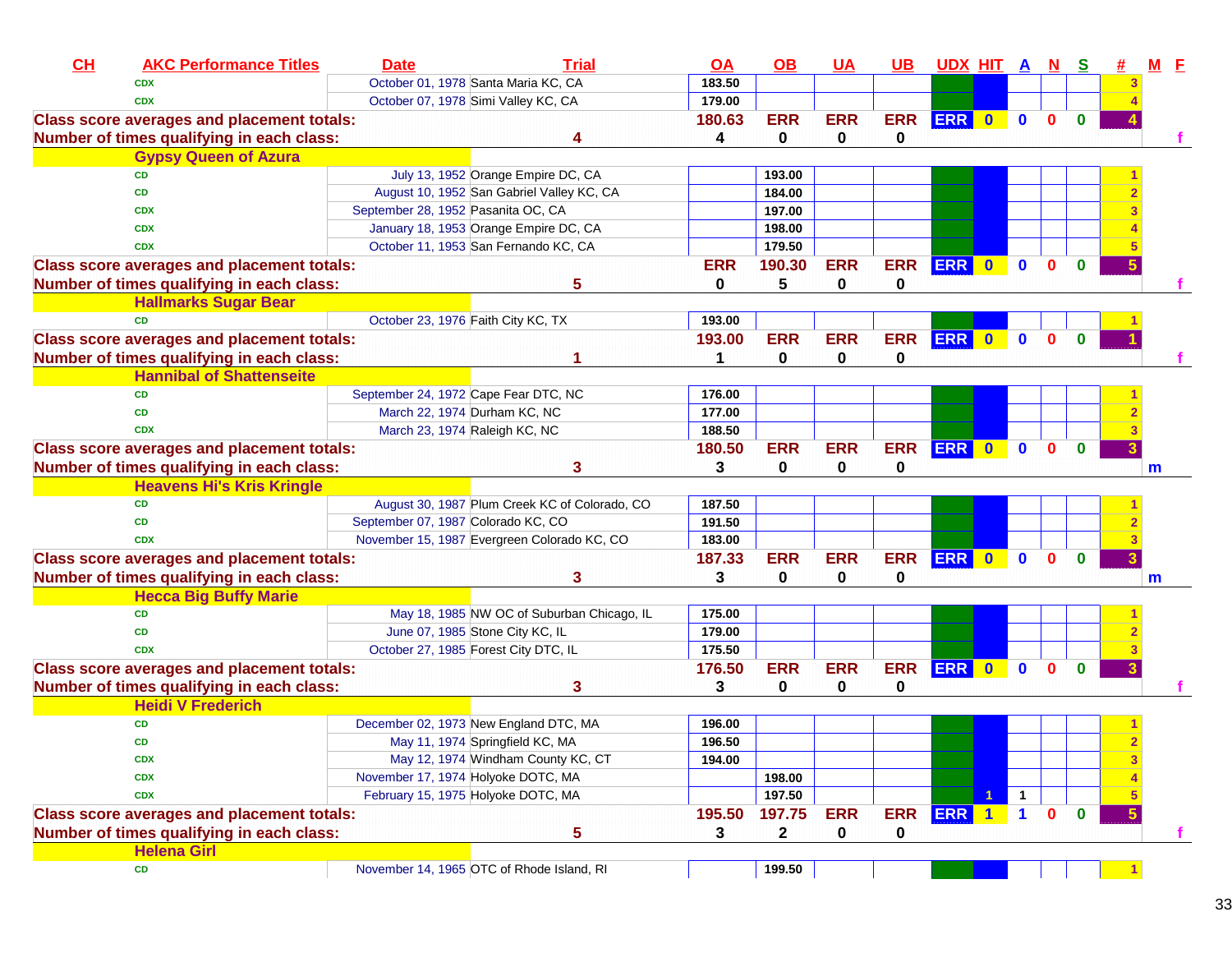| CH | AKC Performance Titles | Date | Trial | OA | OB | UA | UB | UDX | HIT | A | N | S | # | M | F |
|---|---|---|---|---|---|---|---|---|---|---|---|---|---|---|---|
| | CDX | October 01, 1978 | Santa Maria KC, CA | 183.50 | | | | | | | | | 3 | | |
| | CDX | October 07, 1978 | Simi Valley KC, CA | 179.00 | | | | | | | | | 4 | | |
| Class score averages and placement totals: | | | | 180.63 | ERR | ERR | ERR | ERR | 0 | 0 | 0 | 0 | 4 | | |
| Number of times qualifying in each class: | | | 4 | 4 | 0 | 0 | 0 | | | | | | | | f |
| | Gypsy Queen of Azura | | | | | | | | | | | | | | |
| | CD | July 13, 1952 | Orange Empire DC, CA | | 193.00 | | | | | | | | 1 | | |
| | CD | August 10, 1952 | San Gabriel Valley KC, CA | | 184.00 | | | | | | | | 2 | | |
| | CDX | September 28, 1952 | Pasanita OC, CA | | 197.00 | | | | | | | | 3 | | |
| | CDX | January 18, 1953 | Orange Empire DC, CA | | 198.00 | | | | | | | | 4 | | |
| | CDX | October 11, 1953 | San Fernando KC, CA | | 179.50 | | | | | | | | 5 | | |
| Class score averages and placement totals: | | | | ERR | 190.30 | ERR | ERR | ERR | 0 | 0 | 0 | 0 | 5 | | |
| Number of times qualifying in each class: | | | 5 | 0 | 5 | 0 | 0 | | | | | | | | f |
| | Hallmarks Sugar Bear | | | | | | | | | | | | | | |
| | CD | October 23, 1976 | Faith City KC, TX | 193.00 | | | | | | | | | 1 | | |
| Class score averages and placement totals: | | | | 193.00 | ERR | ERR | ERR | ERR | 0 | 0 | 0 | 0 | 1 | | |
| Number of times qualifying in each class: | | | 1 | 1 | 0 | 0 | 0 | | | | | | | | f |
| | Hannibal of Shattenseite | | | | | | | | | | | | | | |
| | CD | September 24, 1972 | Cape Fear DTC, NC | 176.00 | | | | | | | | | 1 | | |
| | CD | March 22, 1974 | Durham KC, NC | 177.00 | | | | | | | | | 2 | | |
| | CDX | March 23, 1974 | Raleigh KC, NC | 188.50 | | | | | | | | | 3 | | |
| Class score averages and placement totals: | | | | 180.50 | ERR | ERR | ERR | ERR | 0 | 0 | 0 | 0 | 3 | | |
| Number of times qualifying in each class: | | | 3 | 3 | 0 | 0 | 0 | | | | | | | m | |
| | Heavens Hi's Kris Kringle | | | | | | | | | | | | | | |
| | CD | August 30, 1987 | Plum Creek KC of Colorado, CO | 187.50 | | | | | | | | | 1 | | |
| | CD | September 07, 1987 | Colorado KC, CO | 191.50 | | | | | | | | | 2 | | |
| | CDX | November 15, 1987 | Evergreen Colorado KC, CO | 183.00 | | | | | | | | | 3 | | |
| Class score averages and placement totals: | | | | 187.33 | ERR | ERR | ERR | ERR | 0 | 0 | 0 | 0 | 3 | | |
| Number of times qualifying in each class: | | | 3 | 3 | 0 | 0 | 0 | | | | | | | m | |
| | Hecca Big Buffy Marie | | | | | | | | | | | | | | |
| | CD | May 18, 1985 | NW OC of Suburban Chicago, IL | 175.00 | | | | | | | | | 1 | | |
| | CD | June 07, 1985 | Stone City KC, IL | 179.00 | | | | | | | | | 2 | | |
| | CDX | October 27, 1985 | Forest City DTC, IL | 175.50 | | | | | | | | | 3 | | |
| Class score averages and placement totals: | | | | 176.50 | ERR | ERR | ERR | ERR | 0 | 0 | 0 | 0 | 3 | | |
| Number of times qualifying in each class: | | | 3 | 3 | 0 | 0 | 0 | | | | | | | | f |
| | Heidi V Frederich | | | | | | | | | | | | | | |
| | CD | December 02, 1973 | New England DTC, MA | 196.00 | | | | | | | | | 1 | | |
| | CD | May 11, 1974 | Springfield KC, MA | 196.50 | | | | | | | | | 2 | | |
| | CDX | May 12, 1974 | Windham County KC, CT | 194.00 | | | | | | | | | 3 | | |
| | CDX | November 17, 1974 | Holyoke DOTC, MA | | 198.00 | | | | | | | | 4 | | |
| | CDX | February 15, 1975 | Holyoke DOTC, MA | | 197.50 | | | | 1 | 1 | | | 5 | | |
| Class score averages and placement totals: | | | | 195.50 | 197.75 | ERR | ERR | ERR | 1 | 1 | 0 | 0 | 5 | | |
| Number of times qualifying in each class: | | | 5 | 3 | 2 | 0 | 0 | | | | | | | | f |
| | Helena Girl | | | | | | | | | | | | | | |
| | CD | November 14, 1965 | OTC of Rhode Island, RI | | 199.50 | | | | | | | | 1 | | |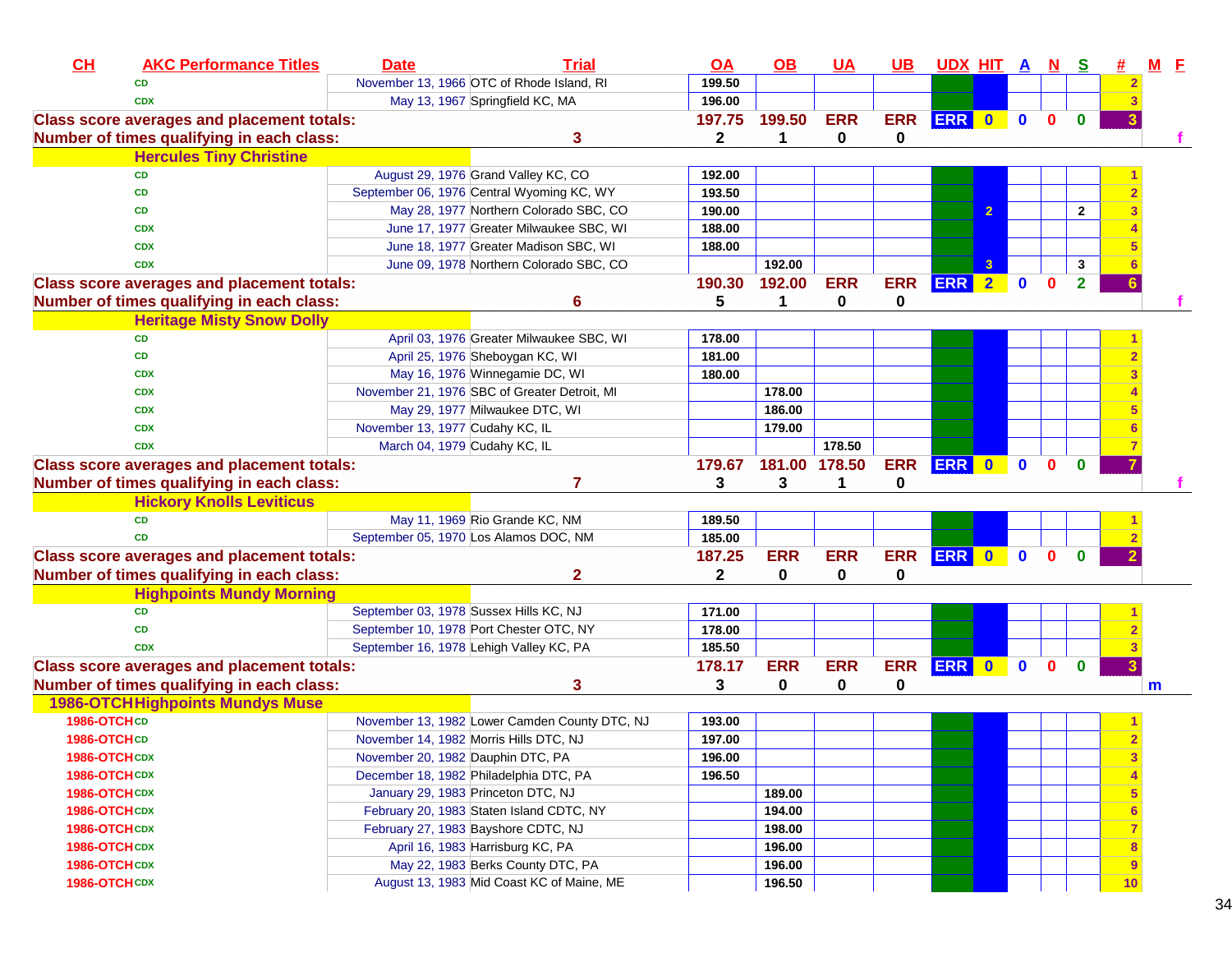| CH | AKC Performance Titles | Date | Trial | OA | OB | UA | UB | UDX | HIT | A | N | S | # | M | F |
|---|---|---|---|---|---|---|---|---|---|---|---|---|---|---|---|
| | CD | November 13, 1966 | OTC of Rhode Island, RI | 199.50 | | | | | | | | | 2 | | |
| | CDX | May 13, 1967 | Springfield KC, MA | 196.00 | | | | | | | | | 3 | | |
| Class score averages and placement totals: | | | | 197.75 | 199.50 | ERR | ERR | ERR | 0 | 0 | 0 | 0 | 3 | | |
| Number of times qualifying in each class: | | | 3 | 2 | 1 | 0 | 0 | | | | | | | | f |
| | Hercules Tiny Christine | | | | | | | | | | | | | | |
| | CD | August 29, 1976 | Grand Valley KC, CO | 192.00 | | | | | | | | | 1 | | |
| | CD | September 06, 1976 | Central Wyoming KC, WY | 193.50 | | | | | | | | | 2 | | |
| | CD | May 28, 1977 | Northern Colorado SBC, CO | 190.00 | | | | | 2 | | | 2 | 3 | | |
| | CDX | June 17, 1977 | Greater Milwaukee SBC, WI | 188.00 | | | | | | | | | 4 | | |
| | CDX | June 18, 1977 | Greater Madison SBC, WI | 188.00 | | | | | | | | | 5 | | |
| | CDX | June 09, 1978 | Northern Colorado SBC, CO | | 192.00 | | | | 3 | | | 3 | 6 | | |
| Class score averages and placement totals: | | | | 190.30 | 192.00 | ERR | ERR | ERR | 2 | 0 | 0 | 2 | 6 | | |
| Number of times qualifying in each class: | | | 6 | 5 | 1 | 0 | 0 | | | | | | | | f |
| | Heritage Misty Snow Dolly | | | | | | | | | | | | | | |
| | CD | April 03, 1976 | Greater Milwaukee SBC, WI | 178.00 | | | | | | | | | 1 | | |
| | CD | April 25, 1976 | Sheboygan KC, WI | 181.00 | | | | | | | | | 2 | | |
| | CDX | May 16, 1976 | Winnegamie DC, WI | 180.00 | | | | | | | | | 3 | | |
| | CDX | November 21, 1976 | SBC of Greater Detroit, MI | | 178.00 | | | | | | | | 4 | | |
| | CDX | May 29, 1977 | Milwaukee DTC, WI | | 186.00 | | | | | | | | 5 | | |
| | CDX | November 13, 1977 | Cudahy KC, IL | | 179.00 | | | | | | | | 6 | | |
| | CDX | March 04, 1979 | Cudahy KC, IL | | | 178.50 | | | | | | | 7 | | |
| Class score averages and placement totals: | | | | 179.67 | 181.00 | 178.50 | ERR | ERR | 0 | 0 | 0 | 0 | 7 | | |
| Number of times qualifying in each class: | | | 7 | 3 | 3 | 1 | 0 | | | | | | | | f |
| | Hickory Knolls Leviticus | | | | | | | | | | | | | | |
| | CD | May 11, 1969 | Rio Grande KC, NM | 189.50 | | | | | | | | | 1 | | |
| | CD | September 05, 1970 | Los Alamos DOC, NM | 185.00 | | | | | | | | | 2 | | |
| Class score averages and placement totals: | | | | 187.25 | ERR | ERR | ERR | ERR | 0 | 0 | 0 | 0 | 2 | | |
| Number of times qualifying in each class: | | | 2 | 2 | 0 | 0 | 0 | | | | | | | | |
| | Highpoints Mundy Morning | | | | | | | | | | | | | | |
| | CD | September 03, 1978 | Sussex Hills KC, NJ | 171.00 | | | | | | | | | 1 | | |
| | CD | September 10, 1978 | Port Chester OTC, NY | 178.00 | | | | | | | | | 2 | | |
| | CDX | September 16, 1978 | Lehigh Valley KC, PA | 185.50 | | | | | | | | | 3 | | |
| Class score averages and placement totals: | | | | 178.17 | ERR | ERR | ERR | ERR | 0 | 0 | 0 | 0 | 3 | | |
| Number of times qualifying in each class: | | | 3 | 3 | 0 | 0 | 0 | | | | | | | m | |
| 1986-OTCH | Highpoints Mundys Muse | | | | | | | | | | | | | | |
| 1986-OTCH | CD | November 13, 1982 | Lower Camden County DTC, NJ | 193.00 | | | | | | | | | 1 | | |
| 1986-OTCH | CD | November 14, 1982 | Morris Hills DTC, NJ | 197.00 | | | | | | | | | 2 | | |
| 1986-OTCH | CDX | November 20, 1982 | Dauphin DTC, PA | 196.00 | | | | | | | | | 3 | | |
| 1986-OTCH | CDX | December 18, 1982 | Philadelphia DTC, PA | 196.50 | | | | | | | | | 4 | | |
| 1986-OTCH | CDX | January 29, 1983 | Princeton DTC, NJ | | 189.00 | | | | | | | | 5 | | |
| 1986-OTCH | CDX | February 20, 1983 | Staten Island CDTC, NY | | 194.00 | | | | | | | | 6 | | |
| 1986-OTCH | CDX | February 27, 1983 | Bayshore CDTC, NJ | | 198.00 | | | | | | | | 7 | | |
| 1986-OTCH | CDX | April 16, 1983 | Harrisburg KC, PA | | 196.00 | | | | | | | | 8 | | |
| 1986-OTCH | CDX | May 22, 1983 | Berks County DTC, PA | | 196.00 | | | | | | | | 9 | | |
| 1986-OTCH | CDX | August 13, 1983 | Mid Coast KC of Maine, ME | | 196.50 | | | | | | | | 10 | | |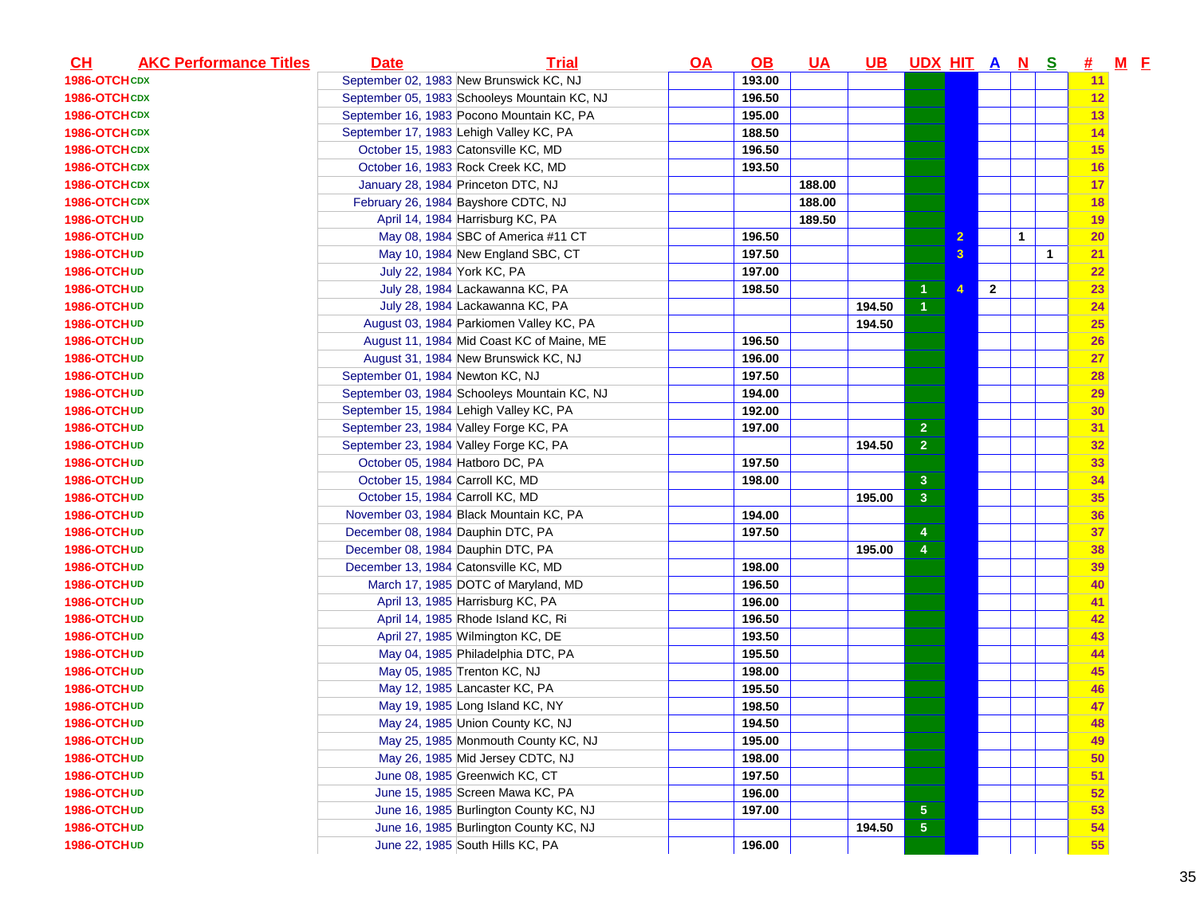| CH | AKC Performance Titles | Date | Trial | OA | OB | UA | UB | UDX | HIT | A | N | S | # | M | F |
|---|---|---|---|---|---|---|---|---|---|---|---|---|---|---|---|
| 1986-OTCH | CDX | September 02, 1983 | New Brunswick KC, NJ | | 193.00 | | | | | | | | 11 | | |
| 1986-OTCH | CDX | September 05, 1983 | Schooleys Mountain KC, NJ | | 196.50 | | | | | | | | 12 | | |
| 1986-OTCH | CDX | September 16, 1983 | Pocono Mountain KC, PA | | 195.00 | | | | | | | | 13 | | |
| 1986-OTCH | CDX | September 17, 1983 | Lehigh Valley KC, PA | | 188.50 | | | | | | | | 14 | | |
| 1986-OTCH | CDX | October 15, 1983 | Catonsville KC, MD | | 196.50 | | | | | | | | 15 | | |
| 1986-OTCH | CDX | October 16, 1983 | Rock Creek KC, MD | | 193.50 | | | | | | | | 16 | | |
| 1986-OTCH | CDX | January 28, 1984 | Princeton DTC, NJ | | | 188.00 | | | | | | | 17 | | |
| 1986-OTCH | CDX | February 26, 1984 | Bayshore CDTC, NJ | | | 188.00 | | | | | | | 18 | | |
| 1986-OTCH | UD | April 14, 1984 | Harrisburg KC, PA | | | 189.50 | | | | | | | 19 | | |
| 1986-OTCH | UD | May 08, 1984 | SBC of America #11 CT | | 196.50 | | | | 2 | | 1 | | 20 | | |
| 1986-OTCH | UD | May 10, 1984 | New England SBC, CT | | 197.50 | | | | 3 | | | 1 | 21 | | |
| 1986-OTCH | UD | July 22, 1984 | York KC, PA | | 197.00 | | | | | | | | 22 | | |
| 1986-OTCH | UD | July 28, 1984 | Lackawanna KC, PA | | 198.50 | | | 1 | 4 | 2 | | | 23 | | |
| 1986-OTCH | UD | July 28, 1984 | Lackawanna KC, PA | | | | 194.50 | 1 | | | | | 24 | | |
| 1986-OTCH | UD | August 03, 1984 | Parkiomen Valley KC, PA | | | | 194.50 | | | | | | 25 | | |
| 1986-OTCH | UD | August 11, 1984 | Mid Coast KC of Maine, ME | | 196.50 | | | | | | | | 26 | | |
| 1986-OTCH | UD | August 31, 1984 | New Brunswick KC, NJ | | 196.00 | | | | | | | | 27 | | |
| 1986-OTCH | UD | September 01, 1984 | Newton KC, NJ | | 197.50 | | | | | | | | 28 | | |
| 1986-OTCH | UD | September 03, 1984 | Schooleys Mountain KC, NJ | | 194.00 | | | | | | | | 29 | | |
| 1986-OTCH | UD | September 15, 1984 | Lehigh Valley KC, PA | | 192.00 | | | | | | | | 30 | | |
| 1986-OTCH | UD | September 23, 1984 | Valley Forge KC, PA | | 197.00 | | | 2 | | | | | 31 | | |
| 1986-OTCH | UD | September 23, 1984 | Valley Forge KC, PA | | | | 194.50 | 2 | | | | | 32 | | |
| 1986-OTCH | UD | October 05, 1984 | Hatboro DC, PA | | 197.50 | | | | | | | | 33 | | |
| 1986-OTCH | UD | October 15, 1984 | Carroll KC, MD | | 198.00 | | | 3 | | | | | 34 | | |
| 1986-OTCH | UD | October 15, 1984 | Carroll KC, MD | | | | 195.00 | 3 | | | | | 35 | | |
| 1986-OTCH | UD | November 03, 1984 | Black Mountain KC, PA | | 194.00 | | | | | | | | 36 | | |
| 1986-OTCH | UD | December 08, 1984 | Dauphin DTC, PA | | 197.50 | | | 4 | | | | | 37 | | |
| 1986-OTCH | UD | December 08, 1984 | Dauphin DTC, PA | | | | 195.00 | 4 | | | | | 38 | | |
| 1986-OTCH | UD | December 13, 1984 | Catonsville KC, MD | | 198.00 | | | | | | | | 39 | | |
| 1986-OTCH | UD | March 17, 1985 | DOTC of Maryland, MD | | 196.50 | | | | | | | | 40 | | |
| 1986-OTCH | UD | April 13, 1985 | Harrisburg KC, PA | | 196.00 | | | | | | | | 41 | | |
| 1986-OTCH | UD | April 14, 1985 | Rhode Island KC, Ri | | 196.50 | | | | | | | | 42 | | |
| 1986-OTCH | UD | April 27, 1985 | Wilmington KC, DE | | 193.50 | | | | | | | | 43 | | |
| 1986-OTCH | UD | May 04, 1985 | Philadelphia DTC, PA | | 195.50 | | | | | | | | 44 | | |
| 1986-OTCH | UD | May 05, 1985 | Trenton KC, NJ | | 198.00 | | | | | | | | 45 | | |
| 1986-OTCH | UD | May 12, 1985 | Lancaster KC, PA | | 195.50 | | | | | | | | 46 | | |
| 1986-OTCH | UD | May 19, 1985 | Long Island KC, NY | | 198.50 | | | | | | | | 47 | | |
| 1986-OTCH | UD | May 24, 1985 | Union County KC, NJ | | 194.50 | | | | | | | | 48 | | |
| 1986-OTCH | UD | May 25, 1985 | Monmouth County KC, NJ | | 195.00 | | | | | | | | 49 | | |
| 1986-OTCH | UD | May 26, 1985 | Mid Jersey CDTC, NJ | | 198.00 | | | | | | | | 50 | | |
| 1986-OTCH | UD | June 08, 1985 | Greenwich KC, CT | | 197.50 | | | | | | | | 51 | | |
| 1986-OTCH | UD | June 15, 1985 | Screen Mawa KC, PA | | 196.00 | | | | | | | | 52 | | |
| 1986-OTCH | UD | June 16, 1985 | Burlington County KC, NJ | | 197.00 | | | 5 | | | | | 53 | | |
| 1986-OTCH | UD | June 16, 1985 | Burlington County KC, NJ | | | | 194.50 | 5 | | | | | 54 | | |
| 1986-OTCH | UD | June 22, 1985 | South Hills KC, PA | | 196.00 | | | | | | | | 55 | | |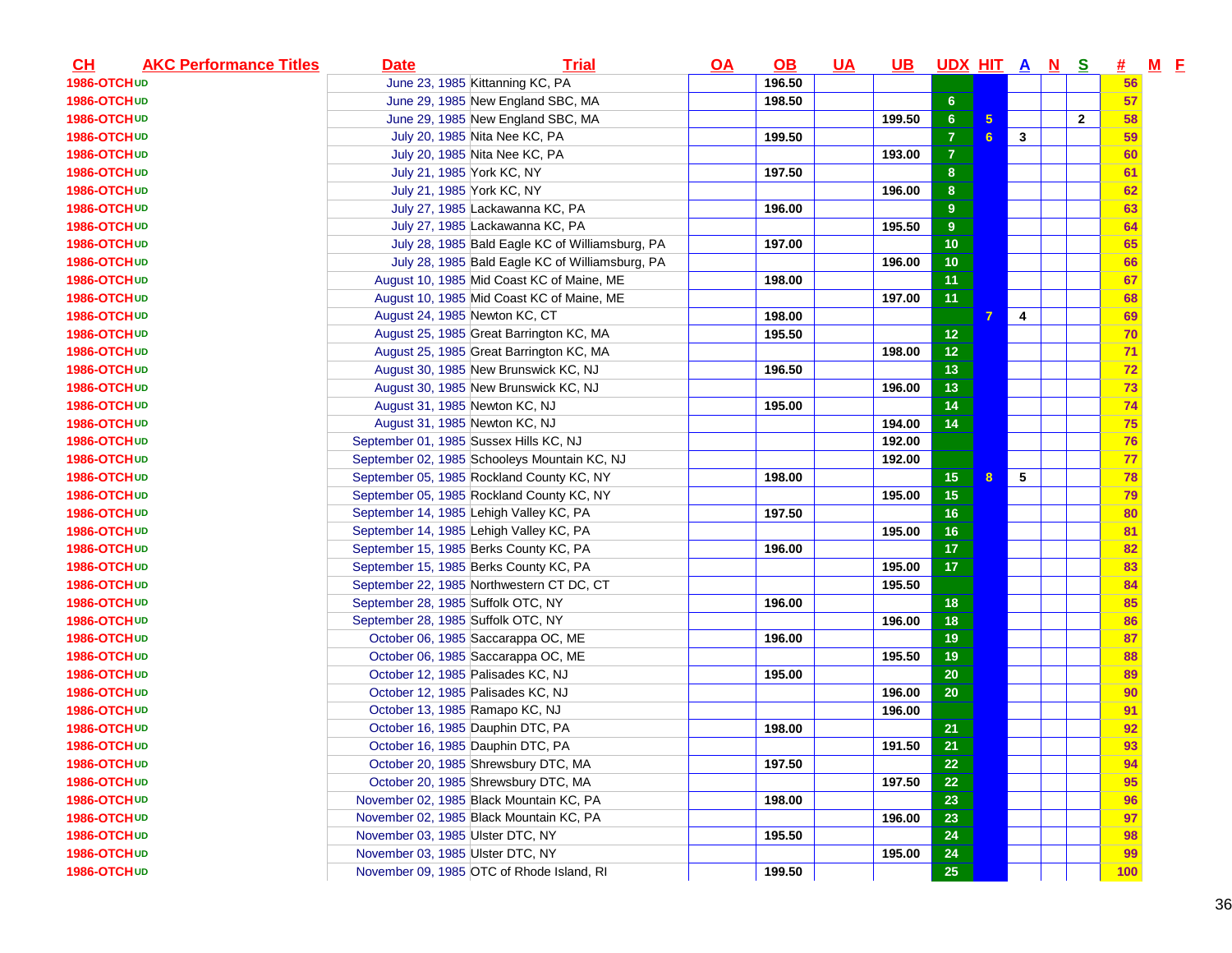| CH | AKC Performance Titles | Date | Trial | OA | OB | UA | UB | UDX | HIT | A | N | S | # | M | F |
|---|---|---|---|---|---|---|---|---|---|---|---|---|---|---|---|
| 1986-OTCH UD | | June 23, 1985 | Kittanning KC, PA | | 196.50 | | | | | | | | 56 | | |
| 1986-OTCH UD | | June 29, 1985 | New England SBC, MA | | 198.50 | | | 6 | | | | | 57 | | |
| 1986-OTCH UD | | June 29, 1985 | New England SBC, MA | | | | 199.50 | 6 | 5 | | | 2 | 58 | | |
| 1986-OTCH UD | | July 20, 1985 | Nita Nee KC, PA | | 199.50 | | | 7 | 6 | 3 | | | 59 | | |
| 1986-OTCH UD | | July 20, 1985 | Nita Nee KC, PA | | | | 193.00 | 7 | | | | | 60 | | |
| 1986-OTCH UD | | July 21, 1985 | York KC, NY | | 197.50 | | | 8 | | | | | 61 | | |
| 1986-OTCH UD | | July 21, 1985 | York KC, NY | | | | 196.00 | 8 | | | | | 62 | | |
| 1986-OTCH UD | | July 27, 1985 | Lackawanna KC, PA | | 196.00 | | | 9 | | | | | 63 | | |
| 1986-OTCH UD | | July 27, 1985 | Lackawanna KC, PA | | | | 195.50 | 9 | | | | | 64 | | |
| 1986-OTCH UD | | July 28, 1985 | Bald Eagle KC of Williamsburg, PA | | 197.00 | | | 10 | | | | | 65 | | |
| 1986-OTCH UD | | July 28, 1985 | Bald Eagle KC of Williamsburg, PA | | | | 196.00 | 10 | | | | | 66 | | |
| 1986-OTCH UD | | August 10, 1985 | Mid Coast KC of Maine, ME | | 198.00 | | | 11 | | | | | 67 | | |
| 1986-OTCH UD | | August 10, 1985 | Mid Coast KC of Maine, ME | | | | 197.00 | 11 | | | | | 68 | | |
| 1986-OTCH UD | | August 24, 1985 | Newton KC, CT | | 198.00 | | | | 7 | 4 | | | 69 | | |
| 1986-OTCH UD | | August 25, 1985 | Great Barrington KC, MA | | 195.50 | | | 12 | | | | | 70 | | |
| 1986-OTCH UD | | August 25, 1985 | Great Barrington KC, MA | | | | 198.00 | 12 | | | | | 71 | | |
| 1986-OTCH UD | | August 30, 1985 | New Brunswick KC, NJ | | 196.50 | | | 13 | | | | | 72 | | |
| 1986-OTCH UD | | August 30, 1985 | New Brunswick KC, NJ | | | | 196.00 | 13 | | | | | 73 | | |
| 1986-OTCH UD | | August 31, 1985 | Newton KC, NJ | | 195.00 | | | 14 | | | | | 74 | | |
| 1986-OTCH UD | | August 31, 1985 | Newton KC, NJ | | | | 194.00 | 14 | | | | | 75 | | |
| 1986-OTCH UD | | September 01, 1985 | Sussex Hills KC, NJ | | | | 192.00 | | | | | | 76 | | |
| 1986-OTCH UD | | September 02, 1985 | Schooleys Mountain KC, NJ | | | | 192.00 | | | | | | 77 | | |
| 1986-OTCH UD | | September 05, 1985 | Rockland County KC, NY | | 198.00 | | | 15 | 8 | 5 | | | 78 | | |
| 1986-OTCH UD | | September 05, 1985 | Rockland County KC, NY | | | | 195.00 | 15 | | | | | 79 | | |
| 1986-OTCH UD | | September 14, 1985 | Lehigh Valley KC, PA | | 197.50 | | | 16 | | | | | 80 | | |
| 1986-OTCH UD | | September 14, 1985 | Lehigh Valley KC, PA | | | | 195.00 | 16 | | | | | 81 | | |
| 1986-OTCH UD | | September 15, 1985 | Berks County KC, PA | | 196.00 | | | 17 | | | | | 82 | | |
| 1986-OTCH UD | | September 15, 1985 | Berks County KC, PA | | | | 195.00 | 17 | | | | | 83 | | |
| 1986-OTCH UD | | September 22, 1985 | Northwestern CT DC, CT | | | | 195.50 | | | | | | 84 | | |
| 1986-OTCH UD | | September 28, 1985 | Suffolk OTC, NY | | 196.00 | | | 18 | | | | | 85 | | |
| 1986-OTCH UD | | September 28, 1985 | Suffolk OTC, NY | | | | 196.00 | 18 | | | | | 86 | | |
| 1986-OTCH UD | | October 06, 1985 | Saccarappa OC, ME | | 196.00 | | | 19 | | | | | 87 | | |
| 1986-OTCH UD | | October 06, 1985 | Saccarappa OC, ME | | | | 195.50 | 19 | | | | | 88 | | |
| 1986-OTCH UD | | October 12, 1985 | Palisades KC, NJ | | 195.00 | | | 20 | | | | | 89 | | |
| 1986-OTCH UD | | October 12, 1985 | Palisades KC, NJ | | | | 196.00 | 20 | | | | | 90 | | |
| 1986-OTCH UD | | October 13, 1985 | Ramapo KC, NJ | | | | 196.00 | | | | | | 91 | | |
| 1986-OTCH UD | | October 16, 1985 | Dauphin DTC, PA | | 198.00 | | | 21 | | | | | 92 | | |
| 1986-OTCH UD | | October 16, 1985 | Dauphin DTC, PA | | | | 191.50 | 21 | | | | | 93 | | |
| 1986-OTCH UD | | October 20, 1985 | Shrewsbury DTC, MA | | 197.50 | | | 22 | | | | | 94 | | |
| 1986-OTCH UD | | October 20, 1985 | Shrewsbury DTC, MA | | | | 197.50 | 22 | | | | | 95 | | |
| 1986-OTCH UD | | November 02, 1985 | Black Mountain KC, PA | | 198.00 | | | 23 | | | | | 96 | | |
| 1986-OTCH UD | | November 02, 1985 | Black Mountain KC, PA | | | | 196.00 | 23 | | | | | 97 | | |
| 1986-OTCH UD | | November 03, 1985 | Ulster DTC, NY | | 195.50 | | | 24 | | | | | 98 | | |
| 1986-OTCH UD | | November 03, 1985 | Ulster DTC, NY | | | | 195.00 | 24 | | | | | 99 | | |
| 1986-OTCH UD | | November 09, 1985 | OTC of Rhode Island, RI | | 199.50 | | | 25 | | | | | 100 | | |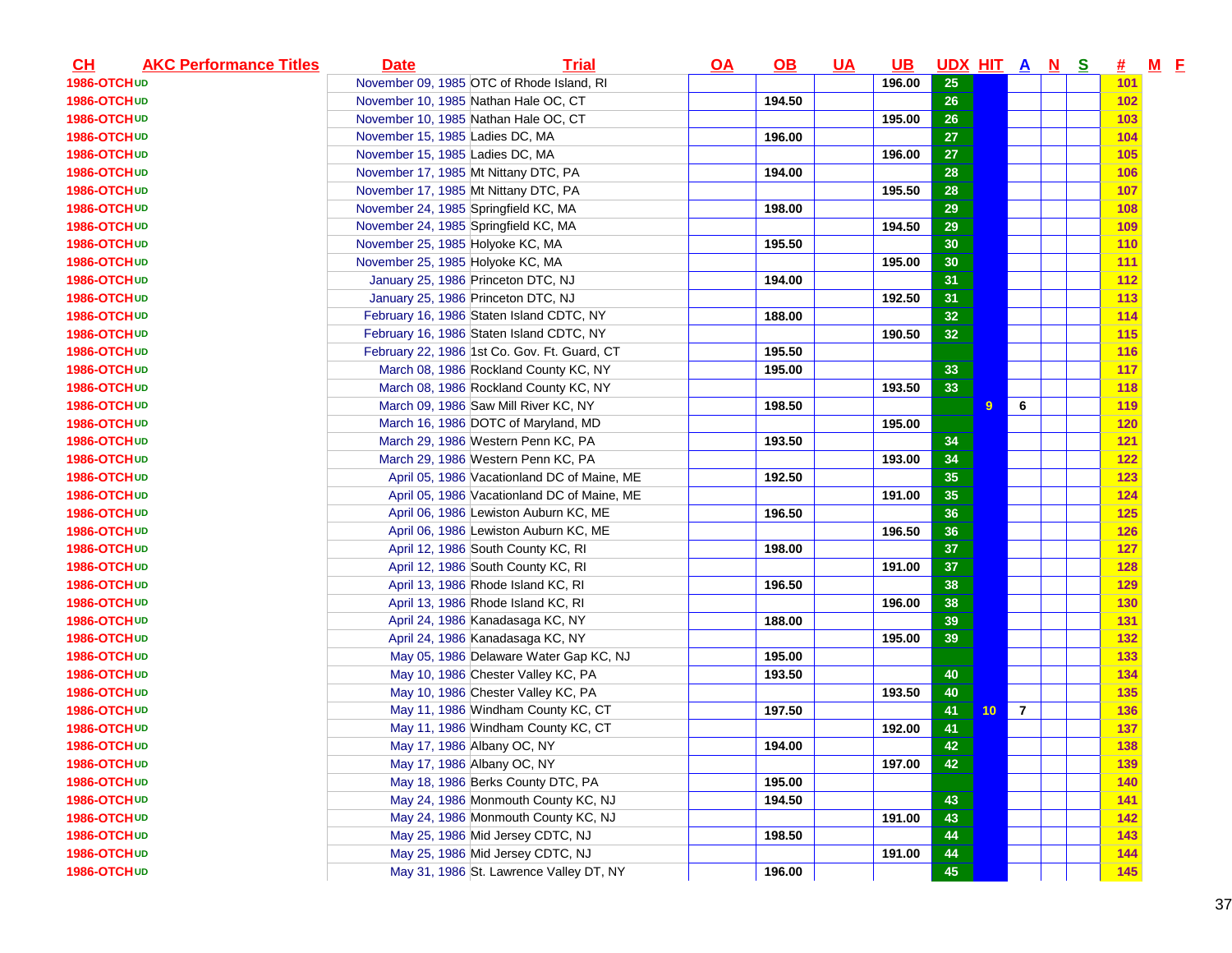| CH | AKC Performance Titles | Date | Trial | OA | OB | UA | UB | UDX | HIT | A | N | S | # | M | F |
|---|---|---|---|---|---|---|---|---|---|---|---|---|---|---|---|
| 1986-OTCH UD | | November 09, 1985 | OTC of Rhode Island, RI | | | | 196.00 | 25 | | | | | 101 | | |
| 1986-OTCH UD | | November 10, 1985 | Nathan Hale OC, CT | | 194.50 | | | 26 | | | | | 102 | | |
| 1986-OTCH UD | | November 10, 1985 | Nathan Hale OC, CT | | | | 195.00 | 26 | | | | | 103 | | |
| 1986-OTCH UD | | November 15, 1985 | Ladies DC, MA | | 196.00 | | | 27 | | | | | 104 | | |
| 1986-OTCH UD | | November 15, 1985 | Ladies DC, MA | | | | 196.00 | 27 | | | | | 105 | | |
| 1986-OTCH UD | | November 17, 1985 | Mt Nittany DTC, PA | | 194.00 | | | 28 | | | | | 106 | | |
| 1986-OTCH UD | | November 17, 1985 | Mt Nittany DTC, PA | | | | 195.50 | 28 | | | | | 107 | | |
| 1986-OTCH UD | | November 24, 1985 | Springfield KC, MA | | 198.00 | | | 29 | | | | | 108 | | |
| 1986-OTCH UD | | November 24, 1985 | Springfield KC, MA | | | | 194.50 | 29 | | | | | 109 | | |
| 1986-OTCH UD | | November 25, 1985 | Holyoke KC, MA | | 195.50 | | | 30 | | | | | 110 | | |
| 1986-OTCH UD | | November 25, 1985 | Holyoke KC, MA | | | | 195.00 | 30 | | | | | 111 | | |
| 1986-OTCH UD | | January 25, 1986 | Princeton DTC, NJ | | 194.00 | | | 31 | | | | | 112 | | |
| 1986-OTCH UD | | January 25, 1986 | Princeton DTC, NJ | | | | 192.50 | 31 | | | | | 113 | | |
| 1986-OTCH UD | | February 16, 1986 | Staten Island CDTC, NY | | 188.00 | | | 32 | | | | | 114 | | |
| 1986-OTCH UD | | February 16, 1986 | Staten Island CDTC, NY | | | | 190.50 | 32 | | | | | 115 | | |
| 1986-OTCH UD | | February 22, 1986 | 1st Co. Gov. Ft. Guard, CT | | 195.50 | | | | | | | | 116 | | |
| 1986-OTCH UD | | March 08, 1986 | Rockland County KC, NY | | 195.00 | | | 33 | | | | | 117 | | |
| 1986-OTCH UD | | March 08, 1986 | Rockland County KC, NY | | | | 193.50 | 33 | | | | | 118 | | |
| 1986-OTCH UD | | March 09, 1986 | Saw Mill River KC, NY | | 198.50 | | | | 9 | 6 | | | 119 | | |
| 1986-OTCH UD | | March 16, 1986 | DOTC of Maryland, MD | | | | 195.00 | | | | | | 120 | | |
| 1986-OTCH UD | | March 29, 1986 | Western Penn KC, PA | | 193.50 | | | 34 | | | | | 121 | | |
| 1986-OTCH UD | | March 29, 1986 | Western Penn KC, PA | | | | 193.00 | 34 | | | | | 122 | | |
| 1986-OTCH UD | | April 05, 1986 | Vacationland DC of Maine, ME | | 192.50 | | | 35 | | | | | 123 | | |
| 1986-OTCH UD | | April 05, 1986 | Vacationland DC of Maine, ME | | | | 191.00 | 35 | | | | | 124 | | |
| 1986-OTCH UD | | April 06, 1986 | Lewiston Auburn KC, ME | | 196.50 | | | 36 | | | | | 125 | | |
| 1986-OTCH UD | | April 06, 1986 | Lewiston Auburn KC, ME | | | | 196.50 | 36 | | | | | 126 | | |
| 1986-OTCH UD | | April 12, 1986 | South County KC, RI | | 198.00 | | | 37 | | | | | 127 | | |
| 1986-OTCH UD | | April 12, 1986 | South County KC, RI | | | | 191.00 | 37 | | | | | 128 | | |
| 1986-OTCH UD | | April 13, 1986 | Rhode Island KC, RI | | 196.50 | | | 38 | | | | | 129 | | |
| 1986-OTCH UD | | April 13, 1986 | Rhode Island KC, RI | | | | 196.00 | 38 | | | | | 130 | | |
| 1986-OTCH UD | | April 24, 1986 | Kanadasaga KC, NY | | 188.00 | | | 39 | | | | | 131 | | |
| 1986-OTCH UD | | April 24, 1986 | Kanadasaga KC, NY | | | | 195.00 | 39 | | | | | 132 | | |
| 1986-OTCH UD | | May 05, 1986 | Delaware Water Gap KC, NJ | | 195.00 | | | | | | | | 133 | | |
| 1986-OTCH UD | | May 10, 1986 | Chester Valley KC, PA | | 193.50 | | | 40 | | | | | 134 | | |
| 1986-OTCH UD | | May 10, 1986 | Chester Valley KC, PA | | | | 193.50 | 40 | | | | | 135 | | |
| 1986-OTCH UD | | May 11, 1986 | Windham County KC, CT | | 197.50 | | | 41 | 10 | 7 | | | 136 | | |
| 1986-OTCH UD | | May 11, 1986 | Windham County KC, CT | | | | 192.00 | 41 | | | | | 137 | | |
| 1986-OTCH UD | | May 17, 1986 | Albany OC, NY | | 194.00 | | | 42 | | | | | 138 | | |
| 1986-OTCH UD | | May 17, 1986 | Albany OC, NY | | | | 197.00 | 42 | | | | | 139 | | |
| 1986-OTCH UD | | May 18, 1986 | Berks County DTC, PA | | 195.00 | | | | | | | | 140 | | |
| 1986-OTCH UD | | May 24, 1986 | Monmouth County KC, NJ | | 194.50 | | | 43 | | | | | 141 | | |
| 1986-OTCH UD | | May 24, 1986 | Monmouth County KC, NJ | | | | 191.00 | 43 | | | | | 142 | | |
| 1986-OTCH UD | | May 25, 1986 | Mid Jersey CDTC, NJ | | 198.50 | | | 44 | | | | | 143 | | |
| 1986-OTCH UD | | May 25, 1986 | Mid Jersey CDTC, NJ | | | | 191.00 | 44 | | | | | 144 | | |
| 1986-OTCH UD | | May 31, 1986 | St. Lawrence Valley DT, NY | | 196.00 | | | 45 | | | | | 145 | | |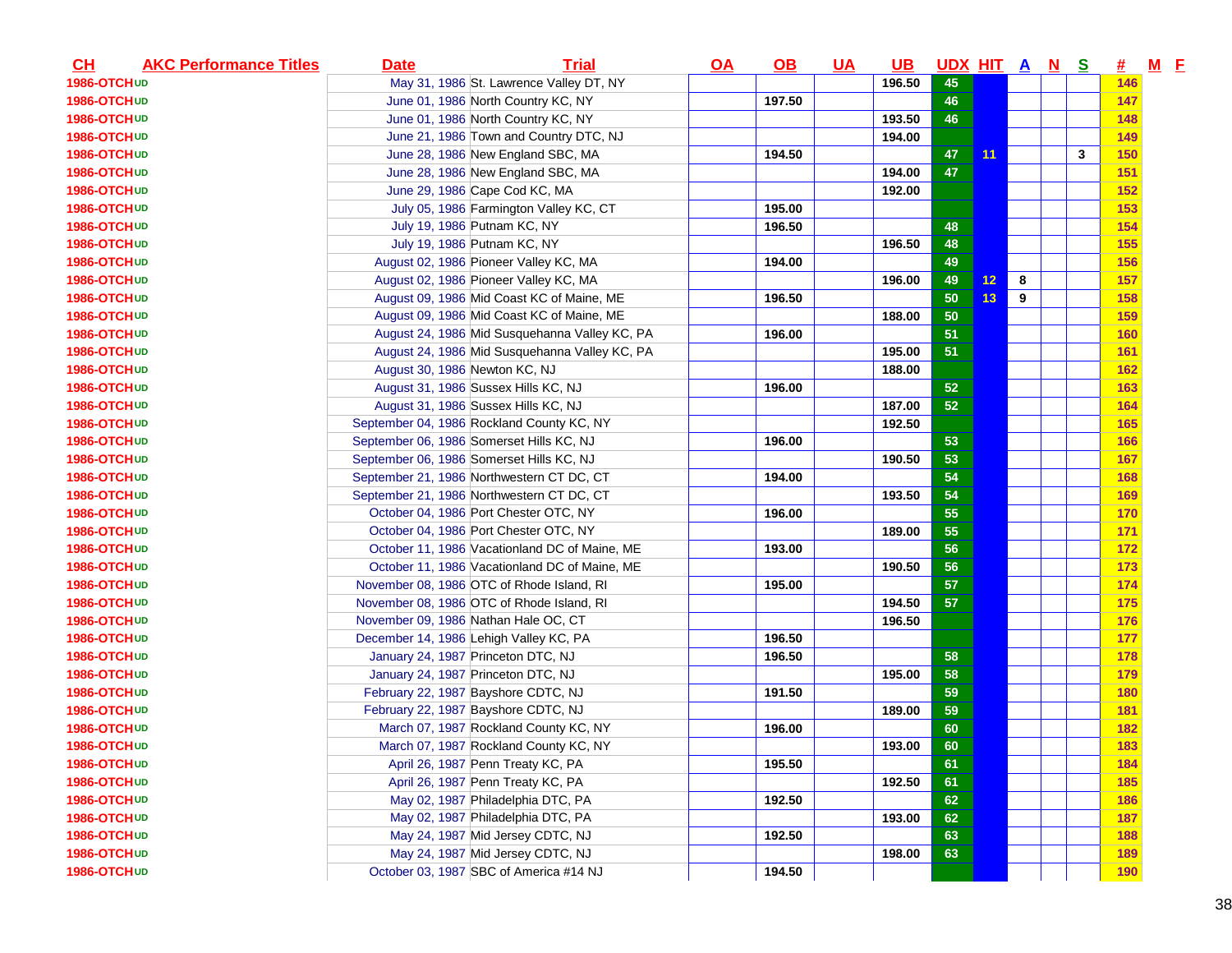| CH | AKC Performance Titles | Date | Trial | OA | OB | UA | UB | UDX | HIT | A | N | S | # | M | F |
|---|---|---|---|---|---|---|---|---|---|---|---|---|---|---|---|
| 1986-OTCH UD | | May 31, 1986 | St. Lawrence Valley DT, NY | | | | 196.50 | 45 | | | | | 146 | | |
| 1986-OTCH UD | | June 01, 1986 | North Country KC, NY | | 197.50 | | | 46 | | | | | 147 | | |
| 1986-OTCH UD | | June 01, 1986 | North Country KC, NY | | | | 193.50 | 46 | | | | | 148 | | |
| 1986-OTCH UD | | June 21, 1986 | Town and Country DTC, NJ | | | | 194.00 | | | | | | 149 | | |
| 1986-OTCH UD | | June 28, 1986 | New England SBC, MA | | 194.50 | | | 47 | 11 | | | 3 | 150 | | |
| 1986-OTCH UD | | June 28, 1986 | New England SBC, MA | | | | 194.00 | 47 | | | | | 151 | | |
| 1986-OTCH UD | | June 29, 1986 | Cape Cod KC, MA | | | | 192.00 | | | | | | 152 | | |
| 1986-OTCH UD | | July 05, 1986 | Farmington Valley KC, CT | | 195.00 | | | | | | | | 153 | | |
| 1986-OTCH UD | | July 19, 1986 | Putnam KC, NY | | 196.50 | | | 48 | | | | | 154 | | |
| 1986-OTCH UD | | July 19, 1986 | Putnam KC, NY | | | | 196.50 | 48 | | | | | 155 | | |
| 1986-OTCH UD | | August 02, 1986 | Pioneer Valley KC, MA | | 194.00 | | | 49 | | | | | 156 | | |
| 1986-OTCH UD | | August 02, 1986 | Pioneer Valley KC, MA | | | | 196.00 | 49 | 12 | 8 | | | 157 | | |
| 1986-OTCH UD | | August 09, 1986 | Mid Coast KC of Maine, ME | | 196.50 | | | 50 | 13 | 9 | | | 158 | | |
| 1986-OTCH UD | | August 09, 1986 | Mid Coast KC of Maine, ME | | | | 188.00 | 50 | | | | | 159 | | |
| 1986-OTCH UD | | August 24, 1986 | Mid Susquehanna Valley KC, PA | | 196.00 | | | 51 | | | | | 160 | | |
| 1986-OTCH UD | | August 24, 1986 | Mid Susquehanna Valley KC, PA | | | | 195.00 | 51 | | | | | 161 | | |
| 1986-OTCH UD | | August 30, 1986 | Newton KC, NJ | | | | 188.00 | | | | | | 162 | | |
| 1986-OTCH UD | | August 31, 1986 | Sussex Hills KC, NJ | | 196.00 | | | 52 | | | | | 163 | | |
| 1986-OTCH UD | | August 31, 1986 | Sussex Hills KC, NJ | | | | 187.00 | 52 | | | | | 164 | | |
| 1986-OTCH UD | | September 04, 1986 | Rockland County KC, NY | | | | 192.50 | | | | | | 165 | | |
| 1986-OTCH UD | | September 06, 1986 | Somerset Hills KC, NJ | | 196.00 | | | 53 | | | | | 166 | | |
| 1986-OTCH UD | | September 06, 1986 | Somerset Hills KC, NJ | | | | 190.50 | 53 | | | | | 167 | | |
| 1986-OTCH UD | | September 21, 1986 | Northwestern CT DC, CT | | 194.00 | | | 54 | | | | | 168 | | |
| 1986-OTCH UD | | September 21, 1986 | Northwestern CT DC, CT | | | | 193.50 | 54 | | | | | 169 | | |
| 1986-OTCH UD | | October 04, 1986 | Port Chester OTC, NY | | 196.00 | | | 55 | | | | | 170 | | |
| 1986-OTCH UD | | October 04, 1986 | Port Chester OTC, NY | | | | 189.00 | 55 | | | | | 171 | | |
| 1986-OTCH UD | | October 11, 1986 | Vacationland DC of Maine, ME | | 193.00 | | | 56 | | | | | 172 | | |
| 1986-OTCH UD | | October 11, 1986 | Vacationland DC of Maine, ME | | | | 190.50 | 56 | | | | | 173 | | |
| 1986-OTCH UD | | November 08, 1986 | OTC of Rhode Island, RI | | 195.00 | | | 57 | | | | | 174 | | |
| 1986-OTCH UD | | November 08, 1986 | OTC of Rhode Island, RI | | | | 194.50 | 57 | | | | | 175 | | |
| 1986-OTCH UD | | November 09, 1986 | Nathan Hale OC, CT | | | | 196.50 | | | | | | 176 | | |
| 1986-OTCH UD | | December 14, 1986 | Lehigh Valley KC, PA | | 196.50 | | | | | | | | 177 | | |
| 1986-OTCH UD | | January 24, 1987 | Princeton DTC, NJ | | 196.50 | | | 58 | | | | | 178 | | |
| 1986-OTCH UD | | January 24, 1987 | Princeton DTC, NJ | | | | 195.00 | 58 | | | | | 179 | | |
| 1986-OTCH UD | | February 22, 1987 | Bayshore CDTC, NJ | | 191.50 | | | 59 | | | | | 180 | | |
| 1986-OTCH UD | | February 22, 1987 | Bayshore CDTC, NJ | | | | 189.00 | 59 | | | | | 181 | | |
| 1986-OTCH UD | | March 07, 1987 | Rockland County KC, NY | | 196.00 | | | 60 | | | | | 182 | | |
| 1986-OTCH UD | | March 07, 1987 | Rockland County KC, NY | | | | 193.00 | 60 | | | | | 183 | | |
| 1986-OTCH UD | | April 26, 1987 | Penn Treaty KC, PA | | 195.50 | | | 61 | | | | | 184 | | |
| 1986-OTCH UD | | April 26, 1987 | Penn Treaty KC, PA | | | | 192.50 | 61 | | | | | 185 | | |
| 1986-OTCH UD | | May 02, 1987 | Philadelphia DTC, PA | | 192.50 | | | 62 | | | | | 186 | | |
| 1986-OTCH UD | | May 02, 1987 | Philadelphia DTC, PA | | | | 193.00 | 62 | | | | | 187 | | |
| 1986-OTCH UD | | May 24, 1987 | Mid Jersey CDTC, NJ | | 192.50 | | | 63 | | | | | 188 | | |
| 1986-OTCH UD | | May 24, 1987 | Mid Jersey CDTC, NJ | | | | 198.00 | 63 | | | | | 189 | | |
| 1986-OTCH UD | | October 03, 1987 | SBC of America #14 NJ | | 194.50 | | | | | | | | 190 | | |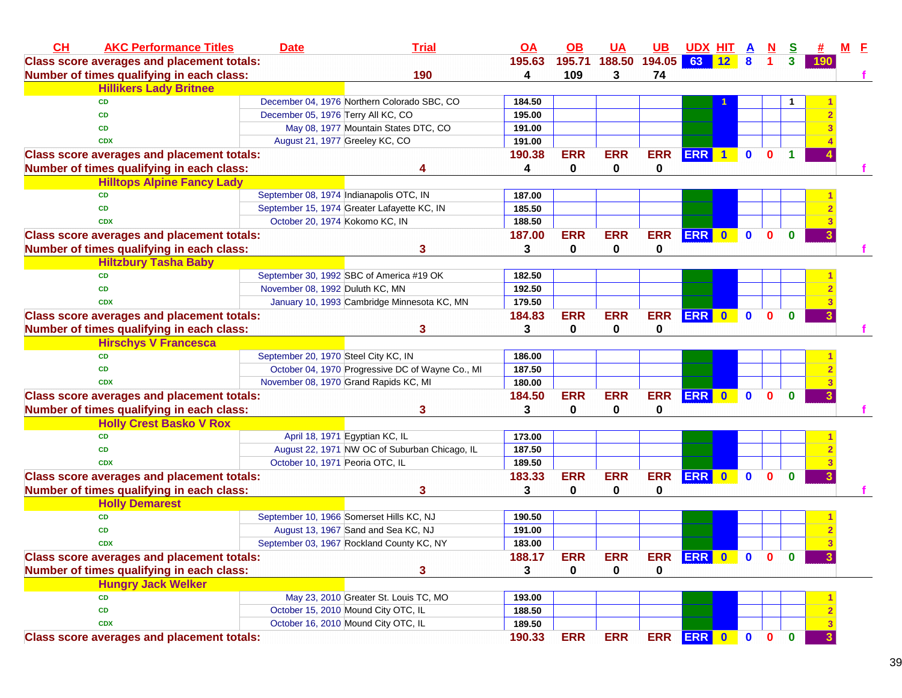| CH | AKC Performance Titles | Date | Trial | OA | OB | UA | UB | UDX | HIT | A | N | S | # | M | F |
|---|---|---|---|---|---|---|---|---|---|---|---|---|---|---|---|
| **Class score averages and placement totals:** | | | | 195.63 | 195.71 | 188.50 | 194.05 | 63 | 12 | 8 | 1 | 3 | 190 | | |
| **Number of times qualifying in each class:** | | | 190 | 4 | 109 | 3 | 74 | | | | | | | | f |
| **Hillikers Lady Britnee** | | | | | | | | | | | | | | | |
| | CD | December 04, 1976 | Northern Colorado SBC, CO | 184.50 | | | | | 1 | | | 1 | 1 | | |
| | CD | December 05, 1976 | Terry All KC, CO | 195.00 | | | | | | | | | 2 | | |
| | CD | May 08, 1977 | Mountain States DTC, CO | 191.00 | | | | | | | | | 3 | | |
| | CDX | August 21, 1977 | Greeley KC, CO | 191.00 | | | | | | | | | 4 | | |
| **Class score averages and placement totals:** | | | | 190.38 | ERR | ERR | ERR | ERR | 1 | 0 | 0 | 1 | 4 | | |
| **Number of times qualifying in each class:** | | | 4 | 4 | 0 | 0 | 0 | | | | | | | | f |
| **Hilltops Alpine Fancy Lady** | | | | | | | | | | | | | | | |
| | CD | September 08, 1974 | Indianapolis OTC, IN | 187.00 | | | | | | | | | 1 | | |
| | CD | September 15, 1974 | Greater Lafayette KC, IN | 185.50 | | | | | | | | | 2 | | |
| | CDX | October 20, 1974 | Kokomo KC, IN | 188.50 | | | | | | | | | 3 | | |
| **Class score averages and placement totals:** | | | | 187.00 | ERR | ERR | ERR | ERR | 0 | 0 | 0 | 0 | 3 | | |
| **Number of times qualifying in each class:** | | | 3 | 3 | 0 | 0 | 0 | | | | | | | | f |
| **Hiltzbury Tasha Baby** | | | | | | | | | | | | | | | |
| | CD | September 30, 1992 | SBC of America #19 OK | 182.50 | | | | | | | | | 1 | | |
| | CD | November 08, 1992 | Duluth KC, MN | 192.50 | | | | | | | | | 2 | | |
| | CDX | January 10, 1993 | Cambridge Minnesota KC, MN | 179.50 | | | | | | | | | 3 | | |
| **Class score averages and placement totals:** | | | | 184.83 | ERR | ERR | ERR | ERR | 0 | 0 | 0 | 0 | 3 | | |
| **Number of times qualifying in each class:** | | | 3 | 3 | 0 | 0 | 0 | | | | | | | | f |
| **Hirschys V Francesca** | | | | | | | | | | | | | | | |
| | CD | September 20, 1970 | Steel City KC, IN | 186.00 | | | | | | | | | 1 | | |
| | CD | October 04, 1970 | Progressive DC of Wayne Co., MI | 187.50 | | | | | | | | | 2 | | |
| | CDX | November 08, 1970 | Grand Rapids KC, MI | 180.00 | | | | | | | | | 3 | | |
| **Class score averages and placement totals:** | | | | 184.50 | ERR | ERR | ERR | ERR | 0 | 0 | 0 | 0 | 3 | | |
| **Number of times qualifying in each class:** | | | 3 | 3 | 0 | 0 | 0 | | | | | | | | f |
| **Holly Crest Basko V Rox** | | | | | | | | | | | | | | | |
| | CD | April 18, 1971 | Egyptian KC, IL | 173.00 | | | | | | | | | 1 | | |
| | CD | August 22, 1971 | NW OC of Suburban Chicago, IL | 187.50 | | | | | | | | | 2 | | |
| | CDX | October 10, 1971 | Peoria OTC, IL | 189.50 | | | | | | | | | 3 | | |
| **Class score averages and placement totals:** | | | | 183.33 | ERR | ERR | ERR | ERR | 0 | 0 | 0 | 0 | 3 | | |
| **Number of times qualifying in each class:** | | | 3 | 3 | 0 | 0 | 0 | | | | | | | | f |
| **Holly Demarest** | | | | | | | | | | | | | | | |
| | CD | September 10, 1966 | Somerset Hills KC, NJ | 190.50 | | | | | | | | | 1 | | |
| | CD | August 13, 1967 | Sand and Sea KC, NJ | 191.00 | | | | | | | | | 2 | | |
| | CDX | September 03, 1967 | Rockland County KC, NY | 183.00 | | | | | | | | | 3 | | |
| **Class score averages and placement totals:** | | | | 188.17 | ERR | ERR | ERR | ERR | 0 | 0 | 0 | 0 | 3 | | |
| **Number of times qualifying in each class:** | | | 3 | 3 | 0 | 0 | 0 | | | | | | | | |
| **Hungry Jack Welker** | | | | | | | | | | | | | | | |
| | CD | May 23, 2010 | Greater St. Louis TC, MO | 193.00 | | | | | | | | | 1 | | |
| | CD | October 15, 2010 | Mound City OTC, IL | 188.50 | | | | | | | | | 2 | | |
| | CDX | October 16, 2010 | Mound City OTC, IL | 189.50 | | | | | | | | | 3 | | |
| **Class score averages and placement totals:** | | | | 190.33 | ERR | ERR | ERR | ERR | 0 | 0 | 0 | 0 | 3 | | |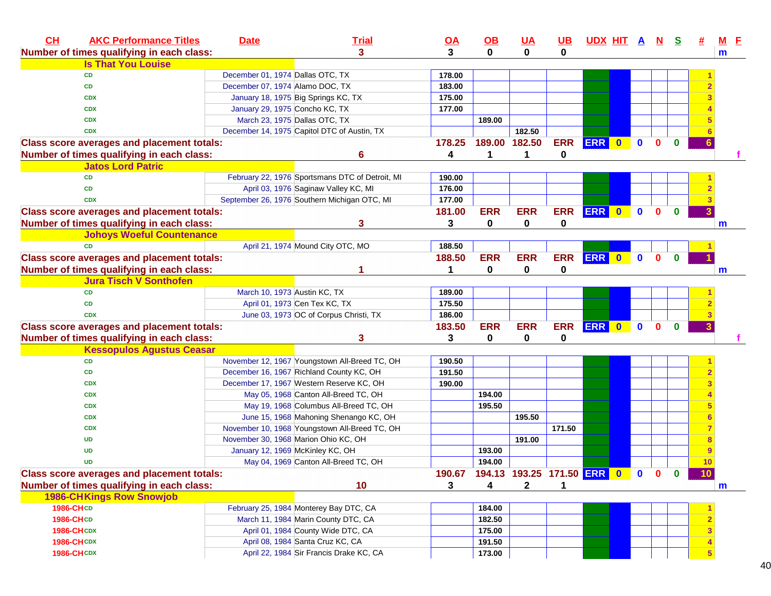| CH | AKC Performance Titles | Date | Trial | OA | OB | UA | UB | UDX | HIT | A | N | S | # | M | F |
|---|---|---|---|---|---|---|---|---|---|---|---|---|---|---|---|
| Number of times qualifying in each class: | | | 3 | 3 | 0 | 0 | 0 | | | | | | | m | |
| | **Is That You Louise** | | | | | | | | | | | | | | |
| | CD | December 01, 1974 | Dallas OTC, TX | 178.00 | | | | | | | | | 1 | | |
| | CD | December 07, 1974 | Alamo DOC, TX | 183.00 | | | | | | | | | 2 | | |
| | CDX | January 18, 1975 | Big Springs KC, TX | 175.00 | | | | | | | | | 3 | | |
| | CDX | January 29, 1975 | Concho KC, TX | 177.00 | | | | | | | | | 4 | | |
| | CDX | March 23, 1975 | Dallas OTC, TX | | 189.00 | | | | | | | | 5 | | |
| | CDX | December 14, 1975 | Capitol DTC of Austin, TX | | | 182.50 | | | | | | | 6 | | |
| Class score averages and placement totals: | | | | 178.25 | 189.00 | 182.50 | ERR | ERR | 0 | 0 | 0 | 0 | 6 | | |
| Number of times qualifying in each class: | | | 6 | 4 | 1 | 1 | 0 | | | | | | | | f |
| | **Jatos Lord Patric** | | | | | | | | | | | | | | |
| | CD | February 22, 1976 | Sportsmans DTC of Detroit, MI | 190.00 | | | | | | | | | 1 | | |
| | CD | April 03, 1976 | Saginaw Valley KC, MI | 176.00 | | | | | | | | | 2 | | |
| | CDX | September 26, 1976 | Southern Michigan OTC, MI | 177.00 | | | | | | | | | 3 | | |
| Class score averages and placement totals: | | | | 181.00 | ERR | ERR | ERR | ERR | 0 | 0 | 0 | 0 | 3 | | |
| Number of times qualifying in each class: | | | 3 | 3 | 0 | 0 | 0 | | | | | | | m | |
| | **Johoys Woeful Countenance** | | | | | | | | | | | | | | |
| | CD | April 21, 1974 | Mound City OTC, MO | 188.50 | | | | | | | | | 1 | | |
| Class score averages and placement totals: | | | | 188.50 | ERR | ERR | ERR | ERR | 0 | 0 | 0 | 0 | 1 | | |
| Number of times qualifying in each class: | | | 1 | 1 | 0 | 0 | 0 | | | | | | | m | |
| | **Jura Tisch V Sonthofen** | | | | | | | | | | | | | | |
| | CD | March 10, 1973 | Austin KC, TX | 189.00 | | | | | | | | | 1 | | |
| | CD | April 01, 1973 | Cen Tex KC, TX | 175.50 | | | | | | | | | 2 | | |
| | CDX | June 03, 1973 | OC of Corpus Christi, TX | 186.00 | | | | | | | | | 3 | | |
| Class score averages and placement totals: | | | | 183.50 | ERR | ERR | ERR | ERR | 0 | 0 | 0 | 0 | 3 | | |
| Number of times qualifying in each class: | | | 3 | 3 | 0 | 0 | 0 | | | | | | | | f |
| | **Kessopulos Agustus Ceasar** | | | | | | | | | | | | | | |
| | CD | November 12, 1967 | Youngstown All-Breed TC, OH | 190.50 | | | | | | | | | 1 | | |
| | CD | December 16, 1967 | Richland County KC, OH | 191.50 | | | | | | | | | 2 | | |
| | CDX | December 17, 1967 | Western Reserve KC, OH | 190.00 | | | | | | | | | 3 | | |
| | CDX | May 05, 1968 | Canton All-Breed TC, OH | | 194.00 | | | | | | | | 4 | | |
| | CDX | May 19, 1968 | Columbus All-Breed TC, OH | | 195.50 | | | | | | | | 5 | | |
| | CDX | June 15, 1968 | Mahoning Shenango KC, OH | | | 195.50 | | | | | | | 6 | | |
| | CDX | November 10, 1968 | Youngstown All-Breed TC, OH | | | | 171.50 | | | | | | 7 | | |
| | UD | November 30, 1968 | Marion Ohio KC, OH | | | 191.00 | | | | | | | 8 | | |
| | UD | January 12, 1969 | McKinley KC, OH | | 193.00 | | | | | | | | 9 | | |
| | UD | May 04, 1969 | Canton All-Breed TC, OH | | 194.00 | | | | | | | | 10 | | |
| Class score averages and placement totals: | | | | 190.67 | 194.13 | 193.25 | 171.50 | ERR | 0 | 0 | 0 | 0 | 10 | | |
| Number of times qualifying in each class: | | | 10 | 3 | 4 | 2 | 1 | | | | | | | m | |
| 1986-CH | **Kings Row Snowjob** | | | | | | | | | | | | | | |
| 1986-CH | CD | February 25, 1984 | Monterey Bay DTC, CA | | 184.00 | | | | | | | | 1 | | |
| 1986-CH | CD | March 11, 1984 | Marin County DTC, CA | | 182.50 | | | | | | | | 2 | | |
| 1986-CH | CDX | April 01, 1984 | County Wide DTC, CA | | 175.00 | | | | | | | | 3 | | |
| 1986-CH | CDX | April 08, 1984 | Santa Cruz KC, CA | | 191.50 | | | | | | | | 4 | | |
| 1986-CH | CDX | April 22, 1984 | Sir Francis Drake KC, CA | | 173.00 | | | | | | | | 5 | | |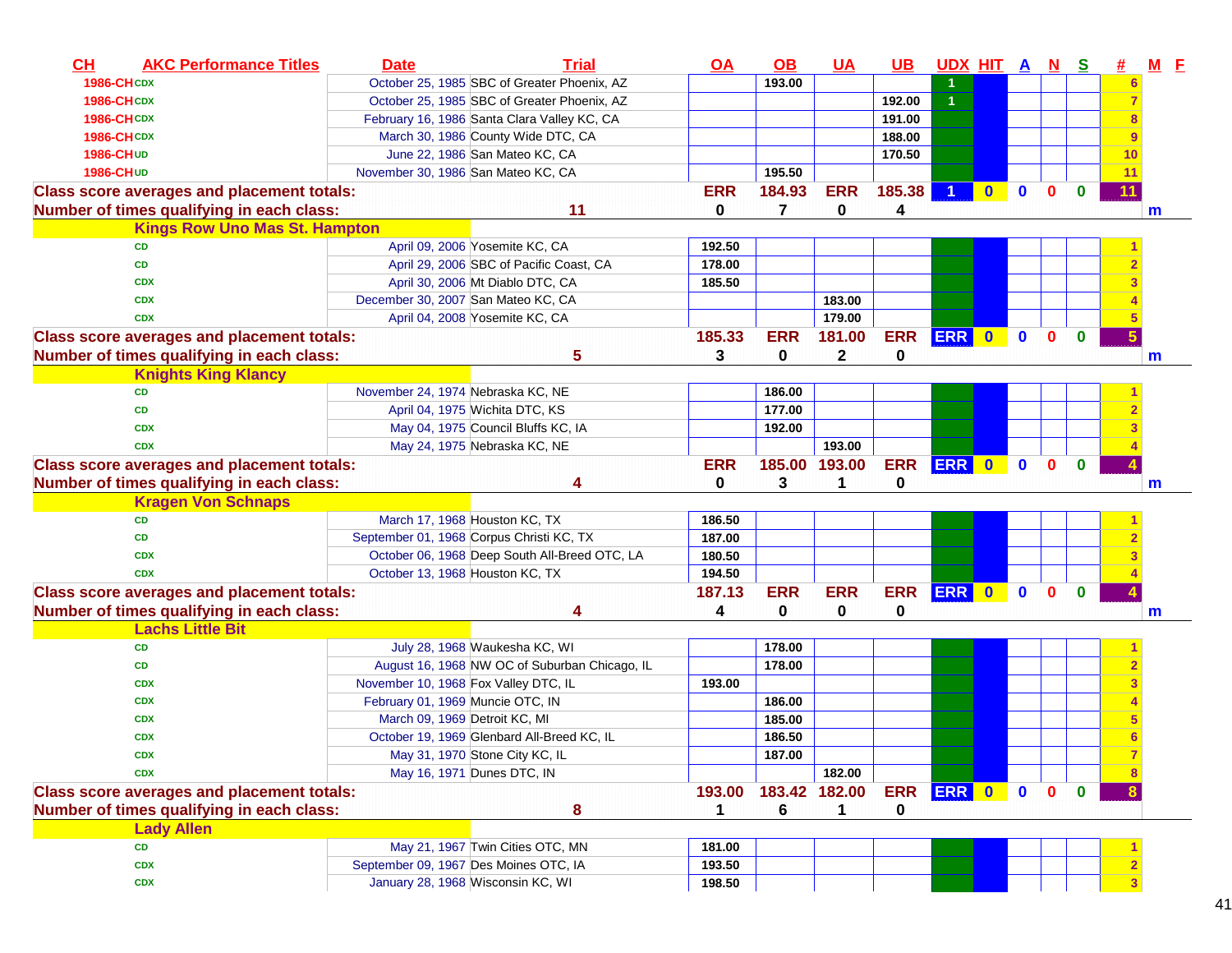| CH | AKC Performance Titles | Date | Trial | OA | OB | UA | UB | UDX | HIT | A | N | S | # | M | F |
|---|---|---|---|---|---|---|---|---|---|---|---|---|---|---|---|
| 1986-CH | CDX | October 25, 1985 | SBC of Greater Phoenix, AZ | | 193.00 | | | 1 | | | | | 6 | | |
| 1986-CH | CDX | October 25, 1985 | SBC of Greater Phoenix, AZ | | | | 192.00 | 1 | | | | | 7 | | |
| 1986-CH | CDX | February 16, 1986 | Santa Clara Valley KC, CA | | | | 191.00 | | | | | | 8 | | |
| 1986-CH | CDX | March 30, 1986 | County Wide DTC, CA | | | | 188.00 | | | | | | 9 | | |
| 1986-CH | UD | June 22, 1986 | San Mateo KC, CA | | | | 170.50 | | | | | | 10 | | |
| 1986-CH | UD | November 30, 1986 | San Mateo KC, CA | | 195.50 | | | | | | | | 11 | | |
| Class score averages and placement totals: | | | | ERR | 184.93 | ERR | 185.38 | 1 | 0 | 0 | 0 | 0 | 11 | | |
| Number of times qualifying in each class: | | | 11 | 0 | 7 | 0 | 4 | | | | | | | m | |
| | Kings Row Uno Mas St. Hampton | | | | | | | | | | | | | | |
| | CD | April 09, 2006 | Yosemite KC, CA | 192.50 | | | | | | | | | 1 | | |
| | CD | April 29, 2006 | SBC of Pacific Coast, CA | 178.00 | | | | | | | | | 2 | | |
| | CDX | April 30, 2006 | Mt Diablo DTC, CA | 185.50 | | | | | | | | | 3 | | |
| | CDX | December 30, 2007 | San Mateo KC, CA | | | 183.00 | | | | | | | 4 | | |
| | CDX | April 04, 2008 | Yosemite KC, CA | | | 179.00 | | | | | | | 5 | | |
| Class score averages and placement totals: | | | | 185.33 | ERR | 181.00 | ERR | ERR | 0 | 0 | 0 | 0 | 5 | | |
| Number of times qualifying in each class: | | | 5 | 3 | 0 | 2 | 0 | | | | | | | m | |
| | Knights King Klancy | | | | | | | | | | | | | | |
| | CD | November 24, 1974 | Nebraska KC, NE | | 186.00 | | | | | | | | 1 | | |
| | CD | April 04, 1975 | Wichita DTC, KS | | 177.00 | | | | | | | | 2 | | |
| | CDX | May 04, 1975 | Council Bluffs KC, IA | | 192.00 | | | | | | | | 3 | | |
| | CDX | May 24, 1975 | Nebraska KC, NE | | | 193.00 | | | | | | | 4 | | |
| Class score averages and placement totals: | | | | ERR | 185.00 | 193.00 | ERR | ERR | 0 | 0 | 0 | 0 | 4 | | |
| Number of times qualifying in each class: | | | 4 | 0 | 3 | 1 | 0 | | | | | | | m | |
| | Kragen Von Schnaps | | | | | | | | | | | | | | |
| | CD | March 17, 1968 | Houston KC, TX | 186.50 | | | | | | | | | 1 | | |
| | CD | September 01, 1968 | Corpus Christi KC, TX | 187.00 | | | | | | | | | 2 | | |
| | CDX | October 06, 1968 | Deep South All-Breed OTC, LA | 180.50 | | | | | | | | | 3 | | |
| | CDX | October 13, 1968 | Houston KC, TX | 194.50 | | | | | | | | | 4 | | |
| Class score averages and placement totals: | | | | 187.13 | ERR | ERR | ERR | ERR | 0 | 0 | 0 | 0 | 4 | | |
| Number of times qualifying in each class: | | | 4 | 4 | 0 | 0 | 0 | | | | | | | m | |
| | Lachs Little Bit | | | | | | | | | | | | | | |
| | CD | July 28, 1968 | Waukesha KC, WI | | 178.00 | | | | | | | | 1 | | |
| | CD | August 16, 1968 | NW OC of Suburban Chicago, IL | | 178.00 | | | | | | | | 2 | | |
| | CDX | November 10, 1968 | Fox Valley DTC, IL | 193.00 | | | | | | | | | 3 | | |
| | CDX | February 01, 1969 | Muncie OTC, IN | | 186.00 | | | | | | | | 4 | | |
| | CDX | March 09, 1969 | Detroit KC, MI | | 185.00 | | | | | | | | 5 | | |
| | CDX | October 19, 1969 | Glenbard All-Breed KC, IL | | 186.50 | | | | | | | | 6 | | |
| | CDX | May 31, 1970 | Stone City KC, IL | | 187.00 | | | | | | | | 7 | | |
| | CDX | May 16, 1971 | Dunes DTC, IN | | | 182.00 | | | | | | | 8 | | |
| Class score averages and placement totals: | | | | 193.00 | 183.42 | 182.00 | ERR | ERR | 0 | 0 | 0 | 0 | 8 | | |
| Number of times qualifying in each class: | | | 8 | 1 | 6 | 1 | 0 | | | | | | | | |
| | Lady Allen | | | | | | | | | | | | | | |
| | CD | May 21, 1967 | Twin Cities OTC, MN | 181.00 | | | | | | | | | 1 | | |
| | CDX | September 09, 1967 | Des Moines OTC, IA | 193.50 | | | | | | | | | 2 | | |
| | CDX | January 28, 1968 | Wisconsin KC, WI | 198.50 | | | | | | | | | 3 | | |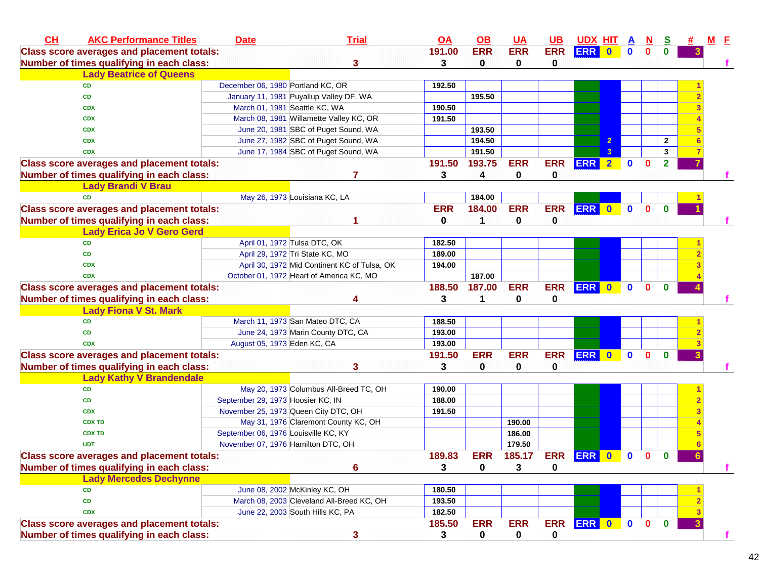| CH | AKC Performance Titles | Date | Trial | OA | OB | UA | UB | UDX | HIT | A | N | S | # | M | F |
|---|---|---|---|---|---|---|---|---|---|---|---|---|---|---|---|
| Class score averages and placement totals: | | | | 191.00 | ERR | ERR | ERR | ERR | 0 | 0 | 0 | 0 | 3 | | |
| Number of times qualifying in each class: | | | 3 | 3 | 0 | 0 | 0 | | | | | | | | f |
| | **Lady Beatrice of Queens** | | | | | | | | | | | | | | |
| | CD | December 06, 1980 | Portland KC, OR | 192.50 | | | | | | | | | 1 | | |
| | CD | January 11, 1981 | Puyallup Valley DF, WA | | 195.50 | | | | | | | | 2 | | |
| | CDX | March 01, 1981 | Seattle KC, WA | 190.50 | | | | | | | | | 3 | | |
| | CDX | March 08, 1981 | Willamette Valley KC, OR | 191.50 | | | | | | | | | 4 | | |
| | CDX | June 20, 1981 | SBC of Puget Sound, WA | | 193.50 | | | | | | | | 5 | | |
| | CDX | June 27, 1982 | SBC of Puget Sound, WA | | 194.50 | | | | 2 | | | 2 | 6 | | |
| | CDX | June 17, 1984 | SBC of Puget Sound, WA | | 191.50 | | | | 3 | | | 3 | 7 | | |
| Class score averages and placement totals: | | | | 191.50 | 193.75 | ERR | ERR | ERR | 2 | 0 | 0 | 2 | 7 | | |
| Number of times qualifying in each class: | | | 7 | 3 | 4 | 0 | 0 | | | | | | | | f |
| | **Lady Brandi V Brau** | | | | | | | | | | | | | | |
| | CD | May 26, 1973 | Louisiana KC, LA | | 184.00 | | | | | | | | 1 | | |
| Class score averages and placement totals: | | | | ERR | 184.00 | ERR | ERR | ERR | 0 | 0 | 0 | 0 | 1 | | |
| Number of times qualifying in each class: | | | 1 | 0 | 1 | 0 | 0 | | | | | | | | f |
| | **Lady Erica Jo V Gero Gerd** | | | | | | | | | | | | | | |
| | CD | April 01, 1972 | Tulsa DTC, OK | 182.50 | | | | | | | | | 1 | | |
| | CD | April 29, 1972 | Tri State KC, MO | 189.00 | | | | | | | | | 2 | | |
| | CDX | April 30, 1972 | Mid Continent KC of Tulsa, OK | 194.00 | | | | | | | | | 3 | | |
| | CDX | October 01, 1972 | Heart of America KC, MO | | 187.00 | | | | | | | | 4 | | |
| Class score averages and placement totals: | | | | 188.50 | 187.00 | ERR | ERR | ERR | 0 | 0 | 0 | 0 | 4 | | |
| Number of times qualifying in each class: | | | 4 | 3 | 1 | 0 | 0 | | | | | | | | f |
| | **Lady Fiona V St. Mark** | | | | | | | | | | | | | | |
| | CD | March 11, 1973 | San Mateo DTC, CA | 188.50 | | | | | | | | | 1 | | |
| | CD | June 24, 1973 | Marin County DTC, CA | 193.00 | | | | | | | | | 2 | | |
| | CDX | August 05, 1973 | Eden KC, CA | 193.00 | | | | | | | | | 3 | | |
| Class score averages and placement totals: | | | | 191.50 | ERR | ERR | ERR | ERR | 0 | 0 | 0 | 0 | 3 | | |
| Number of times qualifying in each class: | | | 3 | 3 | 0 | 0 | 0 | | | | | | | | f |
| | **Lady Kathy V Brandendale** | | | | | | | | | | | | | | |
| | CD | May 20, 1973 | Columbus All-Breed TC, OH | 190.00 | | | | | | | | | 1 | | |
| | CD | September 29, 1973 | Hoosier KC, IN | 188.00 | | | | | | | | | 2 | | |
| | CDX | November 25, 1973 | Queen City DTC, OH | 191.50 | | | | | | | | | 3 | | |
| | CDX TD | May 31, 1976 | Claremont County KC, OH | | | 190.00 | | | | | | | 4 | | |
| | CDX TD | September 06, 1976 | Louisville KC, KY | | | 186.00 | | | | | | | 5 | | |
| | UDT | November 07, 1976 | Hamilton DTC, OH | | | 179.50 | | | | | | | 6 | | |
| Class score averages and placement totals: | | | | 189.83 | ERR | 185.17 | ERR | ERR | 0 | 0 | 0 | 0 | 6 | | |
| Number of times qualifying in each class: | | | 6 | 3 | 0 | 3 | 0 | | | | | | | | f |
| | **Lady Mercedes Dechynne** | | | | | | | | | | | | | | |
| | CD | June 08, 2002 | McKinley KC, OH | 180.50 | | | | | | | | | 1 | | |
| | CD | March 08, 2003 | Cleveland All-Breed KC, OH | 193.50 | | | | | | | | | 2 | | |
| | CDX | June 22, 2003 | South Hills KC, PA | 182.50 | | | | | | | | | 3 | | |
| Class score averages and placement totals: | | | | 185.50 | ERR | ERR | ERR | ERR | 0 | 0 | 0 | 0 | 3 | | |
| Number of times qualifying in each class: | | | 3 | 3 | 0 | 0 | 0 | | | | | | | | f |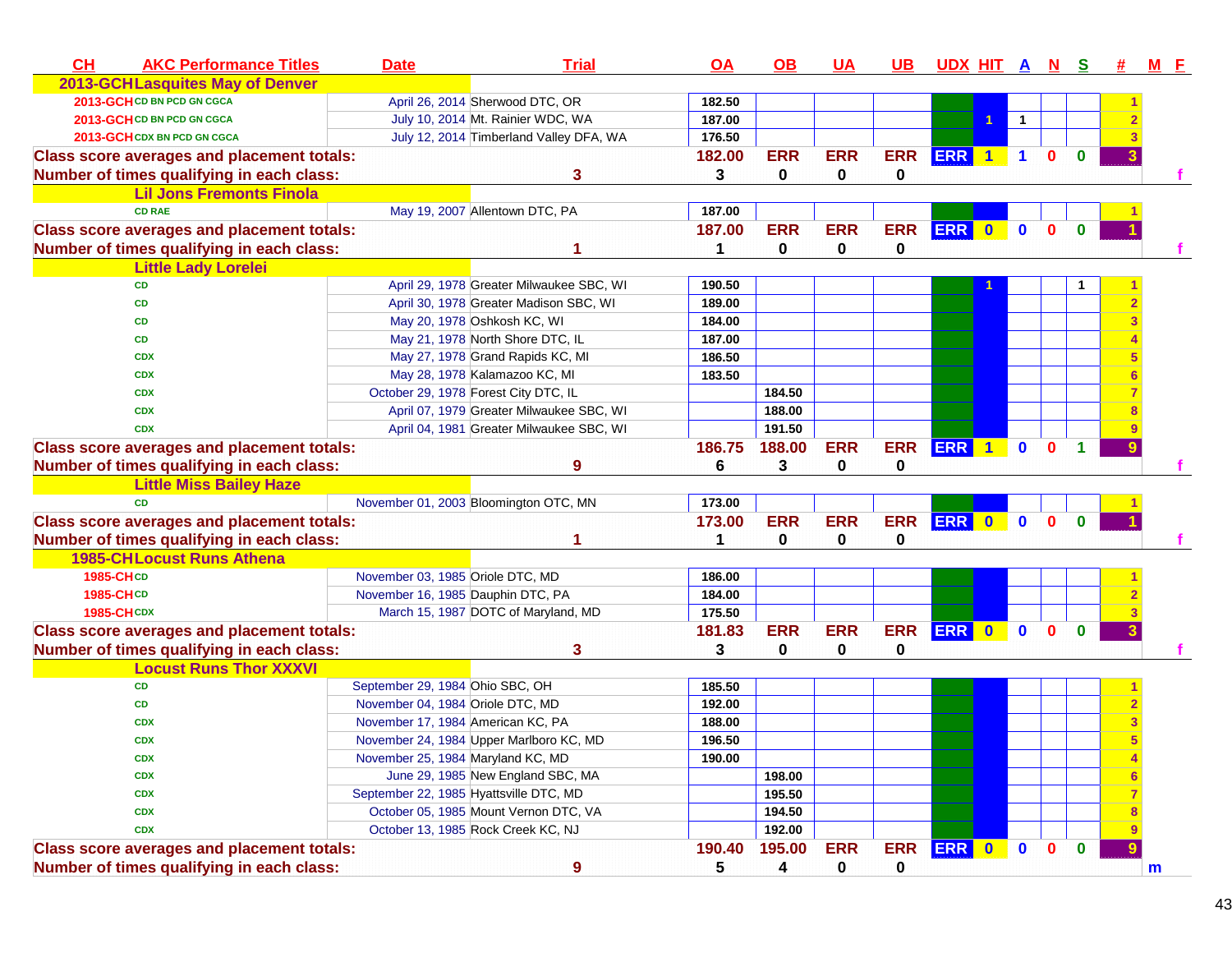| CH | AKC Performance Titles | Date | Trial | OA | OB | UA | UB | UDX | HIT | A | N | S | # | M | F |
|---|---|---|---|---|---|---|---|---|---|---|---|---|---|---|---|
| 2013-GCH | Lasquites May of Denver | | | | | | | | | | | | | | |
| 2013-GCH | CD BN PCD GN CGCA | April 26, 2014 | Sherwood DTC, OR | 182.50 | | | | | | | | | 1 | | |
| 2013-GCH | CD BN PCD GN CGCA | July 10, 2014 | Mt. Rainier WDC, WA | 187.00 | | | | | 1 | 1 | | | 2 | | |
| 2013-GCH | CDX BN PCD GN CGCA | July 12, 2014 | Timberland Valley DFA, WA | 176.50 | | | | | | | | | 3 | | |
| Class score averages and placement totals: | | | | 182.00 | ERR | ERR | ERR | ERR | 1 | 1 | 0 | 0 | 3 | | |
| Number of times qualifying in each class: | | | 3 | 3 | 0 | 0 | 0 | | | | | | | | f |
| | Lil Jons Fremonts Finola | | | | | | | | | | | | | | |
| | CD RAE | May 19, 2007 | Allentown DTC, PA | 187.00 | | | | | | | | | 1 | | |
| Class score averages and placement totals: | | | | 187.00 | ERR | ERR | ERR | ERR | 0 | 0 | 0 | 0 | 1 | | |
| Number of times qualifying in each class: | | | 1 | 1 | 0 | 0 | 0 | | | | | | | | f |
| | Little Lady Lorelei | | | | | | | | | | | | | | |
| | CD | April 29, 1978 | Greater Milwaukee SBC, WI | 190.50 | | | | | 1 | | | 1 | 1 | | |
| | CD | April 30, 1978 | Greater Madison SBC, WI | 189.00 | | | | | | | | | 2 | | |
| | CD | May 20, 1978 | Oshkosh KC, WI | 184.00 | | | | | | | | | 3 | | |
| | CD | May 21, 1978 | North Shore DTC, IL | 187.00 | | | | | | | | | 4 | | |
| | CDX | May 27, 1978 | Grand Rapids KC, MI | 186.50 | | | | | | | | | 5 | | |
| | CDX | May 28, 1978 | Kalamazoo KC, MI | 183.50 | | | | | | | | | 6 | | |
| | CDX | October 29, 1978 | Forest City DTC, IL | | 184.50 | | | | | | | | 7 | | |
| | CDX | April 07, 1979 | Greater Milwaukee SBC, WI | | 188.00 | | | | | | | | 8 | | |
| | CDX | April 04, 1981 | Greater Milwaukee SBC, WI | | 191.50 | | | | | | | | 9 | | |
| Class score averages and placement totals: | | | | 186.75 | 188.00 | ERR | ERR | ERR | 1 | 0 | 0 | 1 | 9 | | |
| Number of times qualifying in each class: | | | 9 | 6 | 3 | 0 | 0 | | | | | | | | f |
| | Little Miss Bailey Haze | | | | | | | | | | | | | | |
| | CD | November 01, 2003 | Bloomington OTC, MN | 173.00 | | | | | | | | | 1 | | |
| Class score averages and placement totals: | | | | 173.00 | ERR | ERR | ERR | ERR | 0 | 0 | 0 | 0 | 1 | | |
| Number of times qualifying in each class: | | | 1 | 1 | 0 | 0 | 0 | | | | | | | | f |
| 1985-CH | Locust Runs Athena | | | | | | | | | | | | | | |
| 1985-CH | CD | November 03, 1985 | Oriole DTC, MD | 186.00 | | | | | | | | | 1 | | |
| 1985-CH | CD | November 16, 1985 | Dauphin DTC, PA | 184.00 | | | | | | | | | 2 | | |
| 1985-CH | CDX | March 15, 1987 | DOTC of Maryland, MD | 175.50 | | | | | | | | | 3 | | |
| Class score averages and placement totals: | | | | 181.83 | ERR | ERR | ERR | ERR | 0 | 0 | 0 | 0 | 3 | | |
| Number of times qualifying in each class: | | | 3 | 3 | 0 | 0 | 0 | | | | | | | | f |
| | Locust Runs Thor XXXVI | | | | | | | | | | | | | | |
| | CD | September 29, 1984 | Ohio SBC, OH | 185.50 | | | | | | | | | 1 | | |
| | CD | November 04, 1984 | Oriole DTC, MD | 192.00 | | | | | | | | | 2 | | |
| | CDX | November 17, 1984 | American KC, PA | 188.00 | | | | | | | | | 3 | | |
| | CDX | November 24, 1984 | Upper Marlboro KC, MD | 196.50 | | | | | | | | | 5 | | |
| | CDX | November 25, 1984 | Maryland KC, MD | 190.00 | | | | | | | | | 4 | | |
| | CDX | June 29, 1985 | New England SBC, MA | | 198.00 | | | | | | | | 6 | | |
| | CDX | September 22, 1985 | Hyattsville DTC, MD | | 195.50 | | | | | | | | 7 | | |
| | CDX | October 05, 1985 | Mount Vernon DTC, VA | | 194.50 | | | | | | | | 8 | | |
| | CDX | October 13, 1985 | Rock Creek KC, NJ | | 192.00 | | | | | | | | 9 | | |
| Class score averages and placement totals: | | | | 190.40 | 195.00 | ERR | ERR | ERR | 0 | 0 | 0 | 0 | 9 | | |
| Number of times qualifying in each class: | | | 9 | 5 | 4 | 0 | 0 | | | | | | | m | |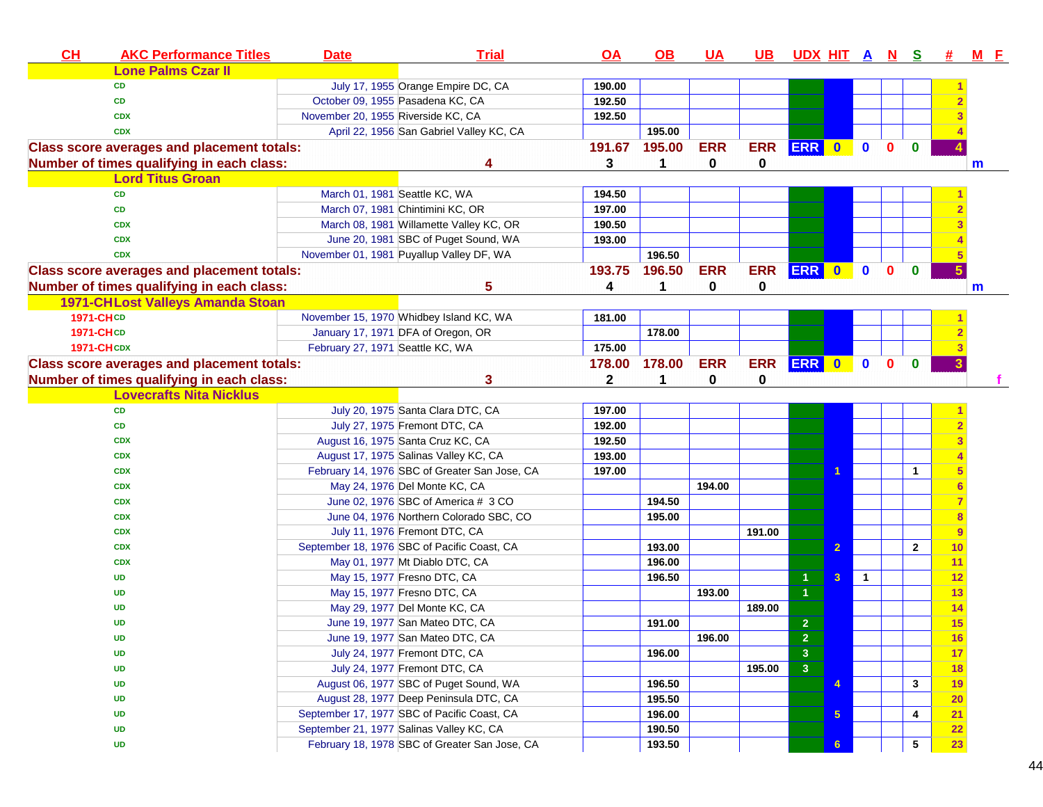| CH | AKC Performance Titles | Date | Trial | OA | OB | UA | UB | UDX | HIT | A | N | S | # | M | F |
|---|---|---|---|---|---|---|---|---|---|---|---|---|---|---|---|
| | **Lone Palms Czar II** | | | | | | | | | | | | | | |
| | CD | July 17, 1955 | Orange Empire DC, CA | 190.00 | | | | | | | | | 1 | | |
| | CD | October 09, 1955 | Pasadena KC, CA | 192.50 | | | | | | | | | 2 | | |
| | CDX | November 20, 1955 | Riverside KC, CA | 192.50 | | | | | | | | | 3 | | |
| | CDX | April 22, 1956 | San Gabriel Valley KC, CA | | 195.00 | | | | | | | | 4 | | |
| **Class score averages and placement totals:** | | | | 191.67 | 195.00 | ERR | ERR | ERR | 0 | 0 | 0 | 0 | 4 | | |
| **Number of times qualifying in each class:** | | | 4 | 3 | 1 | 0 | 0 | | | | | | | m | |
| | **Lord Titus Groan** | | | | | | | | | | | | | | |
| | CD | March 01, 1981 | Seattle KC, WA | 194.50 | | | | | | | | | 1 | | |
| | CD | March 07, 1981 | Chintimini KC, OR | 197.00 | | | | | | | | | 2 | | |
| | CDX | March 08, 1981 | Willamette Valley KC, OR | 190.50 | | | | | | | | | 3 | | |
| | CDX | June 20, 1981 | SBC of Puget Sound, WA | 193.00 | | | | | | | | | 4 | | |
| | CDX | November 01, 1981 | Puyallup Valley DF, WA | | 196.50 | | | | | | | | 5 | | |
| **Class score averages and placement totals:** | | | | 193.75 | 196.50 | ERR | ERR | ERR | 0 | 0 | 0 | 0 | 5 | | |
| **Number of times qualifying in each class:** | | | 5 | 4 | 1 | 0 | 0 | | | | | | | m | |
| 1971-CH | **Lost Valleys Amanda Stoan** | | | | | | | | | | | | | | |
| 1971-CH | CD | November 15, 1970 | Whidbey Island KC, WA | 181.00 | | | | | | | | | 1 | | |
| 1971-CH | CD | January 17, 1971 | DFA of Oregon, OR | | 178.00 | | | | | | | | 2 | | |
| 1971-CH | CDX | February 27, 1971 | Seattle KC, WA | 175.00 | | | | | | | | | 3 | | |
| **Class score averages and placement totals:** | | | | 178.00 | 178.00 | ERR | ERR | ERR | 0 | 0 | 0 | 0 | 3 | | |
| **Number of times qualifying in each class:** | | | 3 | 2 | 1 | 0 | 0 | | | | | | | | f |
| | **Lovecrafts Nita Nicklus** | | | | | | | | | | | | | | |
| | CD | July 20, 1975 | Santa Clara DTC, CA | 197.00 | | | | | | | | | 1 | | |
| | CD | July 27, 1975 | Fremont DTC, CA | 192.00 | | | | | | | | | 2 | | |
| | CDX | August 16, 1975 | Santa Cruz KC, CA | 192.50 | | | | | | | | | 3 | | |
| | CDX | August 17, 1975 | Salinas Valley KC, CA | 193.00 | | | | | | | | | 4 | | |
| | CDX | February 14, 1976 | SBC of Greater San Jose, CA | 197.00 | | | | | 1 | | | 1 | 5 | | |
| | CDX | May 24, 1976 | Del Monte KC, CA | | | 194.00 | | | | | | | 6 | | |
| | CDX | June 02, 1976 | SBC of America # 3 CO | | 194.50 | | | | | | | | 7 | | |
| | CDX | June 04, 1976 | Northern Colorado SBC, CO | | 195.00 | | | | | | | | 8 | | |
| | CDX | July 11, 1976 | Fremont DTC, CA | | | | 191.00 | | | | | | 9 | | |
| | CDX | September 18, 1976 | SBC of Pacific Coast, CA | | 193.00 | | | | 2 | | | 2 | 10 | | |
| | CDX | May 01, 1977 | Mt Diablo DTC, CA | | 196.00 | | | | | | | | 11 | | |
| | UD | May 15, 1977 | Fresno DTC, CA | | 196.50 | | | 1 | 3 | 1 | | | 12 | | |
| | UD | May 15, 1977 | Fresno DTC, CA | | | 193.00 | | 1 | | | | | 13 | | |
| | UD | May 29, 1977 | Del Monte KC, CA | | | | 189.00 | | | | | | 14 | | |
| | UD | June 19, 1977 | San Mateo DTC, CA | | 191.00 | | | 2 | | | | | 15 | | |
| | UD | June 19, 1977 | San Mateo DTC, CA | | | 196.00 | | 2 | | | | | 16 | | |
| | UD | July 24, 1977 | Fremont DTC, CA | | 196.00 | | | 3 | | | | | 17 | | |
| | UD | July 24, 1977 | Fremont DTC, CA | | | | 195.00 | 3 | | | | | 18 | | |
| | UD | August 06, 1977 | SBC of Puget Sound, WA | | 196.50 | | | | 4 | | | 3 | 19 | | |
| | UD | August 28, 1977 | Deep Peninsula DTC, CA | | 195.50 | | | | | | | | 20 | | |
| | UD | September 17, 1977 | SBC of Pacific Coast, CA | | 196.00 | | | | 5 | | | 4 | 21 | | |
| | UD | September 21, 1977 | Salinas Valley KC, CA | | 190.50 | | | | | | | | 22 | | |
| | UD | February 18, 1978 | SBC of Greater San Jose, CA | | 193.50 | | | | 6 | | | 5 | 23 | | |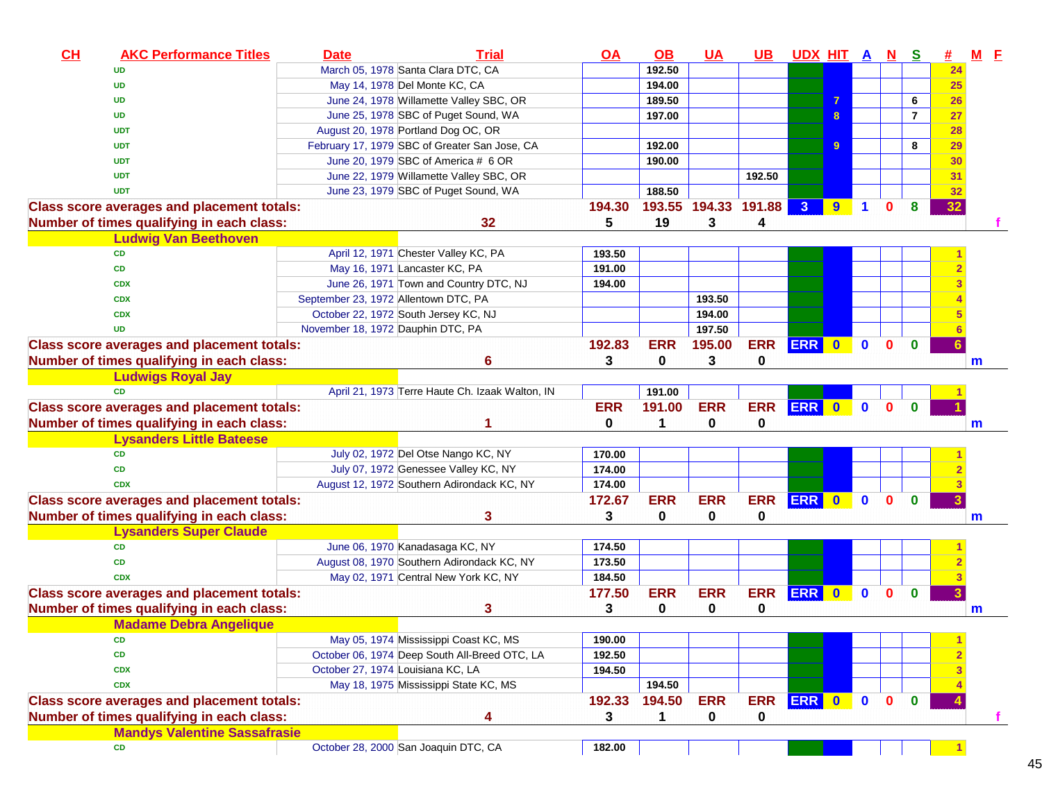| CH | AKC Performance Titles | Date | Trial | OA | OB | UA | UB | UDX | HIT | A | N | S | # | M | F |
|---|---|---|---|---|---|---|---|---|---|---|---|---|---|---|---|
| | UD | March 05, 1978 | Santa Clara DTC, CA | | 192.50 | | | | | | | | 24 | | |
| | UD | May 14, 1978 | Del Monte KC, CA | | 194.00 | | | | | | | | 25 | | |
| | UD | June 24, 1978 | Willamette Valley SBC, OR | | 189.50 | | | | 7 | | | 6 | 26 | | |
| | UD | June 25, 1978 | SBC of Puget Sound, WA | | 197.00 | | | | 8 | | | 7 | 27 | | |
| | UDT | August 20, 1978 | Portland Dog OC, OR | | | | | | | | | | 28 | | |
| | UDT | February 17, 1979 | SBC of Greater San Jose, CA | | 192.00 | | | | 9 | | | 8 | 29 | | |
| | UDT | June 20, 1979 | SBC of America # 6 OR | | 190.00 | | | | | | | | 30 | | |
| | UDT | June 22, 1979 | Willamette Valley SBC, OR | | | | 192.50 | | | | | | 31 | | |
| | UDT | June 23, 1979 | SBC of Puget Sound, WA | | 188.50 | | | | | | | | 32 | | |
| Class score averages and placement totals: | | | | 194.30 | 193.55 | 194.33 | 191.88 | 3 | 9 | 1 | 0 | 8 | 32 | | |
| Number of times qualifying in each class: | | 32 | | 5 | 19 | 3 | 4 | | | | | | | | f |
| Ludwig Van Beethoven | | | | | | | | | | | | | | | |
| | CD | April 12, 1971 | Chester Valley KC, PA | 193.50 | | | | | | | | | 1 | | |
| | CD | May 16, 1971 | Lancaster KC, PA | 191.00 | | | | | | | | | 2 | | |
| | CDX | June 26, 1971 | Town and Country DTC, NJ | 194.00 | | | | | | | | | 3 | | |
| | CDX | September 23, 1972 | Allentown DTC, PA | | | 193.50 | | | | | | | 4 | | |
| | CDX | October 22, 1972 | South Jersey KC, NJ | | | 194.00 | | | | | | | 5 | | |
| | UD | November 18, 1972 | Dauphin DTC, PA | | | 197.50 | | | | | | | 6 | | |
| Class score averages and placement totals: | | | | 192.83 | ERR | 195.00 | ERR | ERR | 0 | 0 | 0 | 0 | 6 | | |
| Number of times qualifying in each class: | | 6 | | 3 | 0 | 3 | 0 | | | | | | | m | |
| Ludwigs Royal Jay | | | | | | | | | | | | | | | |
| | CD | April 21, 1973 | Terre Haute Ch. Izaak Walton, IN | | 191.00 | | | | | | | | 1 | | |
| Class score averages and placement totals: | | | | ERR | 191.00 | ERR | ERR | ERR | 0 | 0 | 0 | 0 | 1 | | |
| Number of times qualifying in each class: | | 1 | | 0 | 1 | 0 | 0 | | | | | | | m | |
| Lysanders Little Bateese | | | | | | | | | | | | | | | |
| | CD | July 02, 1972 | Del Otse Nango KC, NY | 170.00 | | | | | | | | | 1 | | |
| | CD | July 07, 1972 | Genessee Valley KC, NY | 174.00 | | | | | | | | | 2 | | |
| | CDX | August 12, 1972 | Southern Adirondack KC, NY | 174.00 | | | | | | | | | 3 | | |
| Class score averages and placement totals: | | | | 172.67 | ERR | ERR | ERR | ERR | 0 | 0 | 0 | 0 | 3 | | |
| Number of times qualifying in each class: | | 3 | | 3 | 0 | 0 | 0 | | | | | | | m | |
| Lysanders Super Claude | | | | | | | | | | | | | | | |
| | CD | June 06, 1970 | Kanadasaga KC, NY | 174.50 | | | | | | | | | 1 | | |
| | CD | August 08, 1970 | Southern Adirondack KC, NY | 173.50 | | | | | | | | | 2 | | |
| | CDX | May 02, 1971 | Central New York KC, NY | 184.50 | | | | | | | | | 3 | | |
| Class score averages and placement totals: | | | | 177.50 | ERR | ERR | ERR | ERR | 0 | 0 | 0 | 0 | 3 | | |
| Number of times qualifying in each class: | | 3 | | 3 | 0 | 0 | 0 | | | | | | | m | |
| Madame Debra Angelique | | | | | | | | | | | | | | | |
| | CD | May 05, 1974 | Mississippi Coast KC, MS | 190.00 | | | | | | | | | 1 | | |
| | CD | October 06, 1974 | Deep South All-Breed OTC, LA | 192.50 | | | | | | | | | 2 | | |
| | CDX | October 27, 1974 | Louisiana KC, LA | 194.50 | | | | | | | | | 3 | | |
| | CDX | May 18, 1975 | Mississippi State KC, MS | | 194.50 | | | | | | | | 4 | | |
| Class score averages and placement totals: | | | | 192.33 | 194.50 | ERR | ERR | ERR | 0 | 0 | 0 | 0 | 4 | | |
| Number of times qualifying in each class: | | 4 | | 3 | 1 | 0 | 0 | | | | | | | | f |
| Mandys Valentine Sassafrasie | | | | | | | | | | | | | | | |
| | CD | October 28, 2000 | San Joaquin DTC, CA | 182.00 | | | | | | | | | 1 | | |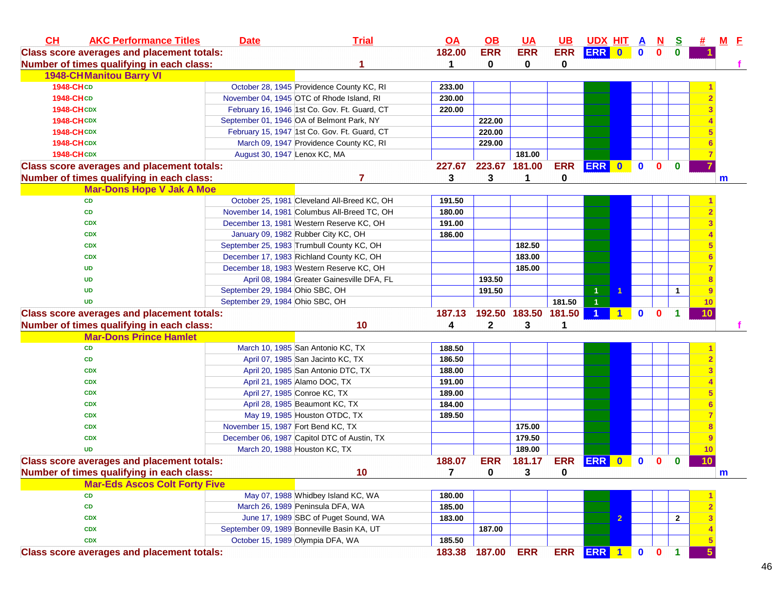| CH | AKC Performance Titles | Date | Trial | OA | OB | UA | UB | UDX | HIT | A | N | S | # | M | F |
|---|---|---|---|---|---|---|---|---|---|---|---|---|---|---|---|
| Class score averages and placement totals: | | | | 182.00 | ERR | ERR | ERR | ERR | 0 | 0 | 0 | 0 | 1 | | |
| Number of times qualifying in each class: | | | 1 | 1 | 0 | 0 | 0 | | | | | | | | f |
| 1948-CH Manitou Barry VI | | | | | | | | | | | | | | | |
| 1948-CH | CD | October 28, 1945 | Providence County KC, RI | 233.00 | | | | | | | | | 1 | | |
| 1948-CH | CD | November 04, 1945 | OTC of Rhode Island, RI | 230.00 | | | | | | | | | 2 | | |
| 1948-CH | CDX | February 16, 1946 | 1st Co. Gov. Ft. Guard, CT | 220.00 | | | | | | | | | 3 | | |
| 1948-CH | CDX | September 01, 1946 | OA of Belmont Park, NY | | 222.00 | | | | | | | | 4 | | |
| 1948-CH | CDX | February 15, 1947 | 1st Co. Gov. Ft. Guard, CT | | 220.00 | | | | | | | | 5 | | |
| 1948-CH | CDX | March 09, 1947 | Providence County KC, RI | | 229.00 | | | | | | | | 6 | | |
| 1948-CH | CDX | August 30, 1947 | Lenox KC, MA | | | 181.00 | | | | | | | 7 | | |
| Class score averages and placement totals: | | | | 227.67 | 223.67 | 181.00 | ERR | ERR | 0 | 0 | 0 | 0 | 7 | | |
| Number of times qualifying in each class: | | | 7 | 3 | 3 | 1 | 0 | | | | | | | m | |
| Mar-Dons Hope V Jak A Moe | | | | | | | | | | | | | | | |
| | CD | October 25, 1981 | Cleveland All-Breed KC, OH | 191.50 | | | | | | | | | 1 | | |
| | CD | November 14, 1981 | Columbus All-Breed TC, OH | 180.00 | | | | | | | | | 2 | | |
| | CDX | December 13, 1981 | Western Reserve KC, OH | 191.00 | | | | | | | | | 3 | | |
| | CDX | January 09, 1982 | Rubber City KC, OH | 186.00 | | | | | | | | | 4 | | |
| | CDX | September 25, 1983 | Trumbull County KC, OH | | | 182.50 | | | | | | | 5 | | |
| | CDX | December 17, 1983 | Richland County KC, OH | | | 183.00 | | | | | | | 6 | | |
| | UD | December 18, 1983 | Western Reserve KC, OH | | | 185.00 | | | | | | | 7 | | |
| | UD | April 08, 1984 | Greater Gainesville DFA, FL | | 193.50 | | | | | | | | 8 | | |
| | UD | September 29, 1984 | Ohio SBC, OH | | 191.50 | | | 1 | 1 | | | 1 | 9 | | |
| | UD | September 29, 1984 | Ohio SBC, OH | | | | 181.50 | 1 | | | | | 10 | | |
| Class score averages and placement totals: | | | | 187.13 | 192.50 | 183.50 | 181.50 | 1 | 1 | 0 | 0 | 1 | 10 | | |
| Number of times qualifying in each class: | | | 10 | 4 | 2 | 3 | 1 | | | | | | | | f |
| Mar-Dons Prince Hamlet | | | | | | | | | | | | | | | |
| | CD | March 10, 1985 | San Antonio KC, TX | 188.50 | | | | | | | | | 1 | | |
| | CD | April 07, 1985 | San Jacinto KC, TX | 186.50 | | | | | | | | | 2 | | |
| | CDX | April 20, 1985 | San Antonio DTC, TX | 188.00 | | | | | | | | | 3 | | |
| | CDX | April 21, 1985 | Alamo DOC, TX | 191.00 | | | | | | | | | 4 | | |
| | CDX | April 27, 1985 | Conroe KC, TX | 189.00 | | | | | | | | | 5 | | |
| | CDX | April 28, 1985 | Beaumont KC, TX | 184.00 | | | | | | | | | 6 | | |
| | CDX | May 19, 1985 | Houston OTDC, TX | 189.50 | | | | | | | | | 7 | | |
| | CDX | November 15, 1987 | Fort Bend KC, TX | | | 175.00 | | | | | | | 8 | | |
| | CDX | December 06, 1987 | Capitol DTC of Austin, TX | | | 179.50 | | | | | | | 9 | | |
| | UD | March 20, 1988 | Houston KC, TX | | | 189.00 | | | | | | | 10 | | |
| Class score averages and placement totals: | | | | 188.07 | ERR | 181.17 | ERR | ERR | 0 | 0 | 0 | 0 | 10 | | |
| Number of times qualifying in each class: | | | 10 | 7 | 0 | 3 | 0 | | | | | | | m | |
| Mar-Eds Ascos Colt Forty Five | | | | | | | | | | | | | | | |
| | CD | May 07, 1988 | Whidbey Island KC, WA | 180.00 | | | | | | | | | 1 | | |
| | CD | March 26, 1989 | Peninsula DFA, WA | 185.00 | | | | | | | | | 2 | | |
| | CDX | June 17, 1989 | SBC of Puget Sound, WA | 183.00 | | | | | 2 | | | 2 | 3 | | |
| | CDX | September 09, 1989 | Bonneville Basin KA, UT | | 187.00 | | | | | | | | 4 | | |
| | CDX | October 15, 1989 | Olympia DFA, WA | 185.50 | | | | | | | | | 5 | | |
| Class score averages and placement totals: | | | | 183.38 | 187.00 | ERR | ERR | ERR | 1 | 0 | 0 | 1 | 5 | | |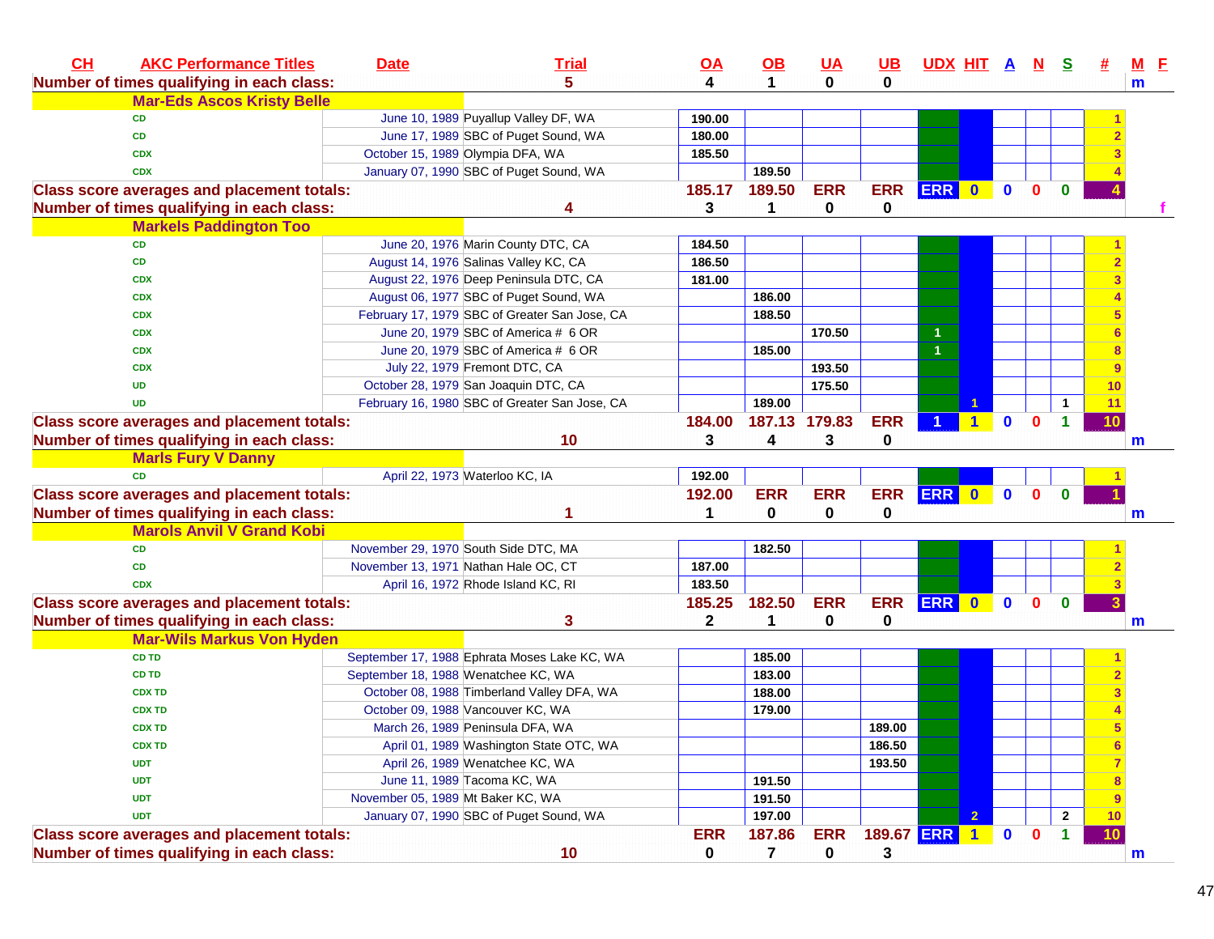| CH | AKC Performance Titles | Date | Trial | OA | OB | UA | UB | UDX | HIT | A | N | S | # | M | F |
|---|---|---|---|---|---|---|---|---|---|---|---|---|---|---|---|
| Number of times qualifying in each class: | | | 5 | 4 | 1 | 0 | 0 | | | | | | | m | |
| | **Mar-Eds Ascos Kristy Belle** | | | | | | | | | | | | | | |
| | CD | June 10, 1989 | Puyallup Valley DF, WA | 190.00 | | | | | | | | | 1 | | |
| | CD | June 17, 1989 | SBC of Puget Sound, WA | 180.00 | | | | | | | | | 2 | | |
| | CDX | October 15, 1989 | Olympia DFA, WA | 185.50 | | | | | | | | | 3 | | |
| | CDX | January 07, 1990 | SBC of Puget Sound, WA | | 189.50 | | | | | | | | 4 | | |
| Class score averages and placement totals: | | | | 185.17 | 189.50 | ERR | ERR | ERR | 0 | 0 | 0 | 0 | 4 | | |
| Number of times qualifying in each class: | | | 4 | 3 | 1 | 0 | 0 | | | | | | | | f |
| | **Markels Paddington Too** | | | | | | | | | | | | | | |
| | CD | June 20, 1976 | Marin County DTC, CA | 184.50 | | | | | | | | | 1 | | |
| | CD | August 14, 1976 | Salinas Valley KC, CA | 186.50 | | | | | | | | | 2 | | |
| | CDX | August 22, 1976 | Deep Peninsula DTC, CA | 181.00 | | | | | | | | | 3 | | |
| | CDX | August 06, 1977 | SBC of Puget Sound, WA | | 186.00 | | | | | | | | 4 | | |
| | CDX | February 17, 1979 | SBC of Greater San Jose, CA | | 188.50 | | | | | | | | 5 | | |
| | CDX | June 20, 1979 | SBC of America # 6 OR | | | 170.50 | | 1 | | | | | 6 | | |
| | CDX | June 20, 1979 | SBC of America # 6 OR | | 185.00 | | | 1 | | | | | 8 | | |
| | CDX | July 22, 1979 | Fremont DTC, CA | | | 193.50 | | | | | | | 9 | | |
| | UD | October 28, 1979 | San Joaquin DTC, CA | | | 175.50 | | | | | | | 10 | | |
| | UD | February 16, 1980 | SBC of Greater San Jose, CA | | 189.00 | | | | 1 | | | 1 | 11 | | |
| Class score averages and placement totals: | | | | 184.00 | 187.13 | 179.83 | ERR | 1 | 1 | 0 | 0 | 1 | 10 | | |
| Number of times qualifying in each class: | | | 10 | 3 | 4 | 3 | 0 | | | | | | | m | |
| | **Marls Fury V Danny** | | | | | | | | | | | | | | |
| | CD | April 22, 1973 | Waterloo KC, IA | 192.00 | | | | | | | | | 1 | | |
| Class score averages and placement totals: | | | | 192.00 | ERR | ERR | ERR | ERR | 0 | 0 | 0 | 0 | 1 | | |
| Number of times qualifying in each class: | | | 1 | 1 | 0 | 0 | 0 | | | | | | | m | |
| | **Marols Anvil V Grand Kobi** | | | | | | | | | | | | | | |
| | CD | November 29, 1970 | South Side DTC, MA | | 182.50 | | | | | | | | 1 | | |
| | CD | November 13, 1971 | Nathan Hale OC, CT | 187.00 | | | | | | | | | 2 | | |
| | CDX | April 16, 1972 | Rhode Island KC, RI | 183.50 | | | | | | | | | 3 | | |
| Class score averages and placement totals: | | | | 185.25 | 182.50 | ERR | ERR | ERR | 0 | 0 | 0 | 0 | 3 | | |
| Number of times qualifying in each class: | | | 3 | 2 | 1 | 0 | 0 | | | | | | | m | |
| | **Mar-Wils Markus Von Hyden** | | | | | | | | | | | | | | |
| | CD TD | September 17, 1988 | Ephrata Moses Lake KC, WA | | 185.00 | | | | | | | | 1 | | |
| | CD TD | September 18, 1988 | Wenatchee KC, WA | | 183.00 | | | | | | | | 2 | | |
| | CDX TD | October 08, 1988 | Timberland Valley DFA, WA | | 188.00 | | | | | | | | 3 | | |
| | CDX TD | October 09, 1988 | Vancouver KC, WA | | 179.00 | | | | | | | | 4 | | |
| | CDX TD | March 26, 1989 | Peninsula DFA, WA | | | | 189.00 | | | | | | 5 | | |
| | CDX TD | April 01, 1989 | Washington State OTC, WA | | | | 186.50 | | | | | | 6 | | |
| | UDT | April 26, 1989 | Wenatchee KC, WA | | | | 193.50 | | | | | | 7 | | |
| | UDT | June 11, 1989 | Tacoma KC, WA | | 191.50 | | | | | | | | 8 | | |
| | UDT | November 05, 1989 | Mt Baker KC, WA | | 191.50 | | | | | | | | 9 | | |
| | UDT | January 07, 1990 | SBC of Puget Sound, WA | | 197.00 | | | | 2 | | | 2 | 10 | | |
| Class score averages and placement totals: | | | | ERR | 187.86 | ERR | 189.67 | ERR | 1 | 0 | 0 | 1 | 10 | | |
| Number of times qualifying in each class: | | | 10 | 0 | 7 | 0 | 3 | | | | | | | m | |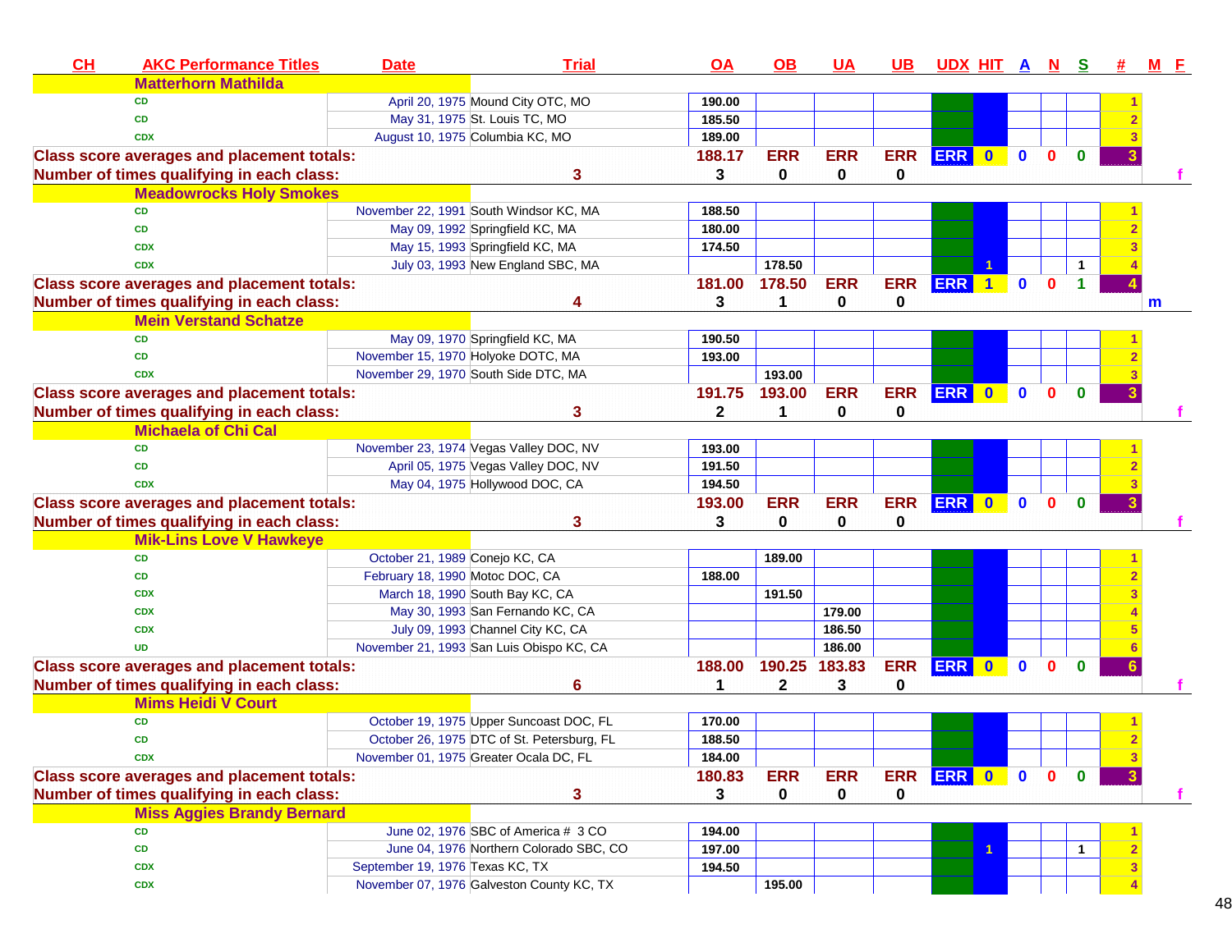| CH | AKC Performance Titles | Date | Trial | OA | OB | UA | UB | UDX | HIT | A | N | S | # | M | F |
|---|---|---|---|---|---|---|---|---|---|---|---|---|---|---|---|
| | **Matterhorn Mathilda** | | | | | | | | | | | | | | |
| | CD | April 20, 1975 | Mound City OTC, MO | 190.00 | | | | | | | | | 1 | | |
| | CD | May 31, 1975 | St. Louis TC, MO | 185.50 | | | | | | | | | 2 | | |
| | CDX | August 10, 1975 | Columbia KC, MO | 189.00 | | | | | | | | | 3 | | |
| **Class score averages and placement totals:** | | | | 188.17 | ERR | ERR | ERR | ERR | 0 | 0 | 0 | 0 | 3 | | |
| **Number of times qualifying in each class:** | | | 3 | 3 | 0 | 0 | 0 | | | | | | | | f |
| | **Meadowrocks Holy Smokes** | | | | | | | | | | | | | | |
| | CD | November 22, 1991 | South Windsor KC, MA | 188.50 | | | | | | | | | 1 | | |
| | CD | May 09, 1992 | Springfield KC, MA | 180.00 | | | | | | | | | 2 | | |
| | CDX | May 15, 1993 | Springfield KC, MA | 174.50 | | | | | | | | | 3 | | |
| | CDX | July 03, 1993 | New England SBC, MA | | 178.50 | | | | 1 | | | 1 | 4 | | |
| **Class score averages and placement totals:** | | | | 181.00 | 178.50 | ERR | ERR | ERR | 1 | 0 | 0 | 1 | 4 | | |
| **Number of times qualifying in each class:** | | | 4 | 3 | 1 | 0 | 0 | | | | | | | m | |
| | **Mein Verstand Schatze** | | | | | | | | | | | | | | |
| | CD | May 09, 1970 | Springfield KC, MA | 190.50 | | | | | | | | | 1 | | |
| | CD | November 15, 1970 | Holyoke DOTC, MA | 193.00 | | | | | | | | | 2 | | |
| | CDX | November 29, 1970 | South Side DTC, MA | | 193.00 | | | | | | | | 3 | | |
| **Class score averages and placement totals:** | | | | 191.75 | 193.00 | ERR | ERR | ERR | 0 | 0 | 0 | 0 | 3 | | |
| **Number of times qualifying in each class:** | | | 3 | 2 | 1 | 0 | 0 | | | | | | | | f |
| | **Michaela of Chi Cal** | | | | | | | | | | | | | | |
| | CD | November 23, 1974 | Vegas Valley DOC, NV | 193.00 | | | | | | | | | 1 | | |
| | CD | April 05, 1975 | Vegas Valley DOC, NV | 191.50 | | | | | | | | | 2 | | |
| | CDX | May 04, 1975 | Hollywood DOC, CA | 194.50 | | | | | | | | | 3 | | |
| **Class score averages and placement totals:** | | | | 193.00 | ERR | ERR | ERR | ERR | 0 | 0 | 0 | 0 | 3 | | |
| **Number of times qualifying in each class:** | | | 3 | 3 | 0 | 0 | 0 | | | | | | | | f |
| | **Mik-Lins Love V Hawkeye** | | | | | | | | | | | | | | |
| | CD | October 21, 1989 | Conejo KC, CA | | 189.00 | | | | | | | | 1 | | |
| | CD | February 18, 1990 | Motoc DOC, CA | 188.00 | | | | | | | | | 2 | | |
| | CDX | March 18, 1990 | South Bay KC, CA | | 191.50 | | | | | | | | 3 | | |
| | CDX | May 30, 1993 | San Fernando KC, CA | | | 179.00 | | | | | | | 4 | | |
| | CDX | July 09, 1993 | Channel City KC, CA | | | 186.50 | | | | | | | 5 | | |
| | UD | November 21, 1993 | San Luis Obispo KC, CA | | | 186.00 | | | | | | | 6 | | |
| **Class score averages and placement totals:** | | | | 188.00 | 190.25 | 183.83 | ERR | ERR | 0 | 0 | 0 | 0 | 6 | | |
| **Number of times qualifying in each class:** | | | 6 | 1 | 2 | 3 | 0 | | | | | | | | f |
| | **Mims Heidi V Court** | | | | | | | | | | | | | | |
| | CD | October 19, 1975 | Upper Suncoast DOC, FL | 170.00 | | | | | | | | | 1 | | |
| | CD | October 26, 1975 | DTC of St. Petersburg, FL | 188.50 | | | | | | | | | 2 | | |
| | CDX | November 01, 1975 | Greater Ocala DC, FL | 184.00 | | | | | | | | | 3 | | |
| **Class score averages and placement totals:** | | | | 180.83 | ERR | ERR | ERR | ERR | 0 | 0 | 0 | 0 | 3 | | |
| **Number of times qualifying in each class:** | | | 3 | 3 | 0 | 0 | 0 | | | | | | | | f |
| | **Miss Aggies Brandy Bernard** | | | | | | | | | | | | | | |
| | CD | June 02, 1976 | SBC of America # 3 CO | 194.00 | | | | | | | | | 1 | | |
| | CD | June 04, 1976 | Northern Colorado SBC, CO | 197.00 | | | | | 1 | | | 1 | 2 | | |
| | CDX | September 19, 1976 | Texas KC, TX | 194.50 | | | | | | | | | 3 | | |
| | CDX | November 07, 1976 | Galveston County KC, TX | | 195.00 | | | | | | | | 4 | | |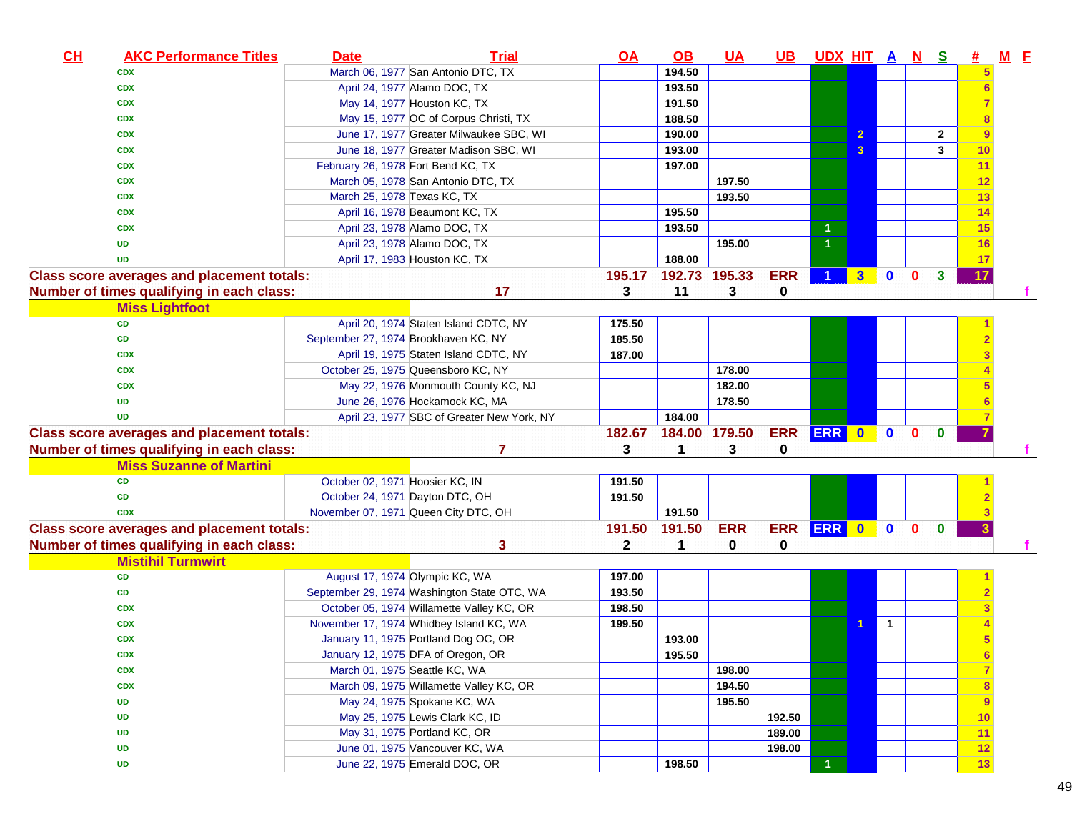| CH | AKC Performance Titles | Date | Trial | OA | OB | UA | UB | UDX | HIT | A | N | S | # | M | F |
|---|---|---|---|---|---|---|---|---|---|---|---|---|---|---|---|
| | CDX | March 06, 1977 | San Antonio DTC, TX | | 194.50 | | | | | | | | 5 | | |
| | CDX | April 24, 1977 | Alamo DOC, TX | | 193.50 | | | | | | | | 6 | | |
| | CDX | May 14, 1977 | Houston KC, TX | | 191.50 | | | | | | | | 7 | | |
| | CDX | May 15, 1977 | OC of Corpus Christi, TX | | 188.50 | | | | | | | | 8 | | |
| | CDX | June 17, 1977 | Greater Milwaukee SBC, WI | | 190.00 | | | | 2 | | | 2 | 9 | | |
| | CDX | June 18, 1977 | Greater Madison SBC, WI | | 193.00 | | | | 3 | | | 3 | 10 | | |
| | CDX | February 26, 1978 | Fort Bend KC, TX | | 197.00 | | | | | | | | 11 | | |
| | CDX | March 05, 1978 | San Antonio DTC, TX | | | 197.50 | | | | | | | 12 | | |
| | CDX | March 25, 1978 | Texas KC, TX | | | 193.50 | | | | | | | 13 | | |
| | CDX | April 16, 1978 | Beaumont KC, TX | | 195.50 | | | | | | | | 14 | | |
| | CDX | April 23, 1978 | Alamo DOC, TX | | 193.50 | | | 1 | | | | | 15 | | |
| | UD | April 23, 1978 | Alamo DOC, TX | | | 195.00 | | 1 | | | | | 16 | | |
| | UD | April 17, 1983 | Houston KC, TX | | 188.00 | | | | | | | | 17 | | |
| Class score averages and placement totals: | | | | 195.17 | 192.73 | 195.33 | ERR | 1 | 3 | 0 | 0 | 3 | 17 | | |
| Number of times qualifying in each class: | | | 17 | 3 | 11 | 3 | 0 | | | | | | | | f |
| | **Miss Lightfoot** | | | | | | | | | | | | | | |
| | CD | April 20, 1974 | Staten Island CDTC, NY | 175.50 | | | | | | | | | 1 | | |
| | CD | September 27, 1974 | Brookhaven KC, NY | 185.50 | | | | | | | | | 2 | | |
| | CDX | April 19, 1975 | Staten Island CDTC, NY | 187.00 | | | | | | | | | 3 | | |
| | CDX | October 25, 1975 | Queensboro KC, NY | | | 178.00 | | | | | | | 4 | | |
| | CDX | May 22, 1976 | Monmouth County KC, NJ | | | 182.00 | | | | | | | 5 | | |
| | UD | June 26, 1976 | Hockamock KC, MA | | | 178.50 | | | | | | | 6 | | |
| | UD | April 23, 1977 | SBC of Greater New York, NY | | 184.00 | | | | | | | | 7 | | |
| Class score averages and placement totals: | | | | 182.67 | 184.00 | 179.50 | ERR | ERR | 0 | 0 | 0 | 0 | 7 | | |
| Number of times qualifying in each class: | | | 7 | 3 | 1 | 3 | 0 | | | | | | | | f |
| | **Miss Suzanne of Martini** | | | | | | | | | | | | | | |
| | CD | October 02, 1971 | Hoosier KC, IN | 191.50 | | | | | | | | | 1 | | |
| | CD | October 24, 1971 | Dayton DTC, OH | 191.50 | | | | | | | | | 2 | | |
| | CDX | November 07, 1971 | Queen City DTC, OH | | 191.50 | | | | | | | | 3 | | |
| Class score averages and placement totals: | | | | 191.50 | 191.50 | ERR | ERR | ERR | 0 | 0 | 0 | 0 | 3 | | |
| Number of times qualifying in each class: | | | 3 | 2 | 1 | 0 | 0 | | | | | | | | f |
| | **Mistihil Turmwirt** | | | | | | | | | | | | | | |
| | CD | August 17, 1974 | Olympic KC, WA | 197.00 | | | | | | | | | 1 | | |
| | CD | September 29, 1974 | Washington State OTC, WA | 193.50 | | | | | | | | | 2 | | |
| | CDX | October 05, 1974 | Willamette Valley KC, OR | 198.50 | | | | | | | | | 3 | | |
| | CDX | November 17, 1974 | Whidbey Island KC, WA | 199.50 | | | | | 1 | 1 | | | 4 | | |
| | CDX | January 11, 1975 | Portland Dog OC, OR | | 193.00 | | | | | | | | 5 | | |
| | CDX | January 12, 1975 | DFA of Oregon, OR | | 195.50 | | | | | | | | 6 | | |
| | CDX | March 01, 1975 | Seattle KC, WA | | | 198.00 | | | | | | | 7 | | |
| | CDX | March 09, 1975 | Willamette Valley KC, OR | | | 194.50 | | | | | | | 8 | | |
| | UD | May 24, 1975 | Spokane KC, WA | | | 195.50 | | | | | | | 9 | | |
| | UD | May 25, 1975 | Lewis Clark KC, ID | | | | 192.50 | | | | | | 10 | | |
| | UD | May 31, 1975 | Portland KC, OR | | | | 189.00 | | | | | | 11 | | |
| | UD | June 01, 1975 | Vancouver KC, WA | | | | 198.00 | | | | | | 12 | | |
| | UD | June 22, 1975 | Emerald DOC, OR | | 198.50 | | | 1 | | | | | 13 | | |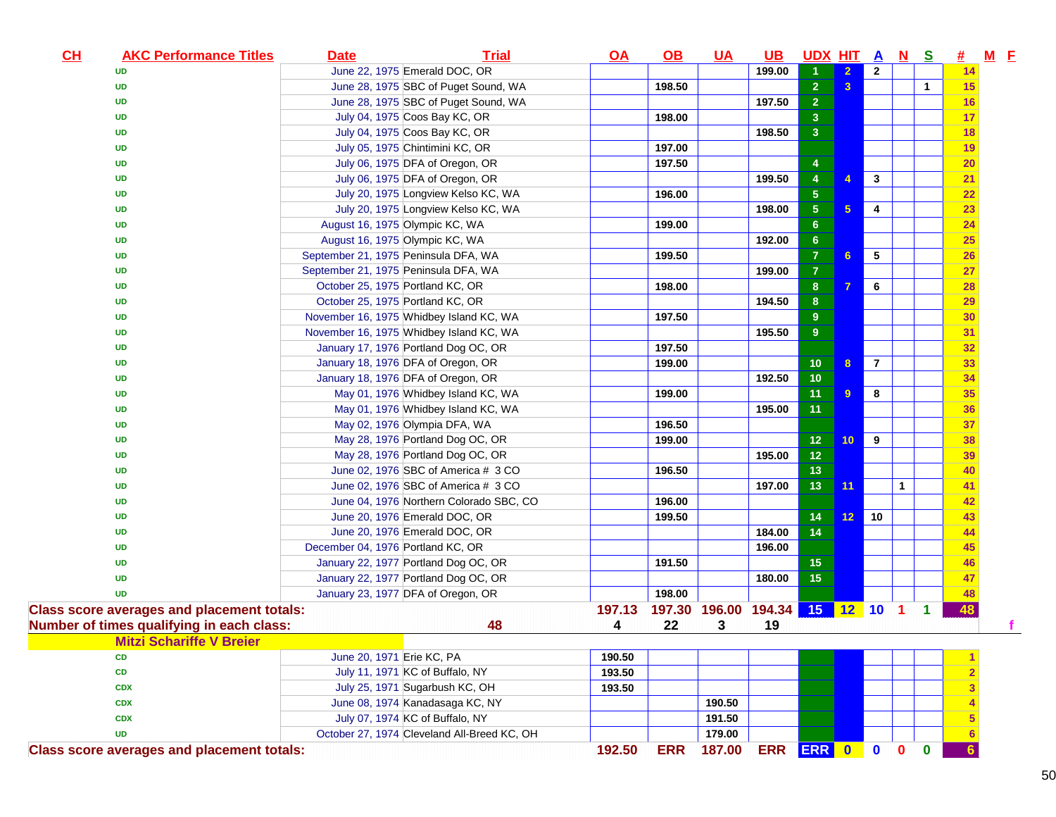| CH | AKC Performance Titles | Date | Trial | OA | OB | UA | UB | UDX | HIT | A | N | S | # | M | F |
|---|---|---|---|---|---|---|---|---|---|---|---|---|---|---|---|
| | UD | June 22, 1975 | Emerald DOC, OR | | | | 199.00 | 1 | 2 | 2 | | | 14 | | |
| | UD | June 28, 1975 | SBC of Puget Sound, WA | | 198.50 | | | 2 | 3 | | | 1 | 15 | | |
| | UD | June 28, 1975 | SBC of Puget Sound, WA | | | | 197.50 | 2 | | | | | 16 | | |
| | UD | July 04, 1975 | Coos Bay KC, OR | | 198.00 | | | 3 | | | | | 17 | | |
| | UD | July 04, 1975 | Coos Bay KC, OR | | | | 198.50 | 3 | | | | | 18 | | |
| | UD | July 05, 1975 | Chintimini KC, OR | | 197.00 | | | | | | | | 19 | | |
| | UD | July 06, 1975 | DFA of Oregon, OR | | 197.50 | | | 4 | | | | | 20 | | |
| | UD | July 06, 1975 | DFA of Oregon, OR | | | | 199.50 | 4 | 4 | 3 | | | 21 | | |
| | UD | July 20, 1975 | Longview Kelso KC, WA | | 196.00 | | | 5 | | | | | 22 | | |
| | UD | July 20, 1975 | Longview Kelso KC, WA | | | | 198.00 | 5 | 5 | 4 | | | 23 | | |
| | UD | August 16, 1975 | Olympic KC, WA | | 199.00 | | | 6 | | | | | 24 | | |
| | UD | August 16, 1975 | Olympic KC, WA | | | | 192.00 | 6 | | | | | 25 | | |
| | UD | September 21, 1975 | Peninsula DFA, WA | | 199.50 | | | 7 | 6 | 5 | | | 26 | | |
| | UD | September 21, 1975 | Peninsula DFA, WA | | | | 199.00 | 7 | | | | | 27 | | |
| | UD | October 25, 1975 | Portland KC, OR | | 198.00 | | | 8 | 7 | 6 | | | 28 | | |
| | UD | October 25, 1975 | Portland KC, OR | | | | 194.50 | 8 | | | | | 29 | | |
| | UD | November 16, 1975 | Whidbey Island KC, WA | | 197.50 | | | 9 | | | | | 30 | | |
| | UD | November 16, 1975 | Whidbey Island KC, WA | | | | 195.50 | 9 | | | | | 31 | | |
| | UD | January 17, 1976 | Portland Dog OC, OR | | 197.50 | | | | | | | | 32 | | |
| | UD | January 18, 1976 | DFA of Oregon, OR | | 199.00 | | | 10 | 8 | 7 | | | 33 | | |
| | UD | January 18, 1976 | DFA of Oregon, OR | | | | 192.50 | 10 | | | | | 34 | | |
| | UD | May 01, 1976 | Whidbey Island KC, WA | | 199.00 | | | 11 | 9 | 8 | | | 35 | | |
| | UD | May 01, 1976 | Whidbey Island KC, WA | | | | 195.00 | 11 | | | | | 36 | | |
| | UD | May 02, 1976 | Olympia DFA, WA | | 196.50 | | | | | | | | 37 | | |
| | UD | May 28, 1976 | Portland Dog OC, OR | | 199.00 | | | 12 | 10 | 9 | | | 38 | | |
| | UD | May 28, 1976 | Portland Dog OC, OR | | | | 195.00 | 12 | | | | | 39 | | |
| | UD | June 02, 1976 | SBC of America # 3 CO | | 196.50 | | | 13 | | | | | 40 | | |
| | UD | June 02, 1976 | SBC of America # 3 CO | | | | 197.00 | 13 | 11 | | 1 | | 41 | | |
| | UD | June 04, 1976 | Northern Colorado SBC, CO | | 196.00 | | | | | | | | 42 | | |
| | UD | June 20, 1976 | Emerald DOC, OR | | 199.50 | | | 14 | 12 | 10 | | | 43 | | |
| | UD | June 20, 1976 | Emerald DOC, OR | | | | 184.00 | 14 | | | | | 44 | | |
| | UD | December 04, 1976 | Portland KC, OR | | | | 196.00 | | | | | | 45 | | |
| | UD | January 22, 1977 | Portland Dog OC, OR | | 191.50 | | | 15 | | | | | 46 | | |
| | UD | January 22, 1977 | Portland Dog OC, OR | | | | 180.00 | 15 | | | | | 47 | | |
| | UD | January 23, 1977 | DFA of Oregon, OR | | 198.00 | | | | | | | | 48 | | |
| **Class score averages and placement totals:** | | | | **197.13** | **197.30** | **196.00** | **194.34** | **15** | **12** | **10** | **1** | **1** | **48** | | |
| **Number of times qualifying in each class:** | | | **48** | **4** | **22** | **3** | **19** | | | | | | | | f |
| | **Mitzi Schariffe V Breier** | | | | | | | | | | | | | | |
| | CD | June 20, 1971 | Erie KC, PA | 190.50 | | | | | | | | | 1 | | |
| | CD | July 11, 1971 | KC of Buffalo, NY | 193.50 | | | | | | | | | 2 | | |
| | CDX | July 25, 1971 | Sugarbush KC, OH | 193.50 | | | | | | | | | 3 | | |
| | CDX | June 08, 1974 | Kanadasaga KC, NY | | | 190.50 | | | | | | | 4 | | |
| | CDX | July 07, 1974 | KC of Buffalo, NY | | | 191.50 | | | | | | | 5 | | |
| | UD | October 27, 1974 | Cleveland All-Breed KC, OH | | | 179.00 | | | | | | | 6 | | |
| **Class score averages and placement totals:** | | | | **192.50** | **ERR** | **187.00** | **ERR** | **ERR** | **0** | **0** | **0** | **0** | **6** | | |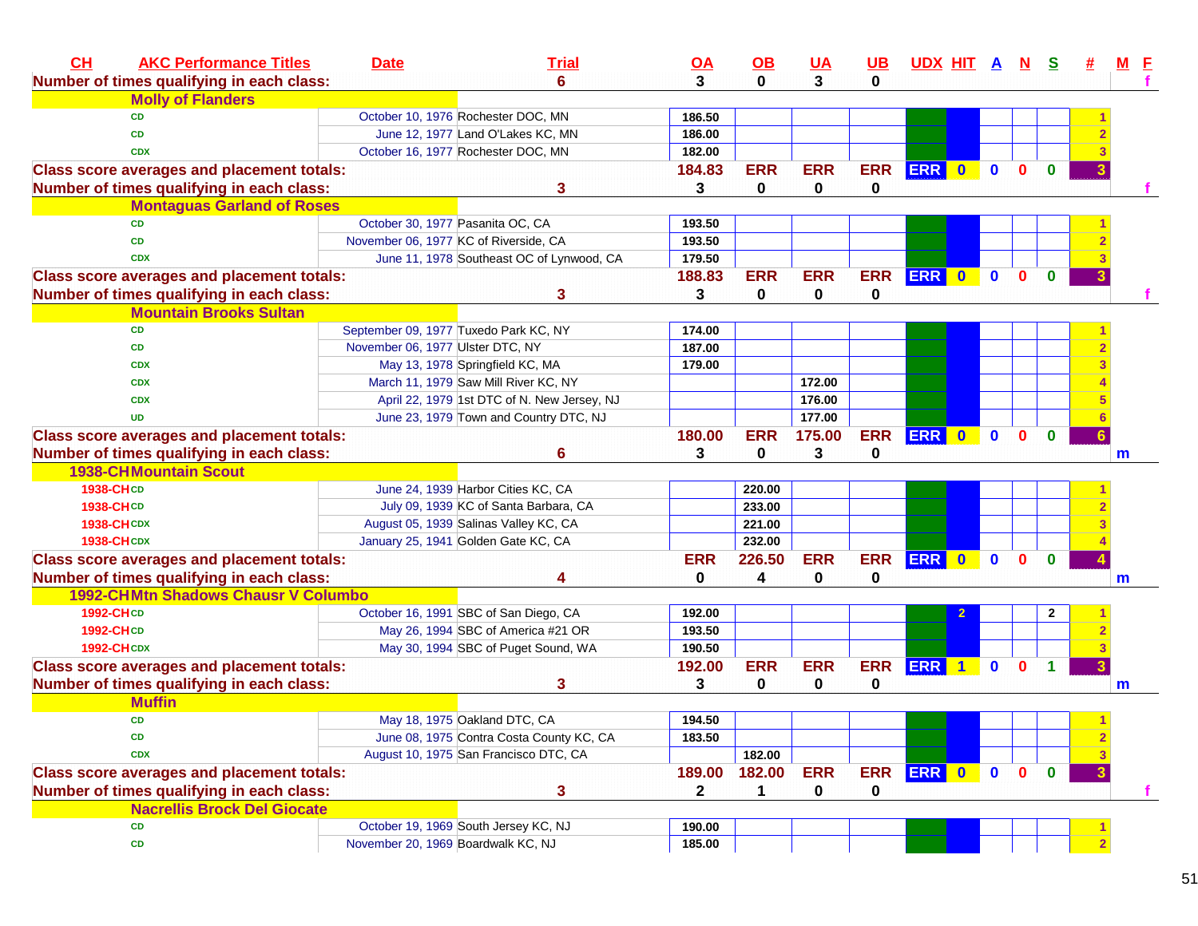| CH | AKC Performance Titles | Date | Trial | OA | OB | UA | UB | UDX | HIT | A | N | S | # | M | F |
|---|---|---|---|---|---|---|---|---|---|---|---|---|---|---|---|
| **Number of times qualifying in each class:** | | | **6** | **3** | **0** | **3** | **0** | | | | | | | | **f** |
| | **Molly of Flanders** | | | | | | | | | | | | | | |
| | CD | October 10, 1976 | Rochester DOC, MN | 186.50 | | | | | | | | | 1 | | |
| | CD | June 12, 1977 | Land O'Lakes KC, MN | 186.00 | | | | | | | | | 2 | | |
| | CDX | October 16, 1977 | Rochester DOC, MN | 182.00 | | | | | | | | | 3 | | |
| **Class score averages and placement totals:** | | | | **184.83** | **ERR** | **ERR** | **ERR** | **ERR** | **0** | **0** | **0** | **0** | **3** | | |
| **Number of times qualifying in each class:** | | | **3** | **3** | **0** | **0** | **0** | | | | | | | | **f** |
| | **Montaguas Garland of Roses** | | | | | | | | | | | | | | |
| | CD | October 30, 1977 | Pasanita OC, CA | 193.50 | | | | | | | | | 1 | | |
| | CD | November 06, 1977 | KC of Riverside, CA | 193.50 | | | | | | | | | 2 | | |
| | CDX | June 11, 1978 | Southeast OC of Lynwood, CA | 179.50 | | | | | | | | | 3 | | |
| **Class score averages and placement totals:** | | | | **188.83** | **ERR** | **ERR** | **ERR** | **ERR** | **0** | **0** | **0** | **0** | **3** | | |
| **Number of times qualifying in each class:** | | | **3** | **3** | **0** | **0** | **0** | | | | | | | | **f** |
| | **Mountain Brooks Sultan** | | | | | | | | | | | | | | |
| | CD | September 09, 1977 | Tuxedo Park KC, NY | 174.00 | | | | | | | | | 1 | | |
| | CD | November 06, 1977 | Ulster DTC, NY | 187.00 | | | | | | | | | 2 | | |
| | CDX | May 13, 1978 | Springfield KC, MA | 179.00 | | | | | | | | | 3 | | |
| | CDX | March 11, 1979 | Saw Mill River KC, NY | | | 172.00 | | | | | | | 4 | | |
| | CDX | April 22, 1979 | 1st DTC of N. New Jersey, NJ | | | 176.00 | | | | | | | 5 | | |
| | UD | June 23, 1979 | Town and Country DTC, NJ | | | 177.00 | | | | | | | 6 | | |
| **Class score averages and placement totals:** | | | | **180.00** | **ERR** | **175.00** | **ERR** | **ERR** | **0** | **0** | **0** | **0** | **6** | | |
| **Number of times qualifying in each class:** | | | **6** | **3** | **0** | **3** | **0** | | | | | | | **m** | |
| **1938-CH** | **Mountain Scout** | | | | | | | | | | | | | | |
| 1938-CH | CD | June 24, 1939 | Harbor Cities KC, CA | | 220.00 | | | | | | | | 1 | | |
| 1938-CH | CD | July 09, 1939 | KC of Santa Barbara, CA | | 233.00 | | | | | | | | 2 | | |
| 1938-CH | CDX | August 05, 1939 | Salinas Valley KC, CA | | 221.00 | | | | | | | | 3 | | |
| 1938-CH | CDX | January 25, 1941 | Golden Gate KC, CA | | 232.00 | | | | | | | | 4 | | |
| **Class score averages and placement totals:** | | | | **ERR** | **226.50** | **ERR** | **ERR** | **ERR** | **0** | **0** | **0** | **0** | **4** | | |
| **Number of times qualifying in each class:** | | | **4** | **0** | **4** | **0** | **0** | | | | | | | **m** | |
| **1992-CH** | **Mtn Shadows Chausr V Columbo** | | | | | | | | | | | | | | |
| 1992-CH | CD | October 16, 1991 | SBC of San Diego, CA | 192.00 | | | | | 2 | | | 2 | 1 | | |
| 1992-CH | CD | May 26, 1994 | SBC of America #21 OR | 193.50 | | | | | | | | | 2 | | |
| 1992-CH | CDX | May 30, 1994 | SBC of Puget Sound, WA | 190.50 | | | | | | | | | 3 | | |
| **Class score averages and placement totals:** | | | | **192.00** | **ERR** | **ERR** | **ERR** | **ERR** | **1** | **0** | **0** | **1** | **3** | | |
| **Number of times qualifying in each class:** | | | **3** | **3** | **0** | **0** | **0** | | | | | | | **m** | |
| | **Muffin** | | | | | | | | | | | | | | |
| | CD | May 18, 1975 | Oakland DTC, CA | 194.50 | | | | | | | | | 1 | | |
| | CD | June 08, 1975 | Contra Costa County KC, CA | 183.50 | | | | | | | | | 2 | | |
| | CDX | August 10, 1975 | San Francisco DTC, CA | | 182.00 | | | | | | | | 3 | | |
| **Class score averages and placement totals:** | | | | **189.00** | **182.00** | **ERR** | **ERR** | **ERR** | **0** | **0** | **0** | **0** | **3** | | |
| **Number of times qualifying in each class:** | | | **3** | **2** | **1** | **0** | **0** | | | | | | | | **f** |
| | **Nacrellis Brock Del Giocate** | | | | | | | | | | | | | | |
| | CD | October 19, 1969 | South Jersey KC, NJ | 190.00 | | | | | | | | | 1 | | |
| | CD | November 20, 1969 | Boardwalk KC, NJ | 185.00 | | | | | | | | | 2 | | |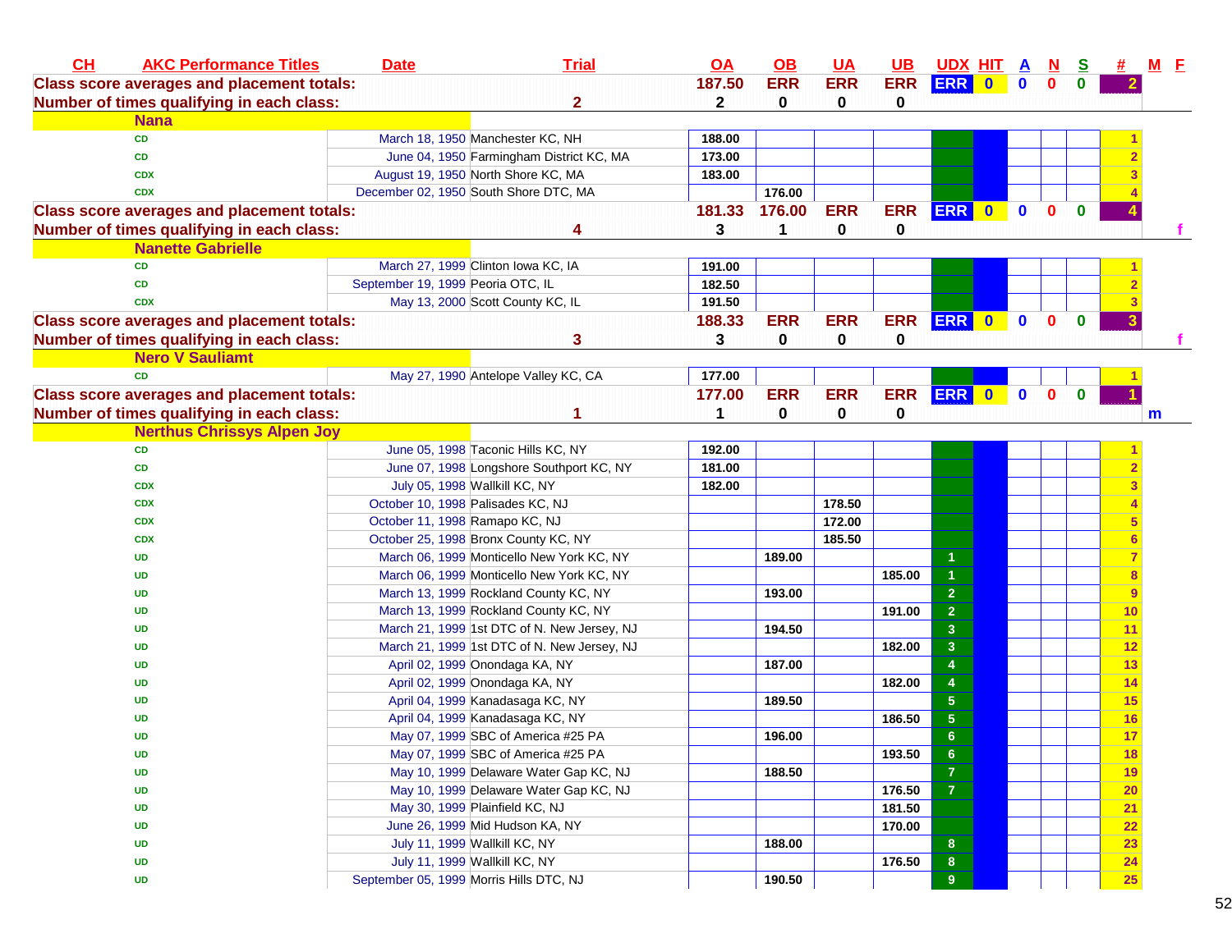| CH | AKC Performance Titles | Date | Trial | OA | OB | UA | UB | UDX | HIT | A | N | S | # | M | F |
|---|---|---|---|---|---|---|---|---|---|---|---|---|---|---|---|
| Class score averages and placement totals: | | | | 187.50 | ERR | ERR | ERR | ERR | 0 | 0 | 0 | 0 | 2 | | |
| Number of times qualifying in each class: | | | 2 | 2 | 0 | 0 | 0 | | | | | | | | |
| | **Nana** | | | | | | | | | | | | | | |
| | CD | March 18, 1950 | Manchester KC, NH | 188.00 | | | | | | | | | 1 | | |
| | CD | June 04, 1950 | Farmingham District KC, MA | 173.00 | | | | | | | | | 2 | | |
| | CDX | August 19, 1950 | North Shore KC, MA | 183.00 | | | | | | | | | 3 | | |
| | CDX | December 02, 1950 | South Shore DTC, MA | | 176.00 | | | | | | | | 4 | | |
| Class score averages and placement totals: | | | | 181.33 | 176.00 | ERR | ERR | ERR | 0 | 0 | 0 | 0 | 4 | | |
| Number of times qualifying in each class: | | | 4 | 3 | 1 | 0 | 0 | | | | | | | | f |
| | **Nanette Gabrielle** | | | | | | | | | | | | | | |
| | CD | March 27, 1999 | Clinton Iowa KC, IA | 191.00 | | | | | | | | | 1 | | |
| | CD | September 19, 1999 | Peoria OTC, IL | 182.50 | | | | | | | | | 2 | | |
| | CDX | May 13, 2000 | Scott County KC, IL | 191.50 | | | | | | | | | 3 | | |
| Class score averages and placement totals: | | | | 188.33 | ERR | ERR | ERR | ERR | 0 | 0 | 0 | 0 | 3 | | |
| Number of times qualifying in each class: | | | 3 | 3 | 0 | 0 | 0 | | | | | | | | f |
| | **Nero V Sauliamt** | | | | | | | | | | | | | | |
| | CD | May 27, 1990 | Antelope Valley KC, CA | 177.00 | | | | | | | | | 1 | | |
| Class score averages and placement totals: | | | | 177.00 | ERR | ERR | ERR | ERR | 0 | 0 | 0 | 0 | 1 | | |
| Number of times qualifying in each class: | | | 1 | 1 | 0 | 0 | 0 | | | | | | | m | |
| | **Nerthus Chrissys Alpen Joy** | | | | | | | | | | | | | | |
| | CD | June 05, 1998 | Taconic Hills KC, NY | 192.00 | | | | | | | | | 1 | | |
| | CD | June 07, 1998 | Longshore Southport KC, NY | 181.00 | | | | | | | | | 2 | | |
| | CDX | July 05, 1998 | Wallkill KC, NY | 182.00 | | | | | | | | | 3 | | |
| | CDX | October 10, 1998 | Palisades KC, NJ | | | 178.50 | | | | | | | 4 | | |
| | CDX | October 11, 1998 | Ramapo KC, NJ | | | 172.00 | | | | | | | 5 | | |
| | CDX | October 25, 1998 | Bronx County KC, NY | | | 185.50 | | | | | | | 6 | | |
| | UD | March 06, 1999 | Monticello New York KC, NY | | 189.00 | | | 1 | | | | | 7 | | |
| | UD | March 06, 1999 | Monticello New York KC, NY | | | | 185.00 | 1 | | | | | 8 | | |
| | UD | March 13, 1999 | Rockland County KC, NY | | 193.00 | | | 2 | | | | | 9 | | |
| | UD | March 13, 1999 | Rockland County KC, NY | | | | 191.00 | 2 | | | | | 10 | | |
| | UD | March 21, 1999 | 1st DTC of N. New Jersey, NJ | | 194.50 | | | 3 | | | | | 11 | | |
| | UD | March 21, 1999 | 1st DTC of N. New Jersey, NJ | | | | 182.00 | 3 | | | | | 12 | | |
| | UD | April 02, 1999 | Onondaga KA, NY | | 187.00 | | | 4 | | | | | 13 | | |
| | UD | April 02, 1999 | Onondaga KA, NY | | | | 182.00 | 4 | | | | | 14 | | |
| | UD | April 04, 1999 | Kanadasaga KC, NY | | 189.50 | | | 5 | | | | | 15 | | |
| | UD | April 04, 1999 | Kanadasaga KC, NY | | | | 186.50 | 5 | | | | | 16 | | |
| | UD | May 07, 1999 | SBC of America #25 PA | | 196.00 | | | 6 | | | | | 17 | | |
| | UD | May 07, 1999 | SBC of America #25 PA | | | | 193.50 | 6 | | | | | 18 | | |
| | UD | May 10, 1999 | Delaware Water Gap KC, NJ | | 188.50 | | | 7 | | | | | 19 | | |
| | UD | May 10, 1999 | Delaware Water Gap KC, NJ | | | | 176.50 | 7 | | | | | 20 | | |
| | UD | May 30, 1999 | Plainfield KC, NJ | | | | 181.50 | | | | | | 21 | | |
| | UD | June 26, 1999 | Mid Hudson KA, NY | | | | 170.00 | | | | | | 22 | | |
| | UD | July 11, 1999 | Wallkill KC, NY | | 188.00 | | | 8 | | | | | 23 | | |
| | UD | July 11, 1999 | Wallkill KC, NY | | | | 176.50 | 8 | | | | | 24 | | |
| | UD | September 05, 1999 | Morris Hills DTC, NJ | | 190.50 | | | 9 | | | | | 25 | | |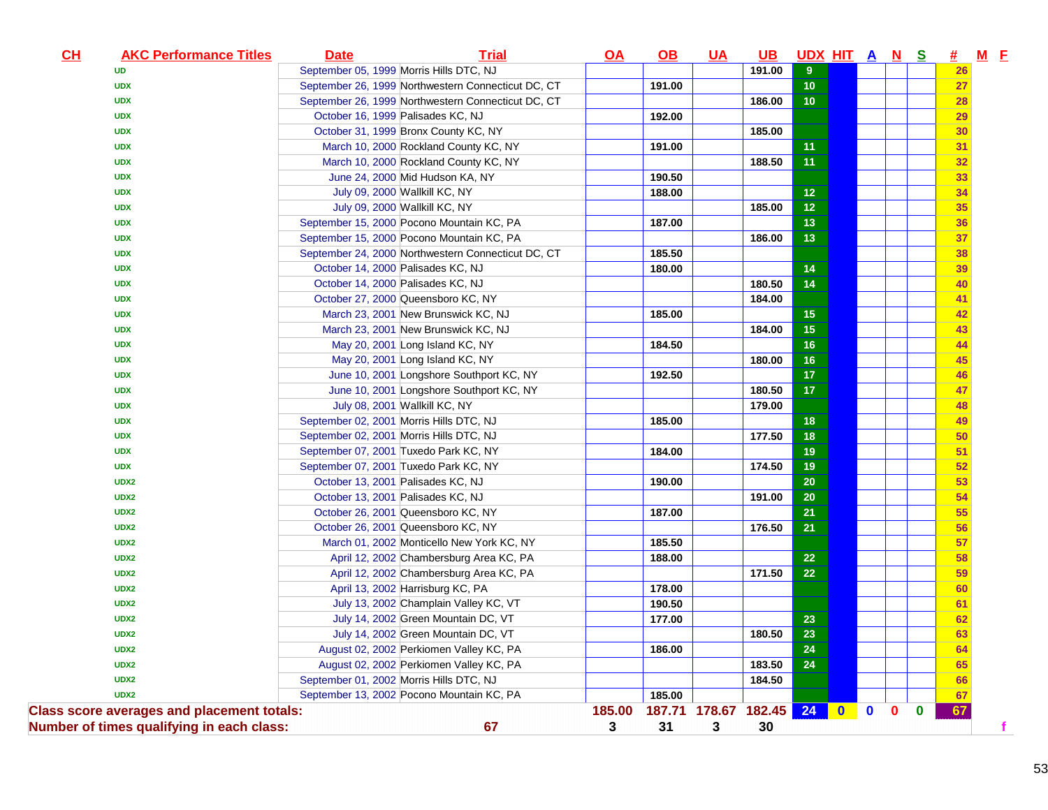| CH | AKC Performance Titles | Date | Trial | OA | OB | UA | UB | UDX | HIT | A | N | S | # | M | F |
|---|---|---|---|---|---|---|---|---|---|---|---|---|---|---|---|
| | UD | September 05, 1999 | Morris Hills DTC, NJ | | | | 191.00 | 9 | | | | | 26 | | |
| | UDX | September 26, 1999 | Northwestern Connecticut DC, CT | | 191.00 | | | 10 | | | | | 27 | | |
| | UDX | September 26, 1999 | Northwestern Connecticut DC, CT | | | | 186.00 | 10 | | | | | 28 | | |
| | UDX | October 16, 1999 | Palisades KC, NJ | | 192.00 | | | | | | | | 29 | | |
| | UDX | October 31, 1999 | Bronx County KC, NY | | | | 185.00 | | | | | | 30 | | |
| | UDX | March 10, 2000 | Rockland County KC, NY | | 191.00 | | | 11 | | | | | 31 | | |
| | UDX | March 10, 2000 | Rockland County KC, NY | | | | 188.50 | 11 | | | | | 32 | | |
| | UDX | June 24, 2000 | Mid Hudson KA, NY | | 190.50 | | | | | | | | 33 | | |
| | UDX | July 09, 2000 | Wallkill KC, NY | | 188.00 | | | 12 | | | | | 34 | | |
| | UDX | July 09, 2000 | Wallkill KC, NY | | | | 185.00 | 12 | | | | | 35 | | |
| | UDX | September 15, 2000 | Pocono Mountain KC, PA | | 187.00 | | | 13 | | | | | 36 | | |
| | UDX | September 15, 2000 | Pocono Mountain KC, PA | | | | 186.00 | 13 | | | | | 37 | | |
| | UDX | September 24, 2000 | Northwestern Connecticut DC, CT | | 185.50 | | | | | | | | 38 | | |
| | UDX | October 14, 2000 | Palisades KC, NJ | | 180.00 | | | 14 | | | | | 39 | | |
| | UDX | October 14, 2000 | Palisades KC, NJ | | | | 180.50 | 14 | | | | | 40 | | |
| | UDX | October 27, 2000 | Queensboro KC, NY | | | | 184.00 | | | | | | 41 | | |
| | UDX | March 23, 2001 | New Brunswick KC, NJ | | 185.00 | | | 15 | | | | | 42 | | |
| | UDX | March 23, 2001 | New Brunswick KC, NJ | | | | 184.00 | 15 | | | | | 43 | | |
| | UDX | May 20, 2001 | Long Island KC, NY | | 184.50 | | | 16 | | | | | 44 | | |
| | UDX | May 20, 2001 | Long Island KC, NY | | | | 180.00 | 16 | | | | | 45 | | |
| | UDX | June 10, 2001 | Longshore Southport KC, NY | | 192.50 | | | 17 | | | | | 46 | | |
| | UDX | June 10, 2001 | Longshore Southport KC, NY | | | | 180.50 | 17 | | | | | 47 | | |
| | UDX | July 08, 2001 | Wallkill KC, NY | | | | 179.00 | | | | | | 48 | | |
| | UDX | September 02, 2001 | Morris Hills DTC, NJ | | 185.00 | | | 18 | | | | | 49 | | |
| | UDX | September 02, 2001 | Morris Hills DTC, NJ | | | | 177.50 | 18 | | | | | 50 | | |
| | UDX | September 07, 2001 | Tuxedo Park KC, NY | | 184.00 | | | 19 | | | | | 51 | | |
| | UDX | September 07, 2001 | Tuxedo Park KC, NY | | | | 174.50 | 19 | | | | | 52 | | |
| | UDX2 | October 13, 2001 | Palisades KC, NJ | | 190.00 | | | 20 | | | | | 53 | | |
| | UDX2 | October 13, 2001 | Palisades KC, NJ | | | | 191.00 | 20 | | | | | 54 | | |
| | UDX2 | October 26, 2001 | Queensboro KC, NY | | 187.00 | | | 21 | | | | | 55 | | |
| | UDX2 | October 26, 2001 | Queensboro KC, NY | | | | 176.50 | 21 | | | | | 56 | | |
| | UDX2 | March 01, 2002 | Monticello New York KC, NY | | 185.50 | | | | | | | | 57 | | |
| | UDX2 | April 12, 2002 | Chambersburg Area KC, PA | | 188.00 | | | 22 | | | | | 58 | | |
| | UDX2 | April 12, 2002 | Chambersburg Area KC, PA | | | | 171.50 | 22 | | | | | 59 | | |
| | UDX2 | April 13, 2002 | Harrisburg KC, PA | | 178.00 | | | | | | | | 60 | | |
| | UDX2 | July 13, 2002 | Champlain Valley KC, VT | | 190.50 | | | | | | | | 61 | | |
| | UDX2 | July 14, 2002 | Green Mountain DC, VT | | 177.00 | | | 23 | | | | | 62 | | |
| | UDX2 | July 14, 2002 | Green Mountain DC, VT | | | | 180.50 | 23 | | | | | 63 | | |
| | UDX2 | August 02, 2002 | Perkiomen Valley KC, PA | | 186.00 | | | 24 | | | | | 64 | | |
| | UDX2 | August 02, 2002 | Perkiomen Valley KC, PA | | | | 183.50 | 24 | | | | | 65 | | |
| | UDX2 | September 01, 2002 | Morris Hills DTC, NJ | | | | 184.50 | | | | | | 66 | | |
| | UDX2 | September 13, 2002 | Pocono Mountain KC, PA | | 185.00 | | | | | | | | 67 | | |
| **Class score averages and placement totals:** | | | | 185.00 | 187.71 | 178.67 | 182.45 | 24 | 0 | 0 | 0 | 0 | 67 | | |
| **Number of times qualifying in each class:** | | | 67 | 3 | 31 | 3 | 30 | | | | | | | | f |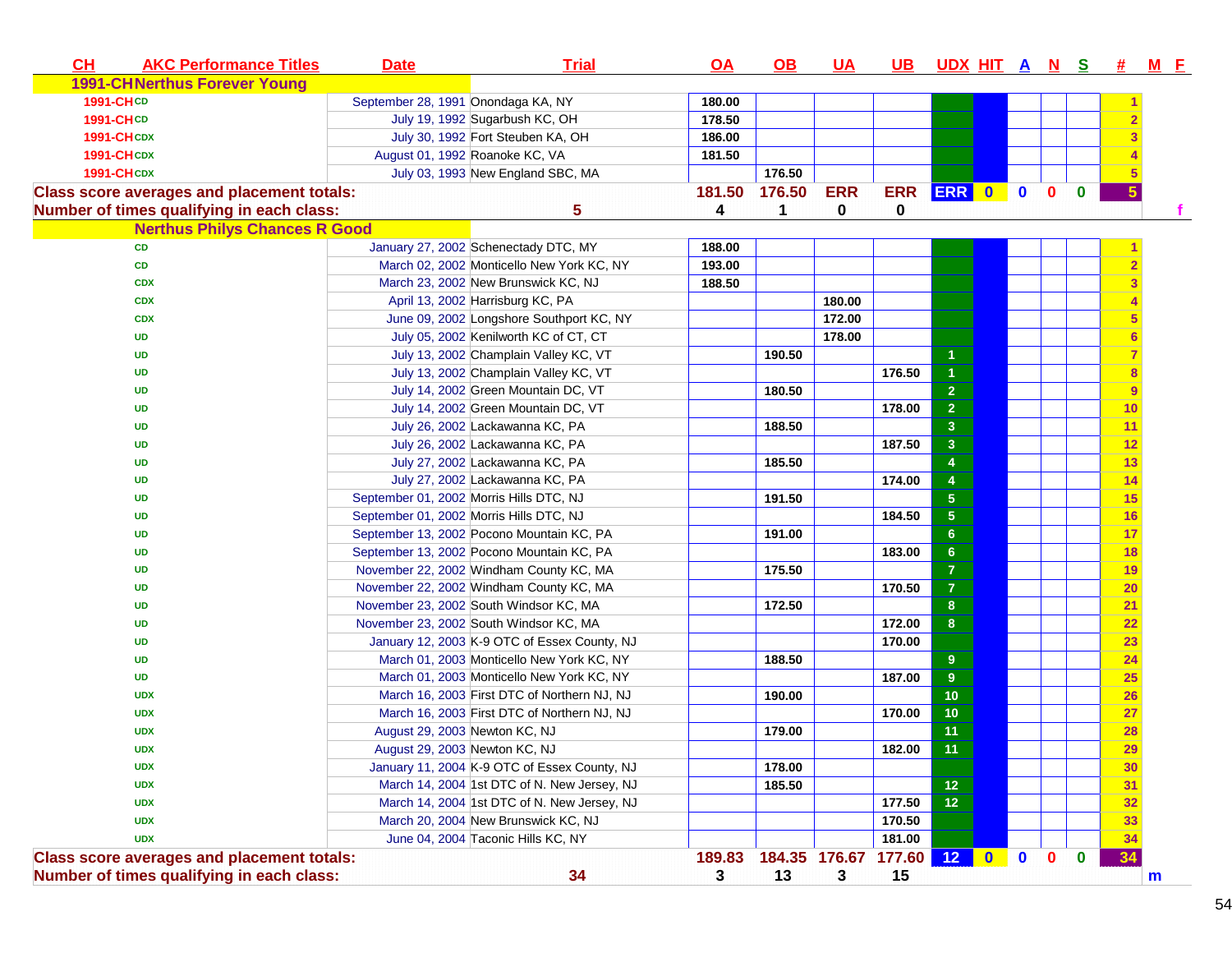| CH | AKC Performance Titles | Date | Trial | OA | OB | UA | UB | UDX | HIT | A | N | S | # | M | F |
|---|---|---|---|---|---|---|---|---|---|---|---|---|---|---|---|
| 1991-CH Nerthus Forever Young | | | | | | | | | | | | | | | |
| 1991-CH | CD | September 28, 1991 | Onondaga KA, NY | 180.00 | | | | | | | | | 1 | | |
| 1991-CH | CD | July 19, 1992 | Sugarbush KC, OH | 178.50 | | | | | | | | | 2 | | |
| 1991-CH | CDX | July 30, 1992 | Fort Steuben KA, OH | 186.00 | | | | | | | | | 3 | | |
| 1991-CH | CDX | August 01, 1992 | Roanoke KC, VA | 181.50 | | | | | | | | | 4 | | |
| 1991-CH | CDX | July 03, 1993 | New England SBC, MA | | 176.50 | | | | | | | | 5 | | |
| Class score averages and placement totals: | | | | 181.50 | 176.50 | ERR | ERR | ERR | 0 | 0 | 0 | 0 | 5 | | |
| Number of times qualifying in each class: | | 5 | | 4 | 1 | 0 | 0 | | | | | | | | f |
| Nerthus Philys Chances R Good | | | | | | | | | | | | | | | |
| | CD | January 27, 2002 | Schenectady DTC, MY | 188.00 | | | | | | | | | 1 | | |
| | CD | March 02, 2002 | Monticello New York KC, NY | 193.00 | | | | | | | | | 2 | | |
| | CDX | March 23, 2002 | New Brunswick KC, NJ | 188.50 | | | | | | | | | 3 | | |
| | CDX | April 13, 2002 | Harrisburg KC, PA | | | 180.00 | | | | | | | 4 | | |
| | CDX | June 09, 2002 | Longshore Southport KC, NY | | | 172.00 | | | | | | | 5 | | |
| | UD | July 05, 2002 | Kenilworth KC of CT, CT | | | 178.00 | | | | | | | 6 | | |
| | UD | July 13, 2002 | Champlain Valley KC, VT | | 190.50 | | | 1 | | | | | 7 | | |
| | UD | July 13, 2002 | Champlain Valley KC, VT | | | | 176.50 | 1 | | | | | 8 | | |
| | UD | July 14, 2002 | Green Mountain DC, VT | | 180.50 | | | 2 | | | | | 9 | | |
| | UD | July 14, 2002 | Green Mountain DC, VT | | | | 178.00 | 2 | | | | | 10 | | |
| | UD | July 26, 2002 | Lackawanna KC, PA | | 188.50 | | | 3 | | | | | 11 | | |
| | UD | July 26, 2002 | Lackawanna KC, PA | | | | 187.50 | 3 | | | | | 12 | | |
| | UD | July 27, 2002 | Lackawanna KC, PA | | 185.50 | | | 4 | | | | | 13 | | |
| | UD | July 27, 2002 | Lackawanna KC, PA | | | | 174.00 | 4 | | | | | 14 | | |
| | UD | September 01, 2002 | Morris Hills DTC, NJ | | 191.50 | | | 5 | | | | | 15 | | |
| | UD | September 01, 2002 | Morris Hills DTC, NJ | | | | 184.50 | 5 | | | | | 16 | | |
| | UD | September 13, 2002 | Pocono Mountain KC, PA | | 191.00 | | | 6 | | | | | 17 | | |
| | UD | September 13, 2002 | Pocono Mountain KC, PA | | | | 183.00 | 6 | | | | | 18 | | |
| | UD | November 22, 2002 | Windham County KC, MA | | 175.50 | | | 7 | | | | | 19 | | |
| | UD | November 22, 2002 | Windham County KC, MA | | | | 170.50 | 7 | | | | | 20 | | |
| | UD | November 23, 2002 | South Windsor KC, MA | | 172.50 | | | 8 | | | | | 21 | | |
| | UD | November 23, 2002 | South Windsor KC, MA | | | | 172.00 | 8 | | | | | 22 | | |
| | UD | January 12, 2003 | K-9 OTC of Essex County, NJ | | | | 170.00 | | | | | | 23 | | |
| | UD | March 01, 2003 | Monticello New York KC, NY | | 188.50 | | | 9 | | | | | 24 | | |
| | UD | March 01, 2003 | Monticello New York KC, NY | | | | 187.00 | 9 | | | | | 25 | | |
| | UDX | March 16, 2003 | First DTC of Northern NJ, NJ | | 190.00 | | | 10 | | | | | 26 | | |
| | UDX | March 16, 2003 | First DTC of Northern NJ, NJ | | | | 170.00 | 10 | | | | | 27 | | |
| | UDX | August 29, 2003 | Newton KC, NJ | | 179.00 | | | 11 | | | | | 28 | | |
| | UDX | August 29, 2003 | Newton KC, NJ | | | | 182.00 | 11 | | | | | 29 | | |
| | UDX | January 11, 2004 | K-9 OTC of Essex County, NJ | | 178.00 | | | | | | | | 30 | | |
| | UDX | March 14, 2004 | 1st DTC of N. New Jersey, NJ | | 185.50 | | | 12 | | | | | 31 | | |
| | UDX | March 14, 2004 | 1st DTC of N. New Jersey, NJ | | | | 177.50 | 12 | | | | | 32 | | |
| | UDX | March 20, 2004 | New Brunswick KC, NJ | | | | 170.50 | | | | | | 33 | | |
| | UDX | June 04, 2004 | Taconic Hills KC, NY | | | | 181.00 | | | | | | 34 | | |
| Class score averages and placement totals: | | | | 189.83 | 184.35 | 176.67 | 177.60 | 12 | 0 | 0 | 0 | 0 | 34 | | |
| Number of times qualifying in each class: | | 34 | | 3 | 13 | 3 | 15 | | | | | | | m | |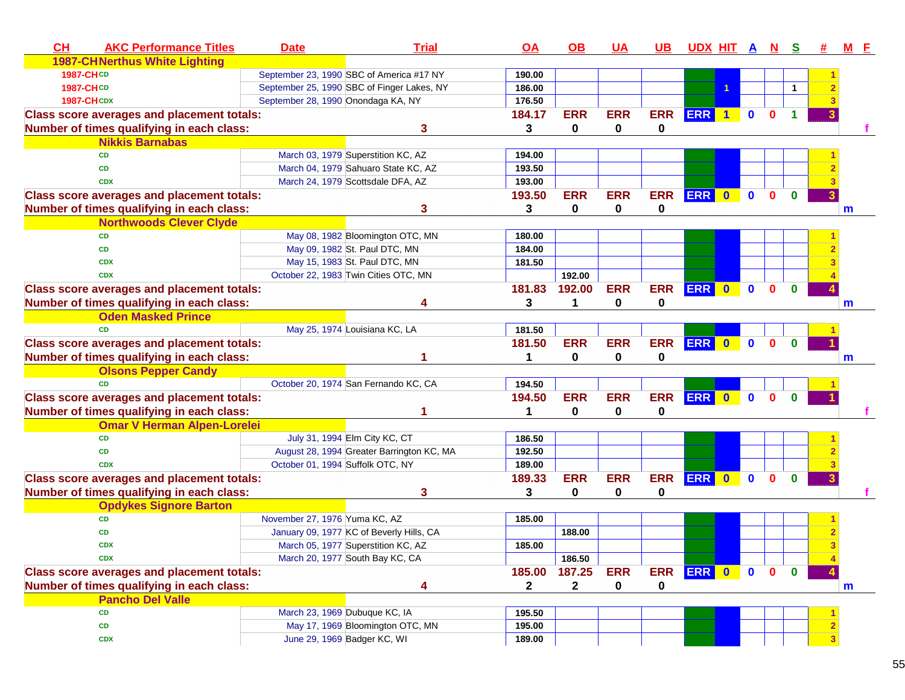| CH | AKC Performance Titles | Date | Trial | OA | OB | UA | UB | UDX | HIT | A | N | S | # | M | F |
|---|---|---|---|---|---|---|---|---|---|---|---|---|---|---|---|
| 1987-CH | Nerthus White Lighting | | | | | | | | | | | | | | |
| 1987-CH | CD | September 23, 1990 | SBC of America #17 NY | 190.00 | | | | | | | | | 1 | | |
| 1987-CH | CD | September 25, 1990 | SBC of Finger Lakes, NY | 186.00 | | | | | 1 | | | 1 | 2 | | |
| 1987-CH | CDX | September 28, 1990 | Onondaga KA, NY | 176.50 | | | | | | | | | 3 | | |
| Class score averages and placement totals: | | | | 184.17 | ERR | ERR | ERR | ERR | 1 | 0 | 0 | 1 | 3 | | |
| Number of times qualifying in each class: | | | 3 | 3 | 0 | 0 | 0 | | | | | | | | f |
| | Nikkis Barnabas | | | | | | | | | | | | | | |
| | CD | March 03, 1979 | Superstition KC, AZ | 194.00 | | | | | | | | | 1 | | |
| | CD | March 04, 1979 | Sahuaro State KC, AZ | 193.50 | | | | | | | | | 2 | | |
| | CDX | March 24, 1979 | Scottsdale DFA, AZ | 193.00 | | | | | | | | | 3 | | |
| Class score averages and placement totals: | | | | 193.50 | ERR | ERR | ERR | ERR | 0 | 0 | 0 | 0 | 3 | | |
| Number of times qualifying in each class: | | | 3 | 3 | 0 | 0 | 0 | | | | | | | m | |
| | Northwoods Clever Clyde | | | | | | | | | | | | | | |
| | CD | May 08, 1982 | Bloomington OTC, MN | 180.00 | | | | | | | | | 1 | | |
| | CD | May 09, 1982 | St. Paul DTC, MN | 184.00 | | | | | | | | | 2 | | |
| | CDX | May 15, 1983 | St. Paul DTC, MN | 181.50 | | | | | | | | | 3 | | |
| | CDX | October 22, 1983 | Twin Cities OTC, MN | | 192.00 | | | | | | | | 4 | | |
| Class score averages and placement totals: | | | | 181.83 | 192.00 | ERR | ERR | ERR | 0 | 0 | 0 | 0 | 4 | | |
| Number of times qualifying in each class: | | | 4 | 3 | 1 | 0 | 0 | | | | | | | m | |
| | Oden Masked Prince | | | | | | | | | | | | | | |
| | CD | May 25, 1974 | Louisiana KC, LA | 181.50 | | | | | | | | | 1 | | |
| Class score averages and placement totals: | | | | 181.50 | ERR | ERR | ERR | ERR | 0 | 0 | 0 | 0 | 1 | | |
| Number of times qualifying in each class: | | | 1 | 1 | 0 | 0 | 0 | | | | | | | m | |
| | Olsons Pepper Candy | | | | | | | | | | | | | | |
| | CD | October 20, 1974 | San Fernando KC, CA | 194.50 | | | | | | | | | 1 | | |
| Class score averages and placement totals: | | | | 194.50 | ERR | ERR | ERR | ERR | 0 | 0 | 0 | 0 | 1 | | |
| Number of times qualifying in each class: | | | 1 | 1 | 0 | 0 | 0 | | | | | | | | f |
| | Omar V Herman Alpen-Lorelei | | | | | | | | | | | | | | |
| | CD | July 31, 1994 | Elm City KC, CT | 186.50 | | | | | | | | | 1 | | |
| | CD | August 28, 1994 | Greater Barrington KC, MA | 192.50 | | | | | | | | | 2 | | |
| | CDX | October 01, 1994 | Suffolk OTC, NY | 189.00 | | | | | | | | | 3 | | |
| Class score averages and placement totals: | | | | 189.33 | ERR | ERR | ERR | ERR | 0 | 0 | 0 | 0 | 3 | | |
| Number of times qualifying in each class: | | | 3 | 3 | 0 | 0 | 0 | | | | | | | | f |
| | Opdykes Signore Barton | | | | | | | | | | | | | | |
| | CD | November 27, 1976 | Yuma KC, AZ | 185.00 | | | | | | | | | 1 | | |
| | CD | January 09, 1977 | KC of Beverly Hills, CA | | 188.00 | | | | | | | | 2 | | |
| | CDX | March 05, 1977 | Superstition KC, AZ | 185.00 | | | | | | | | | 3 | | |
| | CDX | March 20, 1977 | South Bay KC, CA | | 186.50 | | | | | | | | 4 | | |
| Class score averages and placement totals: | | | | 185.00 | 187.25 | ERR | ERR | ERR | 0 | 0 | 0 | 0 | 4 | | |
| Number of times qualifying in each class: | | | 4 | 2 | 2 | 0 | 0 | | | | | | | m | |
| | Pancho Del Valle | | | | | | | | | | | | | | |
| | CD | March 23, 1969 | Dubuque KC, IA | 195.50 | | | | | | | | | 1 | | |
| | CD | May 17, 1969 | Bloomington OTC, MN | 195.00 | | | | | | | | | 2 | | |
| | CDX | June 29, 1969 | Badger KC, WI | 189.00 | | | | | | | | | 3 | | |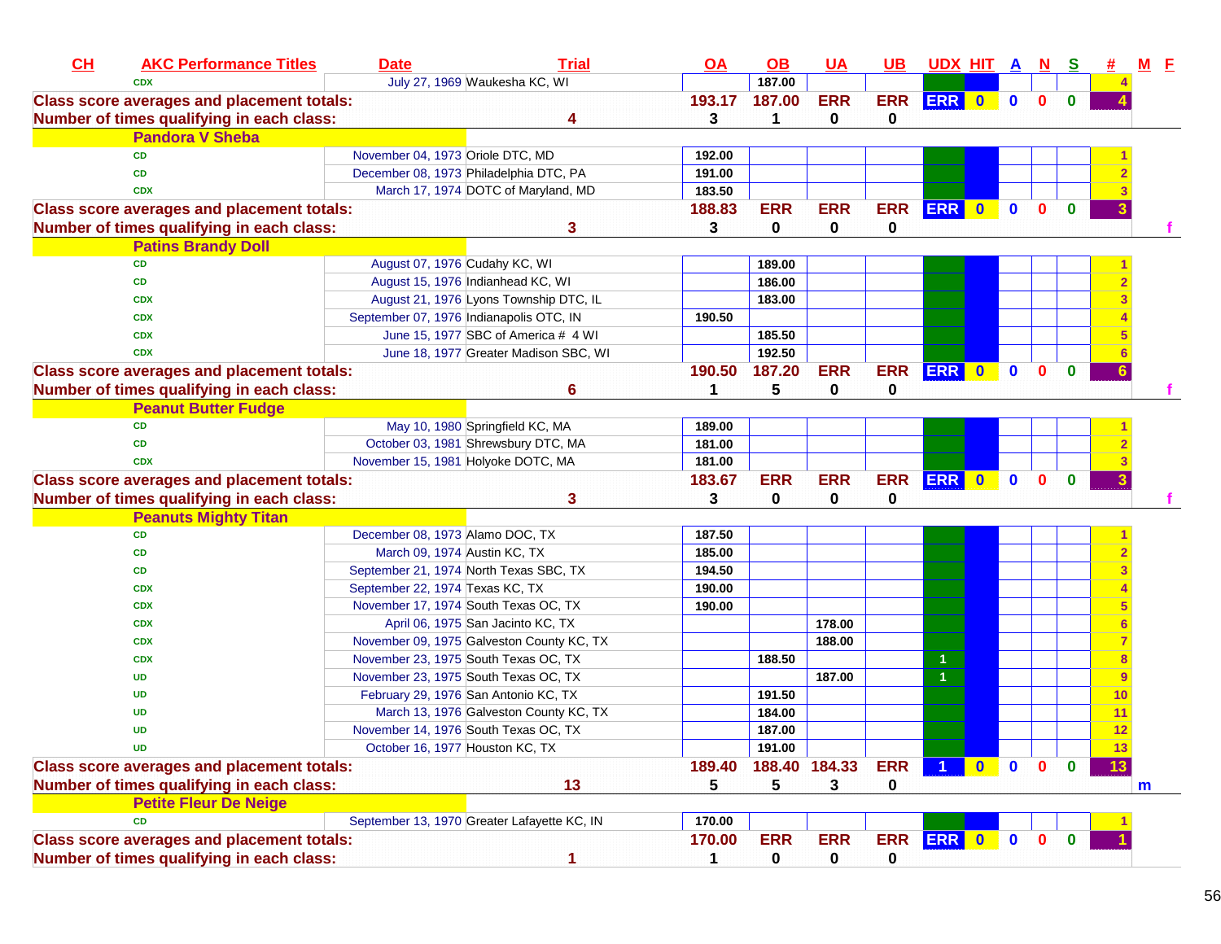| CH | AKC Performance Titles | Date | Trial | OA | OB | UA | UB | UDX | HIT | A | N | S | # | M | F |
|---|---|---|---|---|---|---|---|---|---|---|---|---|---|---|---|
| | CDX | July 27, 1969 | Waukesha KC, WI | | 187.00 | | | | | | | | 4 | | |
| Class score averages and placement totals: | | | | 193.17 | 187.00 | ERR | ERR | ERR | 0 | 0 | 0 | 0 | 4 | | |
| Number of times qualifying in each class: | | | 4 | 3 | 1 | 0 | 0 | | | | | | | | |
| | **Pandora V Sheba** | | | | | | | | | | | | | | |
| | CD | November 04, 1973 | Oriole DTC, MD | 192.00 | | | | | | | | | 1 | | |
| | CD | December 08, 1973 | Philadelphia DTC, PA | 191.00 | | | | | | | | | 2 | | |
| | CDX | March 17, 1974 | DOTC of Maryland, MD | 183.50 | | | | | | | | | 3 | | |
| Class score averages and placement totals: | | | | 188.83 | ERR | ERR | ERR | ERR | 0 | 0 | 0 | 0 | 3 | | |
| Number of times qualifying in each class: | | | 3 | 3 | 0 | 0 | 0 | | | | | | | | f |
| | **Patins Brandy Doll** | | | | | | | | | | | | | | |
| | CD | August 07, 1976 | Cudahy KC, WI | | 189.00 | | | | | | | | 1 | | |
| | CD | August 15, 1976 | Indianhead KC, WI | | 186.00 | | | | | | | | 2 | | |
| | CDX | August 21, 1976 | Lyons Township DTC, IL | | 183.00 | | | | | | | | 3 | | |
| | CDX | September 07, 1976 | Indianapolis OTC, IN | 190.50 | | | | | | | | | 4 | | |
| | CDX | June 15, 1977 | SBC of America # 4 WI | | 185.50 | | | | | | | | 5 | | |
| | CDX | June 18, 1977 | Greater Madison SBC, WI | | 192.50 | | | | | | | | 6 | | |
| Class score averages and placement totals: | | | | 190.50 | 187.20 | ERR | ERR | ERR | 0 | 0 | 0 | 0 | 6 | | |
| Number of times qualifying in each class: | | | 6 | 1 | 5 | 0 | 0 | | | | | | | | f |
| | **Peanut Butter Fudge** | | | | | | | | | | | | | | |
| | CD | May 10, 1980 | Springfield KC, MA | 189.00 | | | | | | | | | 1 | | |
| | CD | October 03, 1981 | Shrewsbury DTC, MA | 181.00 | | | | | | | | | 2 | | |
| | CDX | November 15, 1981 | Holyoke DOTC, MA | 181.00 | | | | | | | | | 3 | | |
| Class score averages and placement totals: | | | | 183.67 | ERR | ERR | ERR | ERR | 0 | 0 | 0 | 0 | 3 | | |
| Number of times qualifying in each class: | | | 3 | 3 | 0 | 0 | 0 | | | | | | | | f |
| | **Peanuts Mighty Titan** | | | | | | | | | | | | | | |
| | CD | December 08, 1973 | Alamo DOC, TX | 187.50 | | | | | | | | | 1 | | |
| | CD | March 09, 1974 | Austin KC, TX | 185.00 | | | | | | | | | 2 | | |
| | CD | September 21, 1974 | North Texas SBC, TX | 194.50 | | | | | | | | | 3 | | |
| | CDX | September 22, 1974 | Texas KC, TX | 190.00 | | | | | | | | | 4 | | |
| | CDX | November 17, 1974 | South Texas OC, TX | 190.00 | | | | | | | | | 5 | | |
| | CDX | April 06, 1975 | San Jacinto KC, TX | | | 178.00 | | | | | | | 6 | | |
| | CDX | November 09, 1975 | Galveston County KC, TX | | | 188.00 | | | | | | | 7 | | |
| | CDX | November 23, 1975 | South Texas OC, TX | | 188.50 | | | 1 | | | | | 8 | | |
| | UD | November 23, 1975 | South Texas OC, TX | | | 187.00 | | 1 | | | | | 9 | | |
| | UD | February 29, 1976 | San Antonio KC, TX | | 191.50 | | | | | | | | 10 | | |
| | UD | March 13, 1976 | Galveston County KC, TX | | 184.00 | | | | | | | | 11 | | |
| | UD | November 14, 1976 | South Texas OC, TX | | 187.00 | | | | | | | | 12 | | |
| | UD | October 16, 1977 | Houston KC, TX | | 191.00 | | | | | | | | 13 | | |
| Class score averages and placement totals: | | | | 189.40 | 188.40 | 184.33 | ERR | 1 | 0 | 0 | 0 | 0 | 13 | | |
| Number of times qualifying in each class: | | | 13 | 5 | 5 | 3 | 0 | | | | | | | m | |
| | **Petite Fleur De Neige** | | | | | | | | | | | | | | |
| | CD | September 13, 1970 | Greater Lafayette KC, IN | 170.00 | | | | | | | | | 1 | | |
| Class score averages and placement totals: | | | | 170.00 | ERR | ERR | ERR | ERR | 0 | 0 | 0 | 0 | 1 | | |
| Number of times qualifying in each class: | | | 1 | 1 | 0 | 0 | 0 | | | | | | | | |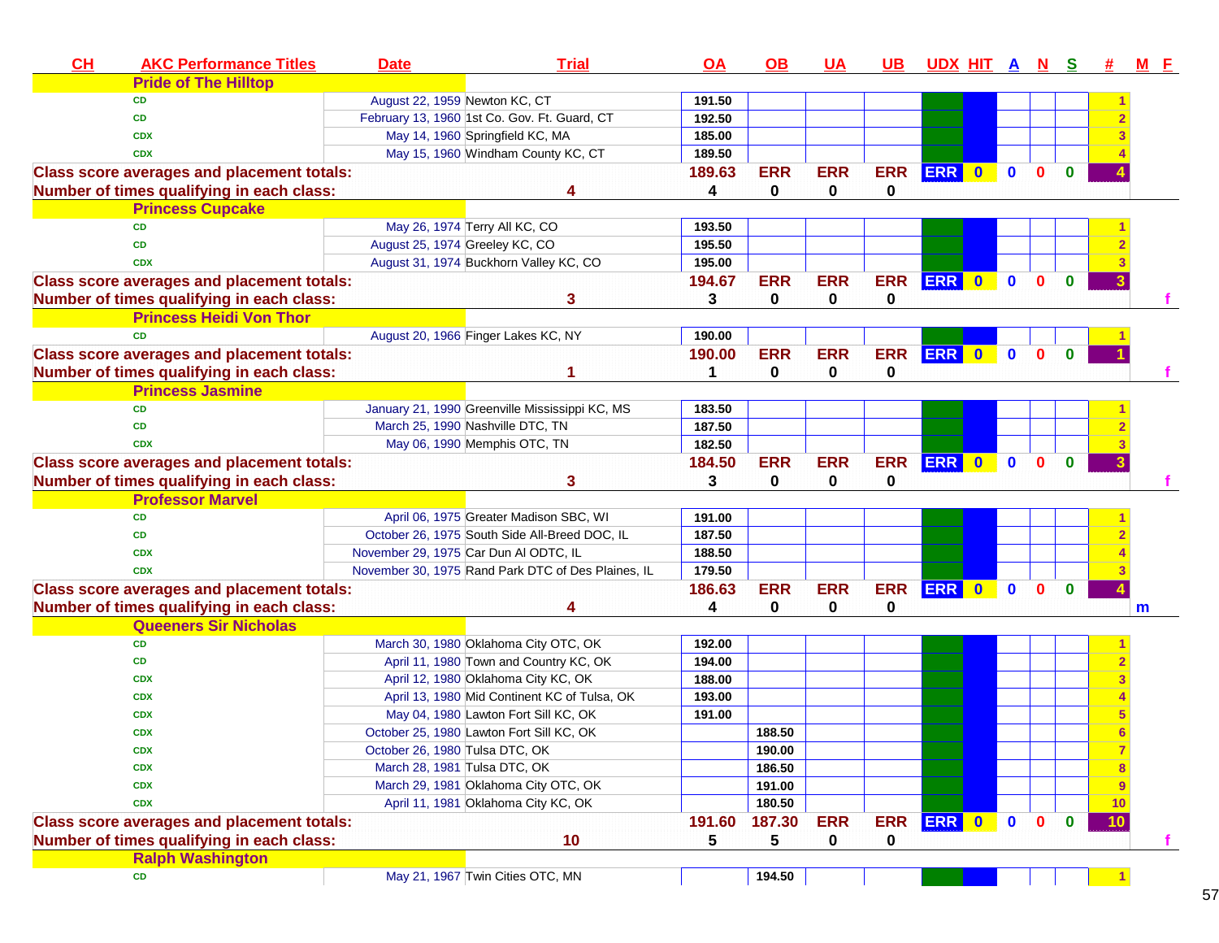| CH | AKC Performance Titles | Date | Trial | OA | OB | UA | UB | UDX | HIT | A | N | S | # | M | F |
|---|---|---|---|---|---|---|---|---|---|---|---|---|---|---|---|
| | **Pride of The Hilltop** | | | | | | | | | | | | | | |
| | CD | August 22, 1959 | Newton KC, CT | 191.50 | | | | | | | | | 1 | | |
| | CD | February 13, 1960 | 1st Co. Gov. Ft. Guard, CT | 192.50 | | | | | | | | | 2 | | |
| | CDX | May 14, 1960 | Springfield KC, MA | 185.00 | | | | | | | | | 3 | | |
| | CDX | May 15, 1960 | Windham County KC, CT | 189.50 | | | | | | | | | 4 | | |
| **Class score averages and placement totals:** | | | | 189.63 | ERR | ERR | ERR | ERR | 0 | 0 | 0 | 0 | 4 | | |
| **Number of times qualifying in each class:** | | | 4 | 4 | 0 | 0 | 0 | | | | | | | | |
| | **Princess Cupcake** | | | | | | | | | | | | | | |
| | CD | May 26, 1974 | Terry All KC, CO | 193.50 | | | | | | | | | 1 | | |
| | CD | August 25, 1974 | Greeley KC, CO | 195.50 | | | | | | | | | 2 | | |
| | CDX | August 31, 1974 | Buckhorn Valley KC, CO | 195.00 | | | | | | | | | 3 | | |
| **Class score averages and placement totals:** | | | | 194.67 | ERR | ERR | ERR | ERR | 0 | 0 | 0 | 0 | 3 | | |
| **Number of times qualifying in each class:** | | | 3 | 3 | 0 | 0 | 0 | | | | | | | | f |
| | **Princess Heidi Von Thor** | | | | | | | | | | | | | | |
| | CD | August 20, 1966 | Finger Lakes KC, NY | 190.00 | | | | | | | | | 1 | | |
| **Class score averages and placement totals:** | | | | 190.00 | ERR | ERR | ERR | ERR | 0 | 0 | 0 | 0 | 1 | | |
| **Number of times qualifying in each class:** | | | 1 | 1 | 0 | 0 | 0 | | | | | | | | f |
| | **Princess Jasmine** | | | | | | | | | | | | | | |
| | CD | January 21, 1990 | Greenville Mississippi KC, MS | 183.50 | | | | | | | | | 1 | | |
| | CD | March 25, 1990 | Nashville DTC, TN | 187.50 | | | | | | | | | 2 | | |
| | CDX | May 06, 1990 | Memphis OTC, TN | 182.50 | | | | | | | | | 3 | | |
| **Class score averages and placement totals:** | | | | 184.50 | ERR | ERR | ERR | ERR | 0 | 0 | 0 | 0 | 3 | | |
| **Number of times qualifying in each class:** | | | 3 | 3 | 0 | 0 | 0 | | | | | | | | f |
| | **Professor Marvel** | | | | | | | | | | | | | | |
| | CD | April 06, 1975 | Greater Madison SBC, WI | 191.00 | | | | | | | | | 1 | | |
| | CD | October 26, 1975 | South Side All-Breed DOC, IL | 187.50 | | | | | | | | | 2 | | |
| | CDX | November 29, 1975 | Car Dun Al ODTC, IL | 188.50 | | | | | | | | | 4 | | |
| | CDX | November 30, 1975 | Rand Park DTC of Des Plaines, IL | 179.50 | | | | | | | | | 3 | | |
| **Class score averages and placement totals:** | | | | 186.63 | ERR | ERR | ERR | ERR | 0 | 0 | 0 | 0 | 4 | | |
| **Number of times qualifying in each class:** | | | 4 | 4 | 0 | 0 | 0 | | | | | | | m | |
| | **Queeners Sir Nicholas** | | | | | | | | | | | | | | |
| | CD | March 30, 1980 | Oklahoma City OTC, OK | 192.00 | | | | | | | | | 1 | | |
| | CD | April 11, 1980 | Town and Country KC, OK | 194.00 | | | | | | | | | 2 | | |
| | CDX | April 12, 1980 | Oklahoma City KC, OK | 188.00 | | | | | | | | | 3 | | |
| | CDX | April 13, 1980 | Mid Continent KC of Tulsa, OK | 193.00 | | | | | | | | | 4 | | |
| | CDX | May 04, 1980 | Lawton Fort Sill KC, OK | 191.00 | | | | | | | | | 5 | | |
| | CDX | October 25, 1980 | Lawton Fort Sill KC, OK | | 188.50 | | | | | | | | 6 | | |
| | CDX | October 26, 1980 | Tulsa DTC, OK | | 190.00 | | | | | | | | 7 | | |
| | CDX | March 28, 1981 | Tulsa DTC, OK | | 186.50 | | | | | | | | 8 | | |
| | CDX | March 29, 1981 | Oklahoma City OTC, OK | | 191.00 | | | | | | | | 9 | | |
| | CDX | April 11, 1981 | Oklahoma City KC, OK | | 180.50 | | | | | | | | 10 | | |
| **Class score averages and placement totals:** | | | | 191.60 | 187.30 | ERR | ERR | ERR | 0 | 0 | 0 | 0 | 10 | | |
| **Number of times qualifying in each class:** | | | 10 | 5 | 5 | 0 | 0 | | | | | | | | f |
| | **Ralph Washington** | | | | | | | | | | | | | | |
| | CD | May 21, 1967 | Twin Cities OTC, MN | | 194.50 | | | | | | | | 1 | | |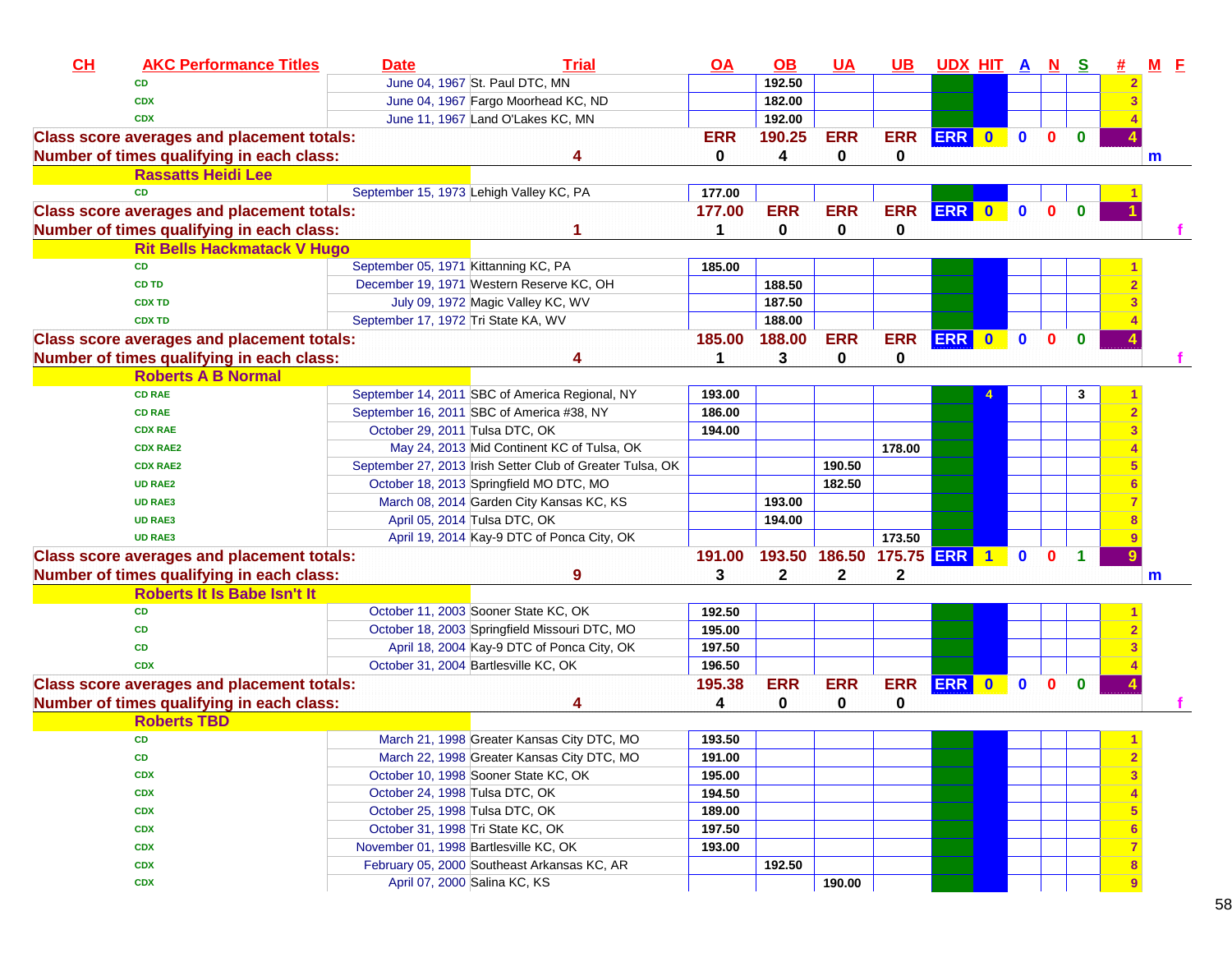| CH | AKC Performance Titles | Date | Trial | OA | OB | UA | UB | UDX | HIT | A | N | S | # | M | F |
|---|---|---|---|---|---|---|---|---|---|---|---|---|---|---|---|
| | CD | June 04, 1967 | St. Paul DTC, MN | | 192.50 | | | | | | | | 2 | | |
| | CDX | June 04, 1967 | Fargo Moorhead KC, ND | | 182.00 | | | | | | | | 3 | | |
| | CDX | June 11, 1967 | Land O'Lakes KC, MN | | 192.00 | | | | | | | | 4 | | |
| Class score averages and placement totals: | | | | ERR | 190.25 | ERR | ERR | ERR | 0 | 0 | 0 | 0 | 4 | | |
| Number of times qualifying in each class: | | | 4 | 0 | 4 | 0 | 0 | | | | | | | m | |
| | Rassatts Heidi Lee | | | | | | | | | | | | | | |
| | CD | September 15, 1973 | Lehigh Valley KC, PA | 177.00 | | | | | | | | | 1 | | |
| Class score averages and placement totals: | | | | 177.00 | ERR | ERR | ERR | ERR | 0 | 0 | 0 | 0 | 1 | | |
| Number of times qualifying in each class: | | | 1 | 1 | 0 | 0 | 0 | | | | | | | | f |
| | Rit Bells Hackmatack V Hugo | | | | | | | | | | | | | | |
| | CD | September 05, 1971 | Kittanning KC, PA | 185.00 | | | | | | | | | 1 | | |
| | CD TD | December 19, 1971 | Western Reserve KC, OH | | 188.50 | | | | | | | | 2 | | |
| | CDX TD | July 09, 1972 | Magic Valley KC, WV | | 187.50 | | | | | | | | 3 | | |
| | CDX TD | September 17, 1972 | Tri State KA, WV | | 188.00 | | | | | | | | 4 | | |
| Class score averages and placement totals: | | | | 185.00 | 188.00 | ERR | ERR | ERR | 0 | 0 | 0 | 0 | 4 | | |
| Number of times qualifying in each class: | | | 4 | 1 | 3 | 0 | 0 | | | | | | | | f |
| | Roberts A B Normal | | | | | | | | | | | | | | |
| | CD RAE | September 14, 2011 | SBC of America Regional, NY | 193.00 | | | | | 4 | | | 3 | 1 | | |
| | CD RAE | September 16, 2011 | SBC of America #38, NY | 186.00 | | | | | | | | | 2 | | |
| | CDX RAE | October 29, 2011 | Tulsa DTC, OK | 194.00 | | | | | | | | | 3 | | |
| | CDX RAE2 | May 24, 2013 | Mid Continent KC of Tulsa, OK | | | | 178.00 | | | | | | 4 | | |
| | CDX RAE2 | September 27, 2013 | Irish Setter Club of Greater Tulsa, OK | | | 190.50 | | | | | | | 5 | | |
| | UD RAE2 | October 18, 2013 | Springfield MO DTC, MO | | | 182.50 | | | | | | | 6 | | |
| | UD RAE3 | March 08, 2014 | Garden City Kansas KC, KS | | 193.00 | | | | | | | | 7 | | |
| | UD RAE3 | April 05, 2014 | Tulsa DTC, OK | | 194.00 | | | | | | | | 8 | | |
| | UD RAE3 | April 19, 2014 | Kay-9 DTC of Ponca City, OK | | | | 173.50 | | | | | | 9 | | |
| Class score averages and placement totals: | | | | 191.00 | 193.50 | 186.50 | 175.75 | ERR | 1 | 0 | 0 | 1 | 9 | | |
| Number of times qualifying in each class: | | | 9 | 3 | 2 | 2 | 2 | | | | | | | m | |
| | Roberts It Is Babe Isn't It | | | | | | | | | | | | | | |
| | CD | October 11, 2003 | Sooner State KC, OK | 192.50 | | | | | | | | | 1 | | |
| | CD | October 18, 2003 | Springfield Missouri DTC, MO | 195.00 | | | | | | | | | 2 | | |
| | CD | April 18, 2004 | Kay-9 DTC of Ponca City, OK | 197.50 | | | | | | | | | 3 | | |
| | CDX | October 31, 2004 | Bartlesville KC, OK | 196.50 | | | | | | | | | 4 | | |
| Class score averages and placement totals: | | | | 195.38 | ERR | ERR | ERR | ERR | 0 | 0 | 0 | 0 | 4 | | |
| Number of times qualifying in each class: | | | 4 | 4 | 0 | 0 | 0 | | | | | | | | f |
| | Roberts TBD | | | | | | | | | | | | | | |
| | CD | March 21, 1998 | Greater Kansas City DTC, MO | 193.50 | | | | | | | | | 1 | | |
| | CD | March 22, 1998 | Greater Kansas City DTC, MO | 191.00 | | | | | | | | | 2 | | |
| | CDX | October 10, 1998 | Sooner State KC, OK | 195.00 | | | | | | | | | 3 | | |
| | CDX | October 24, 1998 | Tulsa DTC, OK | 194.50 | | | | | | | | | 4 | | |
| | CDX | October 25, 1998 | Tulsa DTC, OK | 189.00 | | | | | | | | | 5 | | |
| | CDX | October 31, 1998 | Tri State KC, OK | 197.50 | | | | | | | | | 6 | | |
| | CDX | November 01, 1998 | Bartlesville KC, OK | 193.00 | | | | | | | | | 7 | | |
| | CDX | February 05, 2000 | Southeast Arkansas KC, AR | | 192.50 | | | | | | | | 8 | | |
| | CDX | April 07, 2000 | Salina KC, KS | | | 190.00 | | | | | | | 9 | | |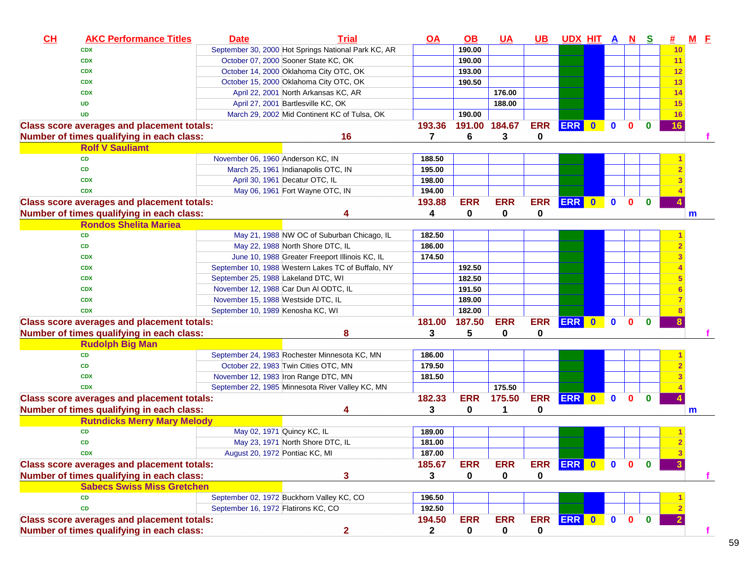| CH | AKC Performance Titles | Date | Trial | OA | OB | UA | UB | UDX | HIT | A | N | S | # | M | F |
|---|---|---|---|---|---|---|---|---|---|---|---|---|---|---|---|
| | CDX | September 30, 2000 | Hot Springs National Park KC, AR | | 190.00 | | | | | | | | 10 | | |
| | CDX | October 07, 2000 | Sooner State KC, OK | | 190.00 | | | | | | | | 11 | | |
| | CDX | October 14, 2000 | Oklahoma City OTC, OK | | 193.00 | | | | | | | | 12 | | |
| | CDX | October 15, 2000 | Oklahoma City OTC, OK | | 190.50 | | | | | | | | 13 | | |
| | CDX | April 22, 2001 | North Arkansas KC, AR | | | 176.00 | | | | | | | 14 | | |
| | UD | April 27, 2001 | Bartlesville KC, OK | | | 188.00 | | | | | | | 15 | | |
| | UD | March 29, 2002 | Mid Continent KC of Tulsa, OK | | 190.00 | | | | | | | | 16 | | |
| Class score averages and placement totals: | | | | 193.36 | 191.00 | 184.67 | ERR | ERR | 0 | 0 | 0 | 0 | 16 | | |
| Number of times qualifying in each class: | | | 16 | 7 | 6 | 3 | 0 | | | | | | | | f |
| | Rolf V Sauliamt | | | | | | | | | | | | | | |
| | CD | November 06, 1960 | Anderson KC, IN | 188.50 | | | | | | | | | 1 | | |
| | CD | March 25, 1961 | Indianapolis OTC, IN | 195.00 | | | | | | | | | 2 | | |
| | CDX | April 30, 1961 | Decatur OTC, IL | 198.00 | | | | | | | | | 3 | | |
| | CDX | May 06, 1961 | Fort Wayne OTC, IN | 194.00 | | | | | | | | | 4 | | |
| Class score averages and placement totals: | | | | 193.88 | ERR | ERR | ERR | ERR | 0 | 0 | 0 | 0 | 4 | | |
| Number of times qualifying in each class: | | | 4 | 4 | 0 | 0 | 0 | | | | | | | m | |
| | Rondos Shelita Mariea | | | | | | | | | | | | | | |
| | CD | May 21, 1988 | NW OC of Suburban Chicago, IL | 182.50 | | | | | | | | | 1 | | |
| | CD | May 22, 1988 | North Shore DTC, IL | 186.00 | | | | | | | | | 2 | | |
| | CDX | June 10, 1988 | Greater Freeport Illinois KC, IL | 174.50 | | | | | | | | | 3 | | |
| | CDX | September 10, 1988 | Western Lakes TC of Buffalo, NY | | 192.50 | | | | | | | | 4 | | |
| | CDX | September 25, 1988 | Lakeland DTC, WI | | 182.50 | | | | | | | | 5 | | |
| | CDX | November 12, 1988 | Car Dun Al ODTC, IL | | 191.50 | | | | | | | | 6 | | |
| | CDX | November 15, 1988 | Westside DTC, IL | | 189.00 | | | | | | | | 7 | | |
| | CDX | September 10, 1989 | Kenosha KC, WI | | 182.00 | | | | | | | | 8 | | |
| Class score averages and placement totals: | | | | 181.00 | 187.50 | ERR | ERR | ERR | 0 | 0 | 0 | 0 | 8 | | |
| Number of times qualifying in each class: | | | 8 | 3 | 5 | 0 | 0 | | | | | | | | f |
| | Rudolph Big Man | | | | | | | | | | | | | | |
| | CD | September 24, 1983 | Rochester Minnesota KC, MN | 186.00 | | | | | | | | | 1 | | |
| | CD | October 22, 1983 | Twin Cities OTC, MN | 179.50 | | | | | | | | | 2 | | |
| | CDX | November 12, 1983 | Iron Range DTC, MN | 181.50 | | | | | | | | | 3 | | |
| | CDX | September 22, 1985 | Minnesota River Valley KC, MN | | | 175.50 | | | | | | | 4 | | |
| Class score averages and placement totals: | | | | 182.33 | ERR | 175.50 | ERR | ERR | 0 | 0 | 0 | 0 | 4 | | |
| Number of times qualifying in each class: | | | 4 | 3 | 0 | 1 | 0 | | | | | | | m | |
| | Rutndicks Merry Mary Melody | | | | | | | | | | | | | | |
| | CD | May 02, 1971 | Quincy KC, IL | 189.00 | | | | | | | | | 1 | | |
| | CD | May 23, 1971 | North Shore DTC, IL | 181.00 | | | | | | | | | 2 | | |
| | CDX | August 20, 1972 | Pontiac KC, MI | 187.00 | | | | | | | | | 3 | | |
| Class score averages and placement totals: | | | | 185.67 | ERR | ERR | ERR | ERR | 0 | 0 | 0 | 0 | 3 | | |
| Number of times qualifying in each class: | | | 3 | 3 | 0 | 0 | 0 | | | | | | | | f |
| | Sabecs Swiss Miss Gretchen | | | | | | | | | | | | | | |
| | CD | September 02, 1972 | Buckhorn Valley KC, CO | 196.50 | | | | | | | | | 1 | | |
| | CD | September 16, 1972 | Flatirons KC, CO | 192.50 | | | | | | | | | 2 | | |
| Class score averages and placement totals: | | | | 194.50 | ERR | ERR | ERR | ERR | 0 | 0 | 0 | 0 | 2 | | |
| Number of times qualifying in each class: | | | 2 | 2 | 0 | 0 | 0 | | | | | | | | f |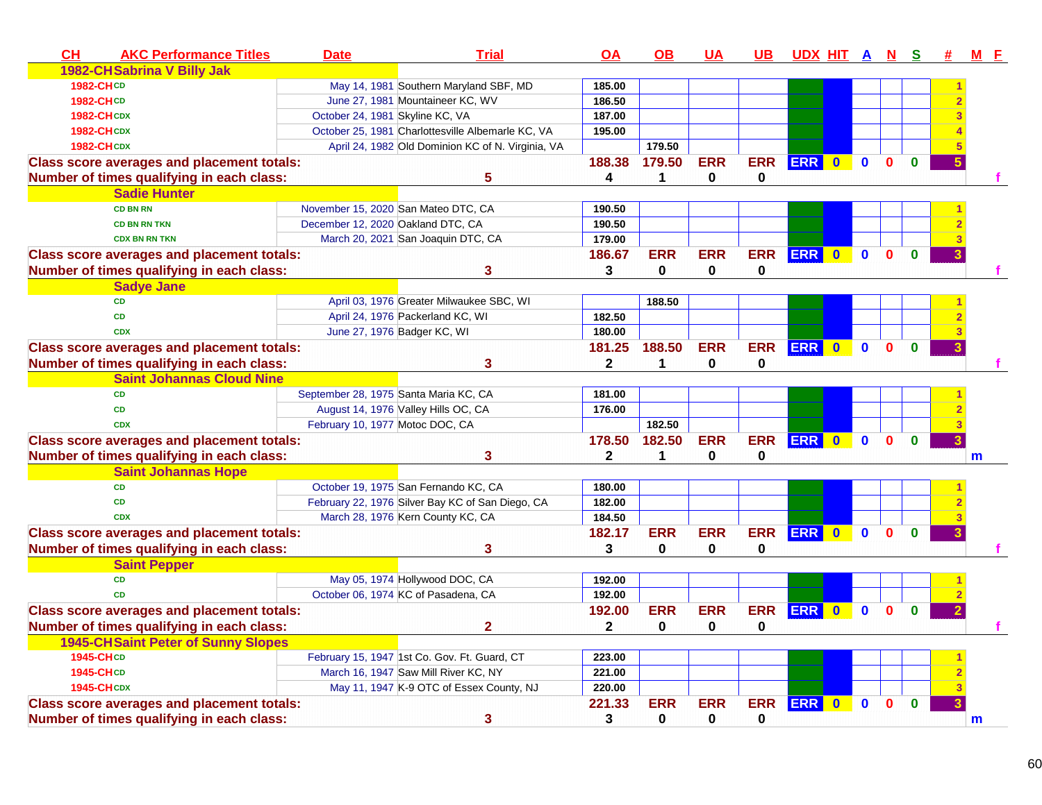| CH | AKC Performance Titles | Date | Trial | OA | OB | UA | UB | UDX | HIT | A | N | S | # | M | F |
|---|---|---|---|---|---|---|---|---|---|---|---|---|---|---|---|
| 1982-CH | Sabrina V Billy Jak | | | | | | | | | | | | | | |
| 1982-CH | CD | May 14, 1981 | Southern Maryland SBF, MD | 185.00 | | | | | | | | | 1 | | |
| 1982-CH | CD | June 27, 1981 | Mountaineer KC, WV | 186.50 | | | | | | | | | 2 | | |
| 1982-CH | CDX | October 24, 1981 | Skyline KC, VA | 187.00 | | | | | | | | | 3 | | |
| 1982-CH | CDX | October 25, 1981 | Charlottesville Albemarle KC, VA | 195.00 | | | | | | | | | 4 | | |
| 1982-CH | CDX | April 24, 1982 | Old Dominion KC of N. Virginia, VA | | 179.50 | | | | | | | | 5 | | |
| Class score averages and placement totals: | | | | 188.38 | 179.50 | ERR | ERR | ERR | 0 | 0 | 0 | 0 | 5 | | |
| Number of times qualifying in each class: | | | 5 | 4 | 1 | 0 | 0 | | | | | | | | f |
| | Sadie Hunter | | | | | | | | | | | | | | |
| | CD BN RN | November 15, 2020 | San Mateo DTC, CA | 190.50 | | | | | | | | | 1 | | |
| | CD BN RN TKN | December 12, 2020 | Oakland DTC, CA | 190.50 | | | | | | | | | 2 | | |
| | CDX BN RN TKN | March 20, 2021 | San Joaquin DTC, CA | 179.00 | | | | | | | | | 3 | | |
| Class score averages and placement totals: | | | | 186.67 | ERR | ERR | ERR | ERR | 0 | 0 | 0 | 0 | 3 | | |
| Number of times qualifying in each class: | | | 3 | 3 | 0 | 0 | 0 | | | | | | | | f |
| | Sadye Jane | | | | | | | | | | | | | | |
| | CD | April 03, 1976 | Greater Milwaukee SBC, WI | | 188.50 | | | | | | | | 1 | | |
| | CD | April 24, 1976 | Packerland KC, WI | 182.50 | | | | | | | | | 2 | | |
| | CDX | June 27, 1976 | Badger KC, WI | 180.00 | | | | | | | | | 3 | | |
| Class score averages and placement totals: | | | | 181.25 | 188.50 | ERR | ERR | ERR | 0 | 0 | 0 | 0 | 3 | | |
| Number of times qualifying in each class: | | | 3 | 2 | 1 | 0 | 0 | | | | | | | | f |
| | Saint Johannas Cloud Nine | | | | | | | | | | | | | | |
| | CD | September 28, 1975 | Santa Maria KC, CA | 181.00 | | | | | | | | | 1 | | |
| | CD | August 14, 1976 | Valley Hills OC, CA | 176.00 | | | | | | | | | 2 | | |
| | CDX | February 10, 1977 | Motoc DOC, CA | | 182.50 | | | | | | | | 3 | | |
| Class score averages and placement totals: | | | | 178.50 | 182.50 | ERR | ERR | ERR | 0 | 0 | 0 | 0 | 3 | | |
| Number of times qualifying in each class: | | | 3 | 2 | 1 | 0 | 0 | | | | | | | m | |
| | Saint Johannas Hope | | | | | | | | | | | | | | |
| | CD | October 19, 1975 | San Fernando KC, CA | 180.00 | | | | | | | | | 1 | | |
| | CD | February 22, 1976 | Silver Bay KC of San Diego, CA | 182.00 | | | | | | | | | 2 | | |
| | CDX | March 28, 1976 | Kern County KC, CA | 184.50 | | | | | | | | | 3 | | |
| Class score averages and placement totals: | | | | 182.17 | ERR | ERR | ERR | ERR | 0 | 0 | 0 | 0 | 3 | | |
| Number of times qualifying in each class: | | | 3 | 3 | 0 | 0 | 0 | | | | | | | | f |
| | Saint Pepper | | | | | | | | | | | | | | |
| | CD | May 05, 1974 | Hollywood DOC, CA | 192.00 | | | | | | | | | 1 | | |
| | CD | October 06, 1974 | KC of Pasadena, CA | 192.00 | | | | | | | | | 2 | | |
| Class score averages and placement totals: | | | | 192.00 | ERR | ERR | ERR | ERR | 0 | 0 | 0 | 0 | 2 | | |
| Number of times qualifying in each class: | | | 2 | 2 | 0 | 0 | 0 | | | | | | | | f |
| 1945-CH | Saint Peter of Sunny Slopes | | | | | | | | | | | | | | |
| 1945-CH | CD | February 15, 1947 | 1st Co. Gov. Ft. Guard, CT | 223.00 | | | | | | | | | 1 | | |
| 1945-CH | CD | March 16, 1947 | Saw Mill River KC, NY | 221.00 | | | | | | | | | 2 | | |
| 1945-CH | CDX | May 11, 1947 | K-9 OTC of Essex County, NJ | 220.00 | | | | | | | | | 3 | | |
| Class score averages and placement totals: | | | | 221.33 | ERR | ERR | ERR | ERR | 0 | 0 | 0 | 0 | 3 | | |
| Number of times qualifying in each class: | | | 3 | 3 | 0 | 0 | 0 | | | | | | | m | |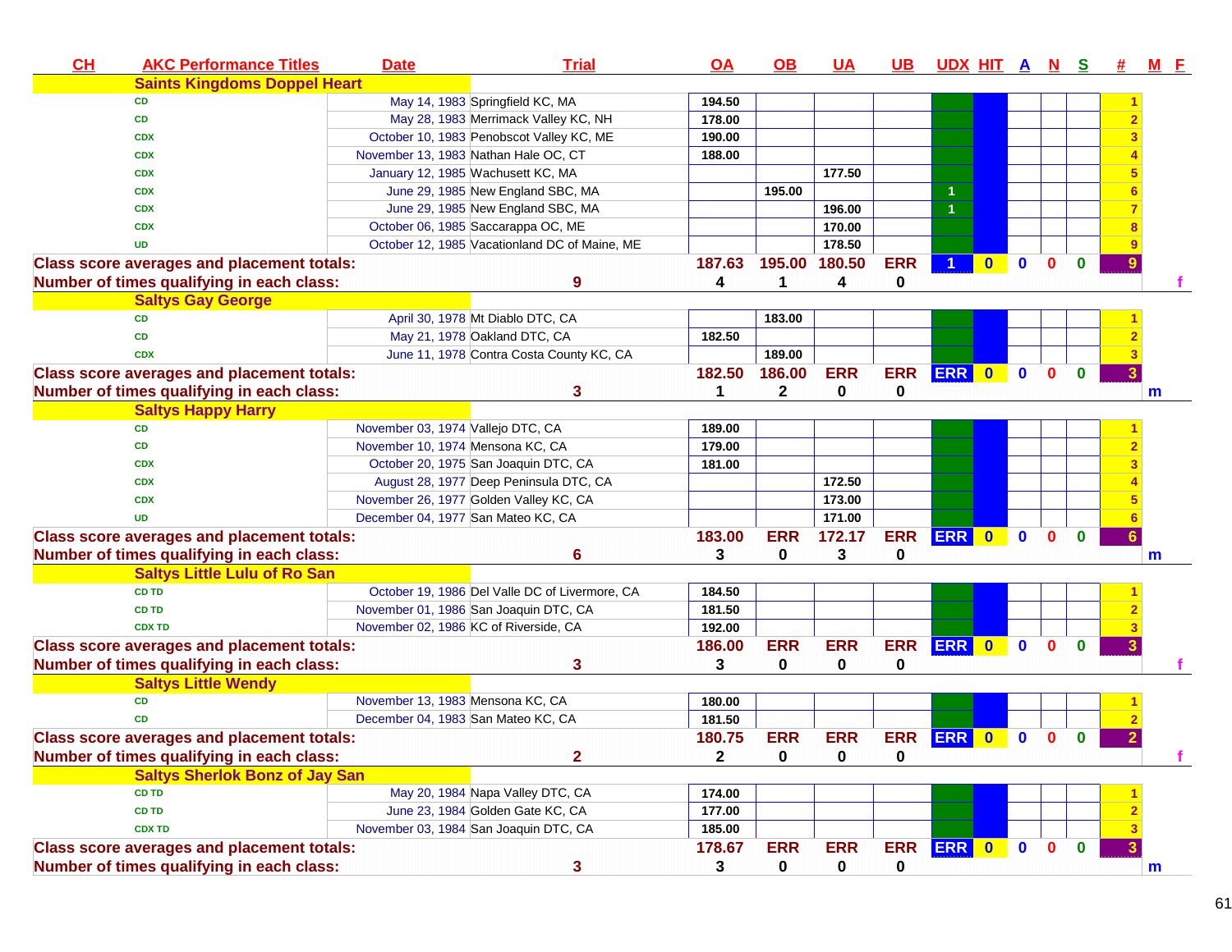| CH | AKC Performance Titles | Date | Trial | OA | OB | UA | UB | UDX | HIT | A | N | S | # | M | F |
|---|---|---|---|---|---|---|---|---|---|---|---|---|---|---|---|
| | **Saints Kingdoms Doppel Heart** | | | | | | | | | | | | | | |
| | CD | May 14, 1983 | Springfield KC, MA | 194.50 | | | | | | | | | 1 | | |
| | CD | May 28, 1983 | Merrimack Valley KC, NH | 178.00 | | | | | | | | | 2 | | |
| | CDX | October 10, 1983 | Penobscot Valley KC, ME | 190.00 | | | | | | | | | 3 | | |
| | CDX | November 13, 1983 | Nathan Hale OC, CT | 188.00 | | | | | | | | | 4 | | |
| | CDX | January 12, 1985 | Wachusett KC, MA | | | 177.50 | | | | | | | 5 | | |
| | CDX | June 29, 1985 | New England SBC, MA | | 195.00 | | | 1 | | | | | 6 | | |
| | CDX | June 29, 1985 | New England SBC, MA | | | 196.00 | | 1 | | | | | 7 | | |
| | CDX | October 06, 1985 | Saccarappa OC, ME | | | 170.00 | | | | | | | 8 | | |
| | UD | October 12, 1985 | Vacationland DC of Maine, ME | | | 178.50 | | | | | | | 9 | | |
| **Class score averages and placement totals:** | | | | 187.63 | 195.00 | 180.50 | ERR | 1 | 0 | 0 | 0 | 0 | 9 | | |
| **Number of times qualifying in each class:** | | | 9 | 4 | 1 | 4 | 0 | | | | | | | | f |
| | **Saltys Gay George** | | | | | | | | | | | | | | |
| | CD | April 30, 1978 | Mt Diablo DTC, CA | | 183.00 | | | | | | | | 1 | | |
| | CD | May 21, 1978 | Oakland DTC, CA | 182.50 | | | | | | | | | 2 | | |
| | CDX | June 11, 1978 | Contra Costa County KC, CA | | 189.00 | | | | | | | | 3 | | |
| **Class score averages and placement totals:** | | | | 182.50 | 186.00 | ERR | ERR | ERR | 0 | 0 | 0 | 0 | 3 | | |
| **Number of times qualifying in each class:** | | | 3 | 1 | 2 | 0 | 0 | | | | | | | m | |
| | **Saltys Happy Harry** | | | | | | | | | | | | | | |
| | CD | November 03, 1974 | Vallejo DTC, CA | 189.00 | | | | | | | | | 1 | | |
| | CD | November 10, 1974 | Mensona KC, CA | 179.00 | | | | | | | | | 2 | | |
| | CDX | October 20, 1975 | San Joaquin DTC, CA | 181.00 | | | | | | | | | 3 | | |
| | CDX | August 28, 1977 | Deep Peninsula DTC, CA | | | 172.50 | | | | | | | 4 | | |
| | CDX | November 26, 1977 | Golden Valley KC, CA | | | 173.00 | | | | | | | 5 | | |
| | UD | December 04, 1977 | San Mateo KC, CA | | | 171.00 | | | | | | | 6 | | |
| **Class score averages and placement totals:** | | | | 183.00 | ERR | 172.17 | ERR | ERR | 0 | 0 | 0 | 0 | 6 | | |
| **Number of times qualifying in each class:** | | | 6 | 3 | 0 | 3 | 0 | | | | | | | m | |
| | **Saltys Little Lulu of Ro San** | | | | | | | | | | | | | | |
| | CD TD | October 19, 1986 | Del Valle DC of Livermore, CA | 184.50 | | | | | | | | | 1 | | |
| | CD TD | November 01, 1986 | San Joaquin DTC, CA | 181.50 | | | | | | | | | 2 | | |
| | CDX TD | November 02, 1986 | KC of Riverside, CA | 192.00 | | | | | | | | | 3 | | |
| **Class score averages and placement totals:** | | | | 186.00 | ERR | ERR | ERR | ERR | 0 | 0 | 0 | 0 | 3 | | |
| **Number of times qualifying in each class:** | | | 3 | 3 | 0 | 0 | 0 | | | | | | | | f |
| | **Saltys Little Wendy** | | | | | | | | | | | | | | |
| | CD | November 13, 1983 | Mensona KC, CA | 180.00 | | | | | | | | | 1 | | |
| | CD | December 04, 1983 | San Mateo KC, CA | 181.50 | | | | | | | | | 2 | | |
| **Class score averages and placement totals:** | | | | 180.75 | ERR | ERR | ERR | ERR | 0 | 0 | 0 | 0 | 2 | | |
| **Number of times qualifying in each class:** | | | 2 | 2 | 0 | 0 | 0 | | | | | | | | f |
| | **Saltys Sherlok Bonz of Jay San** | | | | | | | | | | | | | | |
| | CD TD | May 20, 1984 | Napa Valley DTC, CA | 174.00 | | | | | | | | | 1 | | |
| | CD TD | June 23, 1984 | Golden Gate KC, CA | 177.00 | | | | | | | | | 2 | | |
| | CDX TD | November 03, 1984 | San Joaquin DTC, CA | 185.00 | | | | | | | | | 3 | | |
| **Class score averages and placement totals:** | | | | 178.67 | ERR | ERR | ERR | ERR | 0 | 0 | 0 | 0 | 3 | | |
| **Number of times qualifying in each class:** | | | 3 | 3 | 0 | 0 | 0 | | | | | | | m | |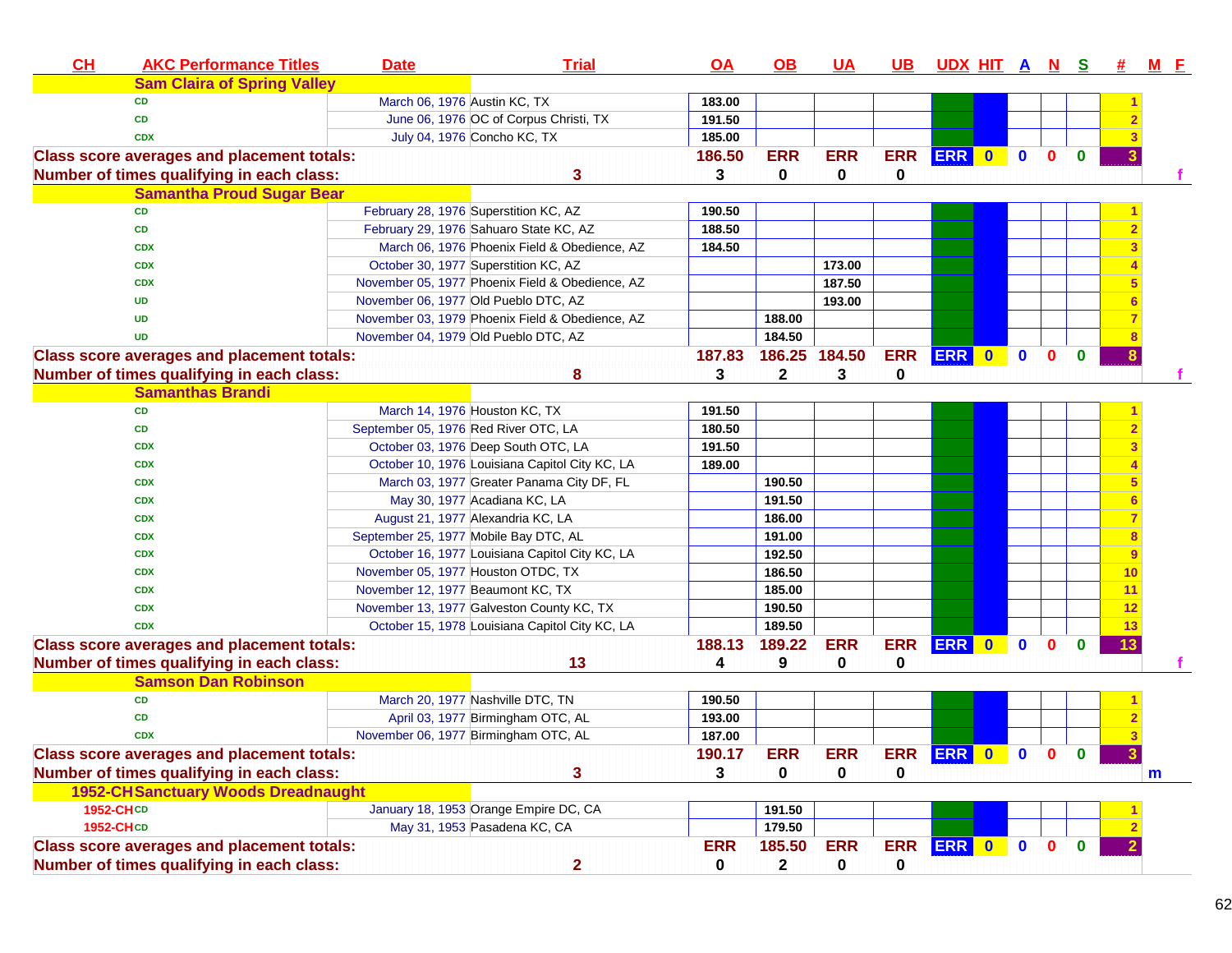| CH | AKC Performance Titles | Date | Trial | OA | OB | UA | UB | UDX | HIT | A | N | S | # | M | F |
|---|---|---|---|---|---|---|---|---|---|---|---|---|---|---|---|
| | **Sam Claira of Spring Valley** | | | | | | | | | | | | | | |
| | CD | March 06, 1976 | Austin KC, TX | 183.00 | | | | | | | | | 1 | | |
| | CD | June 06, 1976 | OC of Corpus Christi, TX | 191.50 | | | | | | | | | 2 | | |
| | CDX | July 04, 1976 | Concho KC, TX | 185.00 | | | | | | | | | 3 | | |
| **Class score averages and placement totals:** | | | | 186.50 | ERR | ERR | ERR | ERR | 0 | 0 | 0 | 0 | 3 | | |
| **Number of times qualifying in each class:** | | | 3 | 3 | 0 | 0 | 0 | | | | | | | | f |
| | **Samantha Proud Sugar Bear** | | | | | | | | | | | | | | |
| | CD | February 28, 1976 | Superstition KC, AZ | 190.50 | | | | | | | | | 1 | | |
| | CD | February 29, 1976 | Sahuaro State KC, AZ | 188.50 | | | | | | | | | 2 | | |
| | CDX | March 06, 1976 | Phoenix Field & Obedience, AZ | 184.50 | | | | | | | | | 3 | | |
| | CDX | October 30, 1977 | Superstition KC, AZ | | | 173.00 | | | | | | | 4 | | |
| | CDX | November 05, 1977 | Phoenix Field & Obedience, AZ | | | 187.50 | | | | | | | 5 | | |
| | UD | November 06, 1977 | Old Pueblo DTC, AZ | | | 193.00 | | | | | | | 6 | | |
| | UD | November 03, 1979 | Phoenix Field & Obedience, AZ | | 188.00 | | | | | | | | 7 | | |
| | UD | November 04, 1979 | Old Pueblo DTC, AZ | | 184.50 | | | | | | | | 8 | | |
| **Class score averages and placement totals:** | | | | 187.83 | 186.25 | 184.50 | ERR | ERR | 0 | 0 | 0 | 0 | 8 | | |
| **Number of times qualifying in each class:** | | | 8 | 3 | 2 | 3 | 0 | | | | | | | | f |
| | **Samanthas Brandi** | | | | | | | | | | | | | | |
| | CD | March 14, 1976 | Houston KC, TX | 191.50 | | | | | | | | | 1 | | |
| | CD | September 05, 1976 | Red River OTC, LA | 180.50 | | | | | | | | | 2 | | |
| | CDX | October 03, 1976 | Deep South OTC, LA | 191.50 | | | | | | | | | 3 | | |
| | CDX | October 10, 1976 | Louisiana Capitol City KC, LA | 189.00 | | | | | | | | | 4 | | |
| | CDX | March 03, 1977 | Greater Panama City DF, FL | | 190.50 | | | | | | | | 5 | | |
| | CDX | May 30, 1977 | Acadiana KC, LA | | 191.50 | | | | | | | | 6 | | |
| | CDX | August 21, 1977 | Alexandria KC, LA | | 186.00 | | | | | | | | 7 | | |
| | CDX | September 25, 1977 | Mobile Bay DTC, AL | | 191.00 | | | | | | | | 8 | | |
| | CDX | October 16, 1977 | Louisiana Capitol City KC, LA | | 192.50 | | | | | | | | 9 | | |
| | CDX | November 05, 1977 | Houston OTDC, TX | | 186.50 | | | | | | | | 10 | | |
| | CDX | November 12, 1977 | Beaumont KC, TX | | 185.00 | | | | | | | | 11 | | |
| | CDX | November 13, 1977 | Galveston County KC, TX | | 190.50 | | | | | | | | 12 | | |
| | CDX | October 15, 1978 | Louisiana Capitol City KC, LA | | 189.50 | | | | | | | | 13 | | |
| **Class score averages and placement totals:** | | | | 188.13 | 189.22 | ERR | ERR | ERR | 0 | 0 | 0 | 0 | 13 | | |
| **Number of times qualifying in each class:** | | | 13 | 4 | 9 | 0 | 0 | | | | | | | | f |
| | **Samson Dan Robinson** | | | | | | | | | | | | | | |
| | CD | March 20, 1977 | Nashville DTC, TN | 190.50 | | | | | | | | | 1 | | |
| | CD | April 03, 1977 | Birmingham OTC, AL | 193.00 | | | | | | | | | 2 | | |
| | CDX | November 06, 1977 | Birmingham OTC, AL | 187.00 | | | | | | | | | 3 | | |
| **Class score averages and placement totals:** | | | | 190.17 | ERR | ERR | ERR | ERR | 0 | 0 | 0 | 0 | 3 | | |
| **Number of times qualifying in each class:** | | | 3 | 3 | 0 | 0 | 0 | | | | | | | m | |
| 1952-CH | **Sanctuary Woods Dreadnaught** | | | | | | | | | | | | | | |
| 1952-CH | CD | January 18, 1953 | Orange Empire DC, CA | | 191.50 | | | | | | | | 1 | | |
| 1952-CH | CD | May 31, 1953 | Pasadena KC, CA | | 179.50 | | | | | | | | 2 | | |
| **Class score averages and placement totals:** | | | | ERR | 185.50 | ERR | ERR | ERR | 0 | 0 | 0 | 0 | 2 | | |
| **Number of times qualifying in each class:** | | | 2 | 0 | 2 | 0 | 0 | | | | | | | | |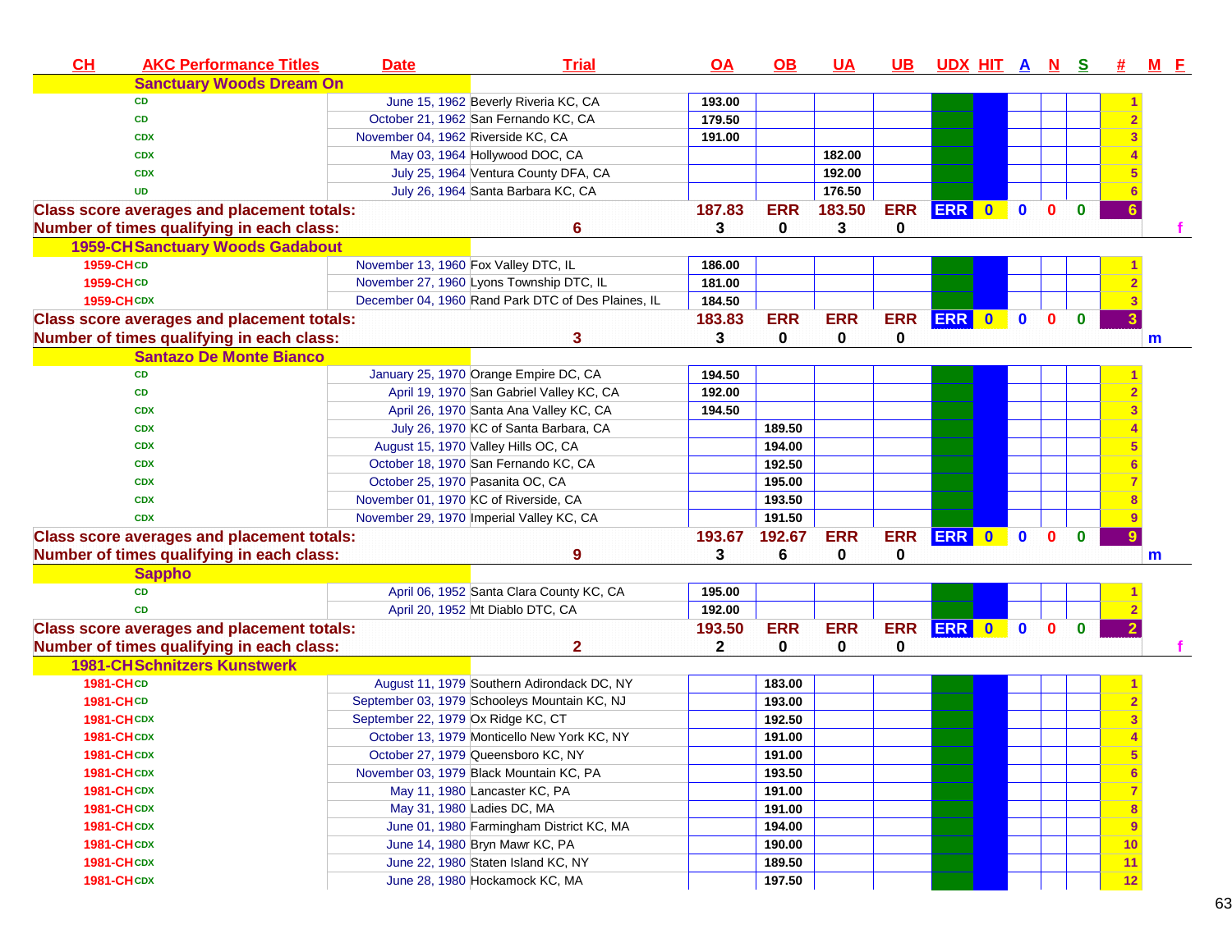| CH | AKC Performance Titles | Date | Trial | OA | OB | UA | UB | UDX | HIT | A | N | S | # | M | F |
|---|---|---|---|---|---|---|---|---|---|---|---|---|---|---|---|
| | **Sanctuary Woods Dream On** | | | | | | | | | | | | | | |
| | CD | June 15, 1962 | Beverly Riveria KC, CA | 193.00 | | | | | | | | | 1 | | |
| | CD | October 21, 1962 | San Fernando KC, CA | 179.50 | | | | | | | | | 2 | | |
| | CDX | November 04, 1962 | Riverside KC, CA | 191.00 | | | | | | | | | 3 | | |
| | CDX | May 03, 1964 | Hollywood DOC, CA | | | 182.00 | | | | | | | 4 | | |
| | CDX | July 25, 1964 | Ventura County DFA, CA | | | 192.00 | | | | | | | 5 | | |
| | UD | July 26, 1964 | Santa Barbara KC, CA | | | 176.50 | | | | | | | 6 | | |
| **Class score averages and placement totals:** | | | | 187.83 | ERR | 183.50 | ERR | ERR | 0 | 0 | 0 | 0 | 6 | | |
| **Number of times qualifying in each class:** | | | 6 | 3 | 0 | 3 | 0 | | | | | | | | f |
| 1959-CH | **Sanctuary Woods Gadabout** | | | | | | | | | | | | | | |
| 1959-CH | CD | November 13, 1960 | Fox Valley DTC, IL | 186.00 | | | | | | | | | 1 | | |
| 1959-CH | CD | November 27, 1960 | Lyons Township DTC, IL | 181.00 | | | | | | | | | 2 | | |
| 1959-CH | CDX | December 04, 1960 | Rand Park DTC of Des Plaines, IL | 184.50 | | | | | | | | | 3 | | |
| **Class score averages and placement totals:** | | | | 183.83 | ERR | ERR | ERR | ERR | 0 | 0 | 0 | 0 | 3 | | |
| **Number of times qualifying in each class:** | | | 3 | 3 | 0 | 0 | 0 | | | | | | | m | |
| | **Santazo De Monte Bianco** | | | | | | | | | | | | | | |
| | CD | January 25, 1970 | Orange Empire DC, CA | 194.50 | | | | | | | | | 1 | | |
| | CD | April 19, 1970 | San Gabriel Valley KC, CA | 192.00 | | | | | | | | | 2 | | |
| | CDX | April 26, 1970 | Santa Ana Valley KC, CA | 194.50 | | | | | | | | | 3 | | |
| | CDX | July 26, 1970 | KC of Santa Barbara, CA | | 189.50 | | | | | | | | 4 | | |
| | CDX | August 15, 1970 | Valley Hills OC, CA | | 194.00 | | | | | | | | 5 | | |
| | CDX | October 18, 1970 | San Fernando KC, CA | | 192.50 | | | | | | | | 6 | | |
| | CDX | October 25, 1970 | Pasanita OC, CA | | 195.00 | | | | | | | | 7 | | |
| | CDX | November 01, 1970 | KC of Riverside, CA | | 193.50 | | | | | | | | 8 | | |
| | CDX | November 29, 1970 | Imperial Valley KC, CA | | 191.50 | | | | | | | | 9 | | |
| **Class score averages and placement totals:** | | | | 193.67 | 192.67 | ERR | ERR | ERR | 0 | 0 | 0 | 0 | 9 | | |
| **Number of times qualifying in each class:** | | | 9 | 3 | 6 | 0 | 0 | | | | | | | m | |
| | **Sappho** | | | | | | | | | | | | | | |
| | CD | April 06, 1952 | Santa Clara County KC, CA | 195.00 | | | | | | | | | 1 | | |
| | CD | April 20, 1952 | Mt Diablo DTC, CA | 192.00 | | | | | | | | | 2 | | |
| **Class score averages and placement totals:** | | | | 193.50 | ERR | ERR | ERR | ERR | 0 | 0 | 0 | 0 | 2 | | |
| **Number of times qualifying in each class:** | | | 2 | 2 | 0 | 0 | 0 | | | | | | | | f |
| 1981-CH | **Schnitzers Kunstwerk** | | | | | | | | | | | | | | |
| 1981-CH | CD | August 11, 1979 | Southern Adirondack DC, NY | | 183.00 | | | | | | | | 1 | | |
| 1981-CH | CD | September 03, 1979 | Schooleys Mountain KC, NJ | | 193.00 | | | | | | | | 2 | | |
| 1981-CH | CDX | September 22, 1979 | Ox Ridge KC, CT | | 192.50 | | | | | | | | 3 | | |
| 1981-CH | CDX | October 13, 1979 | Monticello New York KC, NY | | 191.00 | | | | | | | | 4 | | |
| 1981-CH | CDX | October 27, 1979 | Queensboro KC, NY | | 191.00 | | | | | | | | 5 | | |
| 1981-CH | CDX | November 03, 1979 | Black Mountain KC, PA | | 193.50 | | | | | | | | 6 | | |
| 1981-CH | CDX | May 11, 1980 | Lancaster KC, PA | | 191.00 | | | | | | | | 7 | | |
| 1981-CH | CDX | May 31, 1980 | Ladies DC, MA | | 191.00 | | | | | | | | 8 | | |
| 1981-CH | CDX | June 01, 1980 | Farmingham District KC, MA | | 194.00 | | | | | | | | 9 | | |
| 1981-CH | CDX | June 14, 1980 | Bryn Mawr KC, PA | | 190.00 | | | | | | | | 10 | | |
| 1981-CH | CDX | June 22, 1980 | Staten Island KC, NY | | 189.50 | | | | | | | | 11 | | |
| 1981-CH | CDX | June 28, 1980 | Hockamock KC, MA | | 197.50 | | | | | | | | 12 | | |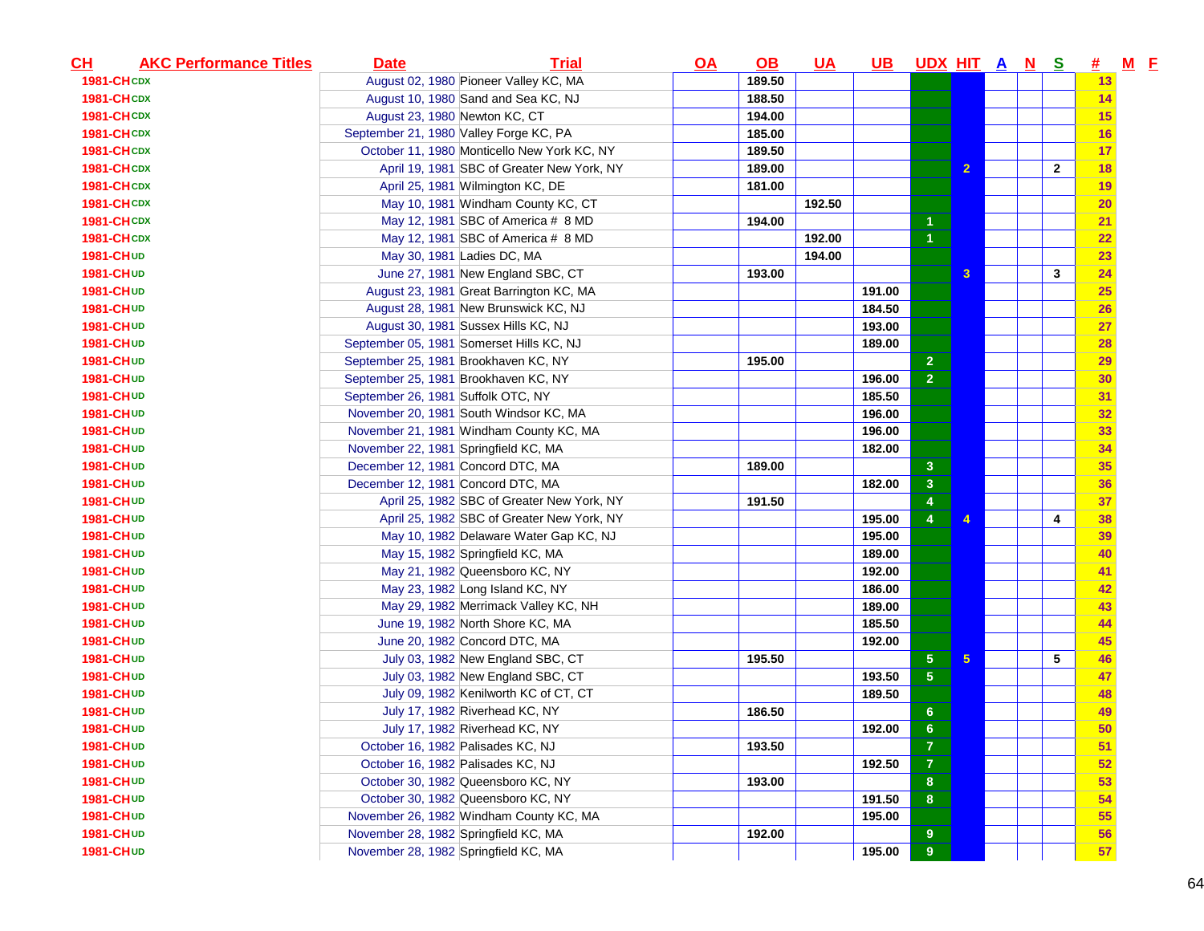| CH | AKC Performance Titles | Date | Trial | OA | OB | UA | UB | UDX | HIT | A | N | S | # | M | F |
|---|---|---|---|---|---|---|---|---|---|---|---|---|---|---|---|
| 1981-CH CDX | | August 02, 1980 | Pioneer Valley KC, MA | | 189.50 | | | | | | | | 13 | | |
| 1981-CH CDX | | August 10, 1980 | Sand and Sea KC, NJ | | 188.50 | | | | | | | | 14 | | |
| 1981-CH CDX | | August 23, 1980 | Newton KC, CT | | 194.00 | | | | | | | | 15 | | |
| 1981-CH CDX | | September 21, 1980 | Valley Forge KC, PA | | 185.00 | | | | | | | | 16 | | |
| 1981-CH CDX | | October 11, 1980 | Monticello New York KC, NY | | 189.50 | | | | | | | | 17 | | |
| 1981-CH CDX | | April 19, 1981 | SBC of Greater New York, NY | | 189.00 | | | | 2 | | | 2 | 18 | | |
| 1981-CH CDX | | April 25, 1981 | Wilmington KC, DE | | 181.00 | | | | | | | | 19 | | |
| 1981-CH CDX | | May 10, 1981 | Windham County KC, CT | | | 192.50 | | | | | | | 20 | | |
| 1981-CH CDX | | May 12, 1981 | SBC of America # 8 MD | | 194.00 | | | 1 | | | | | 21 | | |
| 1981-CH CDX | | May 12, 1981 | SBC of America # 8 MD | | | 192.00 | | 1 | | | | | 22 | | |
| 1981-CH UD | | May 30, 1981 | Ladies DC, MA | | | 194.00 | | | | | | | 23 | | |
| 1981-CH UD | | June 27, 1981 | New England SBC, CT | | 193.00 | | | | 3 | | | 3 | 24 | | |
| 1981-CH UD | | August 23, 1981 | Great Barrington KC, MA | | | | 191.00 | | | | | | 25 | | |
| 1981-CH UD | | August 28, 1981 | New Brunswick KC, NJ | | | | 184.50 | | | | | | 26 | | |
| 1981-CH UD | | August 30, 1981 | Sussex Hills KC, NJ | | | | 193.00 | | | | | | 27 | | |
| 1981-CH UD | | September 05, 1981 | Somerset Hills KC, NJ | | | | 189.00 | | | | | | 28 | | |
| 1981-CH UD | | September 25, 1981 | Brookhaven KC, NY | | 195.00 | | | 2 | | | | | 29 | | |
| 1981-CH UD | | September 25, 1981 | Brookhaven KC, NY | | | | 196.00 | 2 | | | | | 30 | | |
| 1981-CH UD | | September 26, 1981 | Suffolk OTC, NY | | | | 185.50 | | | | | | 31 | | |
| 1981-CH UD | | November 20, 1981 | South Windsor KC, MA | | | | 196.00 | | | | | | 32 | | |
| 1981-CH UD | | November 21, 1981 | Windham County KC, MA | | | | 196.00 | | | | | | 33 | | |
| 1981-CH UD | | November 22, 1981 | Springfield KC, MA | | | | 182.00 | | | | | | 34 | | |
| 1981-CH UD | | December 12, 1981 | Concord DTC, MA | | 189.00 | | | 3 | | | | | 35 | | |
| 1981-CH UD | | December 12, 1981 | Concord DTC, MA | | | | 182.00 | 3 | | | | | 36 | | |
| 1981-CH UD | | April 25, 1982 | SBC of Greater New York, NY | | 191.50 | | | 4 | | | | | 37 | | |
| 1981-CH UD | | April 25, 1982 | SBC of Greater New York, NY | | | | 195.00 | 4 | 4 | | | 4 | 38 | | |
| 1981-CH UD | | May 10, 1982 | Delaware Water Gap KC, NJ | | | | 195.00 | | | | | | 39 | | |
| 1981-CH UD | | May 15, 1982 | Springfield KC, MA | | | | 189.00 | | | | | | 40 | | |
| 1981-CH UD | | May 21, 1982 | Queensboro KC, NY | | | | 192.00 | | | | | | 41 | | |
| 1981-CH UD | | May 23, 1982 | Long Island KC, NY | | | | 186.00 | | | | | | 42 | | |
| 1981-CH UD | | May 29, 1982 | Merrimack Valley KC, NH | | | | 189.00 | | | | | | 43 | | |
| 1981-CH UD | | June 19, 1982 | North Shore KC, MA | | | | 185.50 | | | | | | 44 | | |
| 1981-CH UD | | June 20, 1982 | Concord DTC, MA | | | | 192.00 | | | | | | 45 | | |
| 1981-CH UD | | July 03, 1982 | New England SBC, CT | | 195.50 | | | 5 | 5 | | | 5 | 46 | | |
| 1981-CH UD | | July 03, 1982 | New England SBC, CT | | | | 193.50 | 5 | | | | | 47 | | |
| 1981-CH UD | | July 09, 1982 | Kenilworth KC of CT, CT | | | | 189.50 | | | | | | 48 | | |
| 1981-CH UD | | July 17, 1982 | Riverhead KC, NY | | 186.50 | | | 6 | | | | | 49 | | |
| 1981-CH UD | | July 17, 1982 | Riverhead KC, NY | | | | 192.00 | 6 | | | | | 50 | | |
| 1981-CH UD | | October 16, 1982 | Palisades KC, NJ | | 193.50 | | | 7 | | | | | 51 | | |
| 1981-CH UD | | October 16, 1982 | Palisades KC, NJ | | | | 192.50 | 7 | | | | | 52 | | |
| 1981-CH UD | | October 30, 1982 | Queensboro KC, NY | | 193.00 | | | 8 | | | | | 53 | | |
| 1981-CH UD | | October 30, 1982 | Queensboro KC, NY | | | | 191.50 | 8 | | | | | 54 | | |
| 1981-CH UD | | November 26, 1982 | Windham County KC, MA | | | | 195.00 | | | | | | 55 | | |
| 1981-CH UD | | November 28, 1982 | Springfield KC, MA | | 192.00 | | | 9 | | | | | 56 | | |
| 1981-CH UD | | November 28, 1982 | Springfield KC, MA | | | | 195.00 | 9 | | | | | 57 | | |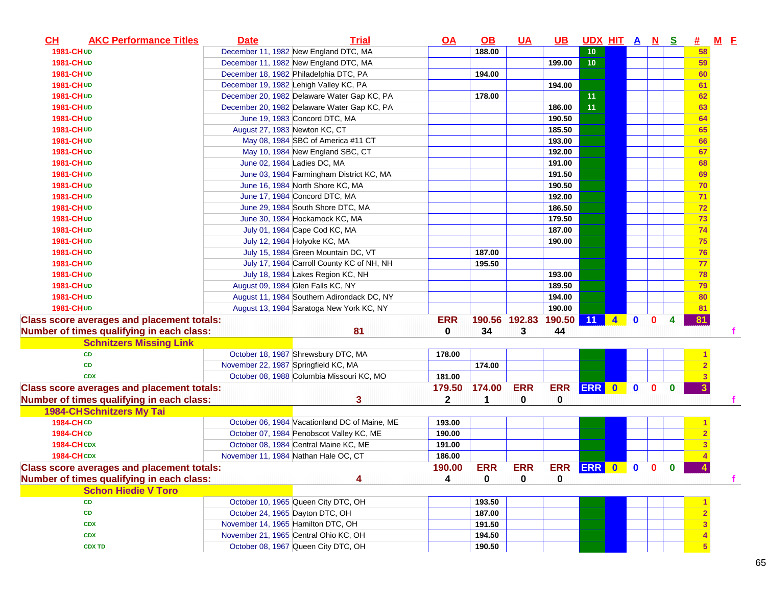| CH | AKC Performance Titles | Date | Trial | OA | OB | UA | UB | UDX | HIT | A | N | S | # | M | F |
|---|---|---|---|---|---|---|---|---|---|---|---|---|---|---|---|
| 1981-CH | UD | December 11, 1982 | New England DTC, MA | | 188.00 | | | 10 | | | | | 58 | | |
| 1981-CH | UD | December 11, 1982 | New England DTC, MA | | | | 199.00 | 10 | | | | | 59 | | |
| 1981-CH | UD | December 18, 1982 | Philadelphia DTC, PA | | 194.00 | | | | | | | | 60 | | |
| 1981-CH | UD | December 19, 1982 | Lehigh Valley KC, PA | | | | 194.00 | | | | | | 61 | | |
| 1981-CH | UD | December 20, 1982 | Delaware Water Gap KC, PA | | 178.00 | | | 11 | | | | | 62 | | |
| 1981-CH | UD | December 20, 1982 | Delaware Water Gap KC, PA | | | | 186.00 | 11 | | | | | 63 | | |
| 1981-CH | UD | June 19, 1983 | Concord DTC, MA | | | | 190.50 | | | | | | 64 | | |
| 1981-CH | UD | August 27, 1983 | Newton KC, CT | | | | 185.50 | | | | | | 65 | | |
| 1981-CH | UD | May 08, 1984 | SBC of America #11 CT | | | | 193.00 | | | | | | 66 | | |
| 1981-CH | UD | May 10, 1984 | New England SBC, CT | | | | 192.00 | | | | | | 67 | | |
| 1981-CH | UD | June 02, 1984 | Ladies DC, MA | | | | 191.00 | | | | | | 68 | | |
| 1981-CH | UD | June 03, 1984 | Farmingham District KC, MA | | | | 191.50 | | | | | | 69 | | |
| 1981-CH | UD | June 16, 1984 | North Shore KC, MA | | | | 190.50 | | | | | | 70 | | |
| 1981-CH | UD | June 17, 1984 | Concord DTC, MA | | | | 192.00 | | | | | | 71 | | |
| 1981-CH | UD | June 29, 1984 | South Shore DTC, MA | | | | 186.50 | | | | | | 72 | | |
| 1981-CH | UD | June 30, 1984 | Hockamock KC, MA | | | | 179.50 | | | | | | 73 | | |
| 1981-CH | UD | July 01, 1984 | Cape Cod KC, MA | | | | 187.00 | | | | | | 74 | | |
| 1981-CH | UD | July 12, 1984 | Holyoke KC, MA | | | | 190.00 | | | | | | 75 | | |
| 1981-CH | UD | July 15, 1984 | Green Mountain DC, VT | | 187.00 | | | | | | | | 76 | | |
| 1981-CH | UD | July 17, 1984 | Carroll County KC of NH, NH | | 195.50 | | | | | | | | 77 | | |
| 1981-CH | UD | July 18, 1984 | Lakes Region KC, NH | | | | 193.00 | | | | | | 78 | | |
| 1981-CH | UD | August 09, 1984 | Glen Falls KC, NY | | | | 189.50 | | | | | | 79 | | |
| 1981-CH | UD | August 11, 1984 | Southern Adirondack DC, NY | | | | 194.00 | | | | | | 80 | | |
| 1981-CH | UD | August 13, 1984 | Saratoga New York KC, NY | | | | 190.00 | | | | | | 81 | | |
| **Class score averages and placement totals:** | | | | ERR | 190.56 | 192.83 | 190.50 | 11 | 4 | 0 | 0 | 4 | 81 | | |
| **Number of times qualifying in each class:** | | 81 | | 0 | 34 | 3 | 44 | | | | | | | | f |
| **Schnitzers Missing Link** | | | | | | | | | | | | | | | |
| | CD | October 18, 1987 | Shrewsbury DTC, MA | 178.00 | | | | | | | | | 1 | | |
| | CD | November 22, 1987 | Springfield KC, MA | | 174.00 | | | | | | | | 2 | | |
| | CDX | October 08, 1988 | Columbia Missouri KC, MO | 181.00 | | | | | | | | | 3 | | |
| **Class score averages and placement totals:** | | | | 179.50 | 174.00 | ERR | ERR | ERR | 0 | 0 | 0 | 0 | 3 | | |
| **Number of times qualifying in each class:** | | 3 | | 2 | 1 | 0 | 0 | | | | | | | | f |
| **1984-CH Schnitzers My Tai** | | | | | | | | | | | | | | | |
| 1984-CH | CD | October 06, 1984 | Vacationland DC of Maine, ME | 193.00 | | | | | | | | | 1 | | |
| 1984-CH | CD | October 07, 1984 | Penobscot Valley KC, ME | 190.00 | | | | | | | | | 2 | | |
| 1984-CH | CDX | October 08, 1984 | Central Maine KC, ME | 191.00 | | | | | | | | | 3 | | |
| 1984-CH | CDX | November 11, 1984 | Nathan Hale OC, CT | 186.00 | | | | | | | | | 4 | | |
| **Class score averages and placement totals:** | | | | 190.00 | ERR | ERR | ERR | ERR | 0 | 0 | 0 | 0 | 4 | | |
| **Number of times qualifying in each class:** | | 4 | | 4 | 0 | 0 | 0 | | | | | | | | f |
| **Schon Hiedie V Toro** | | | | | | | | | | | | | | | |
| | CD | October 10, 1965 | Queen City DTC, OH | | 193.50 | | | | | | | | 1 | | |
| | CD | October 24, 1965 | Dayton DTC, OH | | 187.00 | | | | | | | | 2 | | |
| | CDX | November 14, 1965 | Hamilton DTC, OH | | 191.50 | | | | | | | | 3 | | |
| | CDX | November 21, 1965 | Central Ohio KC, OH | | 194.50 | | | | | | | | 4 | | |
| | CDX TD | October 08, 1967 | Queen City DTC, OH | | 190.50 | | | | | | | | 5 | | |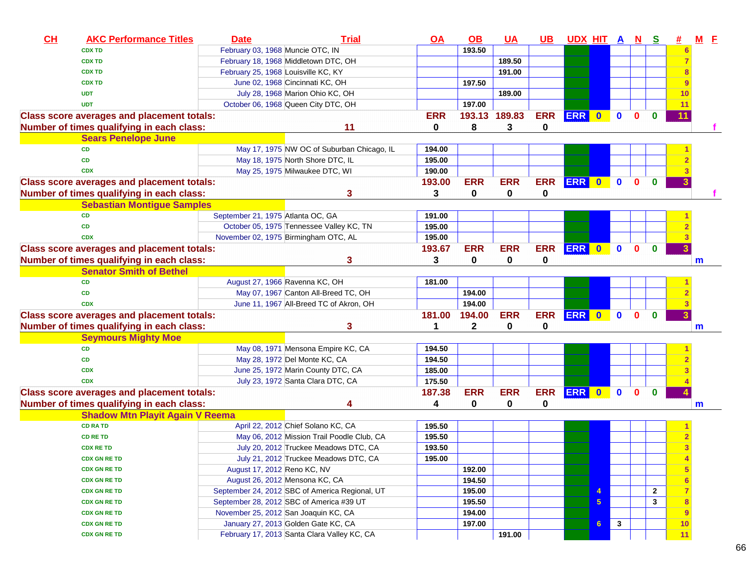| CH | AKC Performance Titles | Date | Trial | OA | OB | UA | UB | UDX | HIT | A | N | S | # | M | F |
|---|---|---|---|---|---|---|---|---|---|---|---|---|---|---|---|
| | CDX TD | February 03, 1968 | Muncie OTC, IN | | 193.50 | | | | | | | | 6 | | |
| | CDX TD | February 18, 1968 | Middletown DTC, OH | | | 189.50 | | | | | | | 7 | | |
| | CDX TD | February 25, 1968 | Louisville KC, KY | | | 191.00 | | | | | | | 8 | | |
| | CDX TD | June 02, 1968 | Cincinnati KC, OH | | 197.50 | | | | | | | | 9 | | |
| | UDT | July 28, 1968 | Marion Ohio KC, OH | | | 189.00 | | | | | | | 10 | | |
| | UDT | October 06, 1968 | Queen City DTC, OH | | 197.00 | | | | | | | | 11 | | |
| Class score averages and placement totals: | | | | ERR | 193.13 | 189.83 | ERR | ERR | 0 | 0 | 0 | 0 | 11 | | |
| Number of times qualifying in each class: | | | 11 | 0 | 8 | 3 | 0 | | | | | | | | f |
| | **Sears Penelope June** | | | | | | | | | | | | | | |
| | CD | May 17, 1975 | NW OC of Suburban Chicago, IL | 194.00 | | | | | | | | | 1 | | |
| | CD | May 18, 1975 | North Shore DTC, IL | 195.00 | | | | | | | | | 2 | | |
| | CDX | May 25, 1975 | Milwaukee DTC, WI | 190.00 | | | | | | | | | 3 | | |
| Class score averages and placement totals: | | | | 193.00 | ERR | ERR | ERR | ERR | 0 | 0 | 0 | 0 | 3 | | |
| Number of times qualifying in each class: | | | 3 | 3 | 0 | 0 | 0 | | | | | | | | f |
| | **Sebastian Montigue Samples** | | | | | | | | | | | | | | |
| | CD | September 21, 1975 | Atlanta OC, GA | 191.00 | | | | | | | | | 1 | | |
| | CD | October 05, 1975 | Tennessee Valley KC, TN | 195.00 | | | | | | | | | 2 | | |
| | CDX | November 02, 1975 | Birmingham OTC, AL | 195.00 | | | | | | | | | 3 | | |
| Class score averages and placement totals: | | | | 193.67 | ERR | ERR | ERR | ERR | 0 | 0 | 0 | 0 | 3 | | |
| Number of times qualifying in each class: | | | 3 | 3 | 0 | 0 | 0 | | | | | | | m | |
| | **Senator Smith of Bethel** | | | | | | | | | | | | | | |
| | CD | August 27, 1966 | Ravenna KC, OH | 181.00 | | | | | | | | | 1 | | |
| | CD | May 07, 1967 | Canton All-Breed TC, OH | | 194.00 | | | | | | | | 2 | | |
| | CDX | June 11, 1967 | All-Breed TC of Akron, OH | | 194.00 | | | | | | | | 3 | | |
| Class score averages and placement totals: | | | | 181.00 | 194.00 | ERR | ERR | ERR | 0 | 0 | 0 | 0 | 3 | | |
| Number of times qualifying in each class: | | | 3 | 1 | 2 | 0 | 0 | | | | | | | m | |
| | **Seymours Mighty Moe** | | | | | | | | | | | | | | |
| | CD | May 08, 1971 | Mensona Empire KC, CA | 194.50 | | | | | | | | | 1 | | |
| | CD | May 28, 1972 | Del Monte KC, CA | 194.50 | | | | | | | | | 2 | | |
| | CDX | June 25, 1972 | Marin County DTC, CA | 185.00 | | | | | | | | | 3 | | |
| | CDX | July 23, 1972 | Santa Clara DTC, CA | 175.50 | | | | | | | | | 4 | | |
| Class score averages and placement totals: | | | | 187.38 | ERR | ERR | ERR | ERR | 0 | 0 | 0 | 0 | 4 | | |
| Number of times qualifying in each class: | | | 4 | 4 | 0 | 0 | 0 | | | | | | | m | |
| | **Shadow Mtn Playit Again V Reema** | | | | | | | | | | | | | | |
| | CD RA TD | April 22, 2012 | Chief Solano KC, CA | 195.50 | | | | | | | | | 1 | | |
| | CD RE TD | May 06, 2012 | Mission Trail Poodle Club, CA | 195.50 | | | | | | | | | 2 | | |
| | CDX RE TD | July 20, 2012 | Truckee Meadows DTC, CA | 193.50 | | | | | | | | | 3 | | |
| | CDX GN RE TD | July 21, 2012 | Truckee Meadows DTC, CA | 195.00 | | | | | | | | | 4 | | |
| | CDX GN RE TD | August 17, 2012 | Reno KC, NV | | 192.00 | | | | | | | | 5 | | |
| | CDX GN RE TD | August 26, 2012 | Mensona KC, CA | | 194.50 | | | | | | | | 6 | | |
| | CDX GN RE TD | September 24, 2012 | SBC of America Regional, UT | | 195.00 | | | | 4 | | | 2 | 7 | | |
| | CDX GN RE TD | September 28, 2012 | SBC of America #39 UT | | 195.50 | | | | 5 | | | 3 | 8 | | |
| | CDX GN RE TD | November 25, 2012 | San Joaquin KC, CA | | 194.00 | | | | | | | | 9 | | |
| | CDX GN RE TD | January 27, 2013 | Golden Gate KC, CA | | 197.00 | | | | 6 | 3 | | | 10 | | |
| | CDX GN RE TD | February 17, 2013 | Santa Clara Valley KC, CA | | | 191.00 | | | | | | | 11 | | |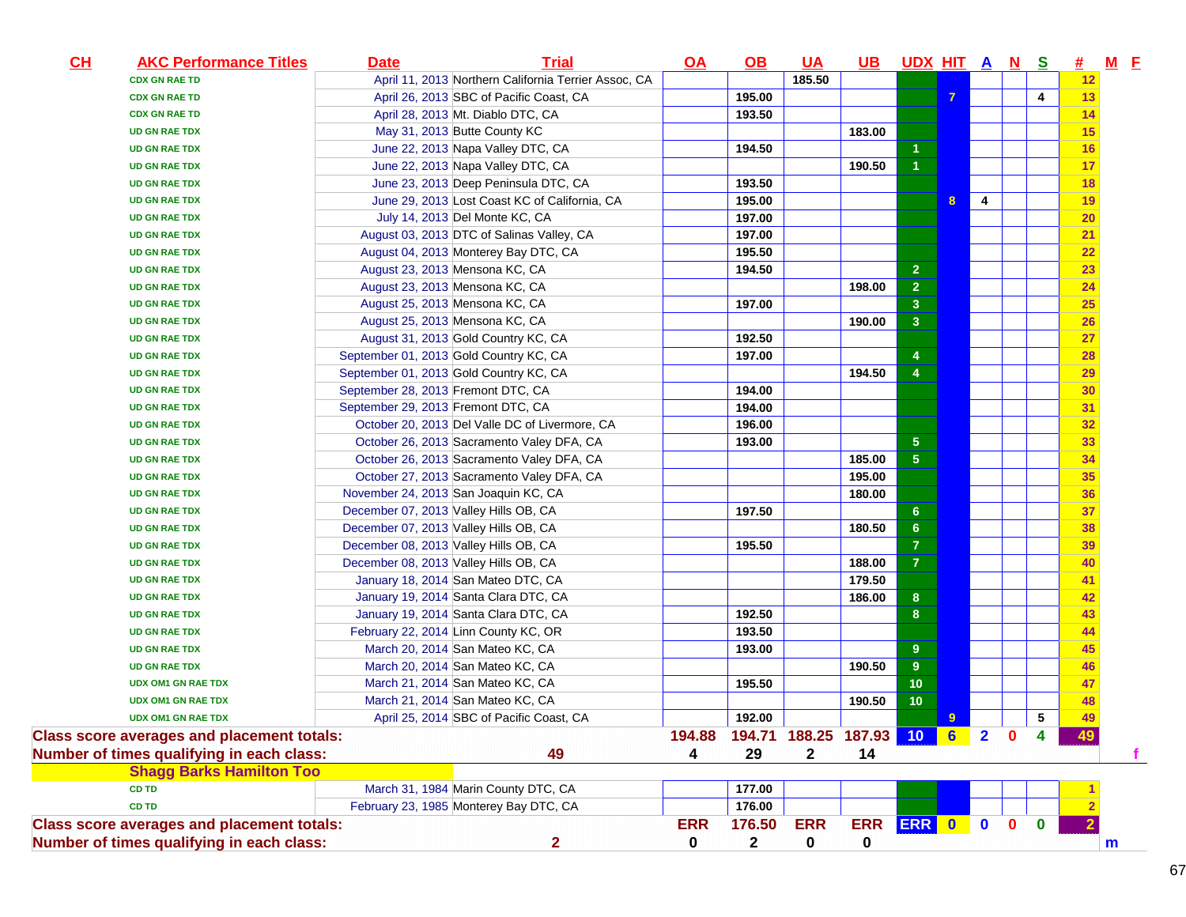| CH | AKC Performance Titles | Date | Trial | OA | OB | UA | UB | UDX | HIT | A | N | S | # | M | F |
|---|---|---|---|---|---|---|---|---|---|---|---|---|---|---|---|
| | CDX GN RAE TD | April 11, 2013 | Northern California Terrier Assoc, CA | | | 185.50 | | | 7 | | | | 12 | | |
| | CDX GN RAE TD | April 26, 2013 | SBC of Pacific Coast, CA | | 195.00 | | | | 7 | | | 4 | 13 | | |
| | CDX GN RAE TD | April 28, 2013 | Mt. Diablo DTC, CA | | 193.50 | | | | | | | | 14 | | |
| | UD GN RAE TDX | May 31, 2013 | Butte County KC | | | | 183.00 | | | | | | 15 | | |
| | UD GN RAE TDX | June 22, 2013 | Napa Valley DTC, CA | | 194.50 | | | 1 | | | | | 16 | | |
| | UD GN RAE TDX | June 22, 2013 | Napa Valley DTC, CA | | | | 190.50 | 1 | | | | | 17 | | |
| | UD GN RAE TDX | June 23, 2013 | Deep Peninsula DTC, CA | | 193.50 | | | | | | | | 18 | | |
| | UD GN RAE TDX | June 29, 2013 | Lost Coast KC of California, CA | | 195.00 | | | | 8 | 4 | | | 19 | | |
| | UD GN RAE TDX | July 14, 2013 | Del Monte KC, CA | | 197.00 | | | | | | | | 20 | | |
| | UD GN RAE TDX | August 03, 2013 | DTC of Salinas Valley, CA | | 197.00 | | | | | | | | 21 | | |
| | UD GN RAE TDX | August 04, 2013 | Monterey Bay DTC, CA | | 195.50 | | | | | | | | 22 | | |
| | UD GN RAE TDX | August 23, 2013 | Mensona KC, CA | | 194.50 | | | 2 | | | | | 23 | | |
| | UD GN RAE TDX | August 23, 2013 | Mensona KC, CA | | | | 198.00 | 2 | | | | | 24 | | |
| | UD GN RAE TDX | August 25, 2013 | Mensona KC, CA | | 197.00 | | | 3 | | | | | 25 | | |
| | UD GN RAE TDX | August 25, 2013 | Mensona KC, CA | | | | 190.00 | 3 | | | | | 26 | | |
| | UD GN RAE TDX | August 31, 2013 | Gold Country KC, CA | | 192.50 | | | | | | | | 27 | | |
| | UD GN RAE TDX | September 01, 2013 | Gold Country KC, CA | | 197.00 | | | 4 | | | | | 28 | | |
| | UD GN RAE TDX | September 01, 2013 | Gold Country KC, CA | | | | 194.50 | 4 | | | | | 29 | | |
| | UD GN RAE TDX | September 28, 2013 | Fremont DTC, CA | | 194.00 | | | | | | | | 30 | | |
| | UD GN RAE TDX | September 29, 2013 | Fremont DTC, CA | | 194.00 | | | | | | | | 31 | | |
| | UD GN RAE TDX | October 20, 2013 | Del Valle DC of Livermore, CA | | 196.00 | | | | | | | | 32 | | |
| | UD GN RAE TDX | October 26, 2013 | Sacramento Valey DFA, CA | | 193.00 | | | 5 | | | | | 33 | | |
| | UD GN RAE TDX | October 26, 2013 | Sacramento Valey DFA, CA | | | | 185.00 | 5 | | | | | 34 | | |
| | UD GN RAE TDX | October 27, 2013 | Sacramento Valey DFA, CA | | | | 195.00 | | | | | | 35 | | |
| | UD GN RAE TDX | November 24, 2013 | San Joaquin KC, CA | | | | 180.00 | | | | | | 36 | | |
| | UD GN RAE TDX | December 07, 2013 | Valley Hills OB, CA | | 197.50 | | | 6 | | | | | 37 | | |
| | UD GN RAE TDX | December 07, 2013 | Valley Hills OB, CA | | | | 180.50 | 6 | | | | | 38 | | |
| | UD GN RAE TDX | December 08, 2013 | Valley Hills OB, CA | | 195.50 | | | 7 | | | | | 39 | | |
| | UD GN RAE TDX | December 08, 2013 | Valley Hills OB, CA | | | | 188.00 | 7 | | | | | 40 | | |
| | UD GN RAE TDX | January 18, 2014 | San Mateo DTC, CA | | | | 179.50 | | | | | | 41 | | |
| | UD GN RAE TDX | January 19, 2014 | Santa Clara DTC, CA | | | | 186.00 | 8 | | | | | 42 | | |
| | UD GN RAE TDX | January 19, 2014 | Santa Clara DTC, CA | | 192.50 | | | 8 | | | | | 43 | | |
| | UD GN RAE TDX | February 22, 2014 | Linn County KC, OR | | 193.50 | | | | | | | | 44 | | |
| | UD GN RAE TDX | March 20, 2014 | San Mateo KC, CA | | 193.00 | | | 9 | | | | | 45 | | |
| | UD GN RAE TDX | March 20, 2014 | San Mateo KC, CA | | | | 190.50 | 9 | | | | | 46 | | |
| | UDX OM1 GN RAE TDX | March 21, 2014 | San Mateo KC, CA | | 195.50 | | | 10 | | | | | 47 | | |
| | UDX OM1 GN RAE TDX | March 21, 2014 | San Mateo KC, CA | | | | 190.50 | 10 | | | | | 48 | | |
| | UDX OM1 GN RAE TDX | April 25, 2014 | SBC of Pacific Coast, CA | | 192.00 | | | | 9 | | | 5 | 49 | | |
| Class score averages and placement totals: | | | | 194.88 | 194.71 | 188.25 | 187.93 | 10 | 6 | 2 | 0 | 4 | 49 | | |
| Number of times qualifying in each class: | | | 49 | 4 | 29 | 2 | 14 | | | | | | | | f |
| Shagg Barks Hamilton Too | | | | | | | | | | | | | | | |
| | CD TD | March 31, 1984 | Marin County DTC, CA | | 177.00 | | | | | | | | 1 | | |
| | CD TD | February 23, 1985 | Monterey Bay DTC, CA | | 176.00 | | | | | | | | 2 | | |
| Class score averages and placement totals: | | | | ERR | 176.50 | ERR | ERR | ERR | 0 | 0 | 0 | 0 | 2 | | |
| Number of times qualifying in each class: | | | 2 | 0 | 2 | 0 | 0 | | | | | | | m | |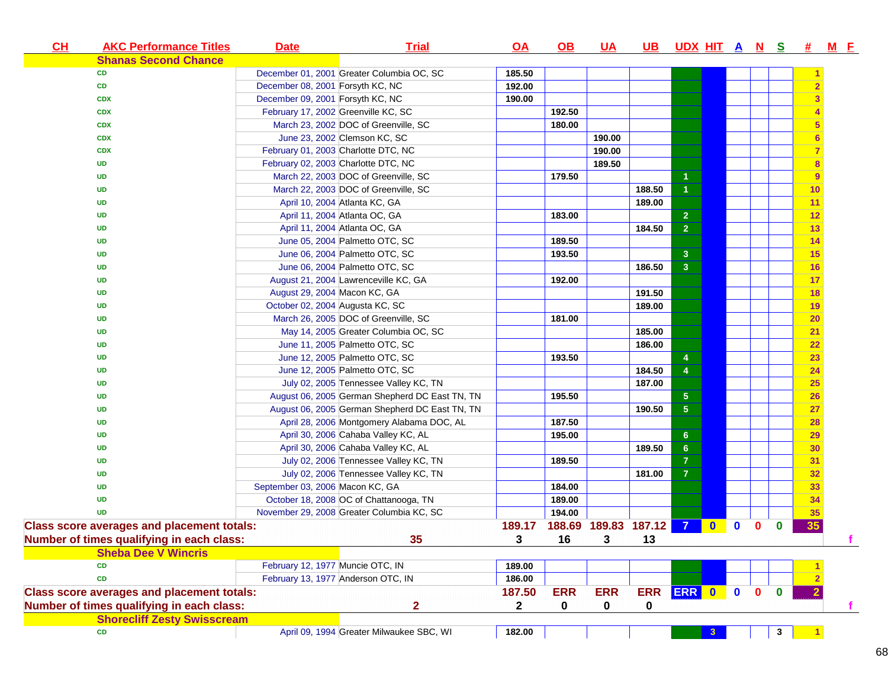| CH | AKC Performance Titles | Date | Trial | OA | OB | UA | UB | UDX | HIT | A | N | S | # | M | F |
|---|---|---|---|---|---|---|---|---|---|---|---|---|---|---|---|
| | **Shanas Second Chance** | | | | | | | | | | | | | | |
| | CD | December 01, 2001 | Greater Columbia OC, SC | 185.50 | | | | | | | | | 1 | | |
| | CD | December 08, 2001 | Forsyth KC, NC | 192.00 | | | | | | | | | 2 | | |
| | CDX | December 09, 2001 | Forsyth KC, NC | 190.00 | | | | | | | | | 3 | | |
| | CDX | February 17, 2002 | Greenville KC, SC | | 192.50 | | | | | | | | 4 | | |
| | CDX | March 23, 2002 | DOC of Greenville, SC | | 180.00 | | | | | | | | 5 | | |
| | CDX | June 23, 2002 | Clemson KC, SC | | | 190.00 | | | | | | | 6 | | |
| | CDX | February 01, 2003 | Charlotte DTC, NC | | | 190.00 | | | | | | | 7 | | |
| | UD | February 02, 2003 | Charlotte DTC, NC | | | 189.50 | | | | | | | 8 | | |
| | UD | March 22, 2003 | DOC of Greenville, SC | | 179.50 | | | 1 | | | | | 9 | | |
| | UD | March 22, 2003 | DOC of Greenville, SC | | | | 188.50 | 1 | | | | | 10 | | |
| | UD | April 10, 2004 | Atlanta KC, GA | | | | 189.00 | | | | | | 11 | | |
| | UD | April 11, 2004 | Atlanta OC, GA | | 183.00 | | | 2 | | | | | 12 | | |
| | UD | April 11, 2004 | Atlanta OC, GA | | | | 184.50 | 2 | | | | | 13 | | |
| | UD | June 05, 2004 | Palmetto OTC, SC | | 189.50 | | | | | | | | 14 | | |
| | UD | June 06, 2004 | Palmetto OTC, SC | | 193.50 | | | 3 | | | | | 15 | | |
| | UD | June 06, 2004 | Palmetto OTC, SC | | | | 186.50 | 3 | | | | | 16 | | |
| | UD | August 21, 2004 | Lawrenceville KC, GA | | 192.00 | | | | | | | | 17 | | |
| | UD | August 29, 2004 | Macon KC, GA | | | | 191.50 | | | | | | 18 | | |
| | UD | October 02, 2004 | Augusta KC, SC | | | | 189.00 | | | | | | 19 | | |
| | UD | March 26, 2005 | DOC of Greenville, SC | | 181.00 | | | | | | | | 20 | | |
| | UD | May 14, 2005 | Greater Columbia OC, SC | | | | 185.00 | | | | | | 21 | | |
| | UD | June 11, 2005 | Palmetto OTC, SC | | | | 186.00 | | | | | | 22 | | |
| | UD | June 12, 2005 | Palmetto OTC, SC | | 193.50 | | | 4 | | | | | 23 | | |
| | UD | June 12, 2005 | Palmetto OTC, SC | | | | 184.50 | 4 | | | | | 24 | | |
| | UD | July 02, 2005 | Tennessee Valley KC, TN | | | | 187.00 | | | | | | 25 | | |
| | UD | August 06, 2005 | German Shepherd DC East TN, TN | | 195.50 | | | 5 | | | | | 26 | | |
| | UD | August 06, 2005 | German Shepherd DC East TN, TN | | | | 190.50 | 5 | | | | | 27 | | |
| | UD | April 28, 2006 | Montgomery Alabama DOC, AL | | 187.50 | | | | | | | | 28 | | |
| | UD | April 30, 2006 | Cahaba Valley KC, AL | | 195.00 | | | 6 | | | | | 29 | | |
| | UD | April 30, 2006 | Cahaba Valley KC, AL | | | | 189.50 | 6 | | | | | 30 | | |
| | UD | July 02, 2006 | Tennessee Valley KC, TN | | 189.50 | | | 7 | | | | | 31 | | |
| | UD | July 02, 2006 | Tennessee Valley KC, TN | | | | 181.00 | 7 | | | | | 32 | | |
| | UD | September 03, 2006 | Macon KC, GA | | 184.00 | | | | | | | | 33 | | |
| | UD | October 18, 2008 | OC of Chattanooga, TN | | 189.00 | | | | | | | | 34 | | |
| | UD | November 29, 2008 | Greater Columbia KC, SC | | 194.00 | | | | | | | | 35 | | |
| **Class score averages and placement totals:** | | | | 189.17 | 188.69 | 189.83 | 187.12 | 7 | 0 | 0 | 0 | 0 | 35 | | |
| **Number of times qualifying in each class:** | | | 35 | 3 | 16 | 3 | 13 | | | | | | | | f |
| | **Sheba Dee V Wincris** | | | | | | | | | | | | | | |
| | CD | February 12, 1977 | Muncie OTC, IN | 189.00 | | | | | | | | | 1 | | |
| | CD | February 13, 1977 | Anderson OTC, IN | 186.00 | | | | | | | | | 2 | | |
| **Class score averages and placement totals:** | | | | 187.50 | ERR | ERR | ERR | ERR | 0 | 0 | 0 | 0 | 2 | | |
| **Number of times qualifying in each class:** | | | 2 | 2 | 0 | 0 | 0 | | | | | | | | f |
| | **Shorecliff Zesty Swisscream** | | | | | | | | | | | | | | |
| | CD | April 09, 1994 | Greater Milwaukee SBC, WI | 182.00 | | | | | 3 | | | 3 | 1 | | |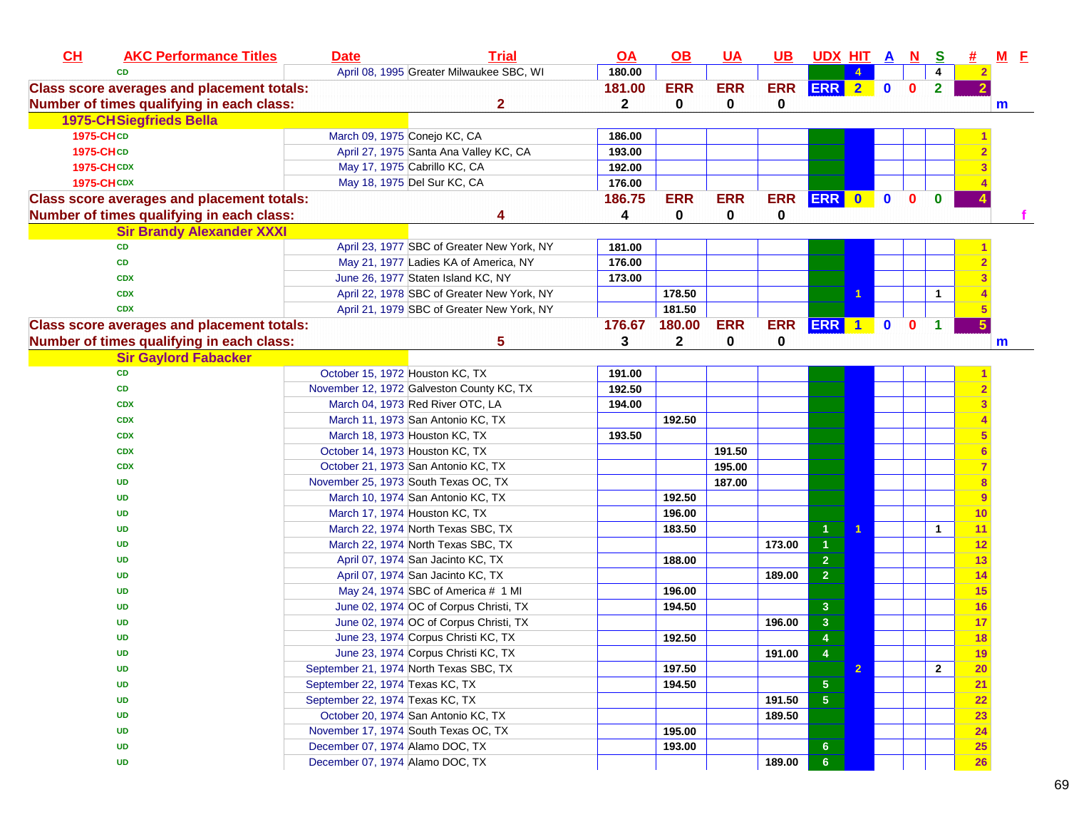| CH | AKC Performance Titles | Date | Trial | OA | OB | UA | UB | UDX | HIT | A | N | S | # | M | F |
|---|---|---|---|---|---|---|---|---|---|---|---|---|---|---|---|
| | CD | April 08, 1995 | Greater Milwaukee SBC, WI | 180.00 | | | | | 4 | | | 4 | 2 | | |
| Class score averages and placement totals: | | | | 181.00 | ERR | ERR | ERR | ERR | 2 | 0 | 0 | 2 | 2 | | |
| Number of times qualifying in each class: | | | 2 | 2 | 0 | 0 | 0 | | | | | | | m | |
| 1975-CH Siegfrieds Bella | | | | | | | | | | | | | | | |
| 1975-CH | CD | March 09, 1975 | Conejo KC, CA | 186.00 | | | | | | | | | 1 | | |
| 1975-CH | CD | April 27, 1975 | Santa Ana Valley KC, CA | 193.00 | | | | | | | | | 2 | | |
| 1975-CH | CDX | May 17, 1975 | Cabrillo KC, CA | 192.00 | | | | | | | | | 3 | | |
| 1975-CH | CDX | May 18, 1975 | Del Sur KC, CA | 176.00 | | | | | | | | | 4 | | |
| Class score averages and placement totals: | | | | 186.75 | ERR | ERR | ERR | ERR | 0 | 0 | 0 | 0 | 4 | | |
| Number of times qualifying in each class: | | | 4 | 4 | 0 | 0 | 0 | | | | | | | | f |
| Sir Brandy Alexander XXXI | | | | | | | | | | | | | | | |
| | CD | April 23, 1977 | SBC of Greater New York, NY | 181.00 | | | | | | | | | 1 | | |
| | CD | May 21, 1977 | Ladies KA of America, NY | 176.00 | | | | | | | | | 2 | | |
| | CDX | June 26, 1977 | Staten Island KC, NY | 173.00 | | | | | | | | | 3 | | |
| | CDX | April 22, 1978 | SBC of Greater New York, NY | | 178.50 | | | | 1 | | | 1 | 4 | | |
| | CDX | April 21, 1979 | SBC of Greater New York, NY | | 181.50 | | | | | | | | 5 | | |
| Class score averages and placement totals: | | | | 176.67 | 180.00 | ERR | ERR | ERR | 1 | 0 | 0 | 1 | 5 | | |
| Number of times qualifying in each class: | | | 5 | 3 | 2 | 0 | 0 | | | | | | | m | |
| Sir Gaylord Fabacker | | | | | | | | | | | | | | | |
| | CD | October 15, 1972 | Houston KC, TX | 191.00 | | | | | | | | | 1 | | |
| | CD | November 12, 1972 | Galveston County KC, TX | 192.50 | | | | | | | | | 2 | | |
| | CDX | March 04, 1973 | Red River OTC, LA | 194.00 | | | | | | | | | 3 | | |
| | CDX | March 11, 1973 | San Antonio KC, TX | | 192.50 | | | | | | | | 4 | | |
| | CDX | March 18, 1973 | Houston KC, TX | 193.50 | | | | | | | | | 5 | | |
| | CDX | October 14, 1973 | Houston KC, TX | | | 191.50 | | | | | | | 6 | | |
| | CDX | October 21, 1973 | San Antonio KC, TX | | | 195.00 | | | | | | | 7 | | |
| | UD | November 25, 1973 | South Texas OC, TX | | | 187.00 | | | | | | | 8 | | |
| | UD | March 10, 1974 | San Antonio KC, TX | | 192.50 | | | | | | | | 9 | | |
| | UD | March 17, 1974 | Houston KC, TX | | 196.00 | | | | | | | | 10 | | |
| | UD | March 22, 1974 | North Texas SBC, TX | | 183.50 | | | 1 | 1 | | | 1 | 11 | | |
| | UD | March 22, 1974 | North Texas SBC, TX | | | | 173.00 | 1 | | | | | 12 | | |
| | UD | April 07, 1974 | San Jacinto KC, TX | | 188.00 | | | 2 | | | | | 13 | | |
| | UD | April 07, 1974 | San Jacinto KC, TX | | | | 189.00 | 2 | | | | | 14 | | |
| | UD | May 24, 1974 | SBC of America # 1 MI | | 196.00 | | | | | | | | 15 | | |
| | UD | June 02, 1974 | OC of Corpus Christi, TX | | 194.50 | | | 3 | | | | | 16 | | |
| | UD | June 02, 1974 | OC of Corpus Christi, TX | | | | 196.00 | 3 | | | | | 17 | | |
| | UD | June 23, 1974 | Corpus Christi KC, TX | | 192.50 | | | 4 | | | | | 18 | | |
| | UD | June 23, 1974 | Corpus Christi KC, TX | | | | 191.00 | 4 | | | | | 19 | | |
| | UD | September 21, 1974 | North Texas SBC, TX | | 197.50 | | | | 2 | | | 2 | 20 | | |
| | UD | September 22, 1974 | Texas KC, TX | | 194.50 | | | 5 | | | | | 21 | | |
| | UD | September 22, 1974 | Texas KC, TX | | | | 191.50 | 5 | | | | | 22 | | |
| | UD | October 20, 1974 | San Antonio KC, TX | | | | 189.50 | | | | | | 23 | | |
| | UD | November 17, 1974 | South Texas OC, TX | | 195.00 | | | | | | | | 24 | | |
| | UD | December 07, 1974 | Alamo DOC, TX | | 193.00 | | | 6 | | | | | 25 | | |
| | UD | December 07, 1974 | Alamo DOC, TX | | | | 189.00 | 6 | | | | | 26 | | |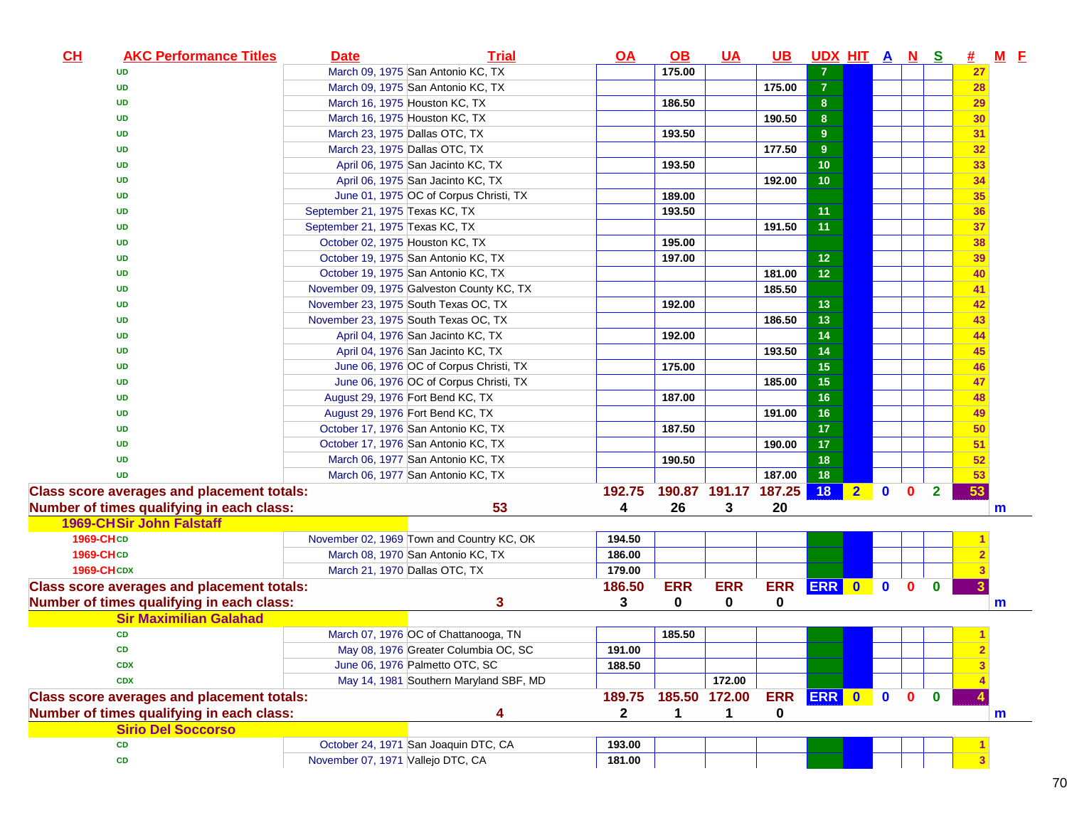| CH | AKC Performance Titles | Date | Trial | OA | OB | UA | UB | UDX | HIT | A | N | S | # | M | F |
|---|---|---|---|---|---|---|---|---|---|---|---|---|---|---|---|
| | UD | March 09, 1975 | San Antonio KC, TX | | 175.00 | | | 7 | | | | | 27 | | |
| | UD | March 09, 1975 | San Antonio KC, TX | | | | 175.00 | 7 | | | | | 28 | | |
| | UD | March 16, 1975 | Houston KC, TX | | 186.50 | | | 8 | | | | | 29 | | |
| | UD | March 16, 1975 | Houston KC, TX | | | | 190.50 | 8 | | | | | 30 | | |
| | UD | March 23, 1975 | Dallas OTC, TX | | 193.50 | | | 9 | | | | | 31 | | |
| | UD | March 23, 1975 | Dallas OTC, TX | | | | 177.50 | 9 | | | | | 32 | | |
| | UD | April 06, 1975 | San Jacinto KC, TX | | 193.50 | | | 10 | | | | | 33 | | |
| | UD | April 06, 1975 | San Jacinto KC, TX | | | | 192.00 | 10 | | | | | 34 | | |
| | UD | June 01, 1975 | OC of Corpus Christi, TX | | 189.00 | | | | | | | | 35 | | |
| | UD | September 21, 1975 | Texas KC, TX | | 193.50 | | | 11 | | | | | 36 | | |
| | UD | September 21, 1975 | Texas KC, TX | | | | 191.50 | 11 | | | | | 37 | | |
| | UD | October 02, 1975 | Houston KC, TX | | 195.00 | | | | | | | | 38 | | |
| | UD | October 19, 1975 | San Antonio KC, TX | | 197.00 | | | 12 | | | | | 39 | | |
| | UD | October 19, 1975 | San Antonio KC, TX | | | | 181.00 | 12 | | | | | 40 | | |
| | UD | November 09, 1975 | Galveston County KC, TX | | | | 185.50 | | | | | | 41 | | |
| | UD | November 23, 1975 | South Texas OC, TX | | 192.00 | | | 13 | | | | | 42 | | |
| | UD | November 23, 1975 | South Texas OC, TX | | | | 186.50 | 13 | | | | | 43 | | |
| | UD | April 04, 1976 | San Jacinto KC, TX | | 192.00 | | | 14 | | | | | 44 | | |
| | UD | April 04, 1976 | San Jacinto KC, TX | | | | 193.50 | 14 | | | | | 45 | | |
| | UD | June 06, 1976 | OC of Corpus Christi, TX | | 175.00 | | | 15 | | | | | 46 | | |
| | UD | June 06, 1976 | OC of Corpus Christi, TX | | | | 185.00 | 15 | | | | | 47 | | |
| | UD | August 29, 1976 | Fort Bend KC, TX | | 187.00 | | | 16 | | | | | 48 | | |
| | UD | August 29, 1976 | Fort Bend KC, TX | | | | 191.00 | 16 | | | | | 49 | | |
| | UD | October 17, 1976 | San Antonio KC, TX | | 187.50 | | | 17 | | | | | 50 | | |
| | UD | October 17, 1976 | San Antonio KC, TX | | | | 190.00 | 17 | | | | | 51 | | |
| | UD | March 06, 1977 | San Antonio KC, TX | | 190.50 | | | 18 | | | | | 52 | | |
| | UD | March 06, 1977 | San Antonio KC, TX | | | | 187.00 | 18 | | | | | 53 | | |
| **Class score averages and placement totals:** | | | | **192.75** | **190.87** | **191.17** | **187.25** | **18** | **2** | **0** | **0** | **2** | **53** | | |
| **Number of times qualifying in each class:** | | | **53** | **4** | **26** | **3** | **20** | | | | | | | **m** | |
| **1969-CH Sir John Falstaff** | | | | | | | | | | | | | | | |
| 1969-CH | CD | November 02, 1969 | Town and Country KC, OK | 194.50 | | | | | | | | | 1 | | |
| 1969-CH | CD | March 08, 1970 | San Antonio KC, TX | 186.00 | | | | | | | | | 2 | | |
| 1969-CH | CDX | March 21, 1970 | Dallas OTC, TX | 179.00 | | | | | | | | | 3 | | |
| **Class score averages and placement totals:** | | | | **186.50** | **ERR** | **ERR** | **ERR** | **ERR** | **0** | **0** | **0** | **0** | **3** | | |
| **Number of times qualifying in each class:** | | | **3** | **3** | **0** | **0** | **0** | | | | | | | **m** | |
| **Sir Maximilian Galahad** | | | | | | | | | | | | | | | |
| | CD | March 07, 1976 | OC of Chattanooga, TN | | 185.50 | | | | | | | | 1 | | |
| | CD | May 08, 1976 | Greater Columbia OC, SC | 191.00 | | | | | | | | | 2 | | |
| | CDX | June 06, 1976 | Palmetto OTC, SC | 188.50 | | | | | | | | | 3 | | |
| | CDX | May 14, 1981 | Southern Maryland SBF, MD | | | 172.00 | | | | | | | 4 | | |
| **Class score averages and placement totals:** | | | | **189.75** | **185.50** | **172.00** | **ERR** | **ERR** | **0** | **0** | **0** | **0** | **4** | | |
| **Number of times qualifying in each class:** | | | **4** | **2** | **1** | **1** | **0** | | | | | | | **m** | |
| **Sirio Del Soccorso** | | | | | | | | | | | | | | | |
| | CD | October 24, 1971 | San Joaquin DTC, CA | 193.00 | | | | | | | | | 1 | | |
| | CD | November 07, 1971 | Vallejo DTC, CA | 181.00 | | | | | | | | | 3 | | |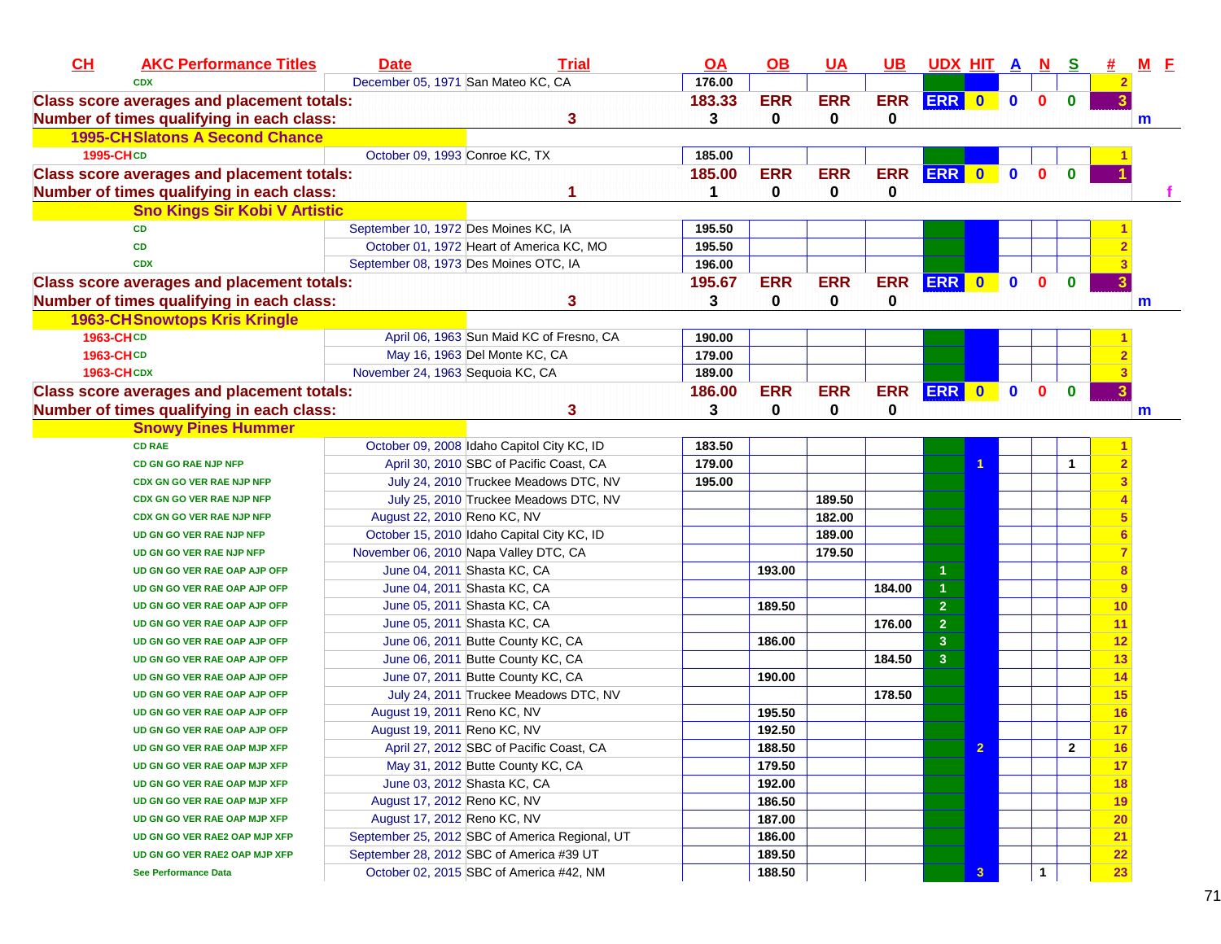| CH | AKC Performance Titles | Date | Trial | OA | OB | UA | UB | UDX | HIT | A | N | S | # | M | F |
|---|---|---|---|---|---|---|---|---|---|---|---|---|---|---|---|
| | CDX | December 05, 1971 | San Mateo KC, CA | 176.00 | | | | | | | | | 2 | | |
| Class score averages and placement totals: | | | | 183.33 | ERR | ERR | ERR | ERR | 0 | 0 | 0 | 0 | 3 | | |
| Number of times qualifying in each class: | | | 3 | 3 | 0 | 0 | 0 | | | | | | | m | |
| 1995-CH | Slatons A Second Chance | | | | | | | | | | | | | | |
| 1995-CH | CD | October 09, 1993 | Conroe KC, TX | 185.00 | | | | | | | | | 1 | | |
| Class score averages and placement totals: | | | | 185.00 | ERR | ERR | ERR | ERR | 0 | 0 | 0 | 0 | 1 | | |
| Number of times qualifying in each class: | | | 1 | 1 | 0 | 0 | 0 | | | | | | | | f |
| | Sno Kings Sir Kobi V Artistic | | | | | | | | | | | | | | |
| | CD | September 10, 1972 | Des Moines KC, IA | 195.50 | | | | | | | | | 1 | | |
| | CD | October 01, 1972 | Heart of America KC, MO | 195.50 | | | | | | | | | 2 | | |
| | CDX | September 08, 1973 | Des Moines OTC, IA | 196.00 | | | | | | | | | 3 | | |
| Class score averages and placement totals: | | | | 195.67 | ERR | ERR | ERR | ERR | 0 | 0 | 0 | 0 | 3 | | |
| Number of times qualifying in each class: | | | 3 | 3 | 0 | 0 | 0 | | | | | | | m | |
| 1963-CH | Snowtops Kris Kringle | | | | | | | | | | | | | | |
| 1963-CH | CD | April 06, 1963 | Sun Maid KC of Fresno, CA | 190.00 | | | | | | | | | 1 | | |
| 1963-CH | CD | May 16, 1963 | Del Monte KC, CA | 179.00 | | | | | | | | | 2 | | |
| 1963-CH | CDX | November 24, 1963 | Sequoia KC, CA | 189.00 | | | | | | | | | 3 | | |
| Class score averages and placement totals: | | | | 186.00 | ERR | ERR | ERR | ERR | 0 | 0 | 0 | 0 | 3 | | |
| Number of times qualifying in each class: | | | 3 | 3 | 0 | 0 | 0 | | | | | | | m | |
| | Snowy Pines Hummer | | | | | | | | | | | | | | |
| | CD RAE | October 09, 2008 | Idaho Capitol City KC, ID | 183.50 | | | | | | | | | 1 | | |
| | CD GN GO RAE NJP NFP | April 30, 2010 | SBC of Pacific Coast, CA | 179.00 | | | | | 1 | | | 1 | 2 | | |
| | CDX GN GO VER RAE NJP NFP | July 24, 2010 | Truckee Meadows DTC, NV | 195.00 | | | | | | | | | 3 | | |
| | CDX GN GO VER RAE NJP NFP | July 25, 2010 | Truckee Meadows DTC, NV | | | 189.50 | | | | | | | 4 | | |
| | CDX GN GO VER RAE NJP NFP | August 22, 2010 | Reno KC, NV | | | 182.00 | | | | | | | 5 | | |
| | UD GN GO VER RAE NJP NFP | October 15, 2010 | Idaho Capital City KC, ID | | | 189.00 | | | | | | | 6 | | |
| | UD GN GO VER RAE NJP NFP | November 06, 2010 | Napa Valley DTC, CA | | | 179.50 | | | | | | | 7 | | |
| | UD GN GO VER RAE OAP AJP OFP | June 04, 2011 | Shasta KC, CA | | 193.00 | | | 1 | | | | | 8 | | |
| | UD GN GO VER RAE OAP AJP OFP | June 04, 2011 | Shasta KC, CA | | | | 184.00 | 1 | | | | | 9 | | |
| | UD GN GO VER RAE OAP AJP OFP | June 05, 2011 | Shasta KC, CA | | 189.50 | | | 2 | | | | | 10 | | |
| | UD GN GO VER RAE OAP AJP OFP | June 05, 2011 | Shasta KC, CA | | | | 176.00 | 2 | | | | | 11 | | |
| | UD GN GO VER RAE OAP AJP OFP | June 06, 2011 | Butte County KC, CA | | 186.00 | | | 3 | | | | | 12 | | |
| | UD GN GO VER RAE OAP AJP OFP | June 06, 2011 | Butte County KC, CA | | | | 184.50 | 3 | | | | | 13 | | |
| | UD GN GO VER RAE OAP AJP OFP | June 07, 2011 | Butte County KC, CA | | 190.00 | | | | | | | | 14 | | |
| | UD GN GO VER RAE OAP AJP OFP | July 24, 2011 | Truckee Meadows DTC, NV | | | | 178.50 | | | | | | 15 | | |
| | UD GN GO VER RAE OAP AJP OFP | August 19, 2011 | Reno KC, NV | | 195.50 | | | | | | | | 16 | | |
| | UD GN GO VER RAE OAP AJP OFP | August 19, 2011 | Reno KC, NV | | 192.50 | | | | | | | | 17 | | |
| | UD GN GO VER RAE OAP MJP XFP | April 27, 2012 | SBC of Pacific Coast, CA | | 188.50 | | | | 2 | | | 2 | 16 | | |
| | UD GN GO VER RAE OAP MJP XFP | May 31, 2012 | Butte County KC, CA | | 179.50 | | | | | | | | 17 | | |
| | UD GN GO VER RAE OAP MJP XFP | June 03, 2012 | Shasta KC, CA | | 192.00 | | | | | | | | 18 | | |
| | UD GN GO VER RAE OAP MJP XFP | August 17, 2012 | Reno KC, NV | | 186.50 | | | | | | | | 19 | | |
| | UD GN GO VER RAE OAP MJP XFP | August 17, 2012 | Reno KC, NV | | 187.00 | | | | | | | | 20 | | |
| | UD GN GO VER RAE2 OAP MJP XFP | September 25, 2012 | SBC of America Regional, UT | | 186.00 | | | | | | | | 21 | | |
| | UD GN GO VER RAE2 OAP MJP XFP | September 28, 2012 | SBC of America #39 UT | | 189.50 | | | | | | | | 22 | | |
| | See Performance Data | October 02, 2015 | SBC of America #42, NM | | 188.50 | | | | 3 | | 1 | | 23 | | |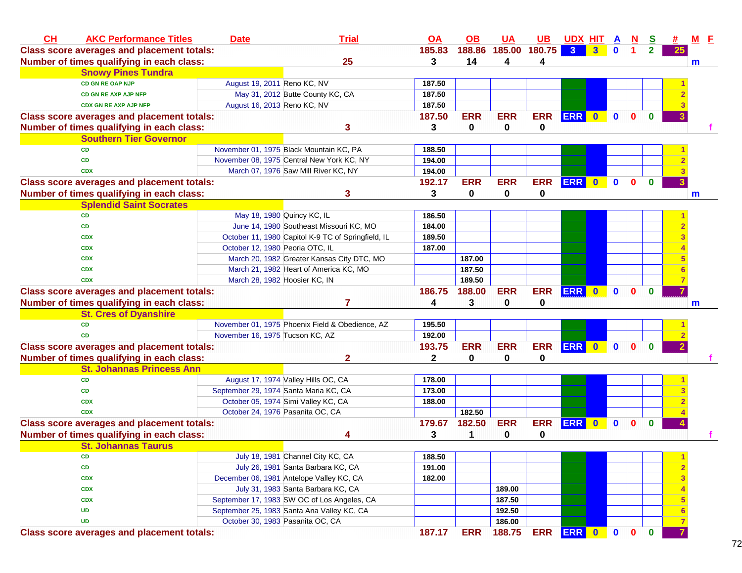| CH | AKC Performance Titles | Date | Trial | OA | OB | UA | UB | UDX | HIT | A | N | S | # | M | F |
|---|---|---|---|---|---|---|---|---|---|---|---|---|---|---|---|
| **Class score averages and placement totals:** | | | | 185.83 | 188.86 | 185.00 | 180.75 | 3 | 3 | 0 | 1 | 2 | 25 | | |
| **Number of times qualifying in each class:** | | | 25 | 3 | 14 | 4 | 4 | | | | | | | m | |
| | **Snowy Pines Tundra** | | | | | | | | | | | | | | |
| | CD GN RE OAP NJP | August 19, 2011 | Reno KC, NV | 187.50 | | | | | | | | | 1 | | |
| | CD GN RE AXP AJP NFP | May 31, 2012 | Butte County KC, CA | 187.50 | | | | | | | | | 2 | | |
| | CDX GN RE AXP AJP NFP | August 16, 2013 | Reno KC, NV | 187.50 | | | | | | | | | 3 | | |
| **Class score averages and placement totals:** | | | | 187.50 | ERR | ERR | ERR | ERR | 0 | 0 | 0 | 0 | 3 | | |
| **Number of times qualifying in each class:** | | | 3 | 3 | 0 | 0 | 0 | | | | | | | | f |
| | **Southern Tier Governor** | | | | | | | | | | | | | | |
| | CD | November 01, 1975 | Black Mountain KC, PA | 188.50 | | | | | | | | | 1 | | |
| | CD | November 08, 1975 | Central New York KC, NY | 194.00 | | | | | | | | | 2 | | |
| | CDX | March 07, 1976 | Saw Mill River KC, NY | 194.00 | | | | | | | | | 3 | | |
| **Class score averages and placement totals:** | | | | 192.17 | ERR | ERR | ERR | ERR | 0 | 0 | 0 | 0 | 3 | | |
| **Number of times qualifying in each class:** | | | 3 | 3 | 0 | 0 | 0 | | | | | | | m | |
| | **Splendid Saint Socrates** | | | | | | | | | | | | | | |
| | CD | May 18, 1980 | Quincy KC, IL | 186.50 | | | | | | | | | 1 | | |
| | CD | June 14, 1980 | Southeast Missouri KC, MO | 184.00 | | | | | | | | | 2 | | |
| | CDX | October 11, 1980 | Capitol K-9 TC of Springfield, IL | 189.50 | | | | | | | | | 3 | | |
| | CDX | October 12, 1980 | Peoria OTC, IL | 187.00 | | | | | | | | | 4 | | |
| | CDX | March 20, 1982 | Greater Kansas City DTC, MO | | 187.00 | | | | | | | | 5 | | |
| | CDX | March 21, 1982 | Heart of America KC, MO | | 187.50 | | | | | | | | 6 | | |
| | CDX | March 28, 1982 | Hoosier KC, IN | | 189.50 | | | | | | | | 7 | | |
| **Class score averages and placement totals:** | | | | 186.75 | 188.00 | ERR | ERR | ERR | 0 | 0 | 0 | 0 | 7 | | |
| **Number of times qualifying in each class:** | | | 7 | 4 | 3 | 0 | 0 | | | | | | | m | |
| | **St. Cres of Dyanshire** | | | | | | | | | | | | | | |
| | CD | November 01, 1975 | Phoenix Field & Obedience, AZ | 195.50 | | | | | | | | | 1 | | |
| | CD | November 16, 1975 | Tucson KC, AZ | 192.00 | | | | | | | | | 2 | | |
| **Class score averages and placement totals:** | | | | 193.75 | ERR | ERR | ERR | ERR | 0 | 0 | 0 | 0 | 2 | | |
| **Number of times qualifying in each class:** | | | 2 | 2 | 0 | 0 | 0 | | | | | | | | f |
| | **St. Johannas Princess Ann** | | | | | | | | | | | | | | |
| | CD | August 17, 1974 | Valley Hills OC, CA | 178.00 | | | | | | | | | 1 | | |
| | CD | September 29, 1974 | Santa Maria KC, CA | 173.00 | | | | | | | | | 3 | | |
| | CDX | October 05, 1974 | Simi Valley KC, CA | 188.00 | | | | | | | | | 2 | | |
| | CDX | October 24, 1976 | Pasanita OC, CA | | 182.50 | | | | | | | | 4 | | |
| **Class score averages and placement totals:** | | | | 179.67 | 182.50 | ERR | ERR | ERR | 0 | 0 | 0 | 0 | 4 | | |
| **Number of times qualifying in each class:** | | | 4 | 3 | 1 | 0 | 0 | | | | | | | | f |
| | **St. Johannas Taurus** | | | | | | | | | | | | | | |
| | CD | July 18, 1981 | Channel City KC, CA | 188.50 | | | | | | | | | 1 | | |
| | CD | July 26, 1981 | Santa Barbara KC, CA | 191.00 | | | | | | | | | 2 | | |
| | CDX | December 06, 1981 | Antelope Valley KC, CA | 182.00 | | | | | | | | | 3 | | |
| | CDX | July 31, 1983 | Santa Barbara KC, CA | | | 189.00 | | | | | | | 4 | | |
| | CDX | September 17, 1983 | SW OC of Los Angeles, CA | | | 187.50 | | | | | | | 5 | | |
| | UD | September 25, 1983 | Santa Ana Valley KC, CA | | | 192.50 | | | | | | | 6 | | |
| | UD | October 30, 1983 | Pasanita OC, CA | | | 186.00 | | | | | | | 7 | | |
| **Class score averages and placement totals:** | | | | 187.17 | ERR | 188.75 | ERR | ERR | 0 | 0 | 0 | 0 | 7 | | |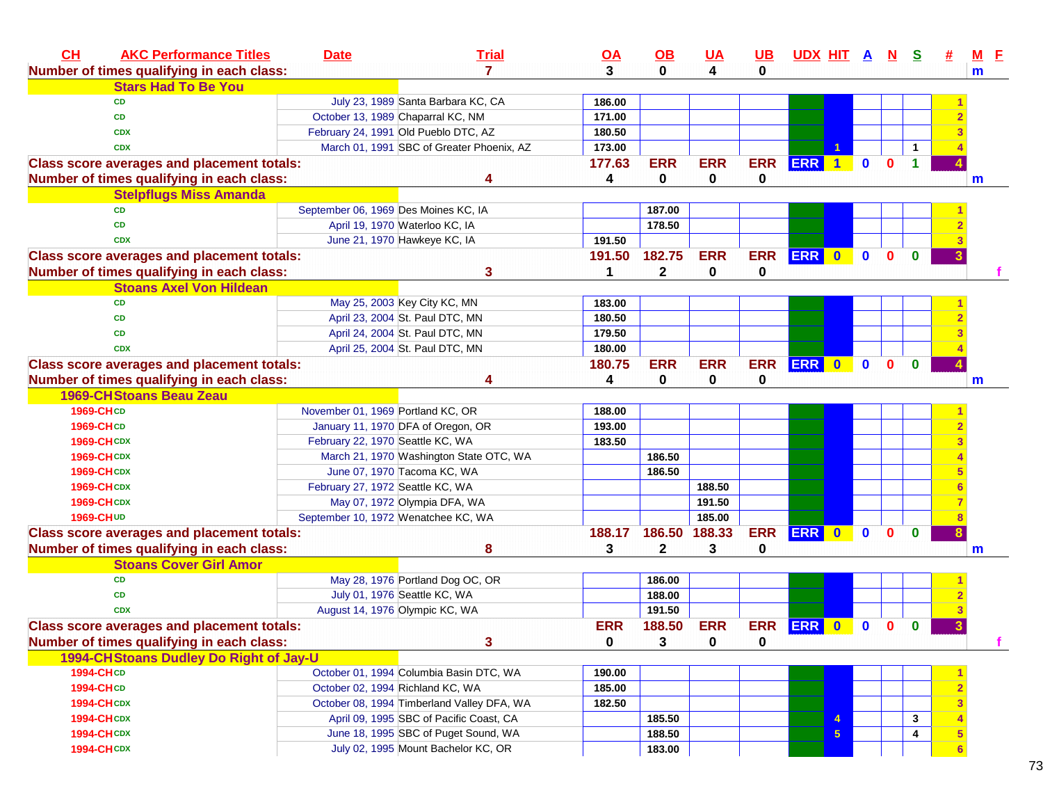| CH | AKC Performance Titles | Date | Trial | OA | OB | UA | UB | UDX | HIT | A | N | S | # | M | F |
|---|---|---|---|---|---|---|---|---|---|---|---|---|---|---|---|
| Number of times qualifying in each class: | | | 7 | 3 | 0 | 4 | 0 | | | | | | | m | |
| | Stars Had To Be You | | | | | | | | | | | | | | |
| | CD | July 23, 1989 | Santa Barbara KC, CA | 186.00 | | | | | | | | | 1 | | |
| | CD | October 13, 1989 | Chaparral KC, NM | 171.00 | | | | | | | | | 2 | | |
| | CDX | February 24, 1991 | Old Pueblo DTC, AZ | 180.50 | | | | | | | | | 3 | | |
| | CDX | March 01, 1991 | SBC of Greater Phoenix, AZ | 173.00 | | | | | 1 | | | 1 | 4 | | |
| Class score averages and placement totals: | | | | 177.63 | ERR | ERR | ERR | ERR | 1 | 0 | 0 | 1 | 4 | | |
| Number of times qualifying in each class: | | | 4 | 4 | 0 | 0 | 0 | | | | | | | m | |
| | Stelpflugs Miss Amanda | | | | | | | | | | | | | | |
| | CD | September 06, 1969 | Des Moines KC, IA | | 187.00 | | | | | | | | 1 | | |
| | CD | April 19, 1970 | Waterloo KC, IA | | 178.50 | | | | | | | | 2 | | |
| | CDX | June 21, 1970 | Hawkeye KC, IA | 191.50 | | | | | | | | | 3 | | |
| Class score averages and placement totals: | | | | 191.50 | 182.75 | ERR | ERR | ERR | 0 | 0 | 0 | 0 | 3 | | |
| Number of times qualifying in each class: | | | 3 | 1 | 2 | 0 | 0 | | | | | | | | f |
| | Stoans Axel Von Hildean | | | | | | | | | | | | | | |
| | CD | May 25, 2003 | Key City KC, MN | 183.00 | | | | | | | | | 1 | | |
| | CD | April 23, 2004 | St. Paul DTC, MN | 180.50 | | | | | | | | | 2 | | |
| | CD | April 24, 2004 | St. Paul DTC, MN | 179.50 | | | | | | | | | 3 | | |
| | CDX | April 25, 2004 | St. Paul DTC, MN | 180.00 | | | | | | | | | 4 | | |
| Class score averages and placement totals: | | | | 180.75 | ERR | ERR | ERR | ERR | 0 | 0 | 0 | 0 | 4 | | |
| Number of times qualifying in each class: | | | 4 | 4 | 0 | 0 | 0 | | | | | | | m | |
| 1969-CH | Stoans Beau Zeau | | | | | | | | | | | | | | |
| 1969-CH | CD | November 01, 1969 | Portland KC, OR | 188.00 | | | | | | | | | 1 | | |
| 1969-CH | CD | January 11, 1970 | DFA of Oregon, OR | 193.00 | | | | | | | | | 2 | | |
| 1969-CH | CDX | February 22, 1970 | Seattle KC, WA | 183.50 | | | | | | | | | 3 | | |
| 1969-CH | CDX | March 21, 1970 | Washington State OTC, WA | | 186.50 | | | | | | | | 4 | | |
| 1969-CH | CDX | June 07, 1970 | Tacoma KC, WA | | 186.50 | | | | | | | | 5 | | |
| 1969-CH | CDX | February 27, 1972 | Seattle KC, WA | | | 188.50 | | | | | | | 6 | | |
| 1969-CH | CDX | May 07, 1972 | Olympia DFA, WA | | | 191.50 | | | | | | | 7 | | |
| 1969-CH | UD | September 10, 1972 | Wenatchee KC, WA | | | 185.00 | | | | | | | 8 | | |
| Class score averages and placement totals: | | | | 188.17 | 186.50 | 188.33 | ERR | ERR | 0 | 0 | 0 | 0 | 8 | | |
| Number of times qualifying in each class: | | | 8 | 3 | 2 | 3 | 0 | | | | | | | m | |
| | Stoans Cover Girl Amor | | | | | | | | | | | | | | |
| | CD | May 28, 1976 | Portland Dog OC, OR | | 186.00 | | | | | | | | 1 | | |
| | CD | July 01, 1976 | Seattle KC, WA | | 188.00 | | | | | | | | 2 | | |
| | CDX | August 14, 1976 | Olympic KC, WA | | 191.50 | | | | | | | | 3 | | |
| Class score averages and placement totals: | | | | ERR | 188.50 | ERR | ERR | ERR | 0 | 0 | 0 | 0 | 3 | | |
| Number of times qualifying in each class: | | | 3 | 0 | 3 | 0 | 0 | | | | | | | | f |
| 1994-CH | Stoans Dudley Do Right of Jay-U | | | | | | | | | | | | | | |
| 1994-CH | CD | October 01, 1994 | Columbia Basin DTC, WA | 190.00 | | | | | | | | | 1 | | |
| 1994-CH | CD | October 02, 1994 | Richland KC, WA | 185.00 | | | | | | | | | 2 | | |
| 1994-CH | CDX | October 08, 1994 | Timberland Valley DFA, WA | 182.50 | | | | | | | | | 3 | | |
| 1994-CH | CDX | April 09, 1995 | SBC of Pacific Coast, CA | | 185.50 | | | | 4 | | | 3 | 4 | | |
| 1994-CH | CDX | June 18, 1995 | SBC of Puget Sound, WA | | 188.50 | | | | 5 | | | 4 | 5 | | |
| 1994-CH | CDX | July 02, 1995 | Mount Bachelor KC, OR | | 183.00 | | | | | | | | 6 | | |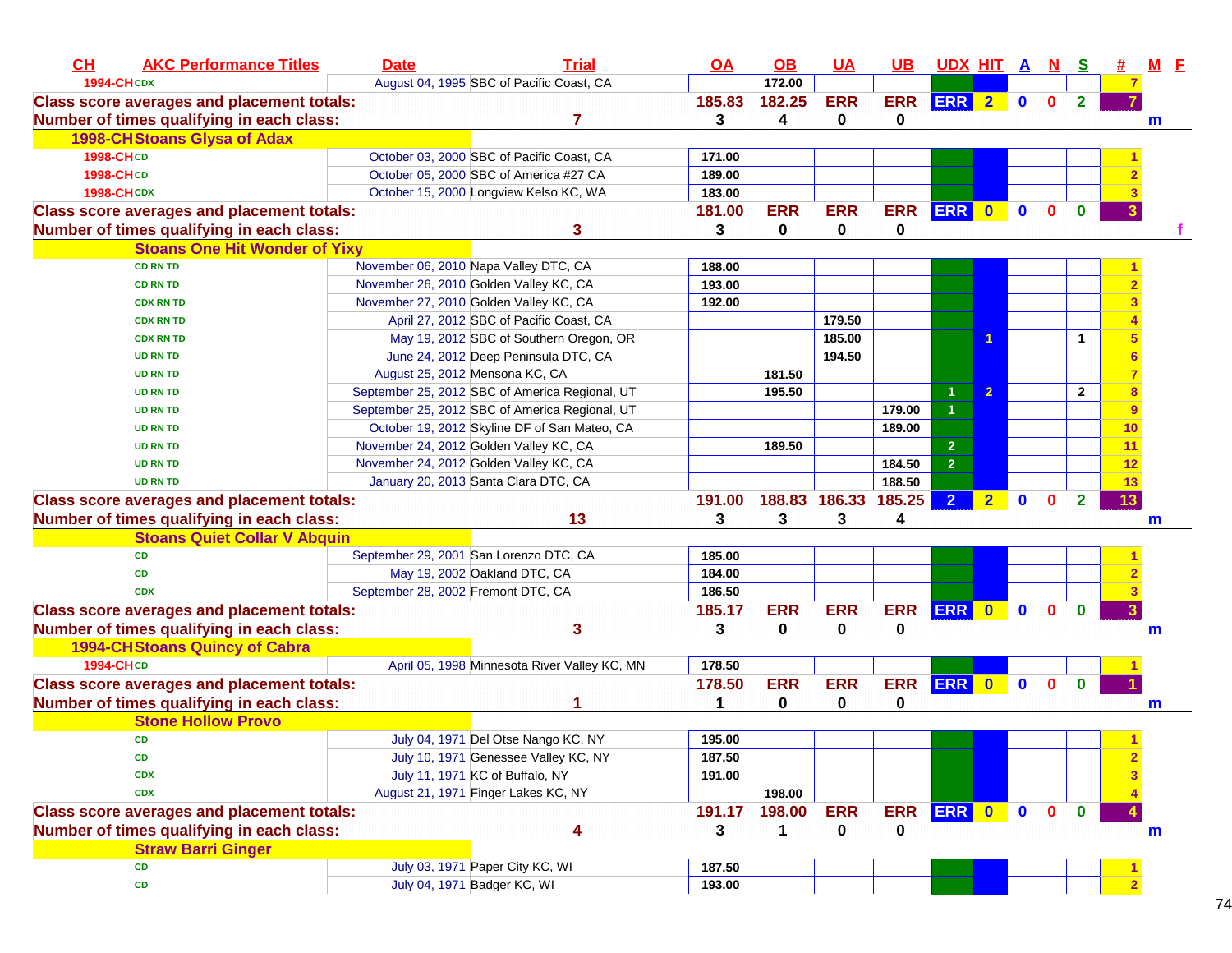| CH | AKC Performance Titles | Date | Trial | OA | OB | UA | UB | UDX | HIT | A | N | S | # | M | F |
|---|---|---|---|---|---|---|---|---|---|---|---|---|---|---|---|
| 1994-CH | CDX | August 04, 1995 | SBC of Pacific Coast, CA | | 172.00 | | | | | | | | 7 | | |
| Class score averages and placement totals: | | | | 185.83 | 182.25 | ERR | ERR | ERR | 2 | 0 | 0 | 2 | 7 | | |
| Number of times qualifying in each class: | | | 7 | 3 | 4 | 0 | 0 | | | | | | | m | |
| 1998-CH | Stoans Glysa of Adax | | | | | | | | | | | | | | |
| 1998-CH | CD | October 03, 2000 | SBC of Pacific Coast, CA | 171.00 | | | | | | | | | 1 | | |
| 1998-CH | CD | October 05, 2000 | SBC of America #27 CA | 189.00 | | | | | | | | | 2 | | |
| 1998-CH | CDX | October 15, 2000 | Longview Kelso KC, WA | 183.00 | | | | | | | | | 3 | | |
| Class score averages and placement totals: | | | | 181.00 | ERR | ERR | ERR | ERR | 0 | 0 | 0 | 0 | 3 | | |
| Number of times qualifying in each class: | | | 3 | 3 | 0 | 0 | 0 | | | | | | | | f |
| | Stoans One Hit Wonder of Yixy | | | | | | | | | | | | | | |
| | CD RN TD | November 06, 2010 | Napa Valley DTC, CA | 188.00 | | | | | | | | | 1 | | |
| | CD RN TD | November 26, 2010 | Golden Valley KC, CA | 193.00 | | | | | | | | | 2 | | |
| | CDX RN TD | November 27, 2010 | Golden Valley KC, CA | 192.00 | | | | | | | | | 3 | | |
| | CDX RN TD | April 27, 2012 | SBC of Pacific Coast, CA | | | 179.50 | | | | | | | 4 | | |
| | CDX RN TD | May 19, 2012 | SBC of Southern Oregon, OR | | | 185.00 | | | 1 | | | 1 | 5 | | |
| | UD RN TD | June 24, 2012 | Deep Peninsula DTC, CA | | | 194.50 | | | | | | | 6 | | |
| | UD RN TD | August 25, 2012 | Mensona KC, CA | | 181.50 | | | | | | | | 7 | | |
| | UD RN TD | September 25, 2012 | SBC of America Regional, UT | | 195.50 | | | 1 | 2 | | | 2 | 8 | | |
| | UD RN TD | September 25, 2012 | SBC of America Regional, UT | | | | 179.00 | 1 | | | | | 9 | | |
| | UD RN TD | October 19, 2012 | Skyline DF of San Mateo, CA | | | | 189.00 | | | | | | 10 | | |
| | UD RN TD | November 24, 2012 | Golden Valley KC, CA | | 189.50 | | | 2 | | | | | 11 | | |
| | UD RN TD | November 24, 2012 | Golden Valley KC, CA | | | | 184.50 | 2 | | | | | 12 | | |
| | UD RN TD | January 20, 2013 | Santa Clara DTC, CA | | | | 188.50 | | | | | | 13 | | |
| Class score averages and placement totals: | | | | 191.00 | 188.83 | 186.33 | 185.25 | 2 | 2 | 0 | 0 | 2 | 13 | | |
| Number of times qualifying in each class: | | | 13 | 3 | 3 | 3 | 4 | | | | | | | m | |
| | Stoans Quiet Collar V Abquin | | | | | | | | | | | | | | |
| | CD | September 29, 2001 | San Lorenzo DTC, CA | 185.00 | | | | | | | | | 1 | | |
| | CD | May 19, 2002 | Oakland DTC, CA | 184.00 | | | | | | | | | 2 | | |
| | CDX | September 28, 2002 | Fremont DTC, CA | 186.50 | | | | | | | | | 3 | | |
| Class score averages and placement totals: | | | | 185.17 | ERR | ERR | ERR | ERR | 0 | 0 | 0 | 0 | 3 | | |
| Number of times qualifying in each class: | | | 3 | 3 | 0 | 0 | 0 | | | | | | | m | |
| 1994-CH | Stoans Quincy of Cabra | | | | | | | | | | | | | | |
| 1994-CH | CD | April 05, 1998 | Minnesota River Valley KC, MN | 178.50 | | | | | | | | | 1 | | |
| Class score averages and placement totals: | | | | 178.50 | ERR | ERR | ERR | ERR | 0 | 0 | 0 | 0 | 1 | | |
| Number of times qualifying in each class: | | | 1 | 1 | 0 | 0 | 0 | | | | | | | m | |
| | Stone Hollow Provo | | | | | | | | | | | | | | |
| | CD | July 04, 1971 | Del Otse Nango KC, NY | 195.00 | | | | | | | | | 1 | | |
| | CD | July 10, 1971 | Genessee Valley KC, NY | 187.50 | | | | | | | | | 2 | | |
| | CDX | July 11, 1971 | KC of Buffalo, NY | 191.00 | | | | | | | | | 3 | | |
| | CDX | August 21, 1971 | Finger Lakes KC, NY | | 198.00 | | | | | | | | 4 | | |
| Class score averages and placement totals: | | | | 191.17 | 198.00 | ERR | ERR | ERR | 0 | 0 | 0 | 0 | 4 | | |
| Number of times qualifying in each class: | | | 4 | 3 | 1 | 0 | 0 | | | | | | | m | |
| | Straw Barri Ginger | | | | | | | | | | | | | | |
| | CD | July 03, 1971 | Paper City KC, WI | 187.50 | | | | | | | | | 1 | | |
| | CD | July 04, 1971 | Badger KC, WI | 193.00 | | | | | | | | | 2 | | |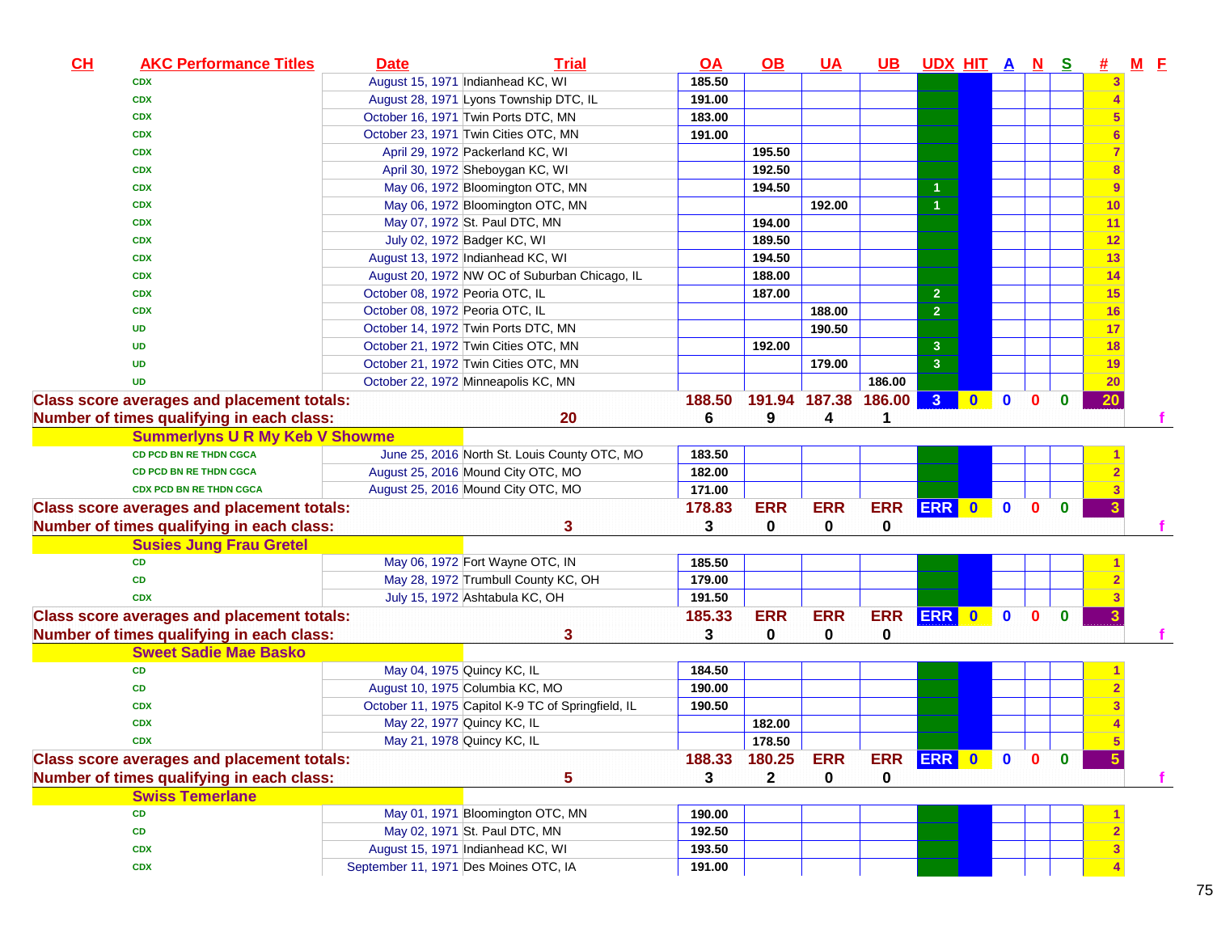| CH | AKC Performance Titles | Date | Trial | OA | OB | UA | UB | UDX | HIT | A | N | S | # | M | F |
|---|---|---|---|---|---|---|---|---|---|---|---|---|---|---|---|
| | CDX | August 15, 1971 | Indianhead KC, WI | 185.50 | | | | | | | | | 3 | | |
| | CDX | August 28, 1971 | Lyons Township DTC, IL | 191.00 | | | | | | | | | 4 | | |
| | CDX | October 16, 1971 | Twin Ports DTC, MN | 183.00 | | | | | | | | | 5 | | |
| | CDX | October 23, 1971 | Twin Cities OTC, MN | 191.00 | | | | | | | | | 6 | | |
| | CDX | April 29, 1972 | Packerland KC, WI | | 195.50 | | | | | | | | 7 | | |
| | CDX | April 30, 1972 | Sheboygan KC, WI | | 192.50 | | | | | | | | 8 | | |
| | CDX | May 06, 1972 | Bloomington OTC, MN | | 194.50 | | | 1 | | | | | 9 | | |
| | CDX | May 06, 1972 | Bloomington OTC, MN | | | 192.00 | | 1 | | | | | 10 | | |
| | CDX | May 07, 1972 | St. Paul DTC, MN | | 194.00 | | | | | | | | 11 | | |
| | CDX | July 02, 1972 | Badger KC, WI | | 189.50 | | | | | | | | 12 | | |
| | CDX | August 13, 1972 | Indianhead KC, WI | | 194.50 | | | | | | | | 13 | | |
| | CDX | August 20, 1972 | NW OC of Suburban Chicago, IL | | 188.00 | | | | | | | | 14 | | |
| | CDX | October 08, 1972 | Peoria OTC, IL | | 187.00 | | | 2 | | | | | 15 | | |
| | CDX | October 08, 1972 | Peoria OTC, IL | | | 188.00 | | 2 | | | | | 16 | | |
| | UD | October 14, 1972 | Twin Ports DTC, MN | | | 190.50 | | | | | | | 17 | | |
| | UD | October 21, 1972 | Twin Cities OTC, MN | | 192.00 | | | 3 | | | | | 18 | | |
| | UD | October 21, 1972 | Twin Cities OTC, MN | | | 179.00 | | 3 | | | | | 19 | | |
| | UD | October 22, 1972 | Minneapolis KC, MN | | | | 186.00 | | | | | | 20 | | |
| Class score averages and placement totals: | | | | 188.50 | 191.94 | 187.38 | 186.00 | 3 | 0 | 0 | 0 | 0 | 20 | | |
| Number of times qualifying in each class: | | | 20 | 6 | 9 | 4 | 1 | | | | | | | | f |
| | **Summerlyns U R My Keb V Showme** | | | | | | | | | | | | | | |
| | CD PCD BN RE THDN CGCA | June 25, 2016 | North St. Louis County OTC, MO | 183.50 | | | | | | | | | 1 | | |
| | CD PCD BN RE THDN CGCA | August 25, 2016 | Mound City OTC, MO | 182.00 | | | | | | | | | 2 | | |
| | CDX PCD BN RE THDN CGCA | August 25, 2016 | Mound City OTC, MO | 171.00 | | | | | | | | | 3 | | |
| Class score averages and placement totals: | | | | 178.83 | ERR | ERR | ERR | ERR | 0 | 0 | 0 | 0 | 3 | | |
| Number of times qualifying in each class: | | | 3 | 3 | 0 | 0 | 0 | | | | | | | | f |
| | **Susies Jung Frau Gretel** | | | | | | | | | | | | | | |
| | CD | May 06, 1972 | Fort Wayne OTC, IN | 185.50 | | | | | | | | | 1 | | |
| | CD | May 28, 1972 | Trumbull County KC, OH | 179.00 | | | | | | | | | 2 | | |
| | CDX | July 15, 1972 | Ashtabula KC, OH | 191.50 | | | | | | | | | 3 | | |
| Class score averages and placement totals: | | | | 185.33 | ERR | ERR | ERR | ERR | 0 | 0 | 0 | 0 | 3 | | |
| Number of times qualifying in each class: | | | 3 | 3 | 0 | 0 | 0 | | | | | | | | f |
| | **Sweet Sadie Mae Basko** | | | | | | | | | | | | | | |
| | CD | May 04, 1975 | Quincy KC, IL | 184.50 | | | | | | | | | 1 | | |
| | CD | August 10, 1975 | Columbia KC, MO | 190.00 | | | | | | | | | 2 | | |
| | CDX | October 11, 1975 | Capitol K-9 TC of Springfield, IL | 190.50 | | | | | | | | | 3 | | |
| | CDX | May 22, 1977 | Quincy KC, IL | | 182.00 | | | | | | | | 4 | | |
| | CDX | May 21, 1978 | Quincy KC, IL | | 178.50 | | | | | | | | 5 | | |
| Class score averages and placement totals: | | | | 188.33 | 180.25 | ERR | ERR | ERR | 0 | 0 | 0 | 0 | 5 | | |
| Number of times qualifying in each class: | | | 5 | 3 | 2 | 0 | 0 | | | | | | | | f |
| | **Swiss Temerlane** | | | | | | | | | | | | | | |
| | CD | May 01, 1971 | Bloomington OTC, MN | 190.00 | | | | | | | | | 1 | | |
| | CD | May 02, 1971 | St. Paul DTC, MN | 192.50 | | | | | | | | | 2 | | |
| | CDX | August 15, 1971 | Indianhead KC, WI | 193.50 | | | | | | | | | 3 | | |
| | CDX | September 11, 1971 | Des Moines OTC, IA | 191.00 | | | | | | | | | 4 | | |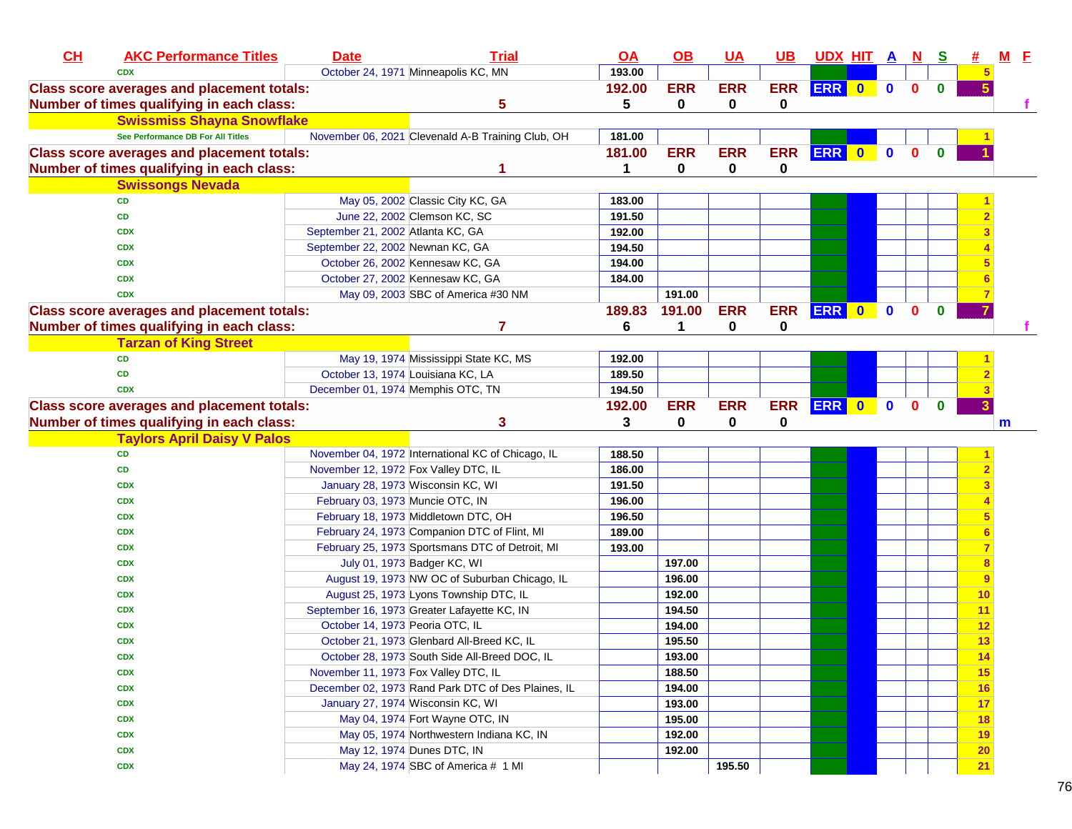| CH | AKC Performance Titles | Date | Trial | OA | OB | UA | UB | UDX | HIT | A | N | S | # | M | F |
|---|---|---|---|---|---|---|---|---|---|---|---|---|---|---|---|
| | CDX | October 24, 1971 | Minneapolis KC, MN | 193.00 | | | | | | | | | 5 | | |
| Class score averages and placement totals: | | | | 192.00 | ERR | ERR | ERR | ERR | 0 | 0 | 0 | 0 | 5 | | |
| Number of times qualifying in each class: | | | 5 | 5 | 0 | 0 | 0 | | | | | | | | f |
| | Swissmiss Shayna Snowflake | | | | | | | | | | | | | | |
| | See Performance DB For All Titles | November 06, 2021 | Clevenald A-B Training Club, OH | 181.00 | | | | | | | | | 1 | | |
| Class score averages and placement totals: | | | | 181.00 | ERR | ERR | ERR | ERR | 0 | 0 | 0 | 0 | 1 | | |
| Number of times qualifying in each class: | | | 1 | 1 | 0 | 0 | 0 | | | | | | | | |
| | Swissongs Nevada | | | | | | | | | | | | | | |
| | CD | May 05, 2002 | Classic City KC, GA | 183.00 | | | | | | | | | 1 | | |
| | CD | June 22, 2002 | Clemson KC, SC | 191.50 | | | | | | | | | 2 | | |
| | CDX | September 21, 2002 | Atlanta KC, GA | 192.00 | | | | | | | | | 3 | | |
| | CDX | September 22, 2002 | Newnan KC, GA | 194.50 | | | | | | | | | 4 | | |
| | CDX | October 26, 2002 | Kennesaw KC, GA | 194.00 | | | | | | | | | 5 | | |
| | CDX | October 27, 2002 | Kennesaw KC, GA | 184.00 | | | | | | | | | 6 | | |
| | CDX | May 09, 2003 | SBC of America #30 NM | | 191.00 | | | | | | | | 7 | | |
| Class score averages and placement totals: | | | | 189.83 | 191.00 | ERR | ERR | ERR | 0 | 0 | 0 | 0 | 7 | | |
| Number of times qualifying in each class: | | | 7 | 6 | 1 | 0 | 0 | | | | | | | | f |
| | Tarzan of King Street | | | | | | | | | | | | | | |
| | CD | May 19, 1974 | Mississippi State KC, MS | 192.00 | | | | | | | | | 1 | | |
| | CD | October 13, 1974 | Louisiana KC, LA | 189.50 | | | | | | | | | 2 | | |
| | CDX | December 01, 1974 | Memphis OTC, TN | 194.50 | | | | | | | | | 3 | | |
| Class score averages and placement totals: | | | | 192.00 | ERR | ERR | ERR | ERR | 0 | 0 | 0 | 0 | 3 | | |
| Number of times qualifying in each class: | | | 3 | 3 | 0 | 0 | 0 | | | | | | | m | |
| | Taylors April Daisy V Palos | | | | | | | | | | | | | | |
| | CD | November 04, 1972 | International KC of Chicago, IL | 188.50 | | | | | | | | | 1 | | |
| | CD | November 12, 1972 | Fox Valley DTC, IL | 186.00 | | | | | | | | | 2 | | |
| | CDX | January 28, 1973 | Wisconsin KC, WI | 191.50 | | | | | | | | | 3 | | |
| | CDX | February 03, 1973 | Muncie OTC, IN | 196.00 | | | | | | | | | 4 | | |
| | CDX | February 18, 1973 | Middletown DTC, OH | 196.50 | | | | | | | | | 5 | | |
| | CDX | February 24, 1973 | Companion DTC of Flint, MI | 189.00 | | | | | | | | | 6 | | |
| | CDX | February 25, 1973 | Sportsmans DTC of Detroit, MI | 193.00 | | | | | | | | | 7 | | |
| | CDX | July 01, 1973 | Badger KC, WI | | 197.00 | | | | | | | | 8 | | |
| | CDX | August 19, 1973 | NW OC of Suburban Chicago, IL | | 196.00 | | | | | | | | 9 | | |
| | CDX | August 25, 1973 | Lyons Township DTC, IL | | 192.00 | | | | | | | | 10 | | |
| | CDX | September 16, 1973 | Greater Lafayette KC, IN | | 194.50 | | | | | | | | 11 | | |
| | CDX | October 14, 1973 | Peoria OTC, IL | | 194.00 | | | | | | | | 12 | | |
| | CDX | October 21, 1973 | Glenbard All-Breed KC, IL | | 195.50 | | | | | | | | 13 | | |
| | CDX | October 28, 1973 | South Side All-Breed DOC, IL | | 193.00 | | | | | | | | 14 | | |
| | CDX | November 11, 1973 | Fox Valley DTC, IL | | 188.50 | | | | | | | | 15 | | |
| | CDX | December 02, 1973 | Rand Park DTC of Des Plaines, IL | | 194.00 | | | | | | | | 16 | | |
| | CDX | January 27, 1974 | Wisconsin KC, WI | | 193.00 | | | | | | | | 17 | | |
| | CDX | May 04, 1974 | Fort Wayne OTC, IN | | 195.00 | | | | | | | | 18 | | |
| | CDX | May 05, 1974 | Northwestern Indiana KC, IN | | 192.00 | | | | | | | | 19 | | |
| | CDX | May 12, 1974 | Dunes DTC, IN | | 192.00 | | | | | | | | 20 | | |
| | CDX | May 24, 1974 | SBC of America # 1 MI | | | 195.50 | | | | | | | 21 | | |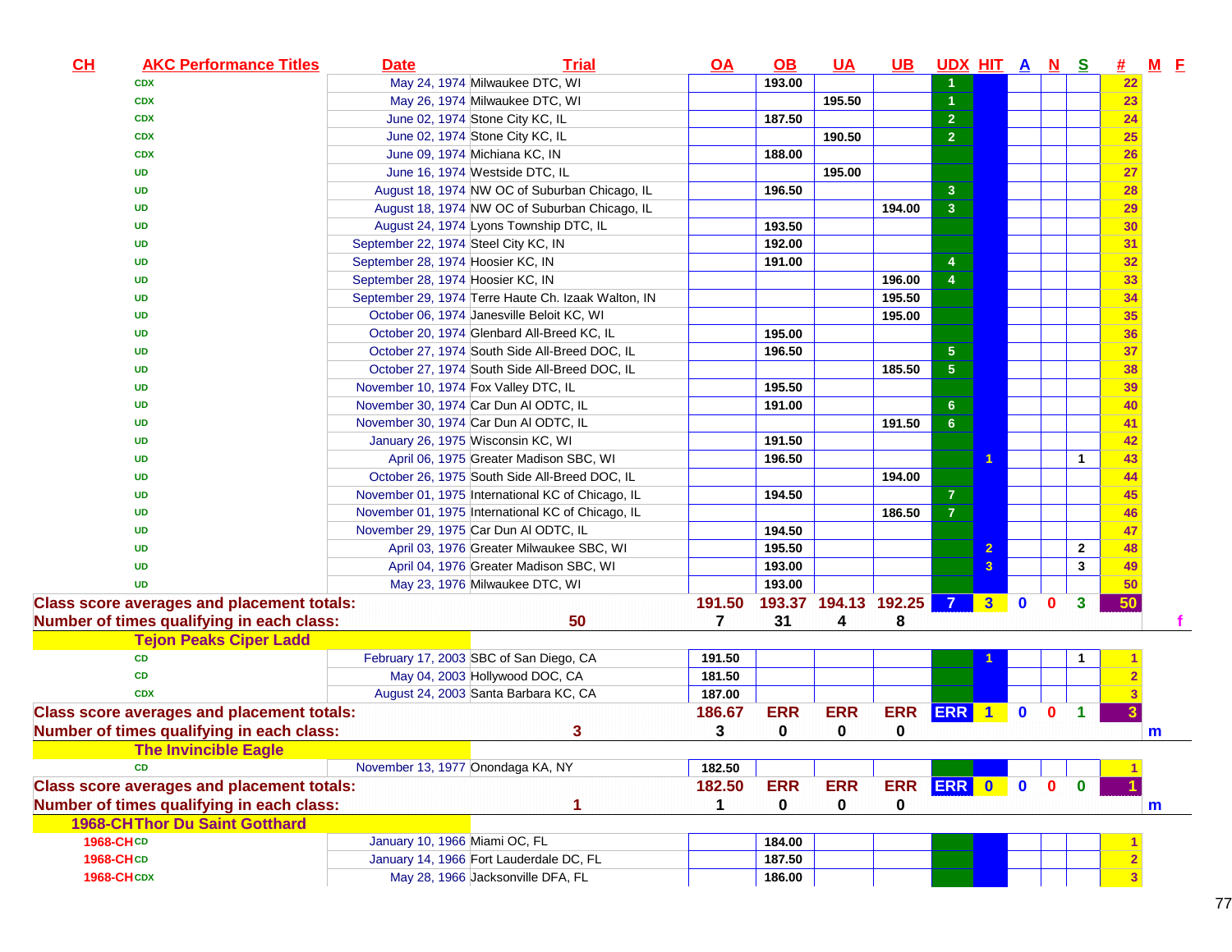| CH | AKC Performance Titles | Date | Trial | OA | OB | UA | UB | UDX | HIT | A | N | S | # | M | F |
|---|---|---|---|---|---|---|---|---|---|---|---|---|---|---|---|
| | CDX | May 24, 1974 | Milwaukee DTC, WI | | 193.00 | | | 1 | | | | | 22 | | |
| | CDX | May 26, 1974 | Milwaukee DTC, WI | | | 195.50 | | 1 | | | | | 23 | | |
| | CDX | June 02, 1974 | Stone City KC, IL | | 187.50 | | | 2 | | | | | 24 | | |
| | CDX | June 02, 1974 | Stone City KC, IL | | | 190.50 | | 2 | | | | | 25 | | |
| | CDX | June 09, 1974 | Michiana KC, IN | | 188.00 | | | | | | | | 26 | | |
| | UD | June 16, 1974 | Westside DTC, IL | | | 195.00 | | | | | | | 27 | | |
| | UD | August 18, 1974 | NW OC of Suburban Chicago, IL | | 196.50 | | | 3 | | | | | 28 | | |
| | UD | August 18, 1974 | NW OC of Suburban Chicago, IL | | | | 194.00 | 3 | | | | | 29 | | |
| | UD | August 24, 1974 | Lyons Township DTC, IL | | 193.50 | | | | | | | | 30 | | |
| | UD | September 22, 1974 | Steel City KC, IN | | 192.00 | | | | | | | | 31 | | |
| | UD | September 28, 1974 | Hoosier KC, IN | | 191.00 | | | 4 | | | | | 32 | | |
| | UD | September 28, 1974 | Hoosier KC, IN | | | | 196.00 | 4 | | | | | 33 | | |
| | UD | September 29, 1974 | Terre Haute Ch. Izaak Walton, IN | | | | 195.50 | | | | | | 34 | | |
| | UD | October 06, 1974 | Janesville Beloit KC, WI | | | | 195.00 | | | | | | 35 | | |
| | UD | October 20, 1974 | Glenbard All-Breed KC, IL | | 195.00 | | | | | | | | 36 | | |
| | UD | October 27, 1974 | South Side All-Breed DOC, IL | | 196.50 | | | 5 | | | | | 37 | | |
| | UD | October 27, 1974 | South Side All-Breed DOC, IL | | | | 185.50 | 5 | | | | | 38 | | |
| | UD | November 10, 1974 | Fox Valley DTC, IL | | 195.50 | | | | | | | | 39 | | |
| | UD | November 30, 1974 | Car Dun Al ODTC, IL | | 191.00 | | | 6 | | | | | 40 | | |
| | UD | November 30, 1974 | Car Dun Al ODTC, IL | | | | 191.50 | 6 | | | | | 41 | | |
| | UD | January 26, 1975 | Wisconsin KC, WI | | 191.50 | | | | | | | | 42 | | |
| | UD | April 06, 1975 | Greater Madison SBC, WI | | 196.50 | | | | 1 | | | 1 | 43 | | |
| | UD | October 26, 1975 | South Side All-Breed DOC, IL | | | | 194.00 | | | | | | 44 | | |
| | UD | November 01, 1975 | International KC of Chicago, IL | | 194.50 | | | 7 | | | | | 45 | | |
| | UD | November 01, 1975 | International KC of Chicago, IL | | | | 186.50 | 7 | | | | | 46 | | |
| | UD | November 29, 1975 | Car Dun Al ODTC, IL | | 194.50 | | | | | | | | 47 | | |
| | UD | April 03, 1976 | Greater Milwaukee SBC, WI | | 195.50 | | | | 2 | | | 2 | 48 | | |
| | UD | April 04, 1976 | Greater Madison SBC, WI | | 193.00 | | | | 3 | | | 3 | 49 | | |
| | UD | May 23, 1976 | Milwaukee DTC, WI | | 193.00 | | | | | | | | 50 | | |
| **Class score averages and placement totals:** | | | | 191.50 | 193.37 | 194.13 | 192.25 | 7 | 3 | 0 | 0 | 3 | 50 | | |
| **Number of times qualifying in each class:** | | | 50 | 7 | 31 | 4 | 8 | | | | | | | | f |
| **Tejon Peaks Ciper Ladd** | | | | | | | | | | | | | | | |
| | CD | February 17, 2003 | SBC of San Diego, CA | 191.50 | | | | | 1 | | | 1 | 1 | | |
| | CD | May 04, 2003 | Hollywood DOC, CA | 181.50 | | | | | | | | | 2 | | |
| | CDX | August 24, 2003 | Santa Barbara KC, CA | 187.00 | | | | | | | | | 3 | | |
| **Class score averages and placement totals:** | | | | 186.67 | ERR | ERR | ERR | ERR | 1 | 0 | 0 | 1 | 3 | | |
| **Number of times qualifying in each class:** | | | 3 | 3 | 0 | 0 | 0 | | | | | | | m | |
| **The Invincible Eagle** | | | | | | | | | | | | | | | |
| | CD | November 13, 1977 | Onondaga KA, NY | 182.50 | | | | | | | | | 1 | | |
| **Class score averages and placement totals:** | | | | 182.50 | ERR | ERR | ERR | ERR | 0 | 0 | 0 | 0 | 1 | | |
| **Number of times qualifying in each class:** | | | 1 | 1 | 0 | 0 | 0 | | | | | | | m | |
| **1968-CH Thor Du Saint Gotthard** | | | | | | | | | | | | | | | |
| 1968-CH | CD | January 10, 1966 | Miami OC, FL | | 184.00 | | | | | | | | 1 | | |
| 1968-CH | CD | January 14, 1966 | Fort Lauderdale DC, FL | | 187.50 | | | | | | | | 2 | | |
| 1968-CH | CDX | May 28, 1966 | Jacksonville DFA, FL | | 186.00 | | | | | | | | 3 | | |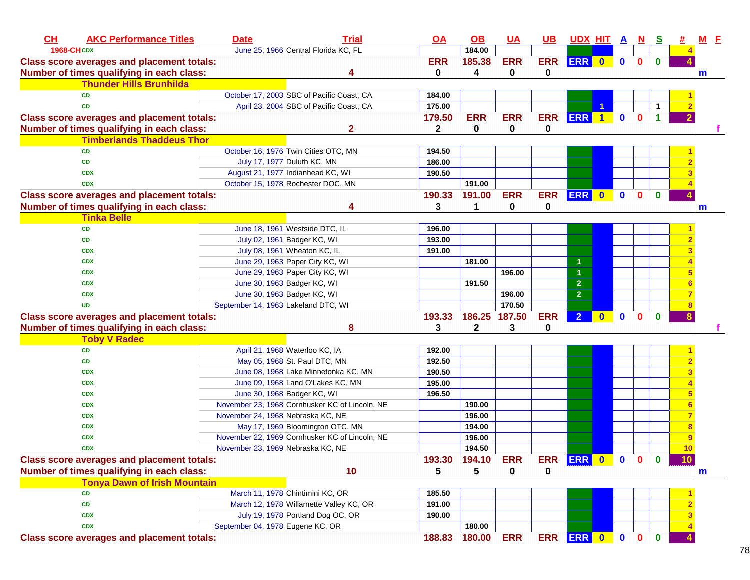| CH | AKC Performance Titles | Date | Trial | OA | OB | UA | UB | UDX | HIT | A | N | S | # | M | F |
|---|---|---|---|---|---|---|---|---|---|---|---|---|---|---|---|
| 1968-CH | CDX | June 25, 1966 | Central Florida KC, FL | | 184.00 | | | | | | | | 4 | | |
| Class score averages and placement totals: | | | | ERR | 185.38 | ERR | ERR | ERR | 0 | 0 | 0 | 0 | 4 | | |
| Number of times qualifying in each class: | | | 4 | 0 | 4 | 0 | 0 | | | | | | | m | |
| Thunder Hills Brunhilda | | | | | | | | | | | | | | | |
| | CD | October 17, 2003 | SBC of Pacific Coast, CA | 184.00 | | | | | | | | | 1 | | |
| | CD | April 23, 2004 | SBC of Pacific Coast, CA | 175.00 | | | | | 1 | | | 1 | 2 | | |
| Class score averages and placement totals: | | | | 179.50 | ERR | ERR | ERR | ERR | 1 | 0 | 0 | 1 | 2 | | |
| Number of times qualifying in each class: | | | 2 | 2 | 0 | 0 | 0 | | | | | | | | f |
| Timberlands Thaddeus Thor | | | | | | | | | | | | | | | |
| | CD | October 16, 1976 | Twin Cities OTC, MN | 194.50 | | | | | | | | | 1 | | |
| | CD | July 17, 1977 | Duluth KC, MN | 186.00 | | | | | | | | | 2 | | |
| | CDX | August 21, 1977 | Indianhead KC, WI | 190.50 | | | | | | | | | 3 | | |
| | CDX | October 15, 1978 | Rochester DOC, MN | | 191.00 | | | | | | | | 4 | | |
| Class score averages and placement totals: | | | | 190.33 | 191.00 | ERR | ERR | ERR | 0 | 0 | 0 | 0 | 4 | | |
| Number of times qualifying in each class: | | | 4 | 3 | 1 | 0 | 0 | | | | | | | m | |
| Tinka Belle | | | | | | | | | | | | | | | |
| | CD | June 18, 1961 | Westside DTC, IL | 196.00 | | | | | | | | | 1 | | |
| | CD | July 02, 1961 | Badger KC, WI | 193.00 | | | | | | | | | 2 | | |
| | CDX | July 08, 1961 | Wheaton KC, IL | 191.00 | | | | | | | | | 3 | | |
| | CDX | June 29, 1963 | Paper City KC, WI | | 181.00 | | | 1 | | | | | 4 | | |
| | CDX | June 29, 1963 | Paper City KC, WI | | | 196.00 | | 1 | | | | | 5 | | |
| | CDX | June 30, 1963 | Badger KC, WI | | 191.50 | | | 2 | | | | | 6 | | |
| | CDX | June 30, 1963 | Badger KC, WI | | | 196.00 | | 2 | | | | | 7 | | |
| | UD | September 14, 1963 | Lakeland DTC, WI | | | 170.50 | | | | | | | 8 | | |
| Class score averages and placement totals: | | | | 193.33 | 186.25 | 187.50 | ERR | 2 | 0 | 0 | 0 | 0 | 8 | | |
| Number of times qualifying in each class: | | | 8 | 3 | 2 | 3 | 0 | | | | | | | | f |
| Toby V Radec | | | | | | | | | | | | | | | |
| | CD | April 21, 1968 | Waterloo KC, IA | 192.00 | | | | | | | | | 1 | | |
| | CD | May 05, 1968 | St. Paul DTC, MN | 192.50 | | | | | | | | | 2 | | |
| | CDX | June 08, 1968 | Lake Minnetonka KC, MN | 190.50 | | | | | | | | | 3 | | |
| | CDX | June 09, 1968 | Land O'Lakes KC, MN | 195.00 | | | | | | | | | 4 | | |
| | CDX | June 30, 1968 | Badger KC, WI | 196.50 | | | | | | | | | 5 | | |
| | CDX | November 23, 1968 | Cornhusker KC of Lincoln, NE | | 190.00 | | | | | | | | 6 | | |
| | CDX | November 24, 1968 | Nebraska KC, NE | | 196.00 | | | | | | | | 7 | | |
| | CDX | May 17, 1969 | Bloomington OTC, MN | | 194.00 | | | | | | | | 8 | | |
| | CDX | November 22, 1969 | Cornhusker KC of Lincoln, NE | | 196.00 | | | | | | | | 9 | | |
| | CDX | November 23, 1969 | Nebraska KC, NE | | 194.50 | | | | | | | | 10 | | |
| Class score averages and placement totals: | | | | 193.30 | 194.10 | ERR | ERR | ERR | 0 | 0 | 0 | 0 | 10 | | |
| Number of times qualifying in each class: | | | 10 | 5 | 5 | 0 | 0 | | | | | | | m | |
| Tonya Dawn of Irish Mountain | | | | | | | | | | | | | | | |
| | CD | March 11, 1978 | Chintimini KC, OR | 185.50 | | | | | | | | | 1 | | |
| | CD | March 12, 1978 | Willamette Valley KC, OR | 191.00 | | | | | | | | | 2 | | |
| | CDX | July 19, 1978 | Portland Dog OC, OR | 190.00 | | | | | | | | | 3 | | |
| | CDX | September 04, 1978 | Eugene KC, OR | | 180.00 | | | | | | | | 4 | | |
| Class score averages and placement totals: | | | | 188.83 | 180.00 | ERR | ERR | ERR | 0 | 0 | 0 | 0 | 4 | | |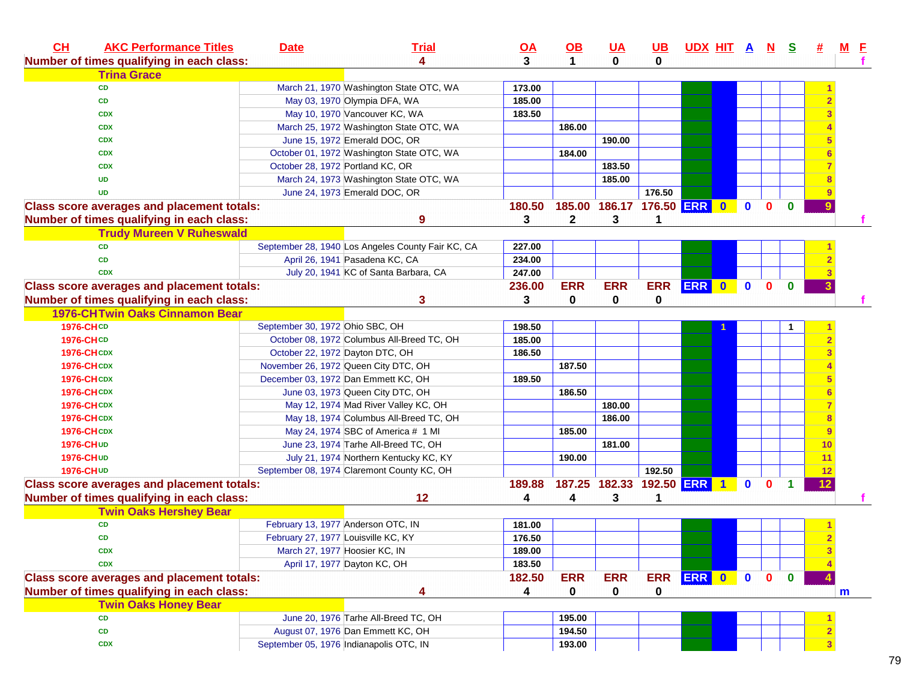| CH | AKC Performance Titles | Date | Trial | OA | OB | UA | UB | UDX | HIT | A | N | S | # | M | F |
|---|---|---|---|---|---|---|---|---|---|---|---|---|---|---|---|
| Number of times qualifying in each class: | | | 4 | 3 | 1 | 0 | 0 | | | | | | | | f |
| | **Trina Grace** | | | | | | | | | | | | | | |
| | CD | March 21, 1970 | Washington State OTC, WA | 173.00 | | | | | | | | | 1 | | |
| | CD | May 03, 1970 | Olympia DFA, WA | 185.00 | | | | | | | | | 2 | | |
| | CDX | May 10, 1970 | Vancouver KC, WA | 183.50 | | | | | | | | | 3 | | |
| | CDX | March 25, 1972 | Washington State OTC, WA | | 186.00 | | | | | | | | 4 | | |
| | CDX | June 15, 1972 | Emerald DOC, OR | | | 190.00 | | | | | | | 5 | | |
| | CDX | October 01, 1972 | Washington State OTC, WA | | 184.00 | | | | | | | | 6 | | |
| | CDX | October 28, 1972 | Portland KC, OR | | | 183.50 | | | | | | | 7 | | |
| | UD | March 24, 1973 | Washington State OTC, WA | | | 185.00 | | | | | | | 8 | | |
| | UD | June 24, 1973 | Emerald DOC, OR | | | | 176.50 | | | | | | 9 | | |
| Class score averages and placement totals: | | | | 180.50 | 185.00 | 186.17 | 176.50 | ERR | 0 | 0 | 0 | 0 | 9 | | |
| Number of times qualifying in each class: | | | 9 | 3 | 2 | 3 | 1 | | | | | | | | f |
| | **Trudy Mureen V Ruheswald** | | | | | | | | | | | | | | |
| | CD | September 28, 1940 | Los Angeles County Fair KC, CA | 227.00 | | | | | | | | | 1 | | |
| | CD | April 26, 1941 | Pasadena KC, CA | 234.00 | | | | | | | | | 2 | | |
| | CDX | July 20, 1941 | KC of Santa Barbara, CA | 247.00 | | | | | | | | | 3 | | |
| Class score averages and placement totals: | | | | 236.00 | ERR | ERR | ERR | ERR | 0 | 0 | 0 | 0 | 3 | | |
| Number of times qualifying in each class: | | | 3 | 3 | 0 | 0 | 0 | | | | | | | | f |
| | **1976-CH Twin Oaks Cinnamon Bear** | | | | | | | | | | | | | | |
| 1976-CH | CD | September 30, 1972 | Ohio SBC, OH | 198.50 | | | | | 1 | | | 1 | 1 | | |
| 1976-CH | CD | October 08, 1972 | Columbus All-Breed TC, OH | 185.00 | | | | | | | | | 2 | | |
| 1976-CH | CDX | October 22, 1972 | Dayton DTC, OH | 186.50 | | | | | | | | | 3 | | |
| 1976-CH | CDX | November 26, 1972 | Queen City DTC, OH | | 187.50 | | | | | | | | 4 | | |
| 1976-CH | CDX | December 03, 1972 | Dan Emmett KC, OH | 189.50 | | | | | | | | | 5 | | |
| 1976-CH | CDX | June 03, 1973 | Queen City DTC, OH | | 186.50 | | | | | | | | 6 | | |
| 1976-CH | CDX | May 12, 1974 | Mad River Valley KC, OH | | | 180.00 | | | | | | | 7 | | |
| 1976-CH | CDX | May 18, 1974 | Columbus All-Breed TC, OH | | | 186.00 | | | | | | | 8 | | |
| 1976-CH | CDX | May 24, 1974 | SBC of America # 1 MI | | 185.00 | | | | | | | | 9 | | |
| 1976-CH | UD | June 23, 1974 | Tarhe All-Breed TC, OH | | | 181.00 | | | | | | | 10 | | |
| 1976-CH | UD | July 21, 1974 | Northern Kentucky KC, KY | | 190.00 | | | | | | | | 11 | | |
| 1976-CH | UD | September 08, 1974 | Claremont County KC, OH | | | | 192.50 | | | | | | 12 | | |
| Class score averages and placement totals: | | | | 189.88 | 187.25 | 182.33 | 192.50 | ERR | 1 | 0 | 0 | 1 | 12 | | |
| Number of times qualifying in each class: | | | 12 | 4 | 4 | 3 | 1 | | | | | | | | f |
| | **Twin Oaks Hershey Bear** | | | | | | | | | | | | | | |
| | CD | February 13, 1977 | Anderson OTC, IN | 181.00 | | | | | | | | | 1 | | |
| | CD | February 27, 1977 | Louisville KC, KY | 176.50 | | | | | | | | | 2 | | |
| | CDX | March 27, 1977 | Hoosier KC, IN | 189.00 | | | | | | | | | 3 | | |
| | CDX | April 17, 1977 | Dayton KC, OH | 183.50 | | | | | | | | | 4 | | |
| Class score averages and placement totals: | | | | 182.50 | ERR | ERR | ERR | ERR | 0 | 0 | 0 | 0 | 4 | | |
| Number of times qualifying in each class: | | | 4 | 4 | 0 | 0 | 0 | | | | | | | m | |
| | **Twin Oaks Honey Bear** | | | | | | | | | | | | | | |
| | CD | June 20, 1976 | Tarhe All-Breed TC, OH | | 195.00 | | | | | | | | 1 | | |
| | CD | August 07, 1976 | Dan Emmett KC, OH | | 194.50 | | | | | | | | 2 | | |
| | CDX | September 05, 1976 | Indianapolis OTC, IN | | 193.00 | | | | | | | | 3 | | |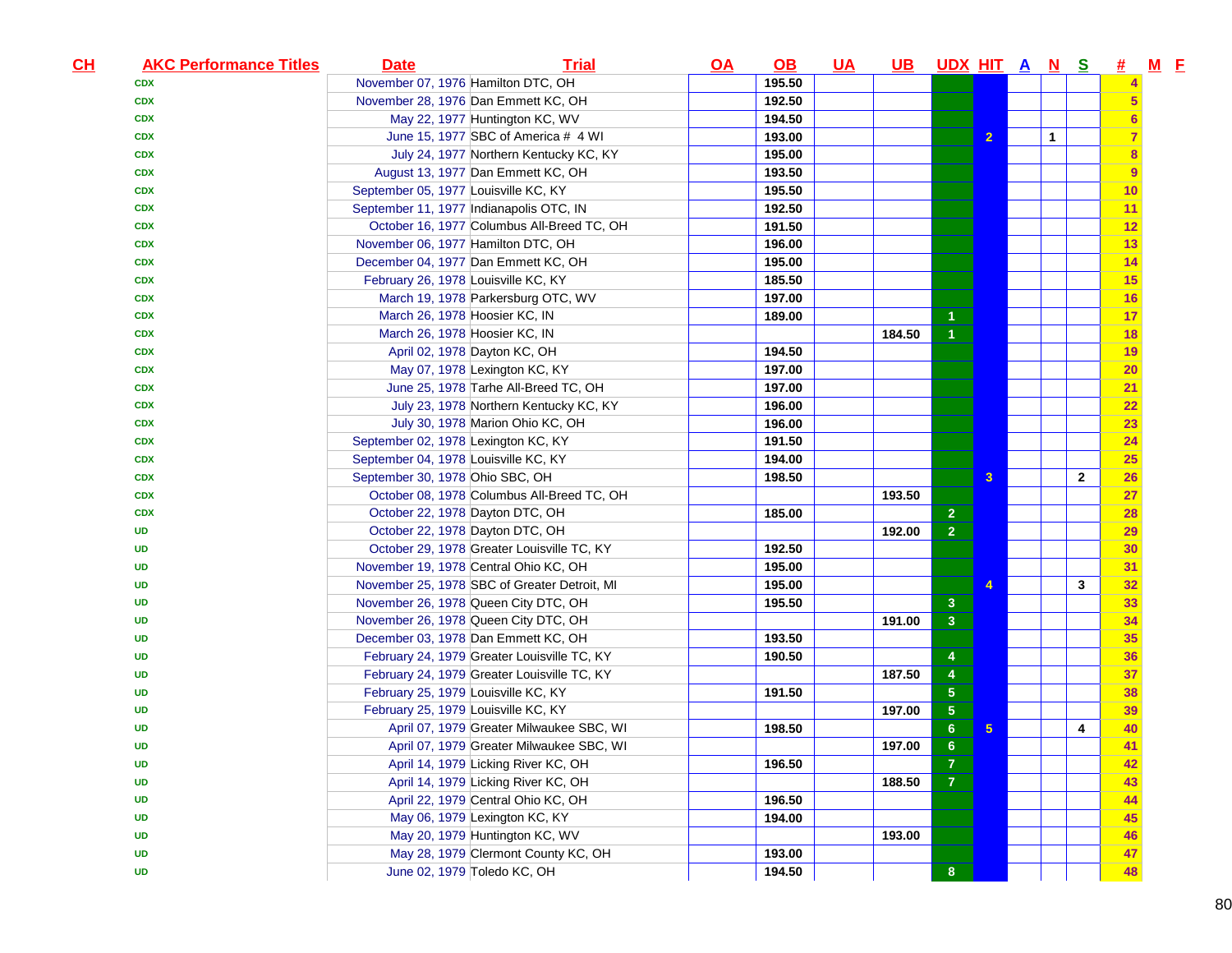| CH | AKC Performance Titles | Date | Trial | OA | OB | UA | UB | UDX | HIT | A | N | S | # | M | F |
|---|---|---|---|---|---|---|---|---|---|---|---|---|---|---|---|
| | CDX | November 07, 1976 | Hamilton DTC, OH | | 195.50 | | | | | | | | 4 | | |
| | CDX | November 28, 1976 | Dan Emmett KC, OH | | 192.50 | | | | | | | | 5 | | |
| | CDX | May 22, 1977 | Huntington KC, WV | | 194.50 | | | | | | | | 6 | | |
| | CDX | June 15, 1977 | SBC of America # 4 WI | | 193.00 | | | | 2 | | 1 | | 7 | | |
| | CDX | July 24, 1977 | Northern Kentucky KC, KY | | 195.00 | | | | | | | | 8 | | |
| | CDX | August 13, 1977 | Dan Emmett KC, OH | | 193.50 | | | | | | | | 9 | | |
| | CDX | September 05, 1977 | Louisville KC, KY | | 195.50 | | | | | | | | 10 | | |
| | CDX | September 11, 1977 | Indianapolis OTC, IN | | 192.50 | | | | | | | | 11 | | |
| | CDX | October 16, 1977 | Columbus All-Breed TC, OH | | 191.50 | | | | | | | | 12 | | |
| | CDX | November 06, 1977 | Hamilton DTC, OH | | 196.00 | | | | | | | | 13 | | |
| | CDX | December 04, 1977 | Dan Emmett KC, OH | | 195.00 | | | | | | | | 14 | | |
| | CDX | February 26, 1978 | Louisville KC, KY | | 185.50 | | | | | | | | 15 | | |
| | CDX | March 19, 1978 | Parkersburg OTC, WV | | 197.00 | | | | | | | | 16 | | |
| | CDX | March 26, 1978 | Hoosier KC, IN | | 189.00 | | | 1 | | | | | 17 | | |
| | CDX | March 26, 1978 | Hoosier KC, IN | | | | 184.50 | 1 | | | | | 18 | | |
| | CDX | April 02, 1978 | Dayton KC, OH | | 194.50 | | | | | | | | 19 | | |
| | CDX | May 07, 1978 | Lexington KC, KY | | 197.00 | | | | | | | | 20 | | |
| | CDX | June 25, 1978 | Tarhe All-Breed TC, OH | | 197.00 | | | | | | | | 21 | | |
| | CDX | July 23, 1978 | Northern Kentucky KC, KY | | 196.00 | | | | | | | | 22 | | |
| | CDX | July 30, 1978 | Marion Ohio KC, OH | | 196.00 | | | | | | | | 23 | | |
| | CDX | September 02, 1978 | Lexington KC, KY | | 191.50 | | | | | | | | 24 | | |
| | CDX | September 04, 1978 | Louisville KC, KY | | 194.00 | | | | | | | | 25 | | |
| | CDX | September 30, 1978 | Ohio SBC, OH | | 198.50 | | | | 3 | | | 2 | 26 | | |
| | CDX | October 08, 1978 | Columbus All-Breed TC, OH | | | | 193.50 | | | | | | 27 | | |
| | CDX | October 22, 1978 | Dayton DTC, OH | | 185.00 | | | 2 | | | | | 28 | | |
| | UD | October 22, 1978 | Dayton DTC, OH | | | | 192.00 | 2 | | | | | 29 | | |
| | UD | October 29, 1978 | Greater Louisville TC, KY | | 192.50 | | | | | | | | 30 | | |
| | UD | November 19, 1978 | Central Ohio KC, OH | | 195.00 | | | | | | | | 31 | | |
| | UD | November 25, 1978 | SBC of Greater Detroit, MI | | 195.00 | | | | 4 | | | 3 | 32 | | |
| | UD | November 26, 1978 | Queen City DTC, OH | | 195.50 | | | 3 | | | | | 33 | | |
| | UD | November 26, 1978 | Queen City DTC, OH | | | | 191.00 | 3 | | | | | 34 | | |
| | UD | December 03, 1978 | Dan Emmett KC, OH | | 193.50 | | | | | | | | 35 | | |
| | UD | February 24, 1979 | Greater Louisville TC, KY | | 190.50 | | | 4 | | | | | 36 | | |
| | UD | February 24, 1979 | Greater Louisville TC, KY | | | | 187.50 | 4 | | | | | 37 | | |
| | UD | February 25, 1979 | Louisville KC, KY | | 191.50 | | | 5 | | | | | 38 | | |
| | UD | February 25, 1979 | Louisville KC, KY | | | | 197.00 | 5 | | | | | 39 | | |
| | UD | April 07, 1979 | Greater Milwaukee SBC, WI | | 198.50 | | | 6 | 5 | | | 4 | 40 | | |
| | UD | April 07, 1979 | Greater Milwaukee SBC, WI | | | | 197.00 | 6 | | | | | 41 | | |
| | UD | April 14, 1979 | Licking River KC, OH | | 196.50 | | | 7 | | | | | 42 | | |
| | UD | April 14, 1979 | Licking River KC, OH | | | | 188.50 | 7 | | | | | 43 | | |
| | UD | April 22, 1979 | Central Ohio KC, OH | | 196.50 | | | | | | | | 44 | | |
| | UD | May 06, 1979 | Lexington KC, KY | | 194.00 | | | | | | | | 45 | | |
| | UD | May 20, 1979 | Huntington KC, WV | | | | 193.00 | | | | | | 46 | | |
| | UD | May 28, 1979 | Clermont County KC, OH | | 193.00 | | | | | | | | 47 | | |
| | UD | June 02, 1979 | Toledo KC, OH | | 194.50 | | | 8 | | | | | 48 | | |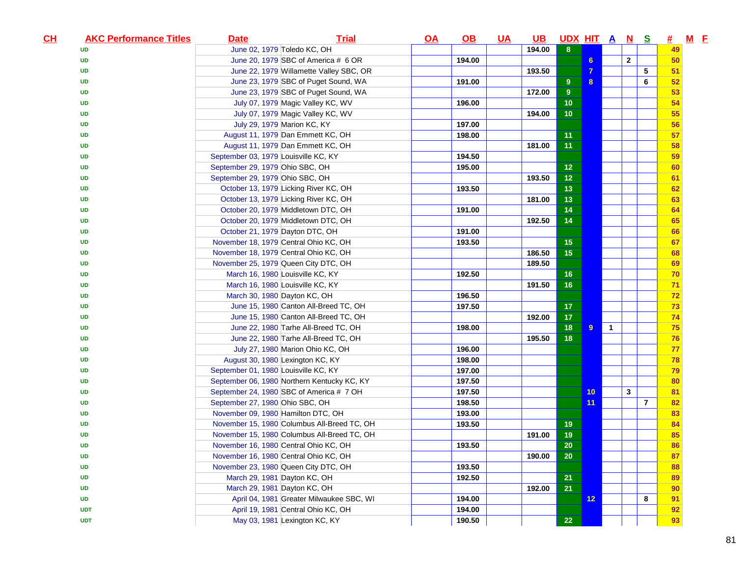| CH | AKC Performance Titles | Date | Trial | OA | OB | UA | UB | UDX | HIT | A | N | S | # | M | F |
|---|---|---|---|---|---|---|---|---|---|---|---|---|---|---|---|
| | UD | June 02, 1979 | Toledo KC, OH | | | | 194.00 | 8 | | | | | 49 | | |
| | UD | June 20, 1979 | SBC of America # 6 OR | | 194.00 | | | | 6 | | 2 | | 50 | | |
| | UD | June 22, 1979 | Willamette Valley SBC, OR | | | | 193.50 | | 7 | | | 5 | 51 | | |
| | UD | June 23, 1979 | SBC of Puget Sound, WA | | 191.00 | | | 9 | 8 | | | 6 | 52 | | |
| | UD | June 23, 1979 | SBC of Puget Sound, WA | | | | 172.00 | 9 | | | | | 53 | | |
| | UD | July 07, 1979 | Magic Valley KC, WV | | 196.00 | | | 10 | | | | | 54 | | |
| | UD | July 07, 1979 | Magic Valley KC, WV | | | | 194.00 | 10 | | | | | 55 | | |
| | UD | July 29, 1979 | Marion KC, KY | | 197.00 | | | | | | | | 56 | | |
| | UD | August 11, 1979 | Dan Emmett KC, OH | | 198.00 | | | 11 | | | | | 57 | | |
| | UD | August 11, 1979 | Dan Emmett KC, OH | | | | 181.00 | 11 | | | | | 58 | | |
| | UD | September 03, 1979 | Louisville KC, KY | | 194.50 | | | | | | | | 59 | | |
| | UD | September 29, 1979 | Ohio SBC, OH | | 195.00 | | | 12 | | | | | 60 | | |
| | UD | September 29, 1979 | Ohio SBC, OH | | | | 193.50 | 12 | | | | | 61 | | |
| | UD | October 13, 1979 | Licking River KC, OH | | 193.50 | | | 13 | | | | | 62 | | |
| | UD | October 13, 1979 | Licking River KC, OH | | | | 181.00 | 13 | | | | | 63 | | |
| | UD | October 20, 1979 | Middletown DTC, OH | | 191.00 | | | 14 | | | | | 64 | | |
| | UD | October 20, 1979 | Middletown DTC, OH | | | | 192.50 | 14 | | | | | 65 | | |
| | UD | October 21, 1979 | Dayton DTC, OH | | 191.00 | | | | | | | | 66 | | |
| | UD | November 18, 1979 | Central Ohio KC, OH | | 193.50 | | | 15 | | | | | 67 | | |
| | UD | November 18, 1979 | Central Ohio KC, OH | | | | 186.50 | 15 | | | | | 68 | | |
| | UD | November 25, 1979 | Queen City DTC, OH | | | | 189.50 | | | | | | 69 | | |
| | UD | March 16, 1980 | Louisville KC, KY | | 192.50 | | | 16 | | | | | 70 | | |
| | UD | March 16, 1980 | Louisville KC, KY | | | | 191.50 | 16 | | | | | 71 | | |
| | UD | March 30, 1980 | Dayton KC, OH | | 196.50 | | | | | | | | 72 | | |
| | UD | June 15, 1980 | Canton All-Breed TC, OH | | 197.50 | | | 17 | | | | | 73 | | |
| | UD | June 15, 1980 | Canton All-Breed TC, OH | | | | 192.00 | 17 | | | | | 74 | | |
| | UD | June 22, 1980 | Tarhe All-Breed TC, OH | | 198.00 | | | 18 | 9 | 1 | | | 75 | | |
| | UD | June 22, 1980 | Tarhe All-Breed TC, OH | | | | 195.50 | 18 | | | | | 76 | | |
| | UD | July 27, 1980 | Marion Ohio KC, OH | | 196.00 | | | | | | | | 77 | | |
| | UD | August 30, 1980 | Lexington KC, KY | | 198.00 | | | | | | | | 78 | | |
| | UD | September 01, 1980 | Louisville KC, KY | | 197.00 | | | | | | | | 79 | | |
| | UD | September 06, 1980 | Northern Kentucky KC, KY | | 197.50 | | | | | | | | 80 | | |
| | UD | September 24, 1980 | SBC of America # 7 OH | | 197.50 | | | | 10 | | 3 | | 81 | | |
| | UD | September 27, 1980 | Ohio SBC, OH | | 198.50 | | | | 11 | | | 7 | 82 | | |
| | UD | November 09, 1980 | Hamilton DTC, OH | | 193.00 | | | | | | | | 83 | | |
| | UD | November 15, 1980 | Columbus All-Breed TC, OH | | 193.50 | | | 19 | | | | | 84 | | |
| | UD | November 15, 1980 | Columbus All-Breed TC, OH | | | | 191.00 | 19 | | | | | 85 | | |
| | UD | November 16, 1980 | Central Ohio KC, OH | | 193.50 | | | 20 | | | | | 86 | | |
| | UD | November 16, 1980 | Central Ohio KC, OH | | | | 190.00 | 20 | | | | | 87 | | |
| | UD | November 23, 1980 | Queen City DTC, OH | | 193.50 | | | | | | | | 88 | | |
| | UD | March 29, 1981 | Dayton KC, OH | | 192.50 | | | 21 | | | | | 89 | | |
| | UD | March 29, 1981 | Dayton KC, OH | | | | 192.00 | 21 | | | | | 90 | | |
| | UD | April 04, 1981 | Greater Milwaukee SBC, WI | | 194.00 | | | | 12 | | | 8 | 91 | | |
| | UDT | April 19, 1981 | Central Ohio KC, OH | | 194.00 | | | | | | | | 92 | | |
| | UDT | May 03, 1981 | Lexington KC, KY | | 190.50 | | | 22 | | | | | 93 | | |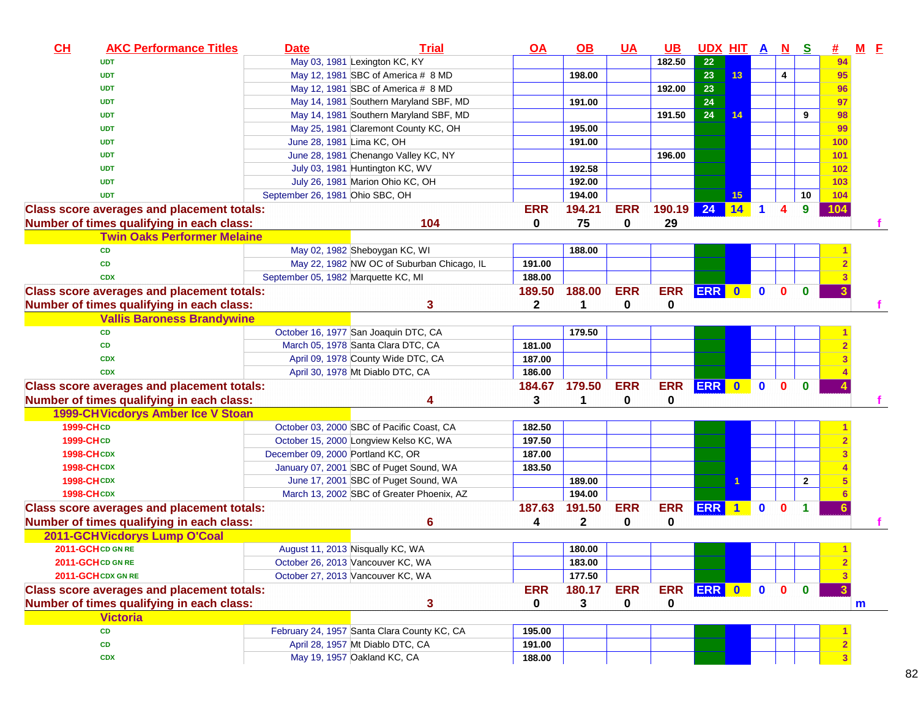| CH | AKC Performance Titles | Date | Trial | OA | OB | UA | UB | UDX | HIT | A | N | S | # | M | F |
|---|---|---|---|---|---|---|---|---|---|---|---|---|---|---|---|
| | UDT | May 03, 1981 | Lexington KC, KY | | | | 182.50 | 22 | | | | | 94 | | |
| | UDT | May 12, 1981 | SBC of America # 8 MD | | 198.00 | | | 23 | 13 | | 4 | | 95 | | |
| | UDT | May 12, 1981 | SBC of America # 8 MD | | | | 192.00 | 23 | | | | | 96 | | |
| | UDT | May 14, 1981 | Southern Maryland SBF, MD | | 191.00 | | | 24 | | | | | 97 | | |
| | UDT | May 14, 1981 | Southern Maryland SBF, MD | | | | 191.50 | 24 | 14 | | | 9 | 98 | | |
| | UDT | May 25, 1981 | Claremont County KC, OH | | 195.00 | | | | | | | | 99 | | |
| | UDT | June 28, 1981 | Lima KC, OH | | 191.00 | | | | | | | | 100 | | |
| | UDT | June 28, 1981 | Chenango Valley KC, NY | | | | 196.00 | | | | | | 101 | | |
| | UDT | July 03, 1981 | Huntington KC, WV | | 192.58 | | | | | | | | 102 | | |
| | UDT | July 26, 1981 | Marion Ohio KC, OH | | 192.00 | | | | | | | | 103 | | |
| | UDT | September 26, 1981 | Ohio SBC, OH | | 194.00 | | | | 15 | | | 10 | 104 | | |
| **Class score averages and placement totals:** | | | | ERR | 194.21 | ERR | 190.19 | 24 | 14 | 1 | 4 | 9 | 104 | | |
| **Number of times qualifying in each class:** | | | 104 | 0 | 75 | 0 | 29 | | | | | | | | f |
| **Twin Oaks Performer Melaine** | | | | | | | | | | | | | | | |
| | CD | May 02, 1982 | Sheboygan KC, WI | | 188.00 | | | | | | | | 1 | | |
| | CD | May 22, 1982 | NW OC of Suburban Chicago, IL | 191.00 | | | | | | | | | 2 | | |
| | CDX | September 05, 1982 | Marquette KC, MI | 188.00 | | | | | | | | | 3 | | |
| **Class score averages and placement totals:** | | | | 189.50 | 188.00 | ERR | ERR | ERR | 0 | 0 | 0 | 0 | 3 | | |
| **Number of times qualifying in each class:** | | | 3 | 2 | 1 | 0 | 0 | | | | | | | | f |
| **Vallis Baroness Brandywine** | | | | | | | | | | | | | | | |
| | CD | October 16, 1977 | San Joaquin DTC, CA | | 179.50 | | | | | | | | 1 | | |
| | CD | March 05, 1978 | Santa Clara DTC, CA | 181.00 | | | | | | | | | 2 | | |
| | CDX | April 09, 1978 | County Wide DTC, CA | 187.00 | | | | | | | | | 3 | | |
| | CDX | April 30, 1978 | Mt Diablo DTC, CA | 186.00 | | | | | | | | | 4 | | |
| **Class score averages and placement totals:** | | | | 184.67 | 179.50 | ERR | ERR | ERR | 0 | 0 | 0 | 0 | 4 | | |
| **Number of times qualifying in each class:** | | | 4 | 3 | 1 | 0 | 0 | | | | | | | | f |
| **1999-CH Vicdorys Amber Ice V Stoan** | | | | | | | | | | | | | | | |
| 1999-CH | CD | October 03, 2000 | SBC of Pacific Coast, CA | 182.50 | | | | | | | | | 1 | | |
| 1999-CH | CD | October 15, 2000 | Longview Kelso KC, WA | 197.50 | | | | | | | | | 2 | | |
| 1998-CH | CDX | December 09, 2000 | Portland KC, OR | 187.00 | | | | | | | | | 3 | | |
| 1998-CH | CDX | January 07, 2001 | SBC of Puget Sound, WA | 183.50 | | | | | | | | | 4 | | |
| 1998-CH | CDX | June 17, 2001 | SBC of Puget Sound, WA | | 189.00 | | | | 1 | | | 2 | 5 | | |
| 1998-CH | CDX | March 13, 2002 | SBC of Greater Phoenix, AZ | | 194.00 | | | | | | | | 6 | | |
| **Class score averages and placement totals:** | | | | 187.63 | 191.50 | ERR | ERR | ERR | 1 | 0 | 0 | 1 | 6 | | |
| **Number of times qualifying in each class:** | | | 6 | 4 | 2 | 0 | 0 | | | | | | | | f |
| **2011-GCH Vicdorys Lump O'Coal** | | | | | | | | | | | | | | | |
| 2011-GCH | CD GN RE | August 11, 2013 | Nisqually KC, WA | | 180.00 | | | | | | | | 1 | | |
| 2011-GCH | CD GN RE | October 26, 2013 | Vancouver KC, WA | | 183.00 | | | | | | | | 2 | | |
| 2011-GCH | CDX GN RE | October 27, 2013 | Vancouver KC, WA | | 177.50 | | | | | | | | 3 | | |
| **Class score averages and placement totals:** | | | | ERR | 180.17 | ERR | ERR | ERR | 0 | 0 | 0 | 0 | 3 | | |
| **Number of times qualifying in each class:** | | | 3 | 0 | 3 | 0 | 0 | | | | | | | m | |
| **Victoria** | | | | | | | | | | | | | | | |
| | CD | February 24, 1957 | Santa Clara County KC, CA | 195.00 | | | | | | | | | 1 | | |
| | CD | April 28, 1957 | Mt Diablo DTC, CA | 191.00 | | | | | | | | | 2 | | |
| | CDX | May 19, 1957 | Oakland KC, CA | 188.00 | | | | | | | | | 3 | | |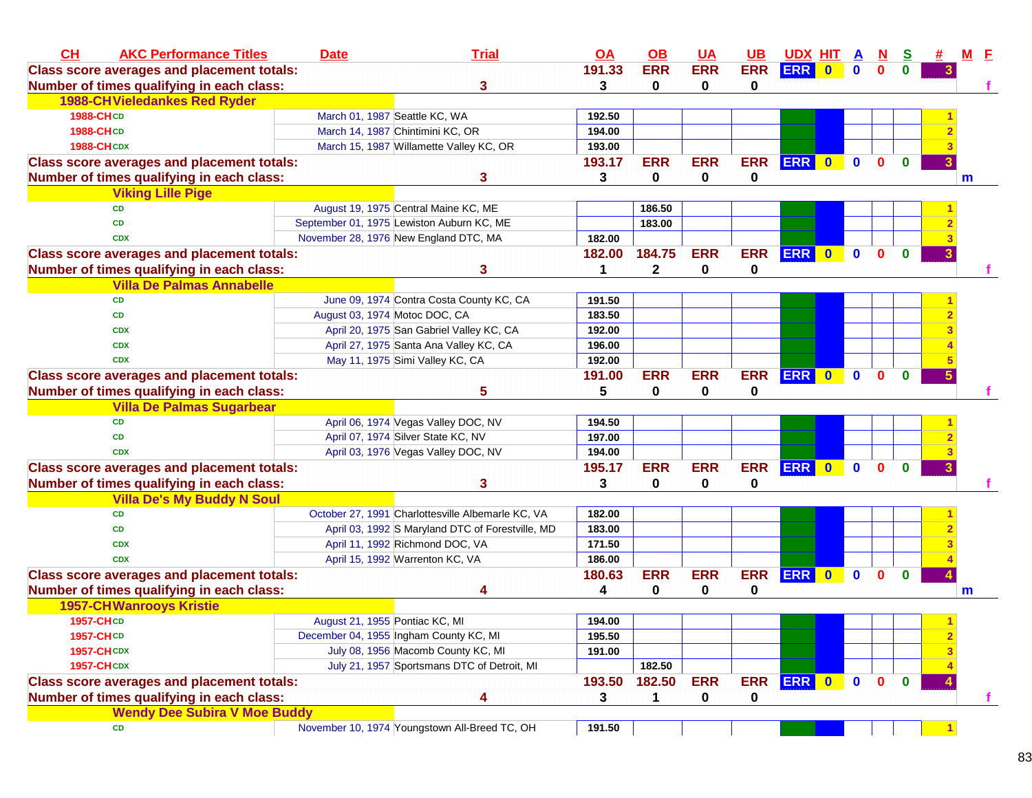| CH | AKC Performance Titles | Date | Trial | OA | OB | UA | UB | UDX | HIT | A | N | S | # | M | F |
|---|---|---|---|---|---|---|---|---|---|---|---|---|---|---|---|
| **Class score averages and placement totals:** | | | | **191.33** | **ERR** | **ERR** | **ERR** | **ERR** | **0** | **0** | **0** | **0** | **3** | | |
| **Number of times qualifying in each class:** | | | **3** | **3** | **0** | **0** | **0** | | | | | | | | **f** |
| **1988-CH** | **Vieledankes Red Ryder** | | | | | | | | | | | | | | |
| 1988-CH | CD | March 01, 1987 | Seattle KC, WA | 192.50 | | | | | | | | | 1 | | |
| 1988-CH | CD | March 14, 1987 | Chintimini KC, OR | 194.00 | | | | | | | | | 2 | | |
| 1988-CH | CDX | March 15, 1987 | Willamette Valley KC, OR | 193.00 | | | | | | | | | 3 | | |
| **Class score averages and placement totals:** | | | | **193.17** | **ERR** | **ERR** | **ERR** | **ERR** | **0** | **0** | **0** | **0** | **3** | | |
| **Number of times qualifying in each class:** | | | **3** | **3** | **0** | **0** | **0** | | | | | | | **m** | |
| | **Viking Lille Pige** | | | | | | | | | | | | | | |
| | CD | August 19, 1975 | Central Maine KC, ME | | 186.50 | | | | | | | | 1 | | |
| | CD | September 01, 1975 | Lewiston Auburn KC, ME | | 183.00 | | | | | | | | 2 | | |
| | CDX | November 28, 1976 | New England DTC, MA | 182.00 | | | | | | | | | 3 | | |
| **Class score averages and placement totals:** | | | | **182.00** | **184.75** | **ERR** | **ERR** | **ERR** | **0** | **0** | **0** | **0** | **3** | | |
| **Number of times qualifying in each class:** | | | **3** | **1** | **2** | **0** | **0** | | | | | | | | **f** |
| | **Villa De Palmas Annabelle** | | | | | | | | | | | | | | |
| | CD | June 09, 1974 | Contra Costa County KC, CA | 191.50 | | | | | | | | | 1 | | |
| | CD | August 03, 1974 | Motoc DOC, CA | 183.50 | | | | | | | | | 2 | | |
| | CDX | April 20, 1975 | San Gabriel Valley KC, CA | 192.00 | | | | | | | | | 3 | | |
| | CDX | April 27, 1975 | Santa Ana Valley KC, CA | 196.00 | | | | | | | | | 4 | | |
| | CDX | May 11, 1975 | Simi Valley KC, CA | 192.00 | | | | | | | | | 5 | | |
| **Class score averages and placement totals:** | | | | **191.00** | **ERR** | **ERR** | **ERR** | **ERR** | **0** | **0** | **0** | **0** | **5** | | |
| **Number of times qualifying in each class:** | | | **5** | **5** | **0** | **0** | **0** | | | | | | | | **f** |
| | **Villa De Palmas Sugarbear** | | | | | | | | | | | | | | |
| | CD | April 06, 1974 | Vegas Valley DOC, NV | 194.50 | | | | | | | | | 1 | | |
| | CD | April 07, 1974 | Silver State KC, NV | 197.00 | | | | | | | | | 2 | | |
| | CDX | April 03, 1976 | Vegas Valley DOC, NV | 194.00 | | | | | | | | | 3 | | |
| **Class score averages and placement totals:** | | | | **195.17** | **ERR** | **ERR** | **ERR** | **ERR** | **0** | **0** | **0** | **0** | **3** | | |
| **Number of times qualifying in each class:** | | | **3** | **3** | **0** | **0** | **0** | | | | | | | | **f** |
| | **Villa De's My Buddy N Soul** | | | | | | | | | | | | | | |
| | CD | October 27, 1991 | Charlottesville Albemarle KC, VA | 182.00 | | | | | | | | | 1 | | |
| | CD | April 03, 1992 | S Maryland DTC of Forestville, MD | 183.00 | | | | | | | | | 2 | | |
| | CDX | April 11, 1992 | Richmond DOC, VA | 171.50 | | | | | | | | | 3 | | |
| | CDX | April 15, 1992 | Warrenton KC, VA | 186.00 | | | | | | | | | 4 | | |
| **Class score averages and placement totals:** | | | | **180.63** | **ERR** | **ERR** | **ERR** | **ERR** | **0** | **0** | **0** | **0** | **4** | | |
| **Number of times qualifying in each class:** | | | **4** | **4** | **0** | **0** | **0** | | | | | | | **m** | |
| **1957-CH** | **Wanrooys Kristie** | | | | | | | | | | | | | | |
| 1957-CH | CD | August 21, 1955 | Pontiac KC, MI | 194.00 | | | | | | | | | 1 | | |
| 1957-CH | CD | December 04, 1955 | Ingham County KC, MI | 195.50 | | | | | | | | | 2 | | |
| 1957-CH | CDX | July 08, 1956 | Macomb County KC, MI | 191.00 | | | | | | | | | 3 | | |
| 1957-CH | CDX | July 21, 1957 | Sportsmans DTC of Detroit, MI | | 182.50 | | | | | | | | 4 | | |
| **Class score averages and placement totals:** | | | | **193.50** | **182.50** | **ERR** | **ERR** | **ERR** | **0** | **0** | **0** | **0** | **4** | | |
| **Number of times qualifying in each class:** | | | **4** | **3** | **1** | **0** | **0** | | | | | | | | **f** |
| | **Wendy Dee Subira V Moe Buddy** | | | | | | | | | | | | | | |
| | CD | November 10, 1974 | Youngstown All-Breed TC, OH | 191.50 | | | | | | | | | 1 | | |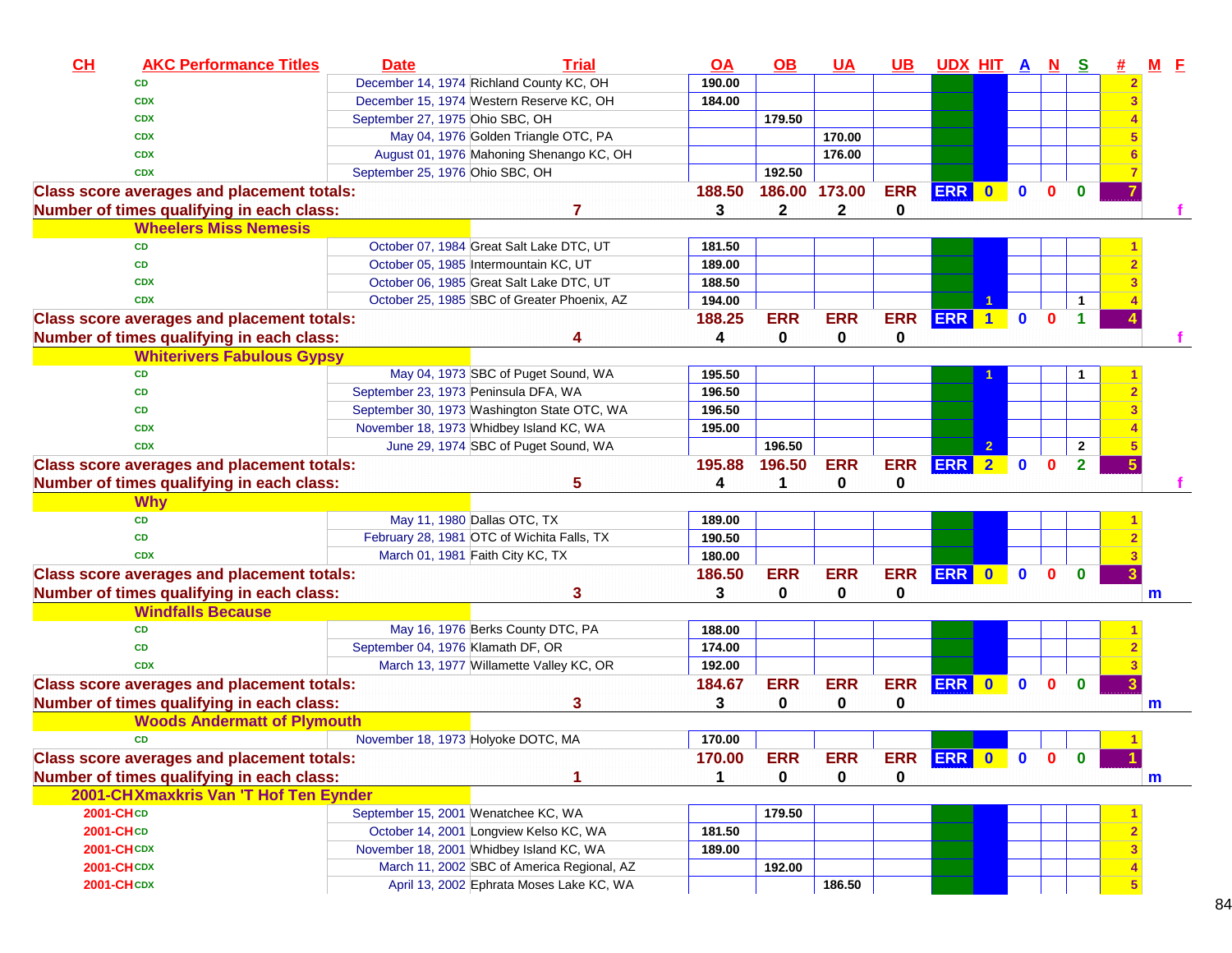| CH | AKC Performance Titles | Date | Trial | OA | OB | UA | UB | UDX | HIT | A | N | S | # | M | F |
|---|---|---|---|---|---|---|---|---|---|---|---|---|---|---|---|
| | CD | December 14, 1974 | Richland County KC, OH | 190.00 | | | | | | | | | 2 | | |
| | CDX | December 15, 1974 | Western Reserve KC, OH | 184.00 | | | | | | | | | 3 | | |
| | CDX | September 27, 1975 | Ohio SBC, OH | | 179.50 | | | | | | | | 4 | | |
| | CDX | May 04, 1976 | Golden Triangle OTC, PA | | | 170.00 | | | | | | | 5 | | |
| | CDX | August 01, 1976 | Mahoning Shenango KC, OH | | | 176.00 | | | | | | | 6 | | |
| | CDX | September 25, 1976 | Ohio SBC, OH | | 192.50 | | | | | | | | 7 | | |
| Class score averages and placement totals: | | | | 188.50 | 186.00 | 173.00 | ERR | ERR | 0 | 0 | 0 | 0 | 7 | | |
| Number of times qualifying in each class: | | | 7 | 3 | 2 | 2 | 0 | | | | | | | | f |
| | Wheelers Miss Nemesis | | | | | | | | | | | | | | |
| | CD | October 07, 1984 | Great Salt Lake DTC, UT | 181.50 | | | | | | | | | 1 | | |
| | CD | October 05, 1985 | Intermountain KC, UT | 189.00 | | | | | | | | | 2 | | |
| | CDX | October 06, 1985 | Great Salt Lake DTC, UT | 188.50 | | | | | | | | | 3 | | |
| | CDX | October 25, 1985 | SBC of Greater Phoenix, AZ | 194.00 | | | | | 1 | | | 1 | 4 | | |
| Class score averages and placement totals: | | | | 188.25 | ERR | ERR | ERR | ERR | 1 | 0 | 0 | 1 | 4 | | |
| Number of times qualifying in each class: | | | 4 | 4 | 0 | 0 | 0 | | | | | | | | f |
| | Whiterivers Fabulous Gypsy | | | | | | | | | | | | | | |
| | CD | May 04, 1973 | SBC of Puget Sound, WA | 195.50 | | | | | 1 | | | 1 | 1 | | |
| | CD | September 23, 1973 | Peninsula DFA, WA | 196.50 | | | | | | | | | 2 | | |
| | CD | September 30, 1973 | Washington State OTC, WA | 196.50 | | | | | | | | | 3 | | |
| | CDX | November 18, 1973 | Whidbey Island KC, WA | 195.00 | | | | | | | | | 4 | | |
| | CDX | June 29, 1974 | SBC of Puget Sound, WA | | 196.50 | | | | 2 | | | 2 | 5 | | |
| Class score averages and placement totals: | | | | 195.88 | 196.50 | ERR | ERR | ERR | 2 | 0 | 0 | 2 | 5 | | |
| Number of times qualifying in each class: | | | 5 | 4 | 1 | 0 | 0 | | | | | | | | f |
| | Why | | | | | | | | | | | | | | |
| | CD | May 11, 1980 | Dallas OTC, TX | 189.00 | | | | | | | | | 1 | | |
| | CD | February 28, 1981 | OTC of Wichita Falls, TX | 190.50 | | | | | | | | | 2 | | |
| | CDX | March 01, 1981 | Faith City KC, TX | 180.00 | | | | | | | | | 3 | | |
| Class score averages and placement totals: | | | | 186.50 | ERR | ERR | ERR | ERR | 0 | 0 | 0 | 0 | 3 | | |
| Number of times qualifying in each class: | | | 3 | 3 | 0 | 0 | 0 | | | | | | | m | |
| | Windfalls Because | | | | | | | | | | | | | | |
| | CD | May 16, 1976 | Berks County DTC, PA | 188.00 | | | | | | | | | 1 | | |
| | CD | September 04, 1976 | Klamath DF, OR | 174.00 | | | | | | | | | 2 | | |
| | CDX | March 13, 1977 | Willamette Valley KC, OR | 192.00 | | | | | | | | | 3 | | |
| Class score averages and placement totals: | | | | 184.67 | ERR | ERR | ERR | ERR | 0 | 0 | 0 | 0 | 3 | | |
| Number of times qualifying in each class: | | | 3 | 3 | 0 | 0 | 0 | | | | | | | m | |
| | Woods Andermatt of Plymouth | | | | | | | | | | | | | | |
| | CD | November 18, 1973 | Holyoke DOTC, MA | 170.00 | | | | | | | | | 1 | | |
| Class score averages and placement totals: | | | | 170.00 | ERR | ERR | ERR | ERR | 0 | 0 | 0 | 0 | 1 | | |
| Number of times qualifying in each class: | | | 1 | 1 | 0 | 0 | 0 | | | | | | | m | |
| 2001-CH | Xmaxkris Van 'T Hof Ten Eynder | | | | | | | | | | | | | | |
| 2001-CH | CD | September 15, 2001 | Wenatchee KC, WA | | 179.50 | | | | | | | | 1 | | |
| 2001-CH | CD | October 14, 2001 | Longview Kelso KC, WA | 181.50 | | | | | | | | | 2 | | |
| 2001-CH | CDX | November 18, 2001 | Whidbey Island KC, WA | 189.00 | | | | | | | | | 3 | | |
| 2001-CH | CDX | March 11, 2002 | SBC of America Regional, AZ | | 192.00 | | | | | | | | 4 | | |
| 2001-CH | CDX | April 13, 2002 | Ephrata Moses Lake KC, WA | | | 186.50 | | | | | | | 5 | | |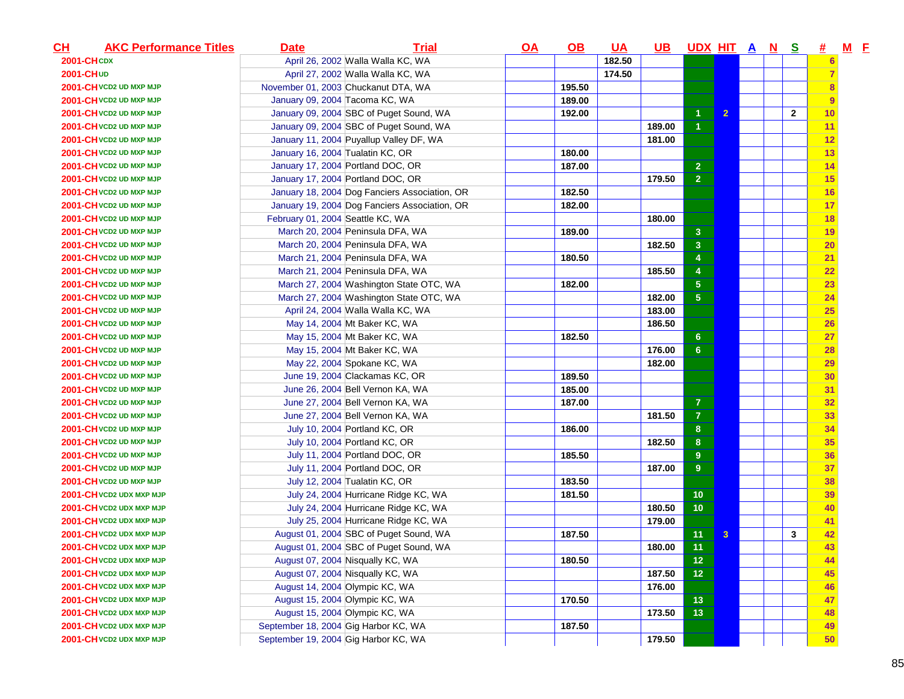| CH | AKC Performance Titles | Date | Trial | OA | OB | UA | UB | UDX | HIT | A | N | S | # | M | F |
|---|---|---|---|---|---|---|---|---|---|---|---|---|---|---|---|
| 2001-CH | CDX | April 26, 2002 | Walla Walla KC, WA | | | 182.50 | | | | | | | 6 | | |
| 2001-CH | UD | April 27, 2002 | Walla Walla KC, WA | | | 174.50 | | | | | | | 7 | | |
| 2001-CH | VCD2 UD MXP MJP | November 01, 2003 | Chuckanut DTA, WA | | 195.50 | | | | | | | | 8 | | |
| 2001-CH | VCD2 UD MXP MJP | January 09, 2004 | Tacoma KC, WA | | 189.00 | | | | | | | | 9 | | |
| 2001-CH | VCD2 UD MXP MJP | January 09, 2004 | SBC of Puget Sound, WA | | 192.00 | | | 1 | 2 | | | 2 | 10 | | |
| 2001-CH | VCD2 UD MXP MJP | January 09, 2004 | SBC of Puget Sound, WA | | | | 189.00 | 1 | | | | | 11 | | |
| 2001-CH | VCD2 UD MXP MJP | January 11, 2004 | Puyallup Valley DF, WA | | | | 181.00 | | | | | | 12 | | |
| 2001-CH | VCD2 UD MXP MJP | January 16, 2004 | Tualatin KC, OR | | 180.00 | | | | | | | | 13 | | |
| 2001-CH | VCD2 UD MXP MJP | January 17, 2004 | Portland DOC, OR | | 187.00 | | | 2 | | | | | 14 | | |
| 2001-CH | VCD2 UD MXP MJP | January 17, 2004 | Portland DOC, OR | | | | 179.50 | 2 | | | | | 15 | | |
| 2001-CH | VCD2 UD MXP MJP | January 18, 2004 | Dog Fanciers Association, OR | | 182.50 | | | | | | | | 16 | | |
| 2001-CH | VCD2 UD MXP MJP | January 19, 2004 | Dog Fanciers Association, OR | | 182.00 | | | | | | | | 17 | | |
| 2001-CH | VCD2 UD MXP MJP | February 01, 2004 | Seattle KC, WA | | | | 180.00 | | | | | | 18 | | |
| 2001-CH | VCD2 UD MXP MJP | March 20, 2004 | Peninsula DFA, WA | | 189.00 | | | 3 | | | | | 19 | | |
| 2001-CH | VCD2 UD MXP MJP | March 20, 2004 | Peninsula DFA, WA | | | | 182.50 | 3 | | | | | 20 | | |
| 2001-CH | VCD2 UD MXP MJP | March 21, 2004 | Peninsula DFA, WA | | 180.50 | | | 4 | | | | | 21 | | |
| 2001-CH | VCD2 UD MXP MJP | March 21, 2004 | Peninsula DFA, WA | | | | 185.50 | 4 | | | | | 22 | | |
| 2001-CH | VCD2 UD MXP MJP | March 27, 2004 | Washington State OTC, WA | | 182.00 | | | 5 | | | | | 23 | | |
| 2001-CH | VCD2 UD MXP MJP | March 27, 2004 | Washington State OTC, WA | | | | 182.00 | 5 | | | | | 24 | | |
| 2001-CH | VCD2 UD MXP MJP | April 24, 2004 | Walla Walla KC, WA | | | | 183.00 | | | | | | 25 | | |
| 2001-CH | VCD2 UD MXP MJP | May 14, 2004 | Mt Baker KC, WA | | | | 186.50 | | | | | | 26 | | |
| 2001-CH | VCD2 UD MXP MJP | May 15, 2004 | Mt Baker KC, WA | | 182.50 | | | 6 | | | | | 27 | | |
| 2001-CH | VCD2 UD MXP MJP | May 15, 2004 | Mt Baker KC, WA | | | | 176.00 | 6 | | | | | 28 | | |
| 2001-CH | VCD2 UD MXP MJP | May 22, 2004 | Spokane KC, WA | | | | 182.00 | | | | | | 29 | | |
| 2001-CH | VCD2 UD MXP MJP | June 19, 2004 | Clackamas KC, OR | | 189.50 | | | | | | | | 30 | | |
| 2001-CH | VCD2 UD MXP MJP | June 26, 2004 | Bell Vernon KA, WA | | 185.00 | | | | | | | | 31 | | |
| 2001-CH | VCD2 UD MXP MJP | June 27, 2004 | Bell Vernon KA, WA | | 187.00 | | | 7 | | | | | 32 | | |
| 2001-CH | VCD2 UD MXP MJP | June 27, 2004 | Bell Vernon KA, WA | | | | 181.50 | 7 | | | | | 33 | | |
| 2001-CH | VCD2 UD MXP MJP | July 10, 2004 | Portland KC, OR | | 186.00 | | | 8 | | | | | 34 | | |
| 2001-CH | VCD2 UD MXP MJP | July 10, 2004 | Portland KC, OR | | | | 182.50 | 8 | | | | | 35 | | |
| 2001-CH | VCD2 UD MXP MJP | July 11, 2004 | Portland DOC, OR | | 185.50 | | | 9 | | | | | 36 | | |
| 2001-CH | VCD2 UD MXP MJP | July 11, 2004 | Portland DOC, OR | | | | 187.00 | 9 | | | | | 37 | | |
| 2001-CH | VCD2 UD MXP MJP | July 12, 2004 | Tualatin KC, OR | | 183.50 | | | | | | | | 38 | | |
| 2001-CH | VCD2 UDX MXP MJP | July 24, 2004 | Hurricane Ridge KC, WA | | 181.50 | | | 10 | | | | | 39 | | |
| 2001-CH | VCD2 UDX MXP MJP | July 24, 2004 | Hurricane Ridge KC, WA | | | | 180.50 | 10 | | | | | 40 | | |
| 2001-CH | VCD2 UDX MXP MJP | July 25, 2004 | Hurricane Ridge KC, WA | | | | 179.00 | | | | | | 41 | | |
| 2001-CH | VCD2 UDX MXP MJP | August 01, 2004 | SBC of Puget Sound, WA | | 187.50 | | | 11 | 3 | | | 3 | 42 | | |
| 2001-CH | VCD2 UDX MXP MJP | August 01, 2004 | SBC of Puget Sound, WA | | | | 180.00 | 11 | | | | | 43 | | |
| 2001-CH | VCD2 UDX MXP MJP | August 07, 2004 | Nisqually KC, WA | | 180.50 | | | 12 | | | | | 44 | | |
| 2001-CH | VCD2 UDX MXP MJP | August 07, 2004 | Nisqually KC, WA | | | | 187.50 | 12 | | | | | 45 | | |
| 2001-CH | VCD2 UDX MXP MJP | August 14, 2004 | Olympic KC, WA | | | | 176.00 | | | | | | 46 | | |
| 2001-CH | VCD2 UDX MXP MJP | August 15, 2004 | Olympic KC, WA | | 170.50 | | | 13 | | | | | 47 | | |
| 2001-CH | VCD2 UDX MXP MJP | August 15, 2004 | Olympic KC, WA | | | | 173.50 | 13 | | | | | 48 | | |
| 2001-CH | VCD2 UDX MXP MJP | September 18, 2004 | Gig Harbor KC, WA | | 187.50 | | | | | | | | 49 | | |
| 2001-CH | VCD2 UDX MXP MJP | September 19, 2004 | Gig Harbor KC, WA | | | | 179.50 | | | | | | 50 | | |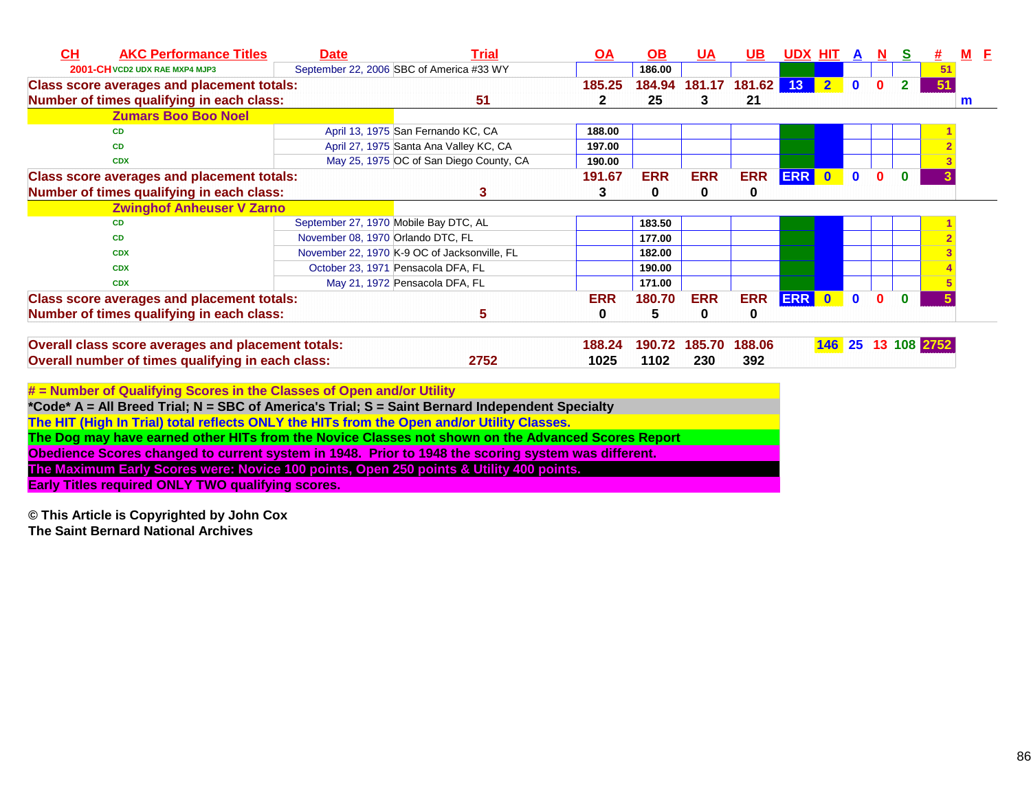| CH | AKC Performance Titles | Date | Trial | OA | OB | UA | UB | UDX | HIT | A | N | S | # | M | F |
|---|---|---|---|---|---|---|---|---|---|---|---|---|---|---|---|
| 2001-CH | VCD2 UDX RAE MXP4 MJP3 | September 22, 2006 | SBC of America #33 WY | | 186.00 | | | | | | | | 51 | | |
| Class score averages and placement totals: | | | | 185.25 | 184.94 | 181.17 | 181.62 | 13 | 2 | 0 | 0 | 2 | 51 | | |
| Number of times qualifying in each class: | | | 51 | 2 | 25 | 3 | 21 | | | | | | | m | |
| Zumars Boo Boo Noel | | | | | | | | | | | | | | | |
| | CD | April 13, 1975 | San Fernando KC, CA | 188.00 | | | | | | | | | 1 | | |
| | CD | April 27, 1975 | Santa Ana Valley KC, CA | 197.00 | | | | | | | | | 2 | | |
| | CDX | May 25, 1975 | OC of San Diego County, CA | 190.00 | | | | | | | | | 3 | | |
| Class score averages and placement totals: | | | | 191.67 | ERR | ERR | ERR | ERR | 0 | 0 | 0 | 0 | 3 | | |
| Number of times qualifying in each class: | | | 3 | 3 | 0 | 0 | 0 | | | | | | | | |
| Zwinghof Anheuser V Zarno | | | | | | | | | | | | | | | |
| | CD | September 27, 1970 | Mobile Bay DTC, AL | | 183.50 | | | | | | | | 1 | | |
| | CD | November 08, 1970 | Orlando DTC, FL | | 177.00 | | | | | | | | 2 | | |
| | CDX | November 22, 1970 | K-9 OC of Jacksonville, FL | | 182.00 | | | | | | | | 3 | | |
| | CDX | October 23, 1971 | Pensacola DFA, FL | | 190.00 | | | | | | | | 4 | | |
| | CDX | May 21, 1972 | Pensacola DFA, FL | | 171.00 | | | | | | | | 5 | | |
| Class score averages and placement totals: | | | | ERR | 180.70 | ERR | ERR | ERR | 0 | 0 | 0 | 0 | 5 | | |
| Number of times qualifying in each class: | | | 5 | 0 | 5 | 0 | 0 | | | | | | | | |
| Overall class score averages and placement totals: | | | | 188.24 | 190.72 | 185.70 | 188.06 | | 146 | 25 | 13 | 108 | 2752 | | |
| Overall number of times qualifying in each class: | | | 2752 | 1025 | 1102 | 230 | 392 | | | | | | | | |

**# = Number of Qualifying Scores in the Classes of Open and/or Utility**

**\*Code\* A = All Breed Trial; N = SBC of America's Trial; S = Saint Bernard Independent Specialty**

**The HIT (High In Trial) total reflects ONLY the HITs from the Open and/or Utility Classes.**

**The Dog may have earned other HITs from the Novice Classes not shown on the Advanced Scores Report**

**Obedience Scores changed to current system in 1948. Prior to 1948 the scoring system was different.**

**The Maximum Early Scores were: Novice 100 points, Open 250 points & Utility 400 points.**

**Early Titles required ONLY TWO qualifying scores.**

**© This Article is Copyrighted by John Cox**
**The Saint Bernard National Archives**